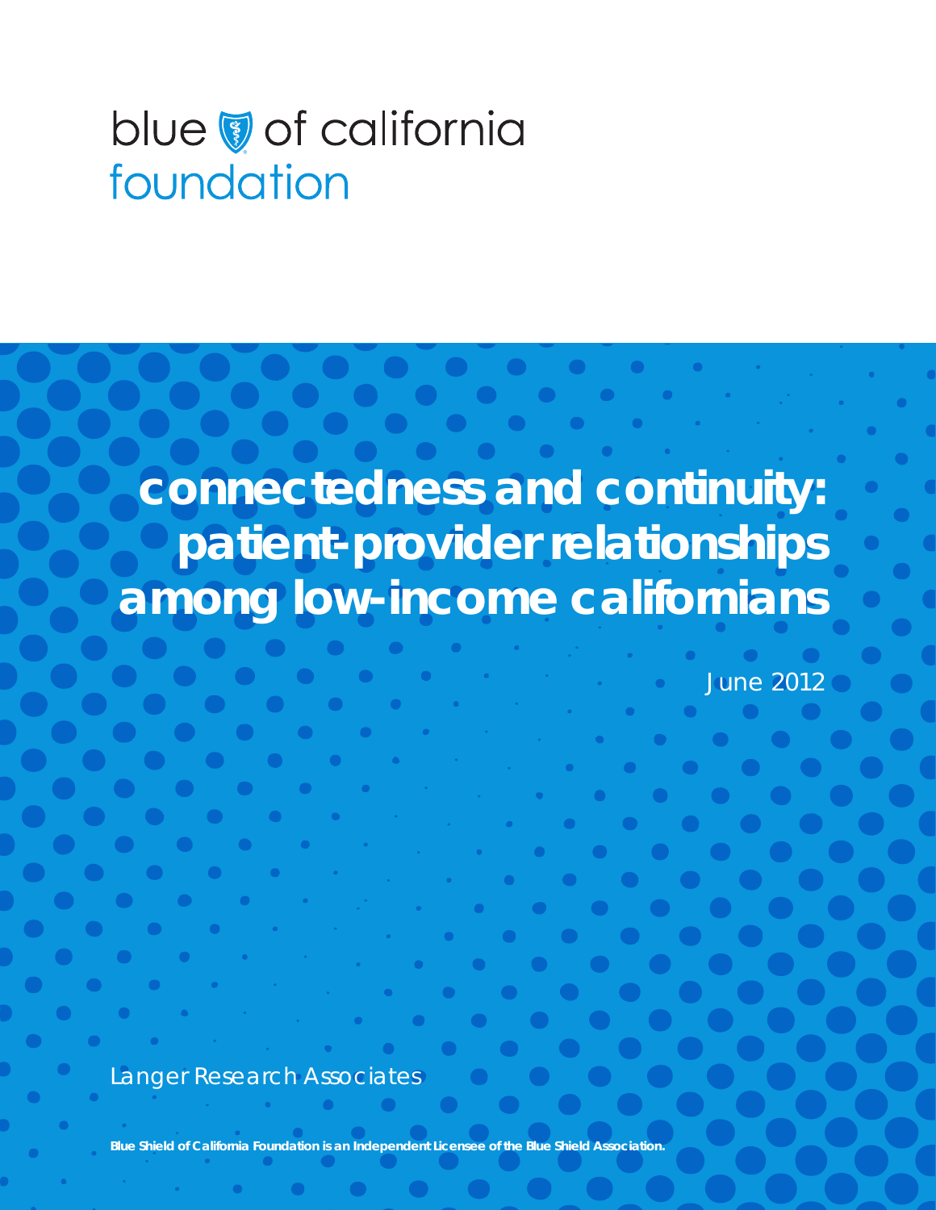blue of california
foundation

# connectedness and continuity: patient-provider relationships among low-income californians

June 2012

Langer Research Associates

**Blue Shield of California Foundation is an Independent Licensee of the Blue Shield Association.**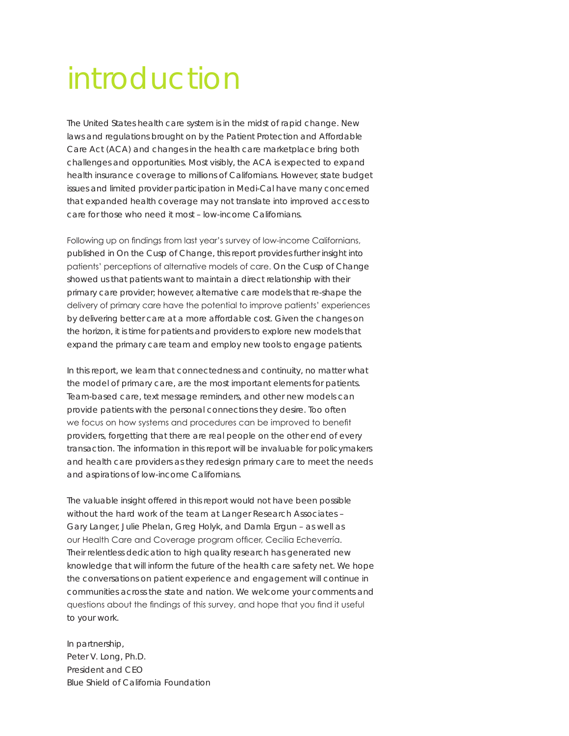# introduction

The United States health care system is in the midst of rapid change. New laws and regulations brought on by the Patient Protection and Affordable Care Act (ACA) and changes in the health care marketplace bring both challenges and opportunities. Most visibly, the ACA is expected to expand health insurance coverage to millions of Californians. However, state budget issues and limited provider participation in Medi-Cal have many concerned that expanded health coverage may not translate into improved access to care for those who need it most – low-income Californians.

Following up on findings from last year's survey of low-income Californians, published in On the Cusp of Change, this report provides further insight into patients' perceptions of alternative models of care. On the Cusp of Change showed us that patients want to maintain a direct relationship with their primary care provider; however, alternative care models that re-shape the delivery of primary care have the potential to improve patients' experiences by delivering better care at a more affordable cost. Given the changes on the horizon, it is time for patients and providers to explore new models that expand the primary care team and employ new tools to engage patients.

In this report, we learn that connectedness and continuity, no matter what the model of primary care, are the most important elements for patients. Team-based care, text message reminders, and other new models can provide patients with the personal connections they desire. Too often we focus on how systems and procedures can be improved to benefit providers, forgetting that there are real people on the other end of every transaction. The information in this report will be invaluable for policymakers and health care providers as they redesign primary care to meet the needs and aspirations of low-income Californians.

The valuable insight offered in this report would not have been possible without the hard work of the team at Langer Research Associates – Gary Langer, Julie Phelan, Greg Holyk, and Damla Ergun – as well as our Health Care and Coverage program officer, Cecilia Echeverría. Their relentless dedication to high quality research has generated new knowledge that will inform the future of the health care safety net. We hope the conversations on patient experience and engagement will continue in communities across the state and nation. We welcome your comments and questions about the findings of this survey, and hope that you find it useful to your work.

In partnership,
Peter V. Long, Ph.D.
President and CEO
Blue Shield of California Foundation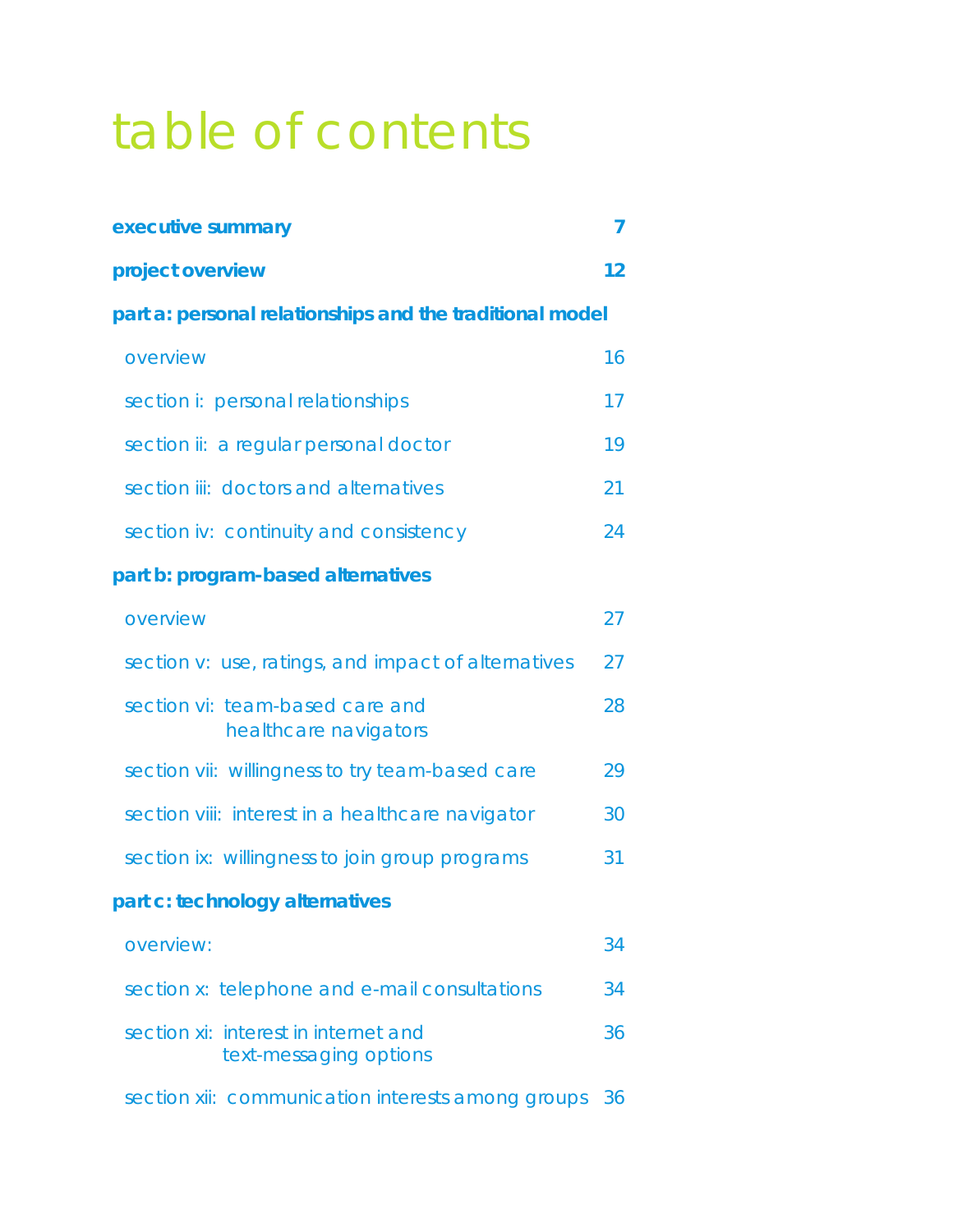# table of contents

| | |
|---|---|
| **executive summary** | **7** |
| **project overview** | **12** |
| **part a: personal relationships and the traditional model** | |
| overview | 16 |
| section i: personal relationships | 17 |
| section ii: a regular personal doctor | 19 |
| section iii: doctors and alternatives | 21 |
| section iv: continuity and consistency | 24 |
| **part b: program-based alternatives** | |
| overview | 27 |
| section v: use, ratings, and impact of alternatives | 27 |
| section vi: team-based care and healthcare navigators | 28 |
| section vii: willingness to try team-based care | 29 |
| section viii: interest in a healthcare navigator | 30 |
| section ix: willingness to join group programs | 31 |
| **part c: technology alternatives** | |
| overview: | 34 |
| section x: telephone and e-mail consultations | 34 |
| section xi: interest in internet and text-messaging options | 36 |
| section xii: communication interests among groups | 36 |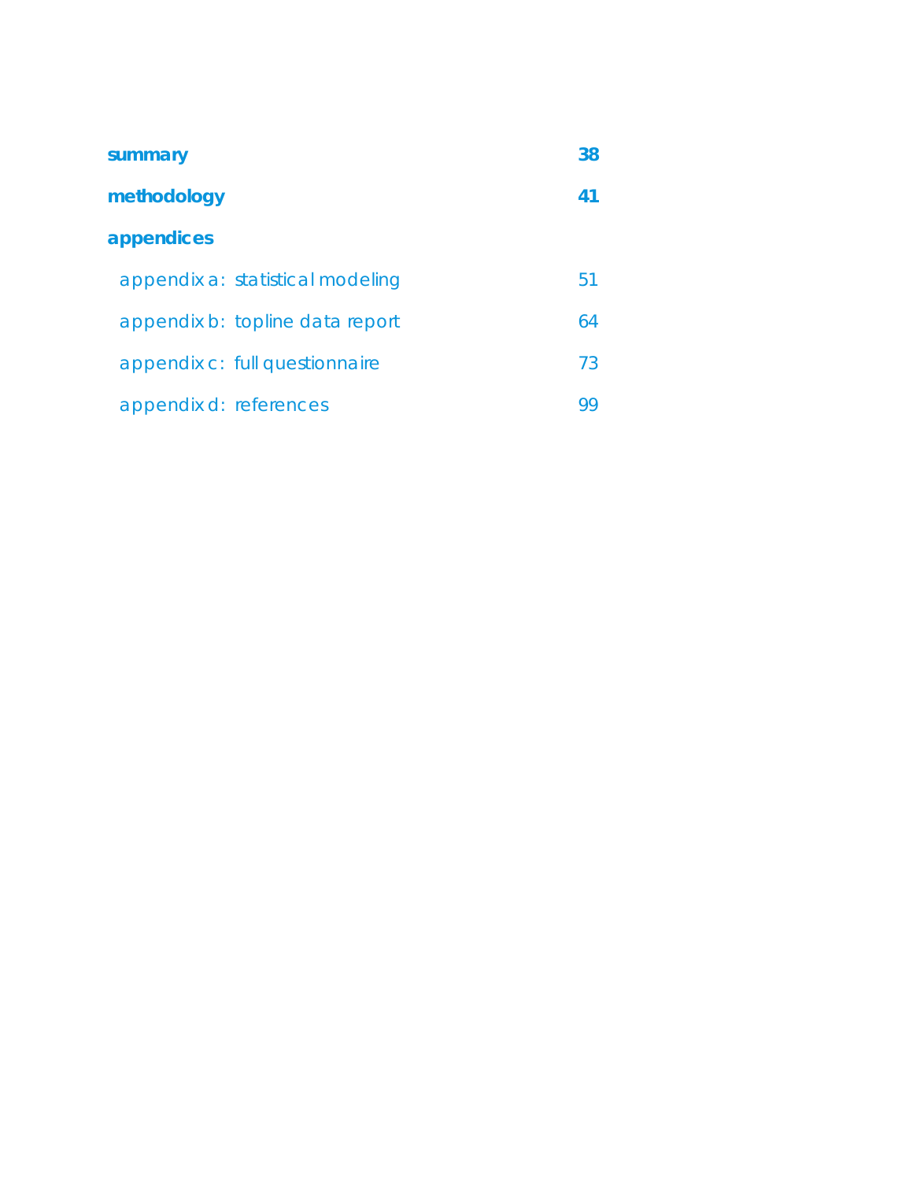| | |
|---|---|
| **summary** | **38** |
| **methodology** | **41** |
| **appendices** | |
| appendix a: statistical modeling | 51 |
| appendix b: topline data report | 64 |
| appendix c: full questionnaire | 73 |
| appendix d: references | 99 |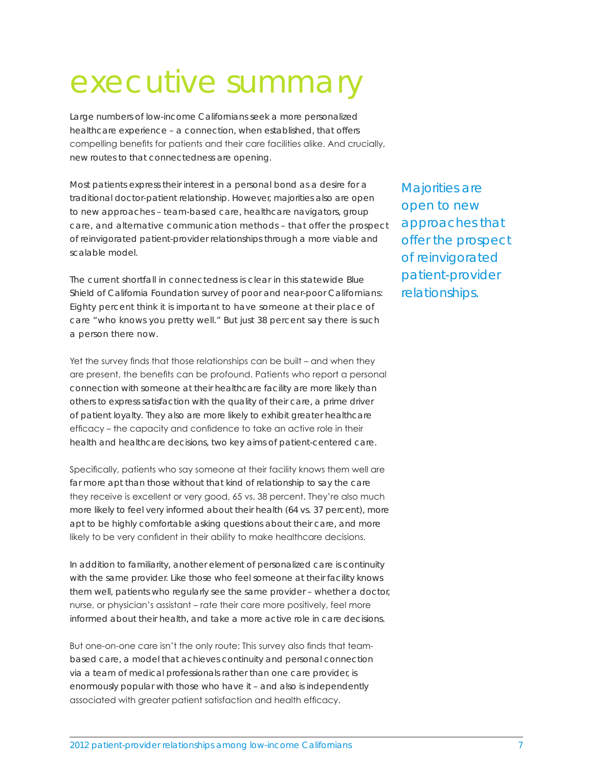# executive summary

Large numbers of low-income Californians seek a more personalized healthcare experience – a connection, when established, that offers compelling benefits for patients and their care facilities alike. And crucially, new routes to that connectedness are opening.

Most patients express their interest in a personal bond as a desire for a traditional doctor-patient relationship. However, majorities also are open to new approaches – team-based care, healthcare navigators, group care, and alternative communication methods – that offer the prospect of reinvigorated patient-provider relationships through a more viable and scalable model.

> Majorities are open to new approaches that offer the prospect of reinvigorated patient-provider relationships.

The current shortfall in connectedness is clear in this statewide Blue Shield of California Foundation survey of poor and near-poor Californians: Eighty percent think it is important to have someone at their place of care "who knows you pretty well." But just 38 percent say there is such a person there now.

Yet the survey finds that those relationships can be built – and when they are present, the benefits can be profound. Patients who report a personal connection with someone at their healthcare facility are more likely than others to express satisfaction with the quality of their care, a prime driver of patient loyalty. They also are more likely to exhibit greater healthcare efficacy – the capacity and confidence to take an active role in their health and healthcare decisions, two key aims of patient-centered care.

Specifically, patients who say someone at their facility knows them well are far more apt than those without that kind of relationship to say the care they receive is excellent or very good, 65 vs. 38 percent. They're also much more likely to feel very informed about their health (64 vs. 37 percent), more apt to be highly comfortable asking questions about their care, and more likely to be very confident in their ability to make healthcare decisions.

In addition to familiarity, another element of personalized care is continuity with the same provider. Like those who feel someone at their facility knows them well, patients who regularly see the same provider – whether a doctor, nurse, or physician's assistant – rate their care more positively, feel more informed about their health, and take a more active role in care decisions.

But one-on-one care isn't the only route: This survey also finds that team-based care, a model that achieves continuity and personal connection via a team of medical professionals rather than one care provider, is enormously popular with those who have it – and also is independently associated with greater patient satisfaction and health efficacy.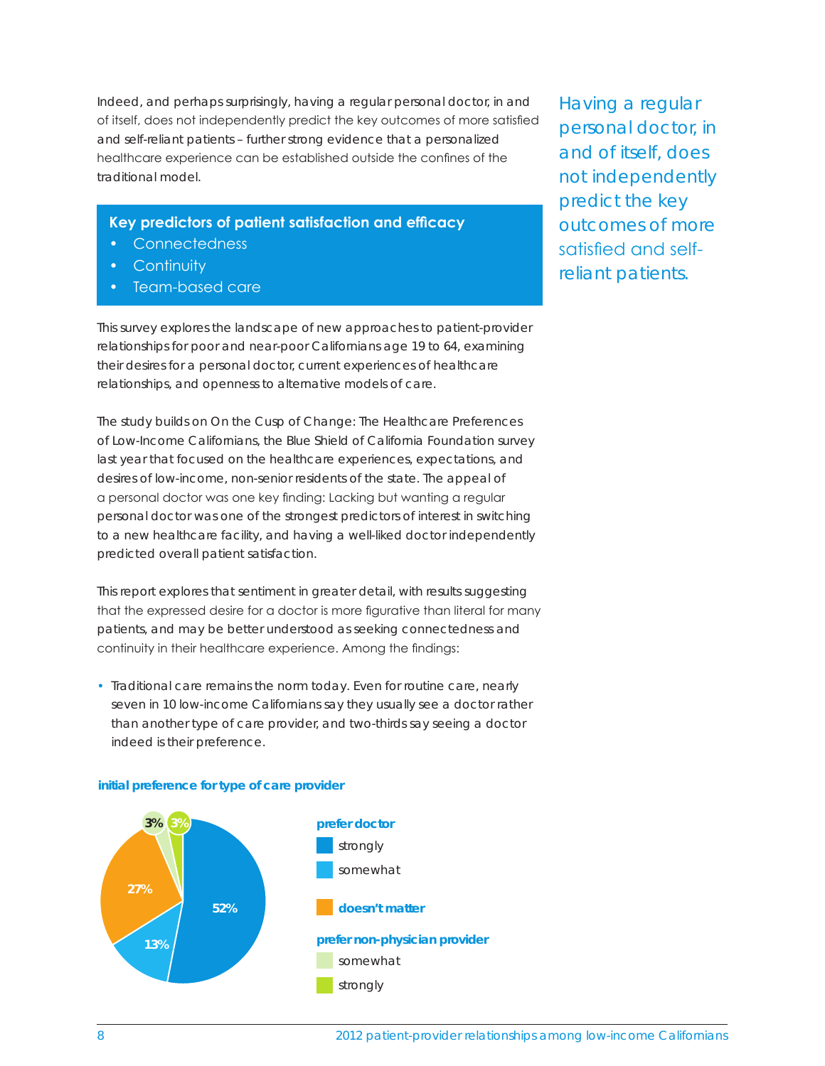Indeed, and perhaps surprisingly, having a regular personal doctor, in and of itself, does not independently predict the key outcomes of more satisfied and self-reliant patients – further strong evidence that a personalized healthcare experience can be established outside the confines of the traditional model.

> Having a regular personal doctor, in and of itself, does not independently predict the key outcomes of more satisfied and self-reliant patients.

**Key predictors of patient satisfaction and efficacy**

- Connectedness
- Continuity
- Team-based care

This survey explores the landscape of new approaches to patient-provider relationships for poor and near-poor Californians age 19 to 64, examining their desires for a personal doctor, current experiences of healthcare relationships, and openness to alternative models of care.

The study builds on On the Cusp of Change: The Healthcare Preferences of Low-Income Californians, the Blue Shield of California Foundation survey last year that focused on the healthcare experiences, expectations, and desires of low-income, non-senior residents of the state. The appeal of a personal doctor was one key finding: Lacking but wanting a regular personal doctor was one of the strongest predictors of interest in switching to a new healthcare facility, and having a well-liked doctor independently predicted overall patient satisfaction.

This report explores that sentiment in greater detail, with results suggesting that the expressed desire for a doctor is more figurative than literal for many patients, and may be better understood as seeking connectedness and continuity in their healthcare experience. Among the findings:

- Traditional care remains the norm today. Even for routine care, nearly seven in 10 low-income Californians say they usually see a doctor rather than another type of care provider, and two-thirds say seeing a doctor indeed is their preference.

**initial preference for type of care provider**

| Preference | Percent |
|---|---|
| prefer doctor – strongly | 52% |
| prefer doctor – somewhat | 13% |
| doesn't matter | 27% |
| prefer non-physician provider – somewhat | 3% |
| prefer non-physician provider – strongly | 3% |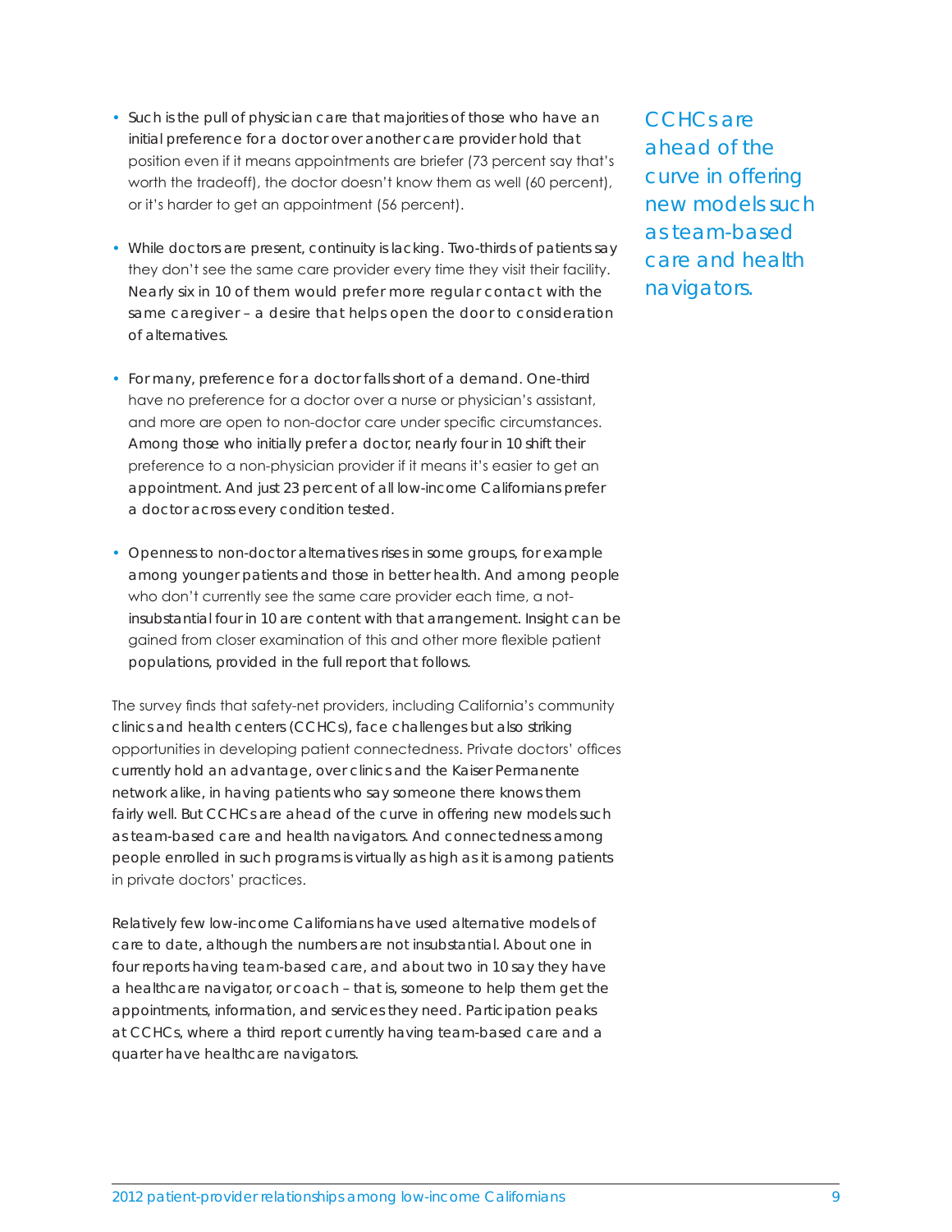- Such is the pull of physician care that majorities of those who have an initial preference for a doctor over another care provider hold that position even if it means appointments are briefer (73 percent say that's worth the tradeoff), the doctor doesn't know them as well (60 percent), or it's harder to get an appointment (56 percent).

- While doctors are present, continuity is lacking. Two-thirds of patients say they don't see the same care provider every time they visit their facility. Nearly six in 10 of them would prefer more regular contact with the same caregiver – a desire that helps open the door to consideration of alternatives.

- For many, preference for a doctor falls short of a demand. One-third have no preference for a doctor over a nurse or physician's assistant, and more are open to non-doctor care under specific circumstances. Among those who initially prefer a doctor, nearly four in 10 shift their preference to a non-physician provider if it means it's easier to get an appointment. And just 23 percent of all low-income Californians prefer a doctor across every condition tested.

- Openness to non-doctor alternatives rises in some groups, for example among younger patients and those in better health. And among people who don't currently see the same care provider each time, a not-insubstantial four in 10 are content with that arrangement. Insight can be gained from closer examination of this and other more flexible patient populations, provided in the full report that follows.

The survey finds that safety-net providers, including California's community clinics and health centers (CCHCs), face challenges but also striking opportunities in developing patient connectedness. Private doctors' offices currently hold an advantage, over clinics and the Kaiser Permanente network alike, in having patients who say someone there knows them fairly well. But CCHCs are ahead of the curve in offering new models such as team-based care and health navigators. And connectedness among people enrolled in such programs is virtually as high as it is among patients in private doctors' practices.

> CCHCs are ahead of the curve in offering new models such as team-based care and health navigators.

Relatively few low-income Californians have used alternative models of care to date, although the numbers are not insubstantial. About one in four reports having team-based care, and about two in 10 say they have a healthcare navigator, or coach – that is, someone to help them get the appointments, information, and services they need. Participation peaks at CCHCs, where a third report currently having team-based care and a quarter have healthcare navigators.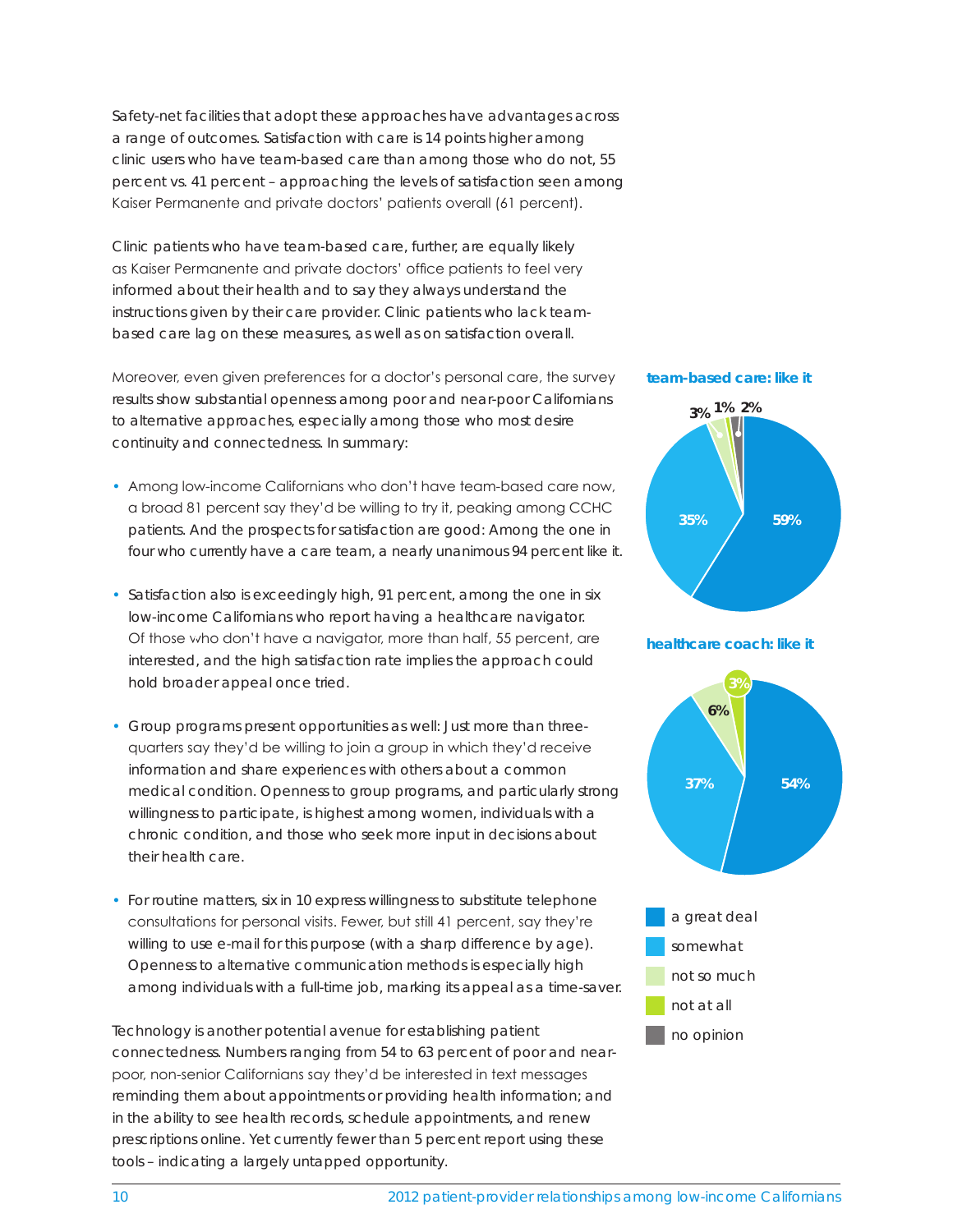Safety-net facilities that adopt these approaches have advantages across a range of outcomes. Satisfaction with care is 14 points higher among clinic users who have team-based care than among those who do not, 55 percent vs. 41 percent – approaching the levels of satisfaction seen among Kaiser Permanente and private doctors' patients overall (61 percent).

Clinic patients who have team-based care, further, are equally likely as Kaiser Permanente and private doctors' office patients to feel very informed about their health and to say they always understand the instructions given by their care provider. Clinic patients who lack team-based care lag on these measures, as well as on satisfaction overall.

Moreover, even given preferences for a doctor's personal care, the survey results show substantial openness among poor and near-poor Californians to alternative approaches, especially among those who most desire continuity and connectedness. In summary:

- Among low-income Californians who don't have team-based care now, a broad 81 percent say they'd be willing to try it, peaking among CCHC patients. And the prospects for satisfaction are good: Among the one in four who currently have a care team, a nearly unanimous 94 percent like it.
- Satisfaction also is exceedingly high, 91 percent, among the one in six low-income Californians who report having a healthcare navigator. Of those who don't have a navigator, more than half, 55 percent, are interested, and the high satisfaction rate implies the approach could hold broader appeal once tried.
- Group programs present opportunities as well: Just more than three-quarters say they'd be willing to join a group in which they'd receive information and share experiences with others about a common medical condition. Openness to group programs, and particularly strong willingness to participate, is highest among women, individuals with a chronic condition, and those who seek more input in decisions about their health care.
- For routine matters, six in 10 express willingness to substitute telephone consultations for personal visits. Fewer, but still 41 percent, say they're willing to use e-mail for this purpose (with a sharp difference by age). Openness to alternative communication methods is especially high among individuals with a full-time job, marking its appeal as a time-saver.

Technology is another potential avenue for establishing patient connectedness. Numbers ranging from 54 to 63 percent of poor and near-poor, non-senior Californians say they'd be interested in text messages reminding them about appointments or providing health information; and in the ability to see health records, schedule appointments, and renew prescriptions online. Yet currently fewer than 5 percent report using these tools – indicating a largely untapped opportunity.

**team-based care: like it**

| Response | Percent |
|---|---|
| a great deal | 59% |
| somewhat | 35% |
| not so much | 3% |
| not at all | 1% |
| no opinion | 2% |

**healthcare coach: like it**

| Response | Percent |
|---|---|
| a great deal | 54% |
| somewhat | 37% |
| not so much | 6% |
| not at all | 3% |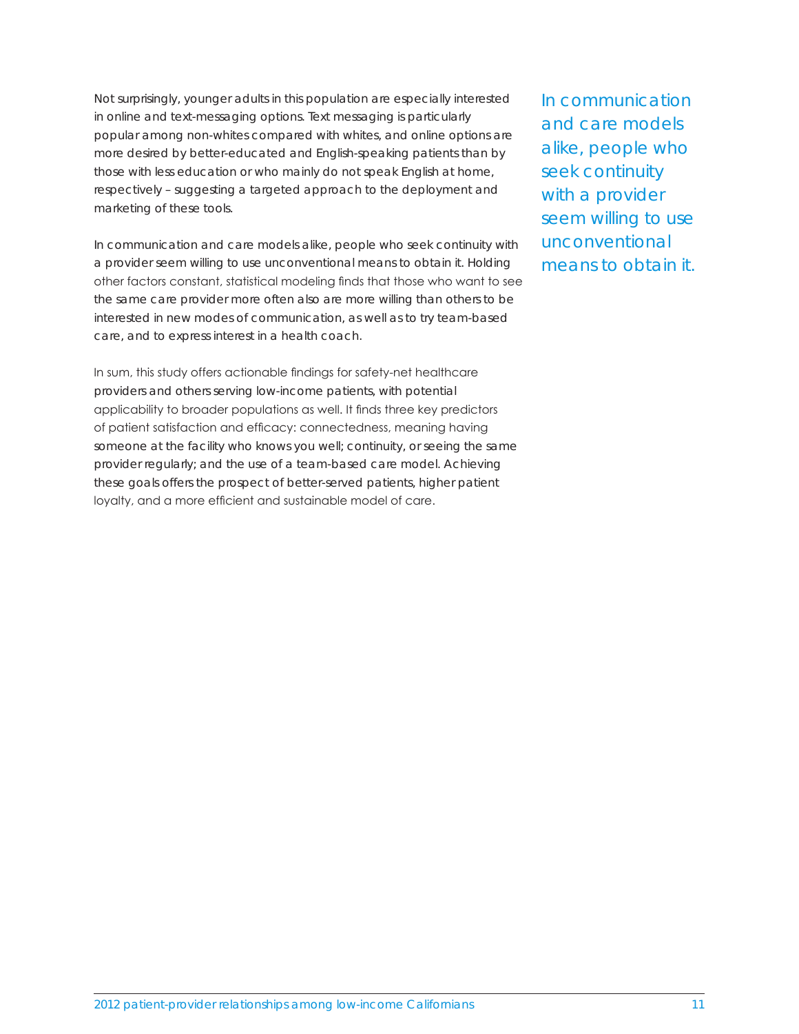Not surprisingly, younger adults in this population are especially interested in online and text-messaging options. Text messaging is particularly popular among non-whites compared with whites, and online options are more desired by better-educated and English-speaking patients than by those with less education or who mainly do not speak English at home, respectively – suggesting a targeted approach to the deployment and marketing of these tools.

In communication and care models alike, people who seek continuity with a provider seem willing to use unconventional means to obtain it. Holding other factors constant, statistical modeling finds that those who want to see the same care provider more often also are more willing than others to be interested in new modes of communication, as well as to try team-based care, and to express interest in a health coach.

In sum, this study offers actionable findings for safety-net healthcare providers and others serving low-income patients, with potential applicability to broader populations as well. It finds three key predictors of patient satisfaction and efficacy: connectedness, meaning having someone at the facility who knows you well; continuity, or seeing the same provider regularly; and the use of a team-based care model. Achieving these goals offers the prospect of better-served patients, higher patient loyalty, and a more efficient and sustainable model of care.

> In communication and care models alike, people who seek continuity with a provider seem willing to use unconventional means to obtain it.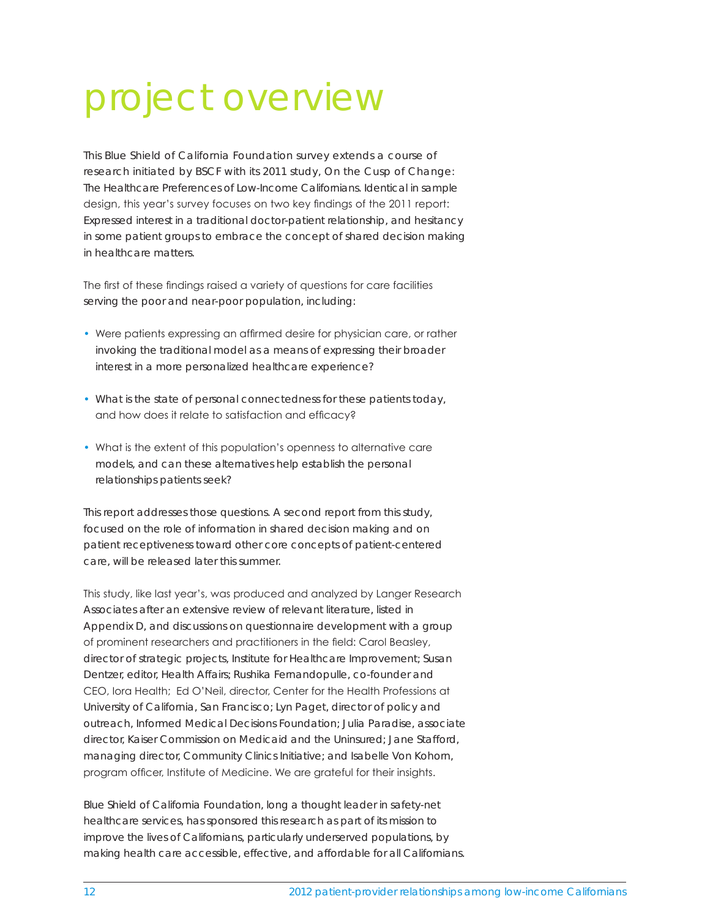# project overview

This Blue Shield of California Foundation survey extends a course of research initiated by BSCF with its 2011 study, On the Cusp of Change: The Healthcare Preferences of Low-Income Californians. Identical in sample design, this year's survey focuses on two key findings of the 2011 report: Expressed interest in a traditional doctor-patient relationship, and hesitancy in some patient groups to embrace the concept of shared decision making in healthcare matters.

The first of these findings raised a variety of questions for care facilities serving the poor and near-poor population, including:

- Were patients expressing an affirmed desire for physician care, or rather invoking the traditional model as a means of expressing their broader interest in a more personalized healthcare experience?
- What is the state of personal connectedness for these patients today, and how does it relate to satisfaction and efficacy?
- What is the extent of this population's openness to alternative care models, and can these alternatives help establish the personal relationships patients seek?

This report addresses those questions. A second report from this study, focused on the role of information in shared decision making and on patient receptiveness toward other core concepts of patient-centered care, will be released later this summer.

This study, like last year's, was produced and analyzed by Langer Research Associates after an extensive review of relevant literature, listed in Appendix D, and discussions on questionnaire development with a group of prominent researchers and practitioners in the field: Carol Beasley, director of strategic projects, Institute for Healthcare Improvement; Susan Dentzer, editor, Health Affairs; Rushika Fernandopulle, co-founder and CEO, Iora Health; Ed O'Neil, director, Center for the Health Professions at University of California, San Francisco; Lyn Paget, director of policy and outreach, Informed Medical Decisions Foundation; Julia Paradise, associate director, Kaiser Commission on Medicaid and the Uninsured; Jane Stafford, managing director, Community Clinics Initiative; and Isabelle Von Kohorn, program officer, Institute of Medicine. We are grateful for their insights.

Blue Shield of California Foundation, long a thought leader in safety-net healthcare services, has sponsored this research as part of its mission to improve the lives of Californians, particularly underserved populations, by making health care accessible, effective, and affordable for all Californians.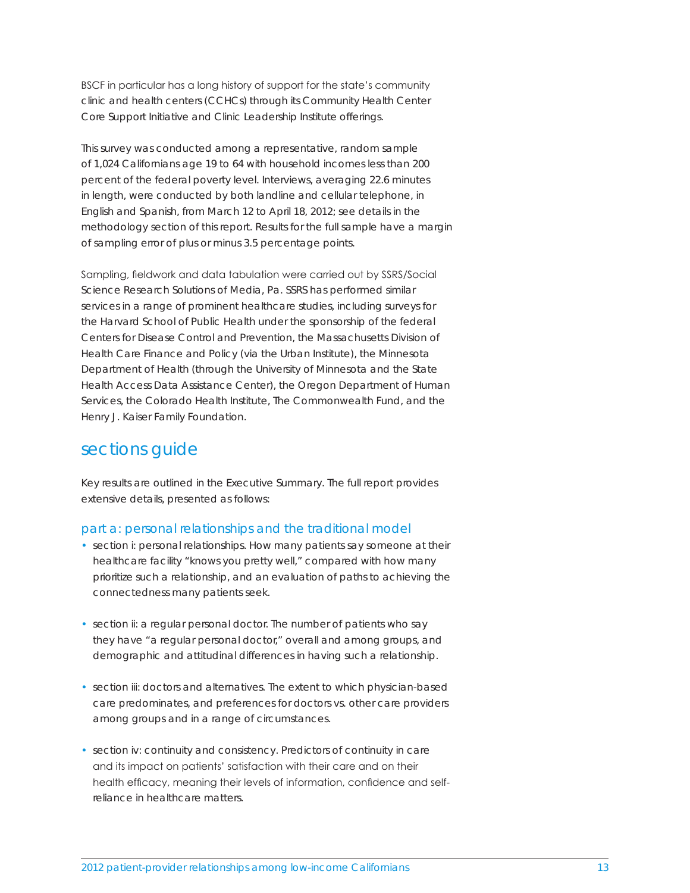BSCF in particular has a long history of support for the state's community clinic and health centers (CCHCs) through its Community Health Center Core Support Initiative and Clinic Leadership Institute offerings.

This survey was conducted among a representative, random sample of 1,024 Californians age 19 to 64 with household incomes less than 200 percent of the federal poverty level. Interviews, averaging 22.6 minutes in length, were conducted by both landline and cellular telephone, in English and Spanish, from March 12 to April 18, 2012; see details in the methodology section of this report. Results for the full sample have a margin of sampling error of plus or minus 3.5 percentage points.

Sampling, fieldwork and data tabulation were carried out by SSRS/Social Science Research Solutions of Media, Pa. SSRS has performed similar services in a range of prominent healthcare studies, including surveys for the Harvard School of Public Health under the sponsorship of the federal Centers for Disease Control and Prevention, the Massachusetts Division of Health Care Finance and Policy (via the Urban Institute), the Minnesota Department of Health (through the University of Minnesota and the State Health Access Data Assistance Center), the Oregon Department of Human Services, the Colorado Health Institute, The Commonwealth Fund, and the Henry J. Kaiser Family Foundation.

## sections guide

Key results are outlined in the Executive Summary. The full report provides extensive details, presented as follows:

### part a: personal relationships and the traditional model

- section i: personal relationships. How many patients say someone at their healthcare facility "knows you pretty well," compared with how many prioritize such a relationship, and an evaluation of paths to achieving the connectedness many patients seek.
- section ii: a regular personal doctor. The number of patients who say they have "a regular personal doctor," overall and among groups, and demographic and attitudinal differences in having such a relationship.
- section iii: doctors and alternatives. The extent to which physician-based care predominates, and preferences for doctors vs. other care providers among groups and in a range of circumstances.
- section iv: continuity and consistency. Predictors of continuity in care and its impact on patients' satisfaction with their care and on their health efficacy, meaning their levels of information, confidence and self-reliance in healthcare matters.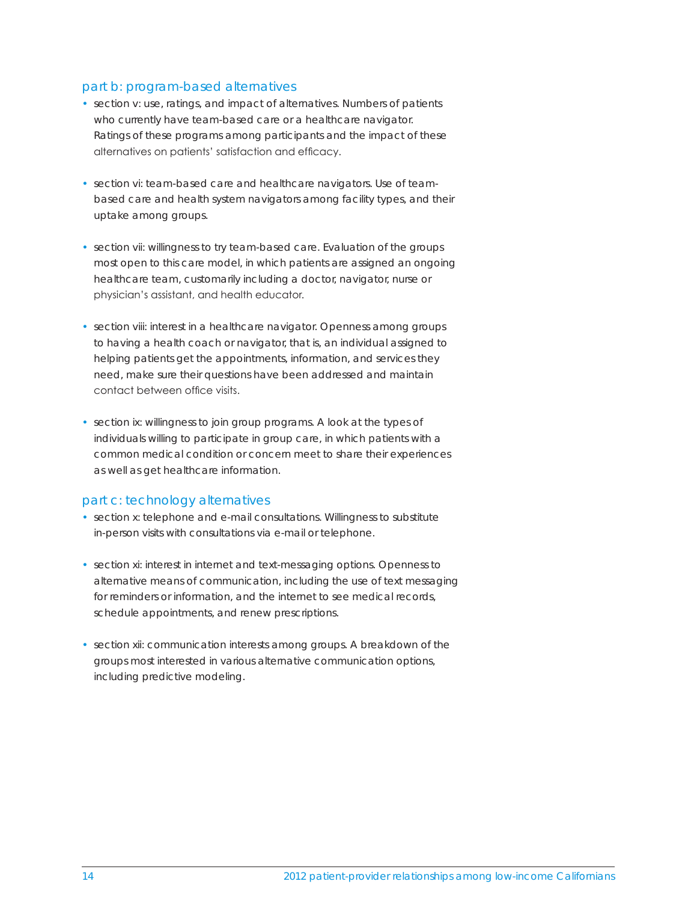## part b: program-based alternatives

- section v: use, ratings, and impact of alternatives. Numbers of patients who currently have team-based care or a healthcare navigator. Ratings of these programs among participants and the impact of these alternatives on patients' satisfaction and efficacy.

- section vi: team-based care and healthcare navigators. Use of team-based care and health system navigators among facility types, and their uptake among groups.

- section vii: willingness to try team-based care. Evaluation of the groups most open to this care model, in which patients are assigned an ongoing healthcare team, customarily including a doctor, navigator, nurse or physician's assistant, and health educator.

- section viii: interest in a healthcare navigator. Openness among groups to having a health coach or navigator, that is, an individual assigned to helping patients get the appointments, information, and services they need, make sure their questions have been addressed and maintain contact between office visits.

- section ix: willingness to join group programs. A look at the types of individuals willing to participate in group care, in which patients with a common medical condition or concern meet to share their experiences as well as get healthcare information.

## part c: technology alternatives

- section x: telephone and e-mail consultations. Willingness to substitute in-person visits with consultations via e-mail or telephone.

- section xi: interest in internet and text-messaging options. Openness to alternative means of communication, including the use of text messaging for reminders or information, and the internet to see medical records, schedule appointments, and renew prescriptions.

- section xii: communication interests among groups. A breakdown of the groups most interested in various alternative communication options, including predictive modeling.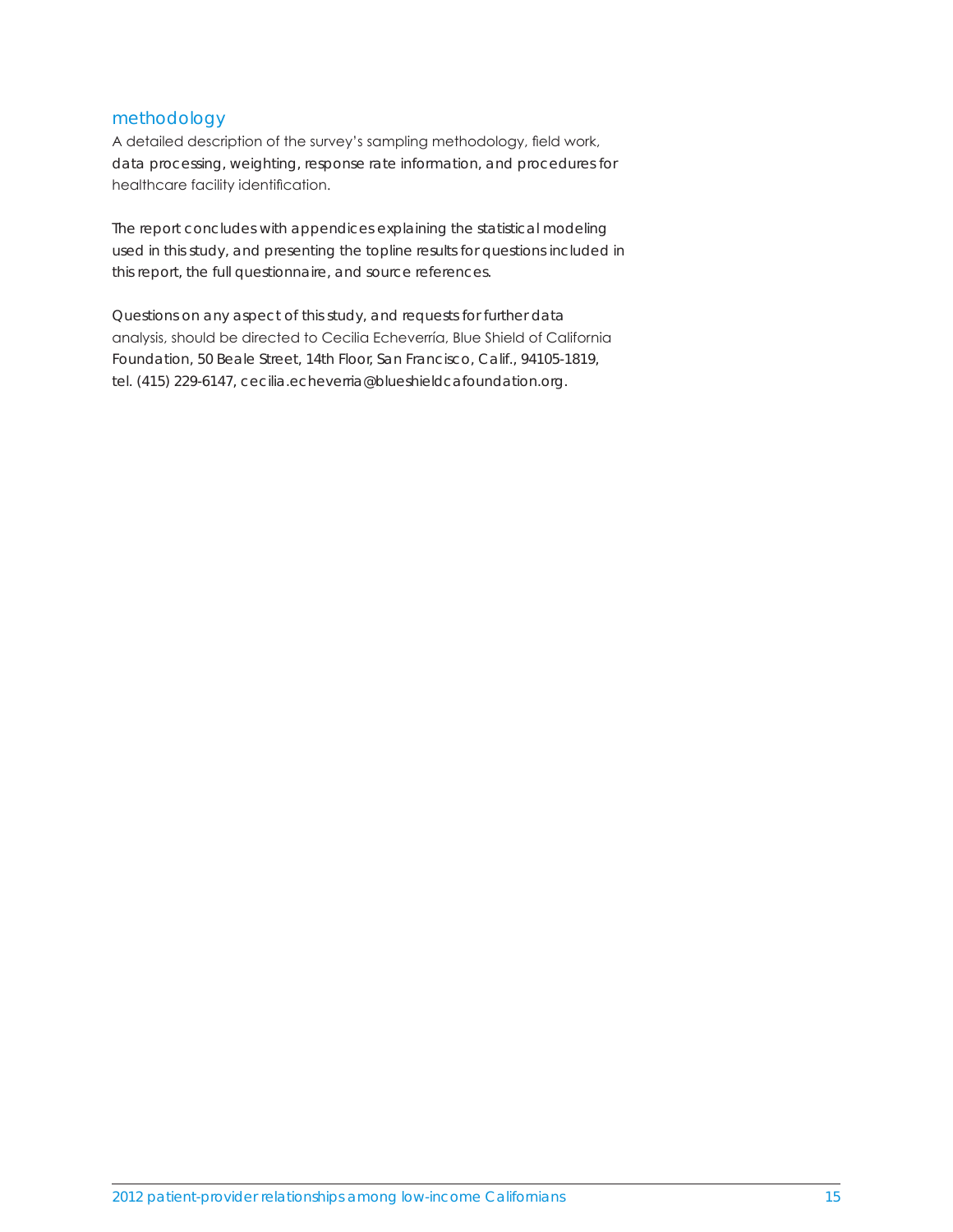## methodology

A detailed description of the survey's sampling methodology, field work, data processing, weighting, response rate information, and procedures for healthcare facility identification.

The report concludes with appendices explaining the statistical modeling used in this study, and presenting the topline results for questions included in this report, the full questionnaire, and source references.

Questions on any aspect of this study, and requests for further data analysis, should be directed to Cecilia Echeverría, Blue Shield of California Foundation, 50 Beale Street, 14th Floor, San Francisco, Calif., 94105-1819, tel. (415) 229-6147, cecilia.echeverria@blueshieldcafoundation.org.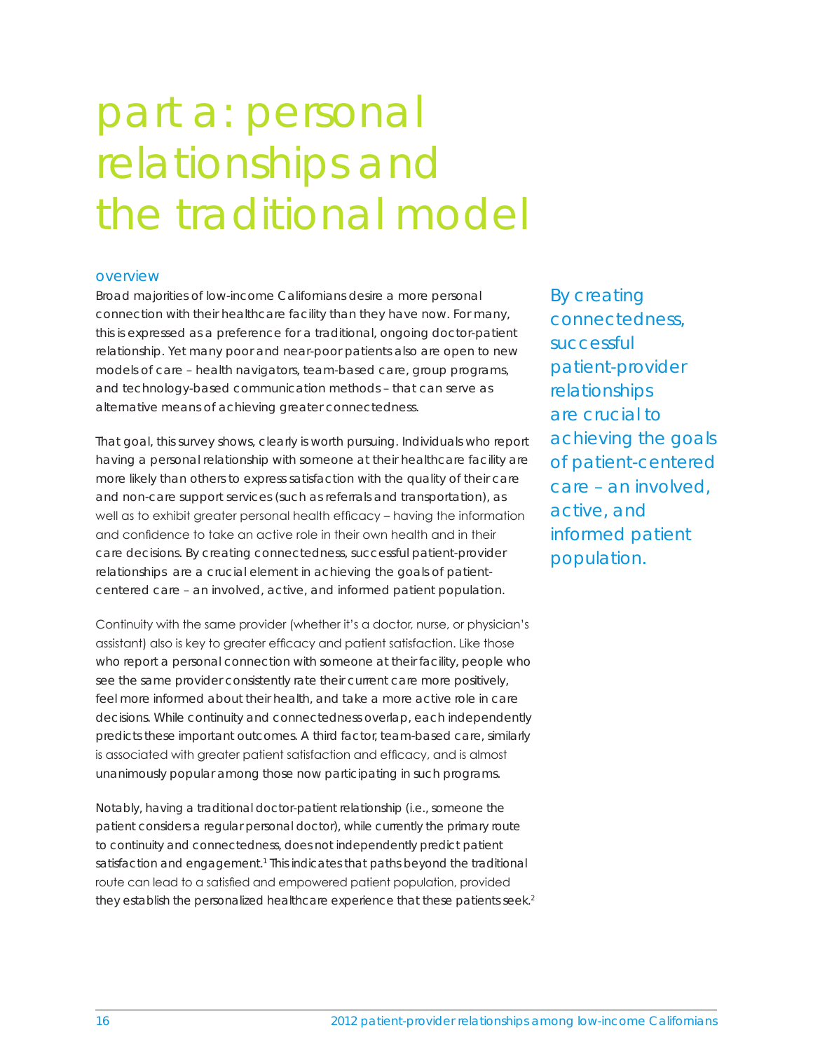# part a: personal relationships and the traditional model

## overview

Broad majorities of low-income Californians desire a more personal connection with their healthcare facility than they have now. For many, this is expressed as a preference for a traditional, ongoing doctor-patient relationship. Yet many poor and near-poor patients also are open to new models of care – health navigators, team-based care, group programs, and technology-based communication methods – that can serve as alternative means of achieving greater connectedness.

That goal, this survey shows, clearly is worth pursuing. Individuals who report having a personal relationship with someone at their healthcare facility are more likely than others to express satisfaction with the quality of their care and non-care support services (such as referrals and transportation), as well as to exhibit greater personal health efficacy – having the information and confidence to take an active role in their own health and in their care decisions. By creating connectedness, successful patient-provider relationships are a crucial element in achieving the goals of patient-centered care – an involved, active, and informed patient population.

> By creating connectedness, successful patient-provider relationships are crucial to achieving the goals of patient-centered care – an involved, active, and informed patient population.

Continuity with the same provider (whether it's a doctor, nurse, or physician's assistant) also is key to greater efficacy and patient satisfaction. Like those who report a personal connection with someone at their facility, people who see the same provider consistently rate their current care more positively, feel more informed about their health, and take a more active role in care decisions. While continuity and connectedness overlap, each independently predicts these important outcomes. A third factor, team-based care, similarly is associated with greater patient satisfaction and efficacy, and is almost unanimously popular among those now participating in such programs.

Notably, having a traditional doctor-patient relationship (i.e., someone the patient considers a regular personal doctor), while currently the primary route to continuity and connectedness, does not independently predict patient satisfaction and engagement.[1] This indicates that paths beyond the traditional route can lead to a satisfied and empowered patient population, provided they establish the personalized healthcare experience that these patients seek.[2]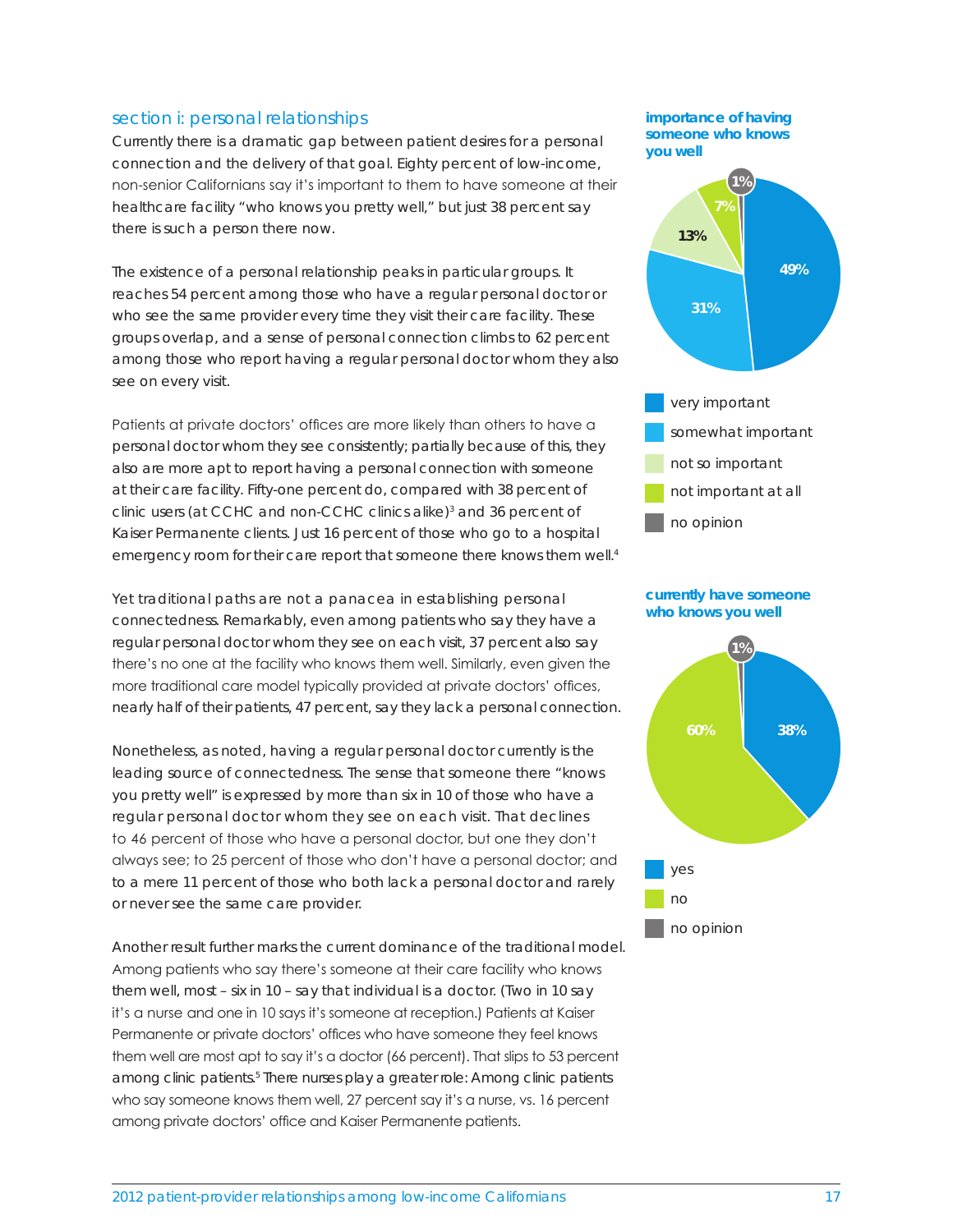## section i: personal relationships

Currently there is a dramatic gap between patient desires for a personal connection and the delivery of that goal. Eighty percent of low-income, non-senior Californians say it's important to them to have someone at their healthcare facility "who knows you pretty well," but just 38 percent say there is such a person there now.

The existence of a personal relationship peaks in particular groups. It reaches 54 percent among those who have a regular personal doctor or who see the same provider every time they visit their care facility. These groups overlap, and a sense of personal connection climbs to 62 percent among those who report having a regular personal doctor whom they also see on every visit.

Patients at private doctors' offices are more likely than others to have a personal doctor whom they see consistently; partially because of this, they also are more apt to report having a personal connection with someone at their care facility. Fifty-one percent do, compared with 38 percent of clinic users (at CCHC and non-CCHC clinics alike)[3] and 36 percent of Kaiser Permanente clients. Just 16 percent of those who go to a hospital emergency room for their care report that someone there knows them well.[4]

Yet traditional paths are not a panacea in establishing personal connectedness. Remarkably, even among patients who say they have a regular personal doctor whom they see on each visit, 37 percent also say there's no one at the facility who knows them well. Similarly, even given the more traditional care model typically provided at private doctors' offices, nearly half of their patients, 47 percent, say they lack a personal connection.

Nonetheless, as noted, having a regular personal doctor currently is the leading source of connectedness. The sense that someone there "knows you pretty well" is expressed by more than six in 10 of those who have a regular personal doctor whom they see on each visit. That declines to 46 percent of those who have a personal doctor, but one they don't always see; to 25 percent of those who don't have a personal doctor; and to a mere 11 percent of those who both lack a personal doctor and rarely or never see the same care provider.

Another result further marks the current dominance of the traditional model. Among patients who say there's someone at their care facility who knows them well, most – six in 10 – say that individual is a doctor. (Two in 10 say it's a nurse and one in 10 says it's someone at reception.) Patients at Kaiser Permanente or private doctors' offices who have someone they feel knows them well are most apt to say it's a doctor (66 percent). That slips to 53 percent among clinic patients.[5] There nurses play a greater role: Among clinic patients who say someone knows them well, 27 percent say it's a nurse, vs. 16 percent among private doctors' office and Kaiser Permanente patients.

**importance of having someone who knows you well**

| Response | Percent |
|---|---|
| very important | 49% |
| somewhat important | 31% |
| not so important | 13% |
| not important at all | 7% |
| no opinion | 1% |

**currently have someone who knows you well**

| Response | Percent |
|---|---|
| yes | 38% |
| no | 60% |
| no opinion | 1% |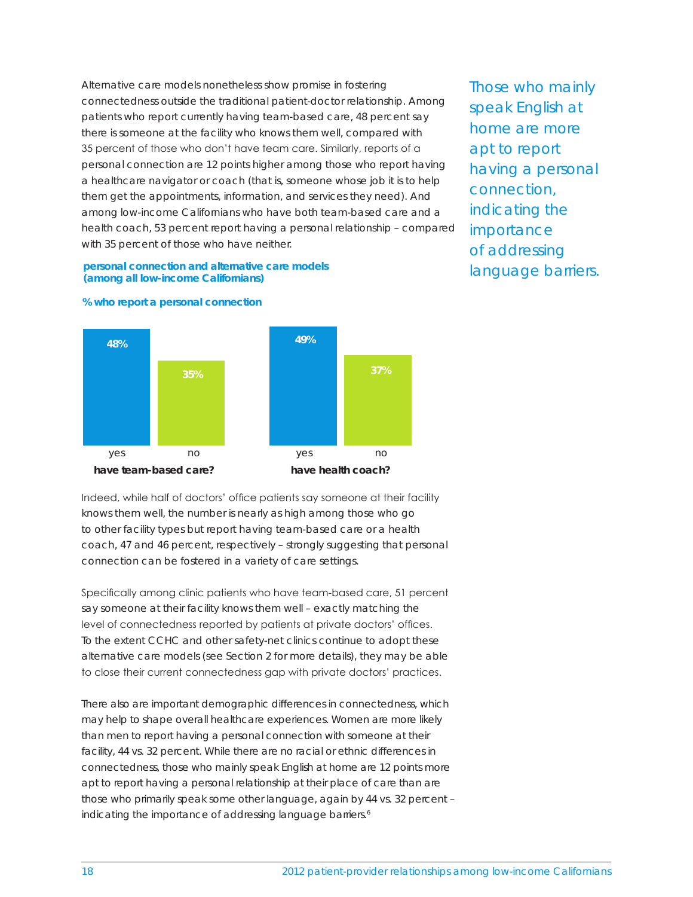Alternative care models nonetheless show promise in fostering connectedness outside the traditional patient-doctor relationship. Among patients who report currently having team-based care, 48 percent say there is someone at the facility who knows them well, compared with 35 percent of those who don't have team care. Similarly, reports of a personal connection are 12 points higher among those who report having a healthcare navigator or coach (that is, someone whose job it is to help them get the appointments, information, and services they need). And among low-income Californians who have both team-based care and a health coach, 53 percent report having a personal relationship – compared with 35 percent of those who have neither.

**personal connection and alternative care models (among all low-income Californians)**

**% who report a personal connection**

| | yes | no |
|---|---|---|
| have team-based care? | 48% | 35% |
| have health coach? | 49% | 37% |

Indeed, while half of doctors' office patients say someone at their facility knows them well, the number is nearly as high among those who go to other facility types but report having team-based care or a health coach, 47 and 46 percent, respectively – strongly suggesting that personal connection can be fostered in a variety of care settings.

Specifically among clinic patients who have team-based care, 51 percent say someone at their facility knows them well – exactly matching the level of connectedness reported by patients at private doctors' offices. To the extent CCHC and other safety-net clinics continue to adopt these alternative care models (see Section 2 for more details), they may be able to close their current connectedness gap with private doctors' practices.

There also are important demographic differences in connectedness, which may help to shape overall healthcare experiences. Women are more likely than men to report having a personal connection with someone at their facility, 44 vs. 32 percent. While there are no racial or ethnic differences in connectedness, those who mainly speak English at home are 12 points more apt to report having a personal relationship at their place of care than are those who primarily speak some other language, again by 44 vs. 32 percent – indicating the importance of addressing language barriers.[6]

*Those who mainly speak English at home are more apt to report having a personal connection, indicating the importance of addressing language barriers.*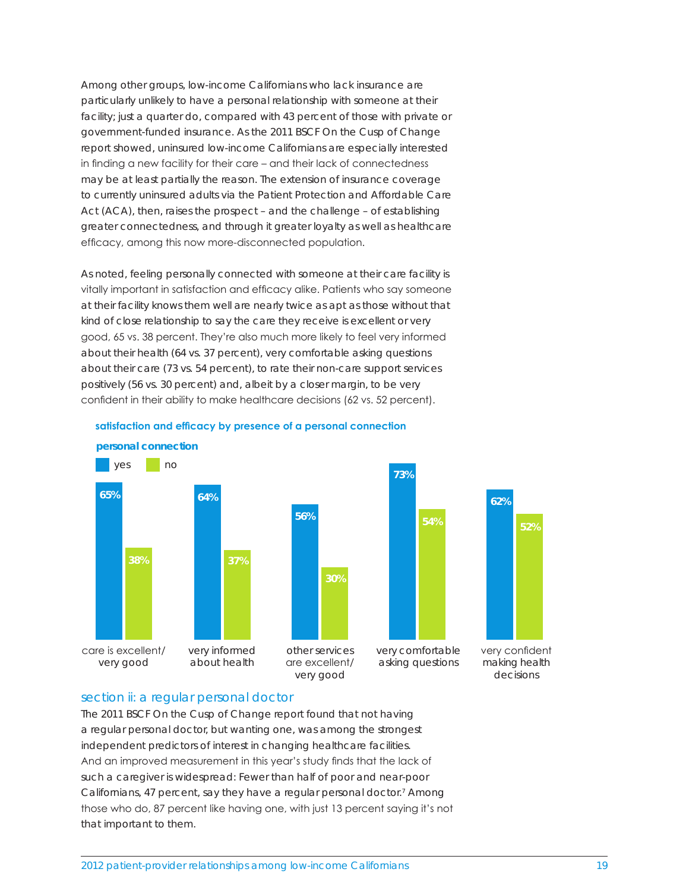Among other groups, low-income Californians who lack insurance are particularly unlikely to have a personal relationship with someone at their facility; just a quarter do, compared with 43 percent of those with private or government-funded insurance. As the 2011 BSCF On the Cusp of Change report showed, uninsured low-income Californians are especially interested in finding a new facility for their care – and their lack of connectedness may be at least partially the reason. The extension of insurance coverage to currently uninsured adults via the Patient Protection and Affordable Care Act (ACA), then, raises the prospect – and the challenge – of establishing greater connectedness, and through it greater loyalty as well as healthcare efficacy, among this now more-disconnected population.

As noted, feeling personally connected with someone at their care facility is vitally important in satisfaction and efficacy alike. Patients who say someone at their facility knows them well are nearly twice as apt as those without that kind of close relationship to say the care they receive is excellent or very good, 65 vs. 38 percent. They're also much more likely to feel very informed about their health (64 vs. 37 percent), very comfortable asking questions about their care (73 vs. 54 percent), to rate their non-care support services positively (56 vs. 30 percent) and, albeit by a closer margin, to be very confident in their ability to make healthcare decisions (62 vs. 52 percent).

**satisfaction and efficacy by presence of a personal connection**

| | personal connection: yes | personal connection: no |
|---|---|---|
| care is excellent/very good | 65% | 38% |
| very informed about health | 64% | 37% |
| other services are excellent/very good | 56% | 30% |
| very comfortable asking questions | 73% | 54% |
| very confident making health decisions | 62% | 52% |

## section ii: a regular personal doctor

The 2011 BSCF On the Cusp of Change report found that not having a regular personal doctor, but wanting one, was among the strongest independent predictors of interest in changing healthcare facilities. And an improved measurement in this year's study finds that the lack of such a caregiver is widespread: Fewer than half of poor and near-poor Californians, 47 percent, say they have a regular personal doctor.[7] Among those who do, 87 percent like having one, with just 13 percent saying it's not that important to them.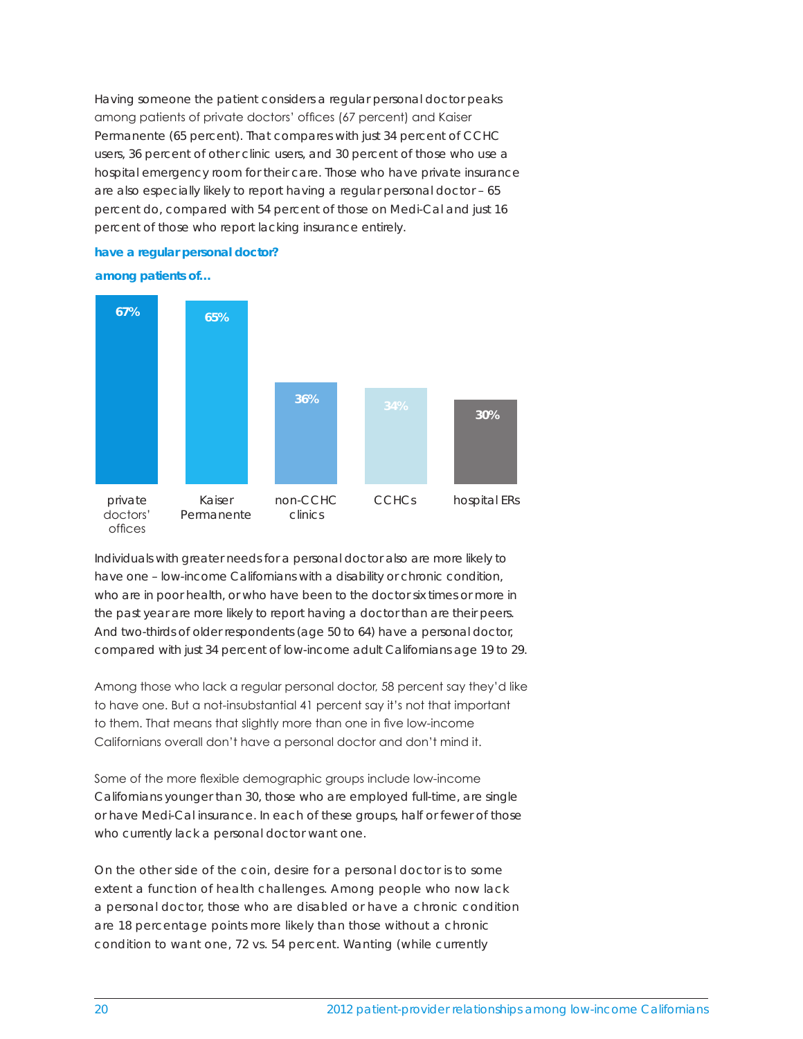Having someone the patient considers a regular personal doctor peaks among patients of private doctors' offices (67 percent) and Kaiser Permanente (65 percent). That compares with just 34 percent of CCHC users, 36 percent of other clinic users, and 30 percent of those who use a hospital emergency room for their care. Those who have private insurance are also especially likely to report having a regular personal doctor – 65 percent do, compared with 54 percent of those on Medi-Cal and just 16 percent of those who report lacking insurance entirely.

**have a regular personal doctor?**

**among patients of...**

| private doctors' offices | Kaiser Permanente | non-CCHC clinics | CCHCs | hospital ERs |
|---|---|---|---|---|
| 67% | 65% | 36% | 34% | 30% |

Individuals with greater needs for a personal doctor also are more likely to have one – low-income Californians with a disability or chronic condition, who are in poor health, or who have been to the doctor six times or more in the past year are more likely to report having a doctor than are their peers. And two-thirds of older respondents (age 50 to 64) have a personal doctor, compared with just 34 percent of low-income adult Californians age 19 to 29.

Among those who lack a regular personal doctor, 58 percent say they'd like to have one. But a not-insubstantial 41 percent say it's not that important to them. That means that slightly more than one in five low-income Californians overall don't have a personal doctor and don't mind it.

Some of the more flexible demographic groups include low-income Californians younger than 30, those who are employed full-time, are single or have Medi-Cal insurance. In each of these groups, half or fewer of those who currently lack a personal doctor want one.

On the other side of the coin, desire for a personal doctor is to some extent a function of health challenges. Among people who now lack a personal doctor, those who are disabled or have a chronic condition are 18 percentage points more likely than those without a chronic condition to want one, 72 vs. 54 percent. Wanting (while currently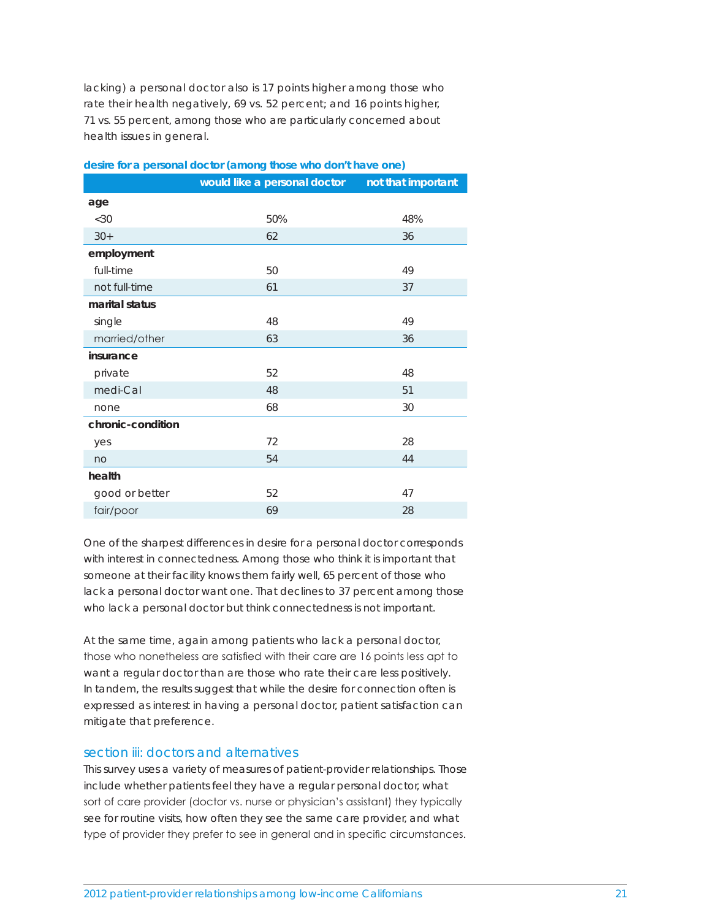lacking) a personal doctor also is 17 points higher among those who rate their health negatively, 69 vs. 52 percent; and 16 points higher, 71 vs. 55 percent, among those who are particularly concerned about health issues in general.

**desire for a personal doctor (among those who don't have one)**

| | would like a personal doctor | not that important |
|---|---|---|
| **age** | | |
| <30 | 50% | 48% |
| 30+ | 62 | 36 |
| **employment** | | |
| full-time | 50 | 49 |
| not full-time | 61 | 37 |
| **marital status** | | |
| single | 48 | 49 |
| married/other | 63 | 36 |
| **insurance** | | |
| private | 52 | 48 |
| medi-Cal | 48 | 51 |
| none | 68 | 30 |
| **chronic-condition** | | |
| yes | 72 | 28 |
| no | 54 | 44 |
| **health** | | |
| good or better | 52 | 47 |
| fair/poor | 69 | 28 |

One of the sharpest differences in desire for a personal doctor corresponds with interest in connectedness. Among those who think it is important that someone at their facility knows them fairly well, 65 percent of those who lack a personal doctor want one. That declines to 37 percent among those who lack a personal doctor but think connectedness is not important.

At the same time, again among patients who lack a personal doctor, those who nonetheless are satisfied with their care are 16 points less apt to want a regular doctor than are those who rate their care less positively. In tandem, the results suggest that while the desire for connection often is expressed as interest in having a personal doctor, patient satisfaction can mitigate that preference.

## section iii: doctors and alternatives

This survey uses a variety of measures of patient-provider relationships. Those include whether patients feel they have a regular personal doctor, what sort of care provider (doctor vs. nurse or physician's assistant) they typically see for routine visits, how often they see the same care provider, and what type of provider they prefer to see in general and in specific circumstances.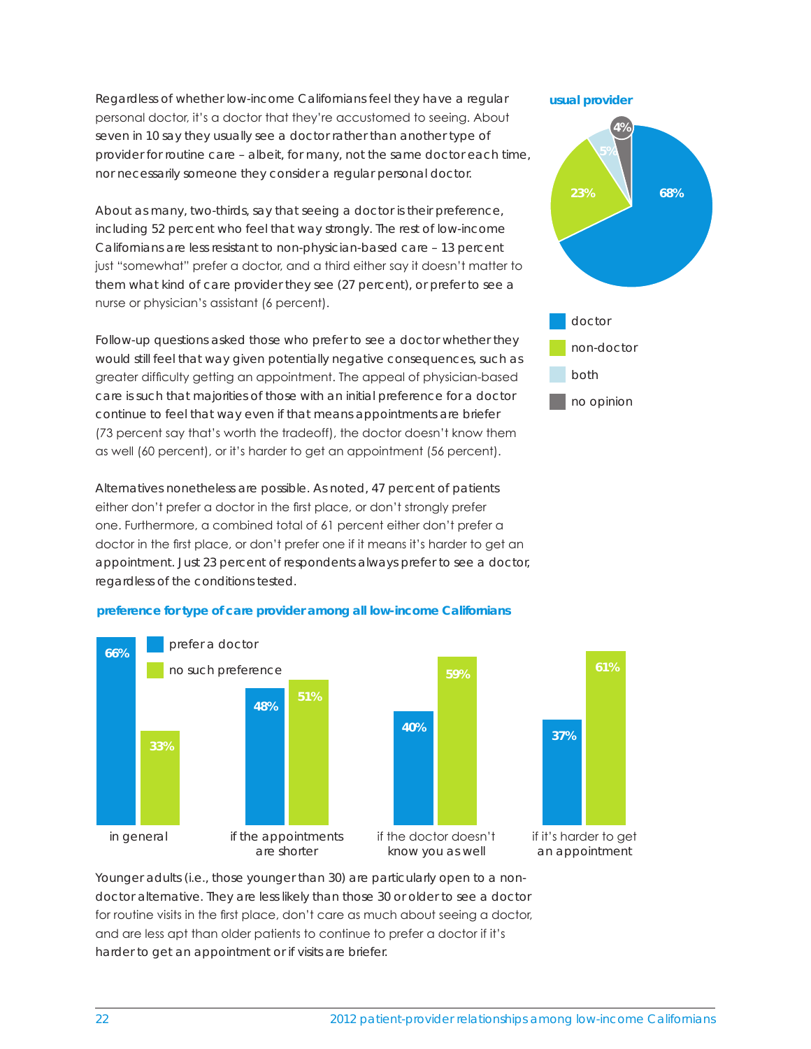Regardless of whether low-income Californians feel they have a regular personal doctor, it's a doctor that they're accustomed to seeing. About seven in 10 say they usually see a doctor rather than another type of provider for routine care – albeit, for many, not the same doctor each time, nor necessarily someone they consider a regular personal doctor.

About as many, two-thirds, say that seeing a doctor is their preference, including 52 percent who feel that way strongly. The rest of low-income Californians are less resistant to non-physician-based care – 13 percent just "somewhat" prefer a doctor, and a third either say it doesn't matter to them what kind of care provider they see (27 percent), or prefer to see a nurse or physician's assistant (6 percent).

Follow-up questions asked those who prefer to see a doctor whether they would still feel that way given potentially negative consequences, such as greater difficulty getting an appointment. The appeal of physician-based care is such that majorities of those with an initial preference for a doctor continue to feel that way even if that means appointments are briefer (73 percent say that's worth the tradeoff), the doctor doesn't know them as well (60 percent), or it's harder to get an appointment (56 percent).

Alternatives nonetheless are possible. As noted, 47 percent of patients either don't prefer a doctor in the first place, or don't strongly prefer one. Furthermore, a combined total of 61 percent either don't prefer a doctor in the first place, or don't prefer one if it means it's harder to get an appointment. Just 23 percent of respondents always prefer to see a doctor, regardless of the conditions tested.

**usual provider**

| | |
|---|---|
| doctor | 68% |
| non-doctor | 23% |
| both | 5% |
| no opinion | 4% |

**preference for type of care provider among all low-income Californians**

| | prefer a doctor | no such preference |
|---|---|---|
| in general | 66% | 33% |
| if the appointments are shorter | 48% | 51% |
| if the doctor doesn't know you as well | 40% | 59% |
| if it's harder to get an appointment | 37% | 61% |

Younger adults (i.e., those younger than 30) are particularly open to a non-doctor alternative. They are less likely than those 30 or older to see a doctor for routine visits in the first place, don't care as much about seeing a doctor, and are less apt than older patients to continue to prefer a doctor if it's harder to get an appointment or if visits are briefer.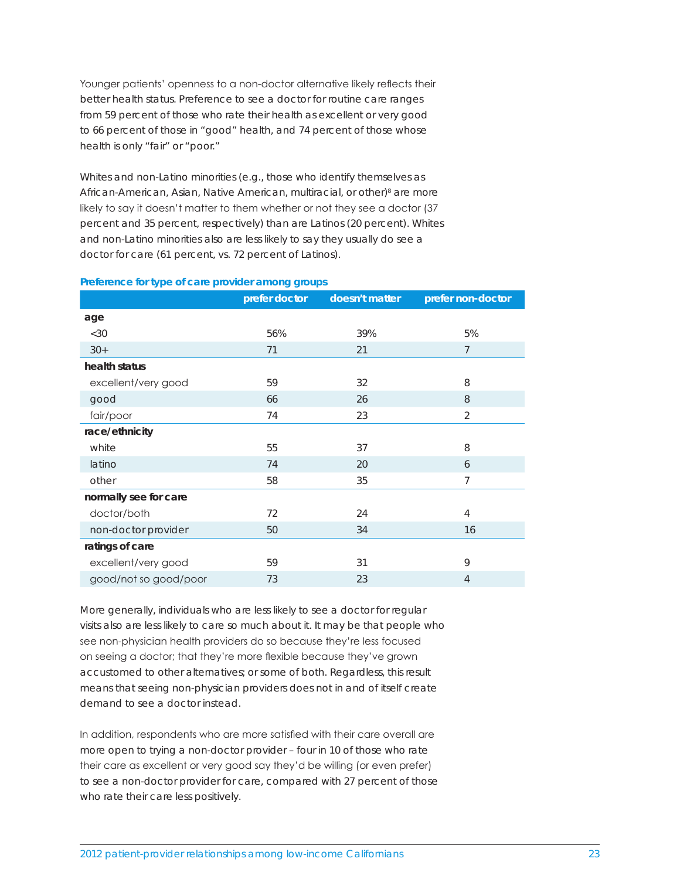Younger patients' openness to a non-doctor alternative likely reflects their better health status. Preference to see a doctor for routine care ranges from 59 percent of those who rate their health as excellent or very good to 66 percent of those in "good" health, and 74 percent of those whose health is only "fair" or "poor."

Whites and non-Latino minorities (e.g., those who identify themselves as African-American, Asian, Native American, multiracial, or other)[8] are more likely to say it doesn't matter to them whether or not they see a doctor (37 percent and 35 percent, respectively) than are Latinos (20 percent). Whites and non-Latino minorities also are less likely to say they usually do see a doctor for care (61 percent, vs. 72 percent of Latinos).

**Preference for type of care provider among groups**

| | prefer doctor | doesn't matter | prefer non-doctor |
|---|---|---|---|
| **age** | | | |
| <30 | 56% | 39% | 5% |
| 30+ | 71 | 21 | 7 |
| **health status** | | | |
| excellent/very good | 59 | 32 | 8 |
| good | 66 | 26 | 8 |
| fair/poor | 74 | 23 | 2 |
| **race/ethnicity** | | | |
| white | 55 | 37 | 8 |
| latino | 74 | 20 | 6 |
| other | 58 | 35 | 7 |
| **normally see for care** | | | |
| doctor/both | 72 | 24 | 4 |
| non-doctor provider | 50 | 34 | 16 |
| **ratings of care** | | | |
| excellent/very good | 59 | 31 | 9 |
| good/not so good/poor | 73 | 23 | 4 |

More generally, individuals who are less likely to see a doctor for regular visits also are less likely to care so much about it. It may be that people who see non-physician health providers do so because they're less focused on seeing a doctor; that they're more flexible because they've grown accustomed to other alternatives; or some of both. Regardless, this result means that seeing non-physician providers does not in and of itself create demand to see a doctor instead.

In addition, respondents who are more satisfied with their care overall are more open to trying a non-doctor provider – four in 10 of those who rate their care as excellent or very good say they'd be willing (or even prefer) to see a non-doctor provider for care, compared with 27 percent of those who rate their care less positively.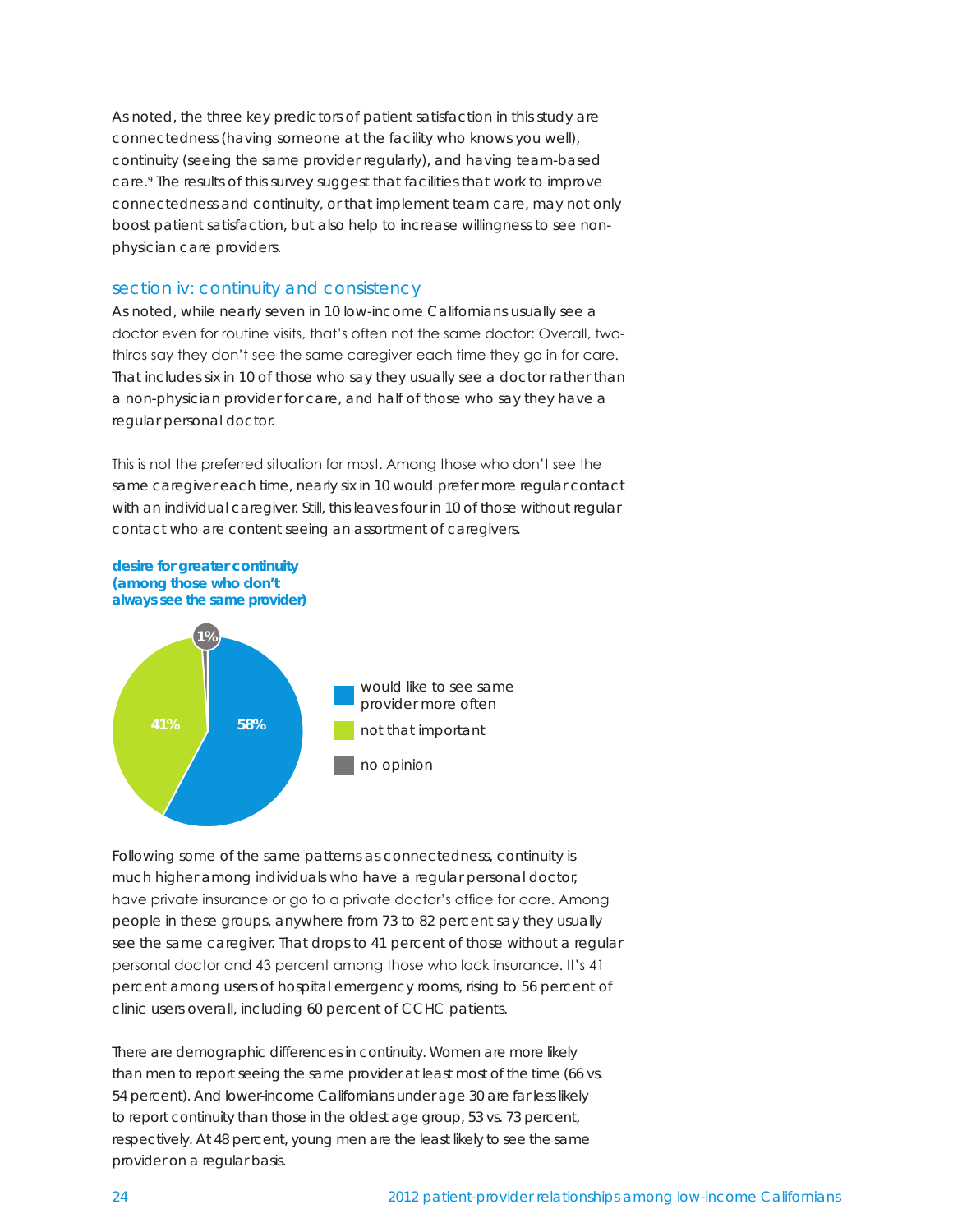As noted, the three key predictors of patient satisfaction in this study are connectedness (having someone at the facility who knows you well), continuity (seeing the same provider regularly), and having team-based care.[9] The results of this survey suggest that facilities that work to improve connectedness and continuity, or that implement team care, may not only boost patient satisfaction, but also help to increase willingness to see non-physician care providers.

## section iv: continuity and consistency

As noted, while nearly seven in 10 low-income Californians usually see a doctor even for routine visits, that's often not the same doctor: Overall, two-thirds say they don't see the same caregiver each time they go in for care. That includes six in 10 of those who say they usually see a doctor rather than a non-physician provider for care, and half of those who say they have a regular personal doctor.

This is not the preferred situation for most. Among those who don't see the same caregiver each time, nearly six in 10 would prefer more regular contact with an individual caregiver. Still, this leaves four in 10 of those without regular contact who are content seeing an assortment of caregivers.

**desire for greater continuity (among those who don't always see the same provider)**

- would like to see same provider more often: 58%
- not that important: 41%
- no opinion: 1%

Following some of the same patterns as connectedness, continuity is much higher among individuals who have a regular personal doctor, have private insurance or go to a private doctor's office for care. Among people in these groups, anywhere from 73 to 82 percent say they usually see the same caregiver. That drops to 41 percent of those without a regular personal doctor and 43 percent among those who lack insurance. It's 41 percent among users of hospital emergency rooms, rising to 56 percent of clinic users overall, including 60 percent of CCHC patients.

There are demographic differences in continuity. Women are more likely than men to report seeing the same provider at least most of the time (66 vs. 54 percent). And lower-income Californians under age 30 are far less likely to report continuity than those in the oldest age group, 53 vs. 73 percent, respectively. At 48 percent, young men are the least likely to see the same provider on a regular basis.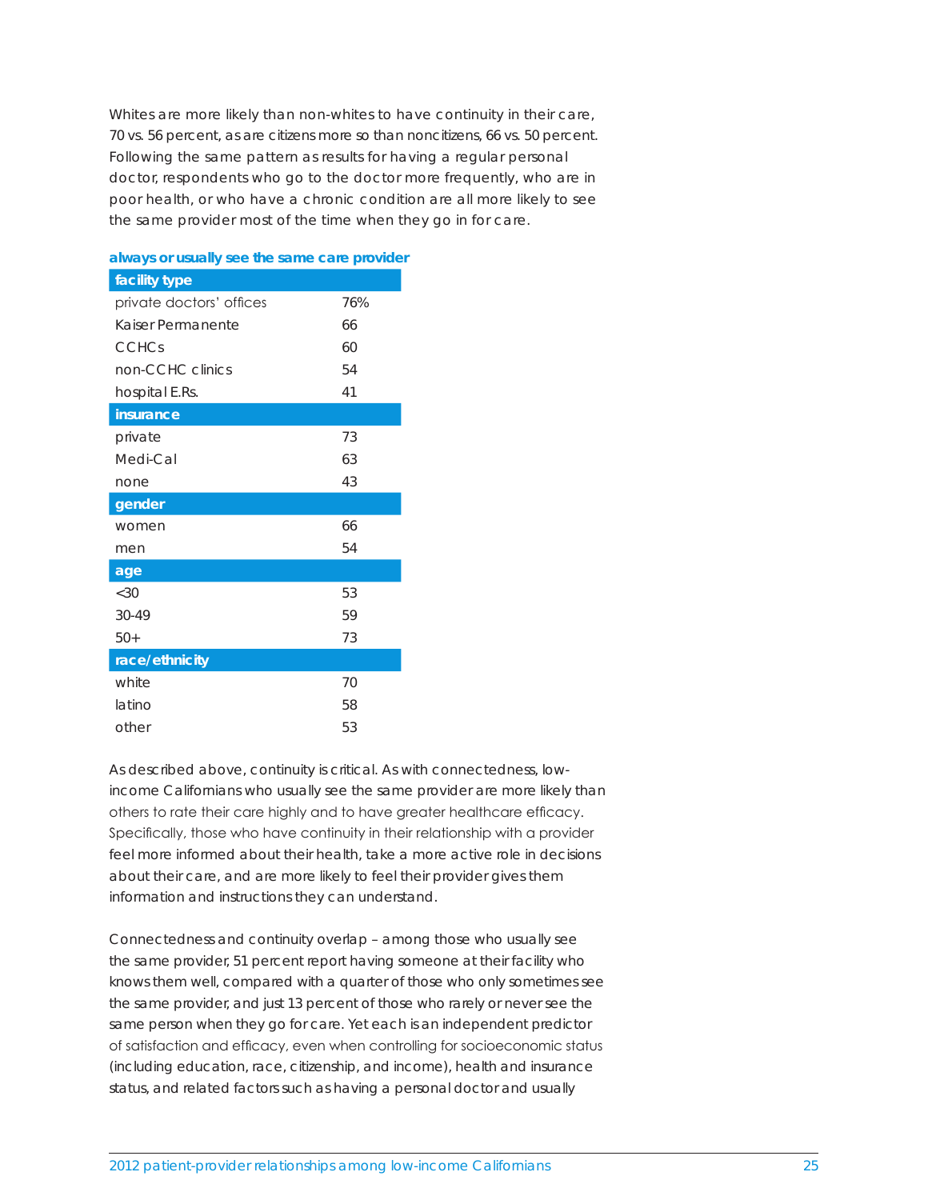Whites are more likely than non-whites to have continuity in their care, 70 vs. 56 percent, as are citizens more so than noncitizens, 66 vs. 50 percent. Following the same pattern as results for having a regular personal doctor, respondents who go to the doctor more frequently, who are in poor health, or who have a chronic condition are all more likely to see the same provider most of the time when they go in for care.

**always or usually see the same care provider**

| facility type | |
|---|---|
| private doctors' offices | 76% |
| Kaiser Permanente | 66 |
| CCHCs | 60 |
| non-CCHC clinics | 54 |
| hospital E.Rs. | 41 |
| **insurance** | |
| private | 73 |
| Medi-Cal | 63 |
| none | 43 |
| **gender** | |
| women | 66 |
| men | 54 |
| **age** | |
| <30 | 53 |
| 30-49 | 59 |
| 50+ | 73 |
| **race/ethnicity** | |
| white | 70 |
| latino | 58 |
| other | 53 |

As described above, continuity is critical. As with connectedness, low-income Californians who usually see the same provider are more likely than others to rate their care highly and to have greater healthcare efficacy. Specifically, those who have continuity in their relationship with a provider feel more informed about their health, take a more active role in decisions about their care, and are more likely to feel their provider gives them information and instructions they can understand.

Connectedness and continuity overlap – among those who usually see the same provider, 51 percent report having someone at their facility who knows them well, compared with a quarter of those who only sometimes see the same provider, and just 13 percent of those who rarely or never see the same person when they go for care. Yet each is an independent predictor of satisfaction and efficacy, even when controlling for socioeconomic status (including education, race, citizenship, and income), health and insurance status, and related factors such as having a personal doctor and usually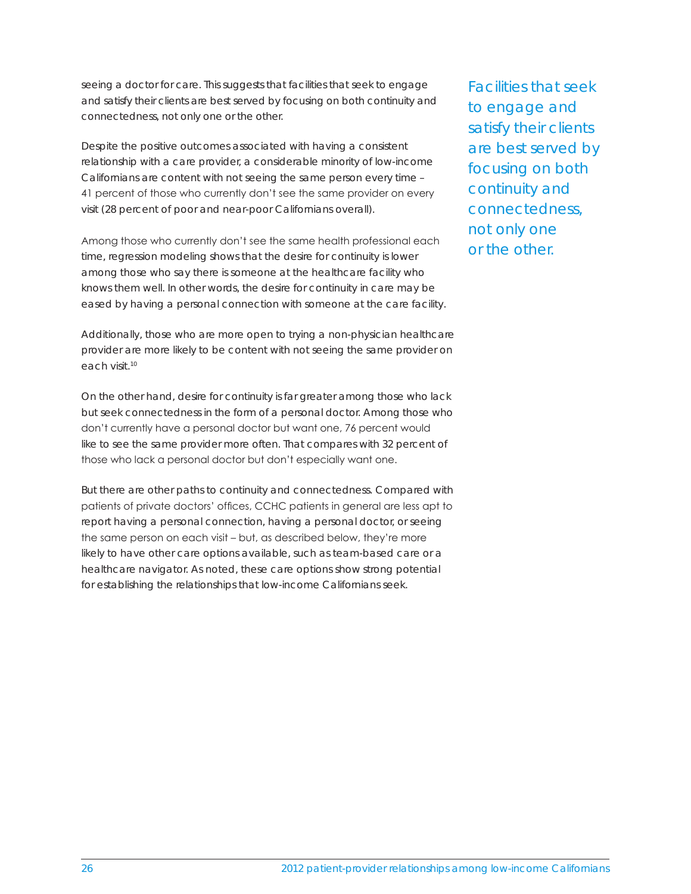seeing a doctor for care. This suggests that facilities that seek to engage and satisfy their clients are best served by focusing on both continuity and connectedness, not only one or the other.

Despite the positive outcomes associated with having a consistent relationship with a care provider, a considerable minority of low-income Californians are content with not seeing the same person every time – 41 percent of those who currently don't see the same provider on every visit (28 percent of poor and near-poor Californians overall).

Among those who currently don't see the same health professional each time, regression modeling shows that the desire for continuity is lower among those who say there is someone at the healthcare facility who knows them well. In other words, the desire for continuity in care may be eased by having a personal connection with someone at the care facility.

Additionally, those who are more open to trying a non-physician healthcare provider are more likely to be content with not seeing the same provider on each visit.[10]

On the other hand, desire for continuity is far greater among those who lack but seek connectedness in the form of a personal doctor. Among those who don't currently have a personal doctor but want one, 76 percent would like to see the same provider more often. That compares with 32 percent of those who lack a personal doctor but don't especially want one.

But there are other paths to continuity and connectedness. Compared with patients of private doctors' offices, CCHC patients in general are less apt to report having a personal connection, having a personal doctor, or seeing the same person on each visit – but, as described below, they're more likely to have other care options available, such as team-based care or a healthcare navigator. As noted, these care options show strong potential for establishing the relationships that low-income Californians seek.

> Facilities that seek to engage and satisfy their clients are best served by focusing on both continuity and connectedness, not only one or the other.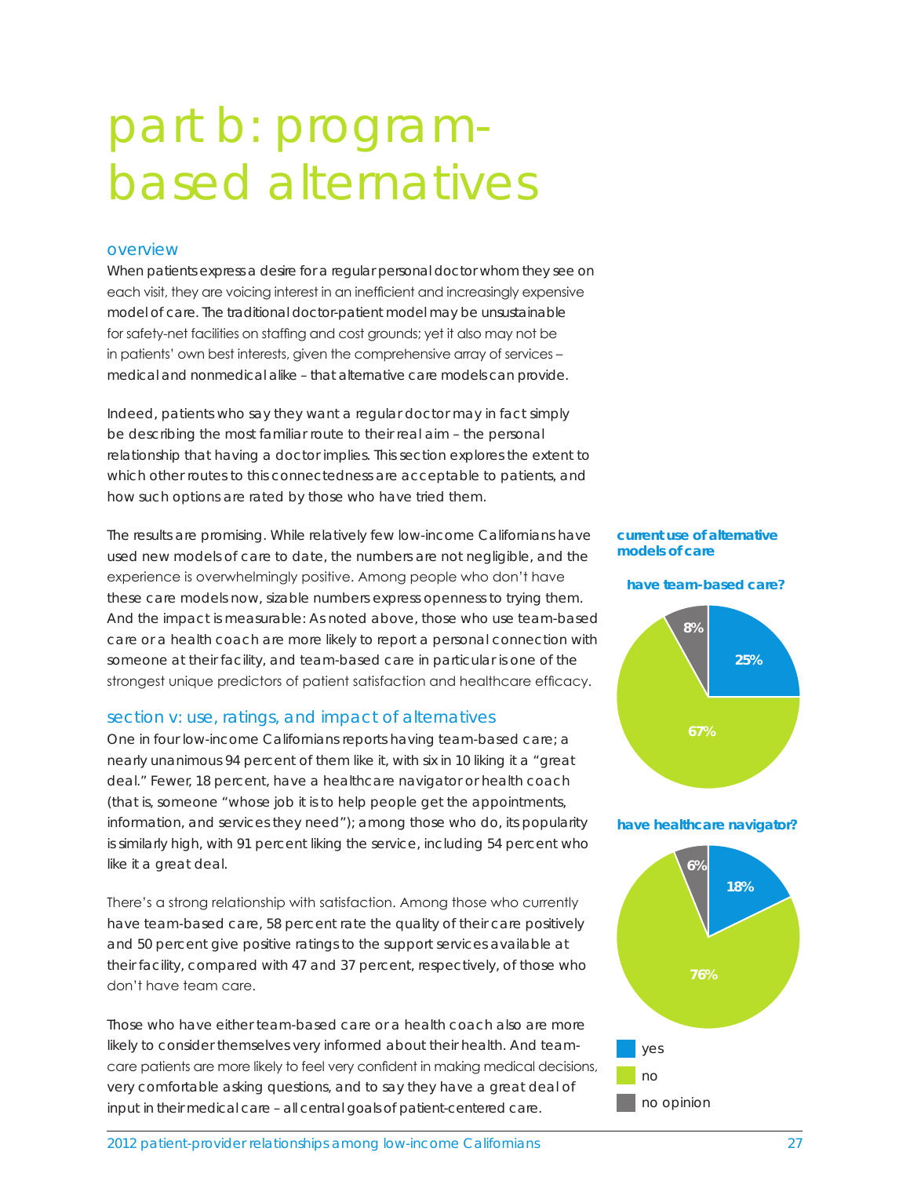# part b: program-based alternatives

## overview

When patients express a desire for a regular personal doctor whom they see on each visit, they are voicing interest in an inefficient and increasingly expensive model of care. The traditional doctor-patient model may be unsustainable for safety-net facilities on staffing and cost grounds; yet it also may not be in patients' own best interests, given the comprehensive array of services – medical and nonmedical alike – that alternative care models can provide.

Indeed, patients who say they want a regular doctor may in fact simply be describing the most familiar route to their real aim – the personal relationship that having a doctor implies. This section explores the extent to which other routes to this connectedness are acceptable to patients, and how such options are rated by those who have tried them.

The results are promising. While relatively few low-income Californians have used new models of care to date, the numbers are not negligible, and the experience is overwhelmingly positive. Among people who don't have these care models now, sizable numbers express openness to trying them. And the impact is measurable: As noted above, those who use team-based care or a health coach are more likely to report a personal connection with someone at their facility, and team-based care in particular is one of the strongest unique predictors of patient satisfaction and healthcare efficacy.

## section v: use, ratings, and impact of alternatives

One in four low-income Californians reports having team-based care; a nearly unanimous 94 percent of them like it, with six in 10 liking it a "great deal." Fewer, 18 percent, have a healthcare navigator or health coach (that is, someone "whose job it is to help people get the appointments, information, and services they need"); among those who do, its popularity is similarly high, with 91 percent liking the service, including 54 percent who like it a great deal.

There's a strong relationship with satisfaction. Among those who currently have team-based care, 58 percent rate the quality of their care positively and 50 percent give positive ratings to the support services available at their facility, compared with 47 and 37 percent, respectively, of those who don't have team care.

Those who have either team-based care or a health coach also are more likely to consider themselves very informed about their health. And team-care patients are more likely to feel very confident in making medical decisions, very comfortable asking questions, and to say they have a great deal of input in their medical care – all central goals of patient-centered care.

**current use of alternative models of care**

**have team-based care?**

| | % |
|---|---|
| yes | 25% |
| no | 67% |
| no opinion | 8% |

**have healthcare navigator?**

| | % |
|---|---|
| yes | 18% |
| no | 76% |
| no opinion | 6% |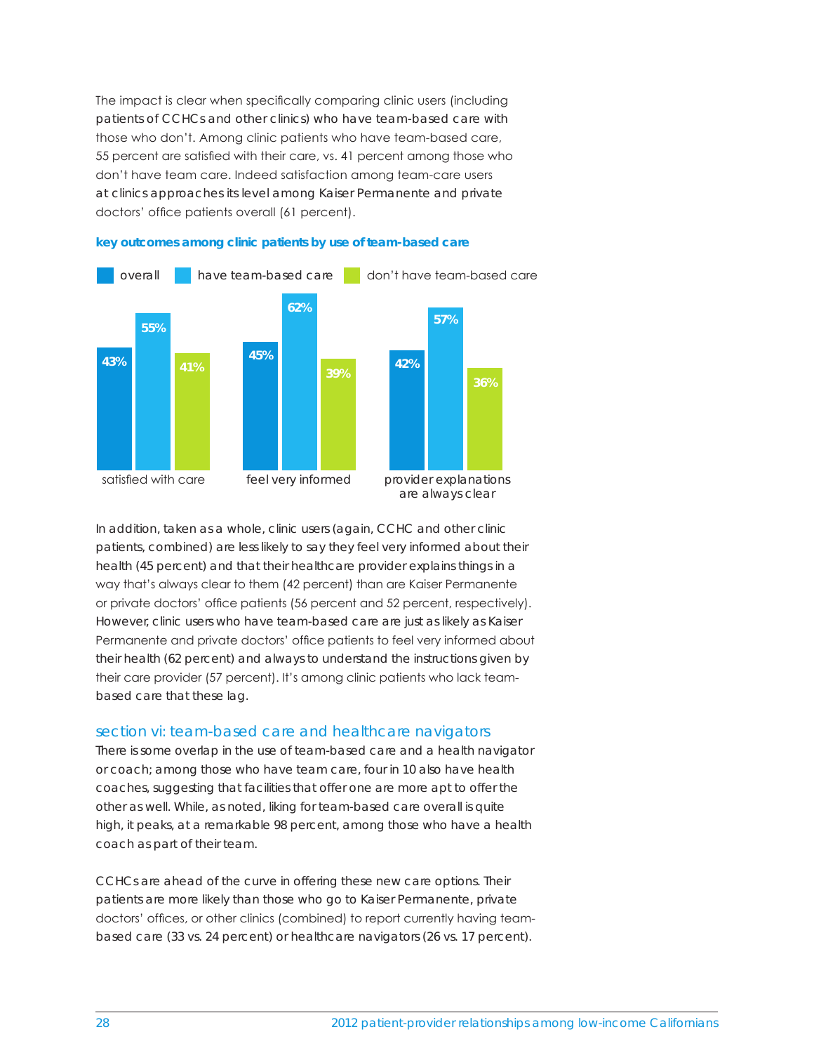The impact is clear when specifically comparing clinic users (including patients of CCHCs and other clinics) who have team-based care with those who don't. Among clinic patients who have team-based care, 55 percent are satisfied with their care, vs. 41 percent among those who don't have team care. Indeed satisfaction among team-care users at clinics approaches its level among Kaiser Permanente and private doctors' office patients overall (61 percent).

**key outcomes among clinic patients by use of team-based care**

| | overall | have team-based care | don't have team-based care |
|---|---|---|---|
| satisfied with care | 43% | 55% | 41% |
| feel very informed | 45% | 62% | 39% |
| provider explanations are always clear | 42% | 57% | 36% |

In addition, taken as a whole, clinic users (again, CCHC and other clinic patients, combined) are less likely to say they feel very informed about their health (45 percent) and that their healthcare provider explains things in a way that's always clear to them (42 percent) than are Kaiser Permanente or private doctors' office patients (56 percent and 52 percent, respectively). However, clinic users who have team-based care are just as likely as Kaiser Permanente and private doctors' office patients to feel very informed about their health (62 percent) and always to understand the instructions given by their care provider (57 percent). It's among clinic patients who lack team-based care that these lag.

## section vi: team-based care and healthcare navigators

There is some overlap in the use of team-based care and a health navigator or coach; among those who have team care, four in 10 also have health coaches, suggesting that facilities that offer one are more apt to offer the other as well. While, as noted, liking for team-based care overall is quite high, it peaks, at a remarkable 98 percent, among those who have a health coach as part of their team.

CCHCs are ahead of the curve in offering these new care options. Their patients are more likely than those who go to Kaiser Permanente, private doctors' offices, or other clinics (combined) to report currently having team-based care (33 vs. 24 percent) or healthcare navigators (26 vs. 17 percent).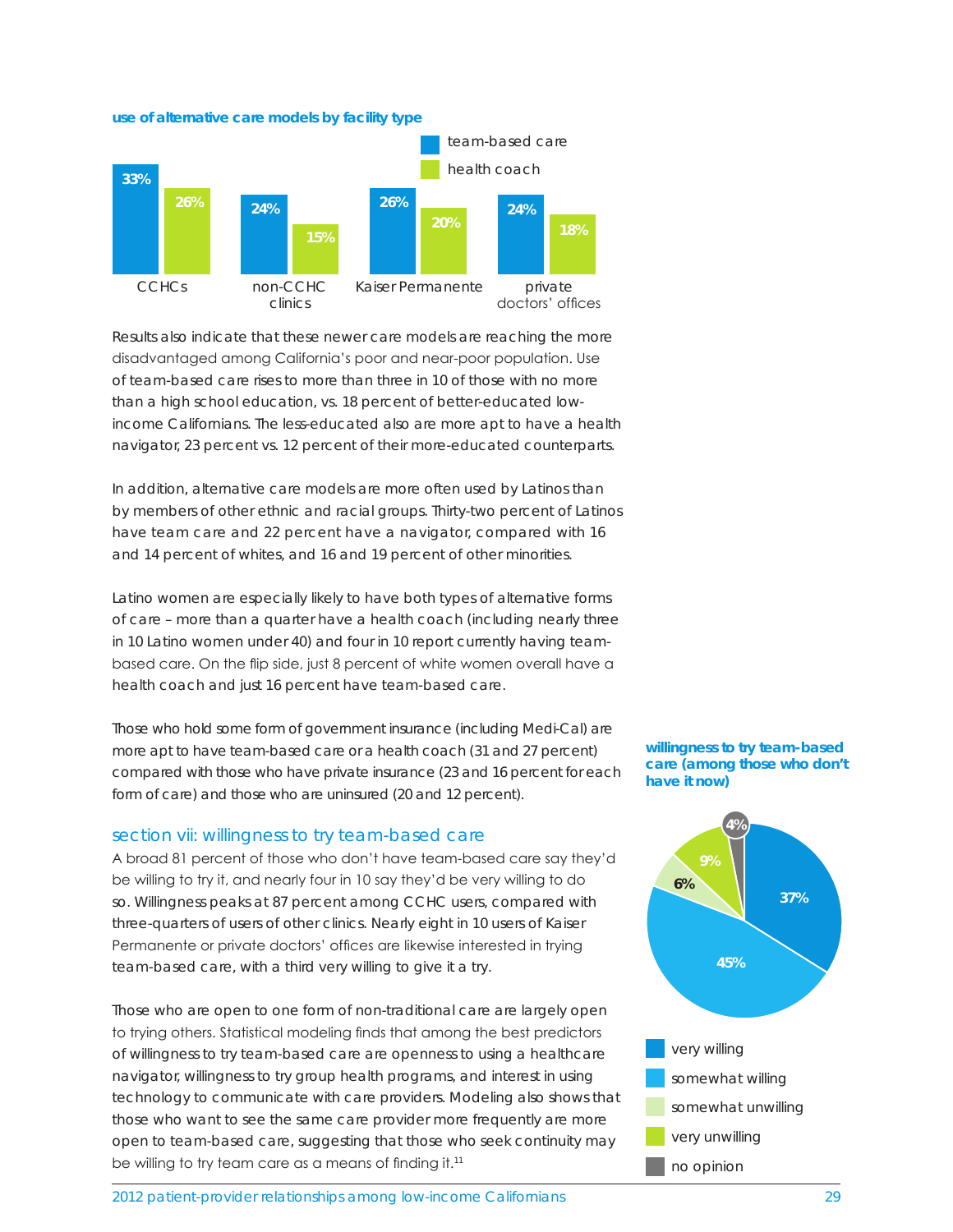**use of alternative care models by facility type**

| | team-based care | health coach |
|---|---|---|
| CCHCs | 33% | 26% |
| non-CCHC clinics | 24% | 15% |
| Kaiser Permanente | 26% | 20% |
| private doctors' offices | 24% | 18% |

Results also indicate that these newer care models are reaching the more disadvantaged among California's poor and near-poor population. Use of team-based care rises to more than three in 10 of those with no more than a high school education, vs. 18 percent of better-educated low-income Californians. The less-educated also are more apt to have a health navigator, 23 percent vs. 12 percent of their more-educated counterparts.

In addition, alternative care models are more often used by Latinos than by members of other ethnic and racial groups. Thirty-two percent of Latinos have team care and 22 percent have a navigator, compared with 16 and 14 percent of whites, and 16 and 19 percent of other minorities.

Latino women are especially likely to have both types of alternative forms of care – more than a quarter have a health coach (including nearly three in 10 Latino women under 40) and four in 10 report currently having team-based care. On the flip side, just 8 percent of white women overall have a health coach and just 16 percent have team-based care.

Those who hold some form of government insurance (including Medi-Cal) are more apt to have team-based care or a health coach (31 and 27 percent) compared with those who have private insurance (23 and 16 percent for each form of care) and those who are uninsured (20 and 12 percent).

## section vii: willingness to try team-based care

A broad 81 percent of those who don't have team-based care say they'd be willing to try it, and nearly four in 10 say they'd be very willing to do so. Willingness peaks at 87 percent among CCHC users, compared with three-quarters of users of other clinics. Nearly eight in 10 users of Kaiser Permanente or private doctors' offices are likewise interested in trying team-based care, with a third very willing to give it a try.

Those who are open to one form of non-traditional care are largely open to trying others. Statistical modeling finds that among the best predictors of willingness to try team-based care are openness to using a healthcare navigator, willingness to try group health programs, and interest in using technology to communicate with care providers. Modeling also shows that those who want to see the same care provider more frequently are more open to team-based care, suggesting that those who seek continuity may be willing to try team care as a means of finding it.[11]

**willingness to try team-based care (among those who don't have it now)**

| Response | Percent |
|---|---|
| very willing | 37% |
| somewhat willing | 45% |
| somewhat unwilling | 6% |
| very unwilling | 9% |
| no opinion | 4% |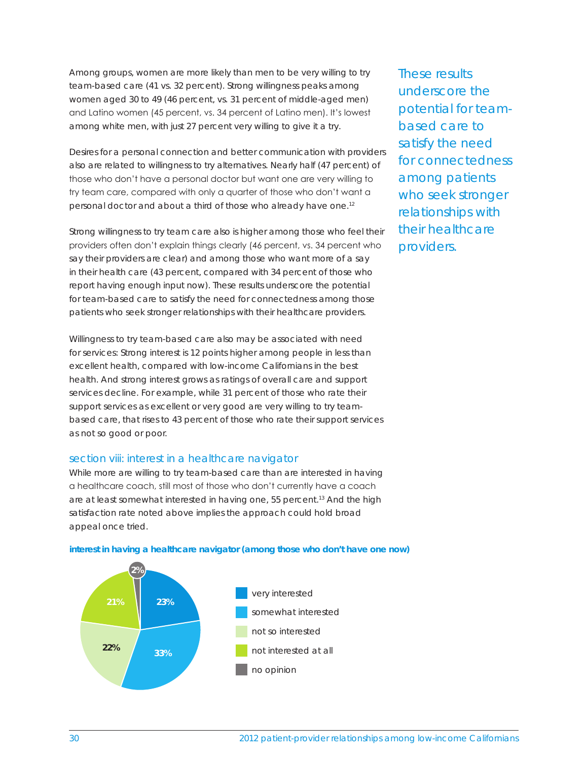Among groups, women are more likely than men to be very willing to try team-based care (41 vs. 32 percent). Strong willingness peaks among women aged 30 to 49 (46 percent, vs. 31 percent of middle-aged men) and Latino women (45 percent, vs. 34 percent of Latino men). It's lowest among white men, with just 27 percent very willing to give it a try.

Desires for a personal connection and better communication with providers also are related to willingness to try alternatives. Nearly half (47 percent) of those who don't have a personal doctor but want one are very willing to try team care, compared with only a quarter of those who don't want a personal doctor and about a third of those who already have one.[12]

Strong willingness to try team care also is higher among those who feel their providers often don't explain things clearly (46 percent, vs. 34 percent who say their providers are clear) and among those who want more of a say in their health care (43 percent, compared with 34 percent of those who report having enough input now). These results underscore the potential for team-based care to satisfy the need for connectedness among those patients who seek stronger relationships with their healthcare providers.

*These results underscore the potential for team-based care to satisfy the need for connectedness among patients who seek stronger relationships with their healthcare providers.*

Willingness to try team-based care also may be associated with need for services: Strong interest is 12 points higher among people in less than excellent health, compared with low-income Californians in the best health. And strong interest grows as ratings of overall care and support services decline. For example, while 31 percent of those who rate their support services as excellent or very good are very willing to try team-based care, that rises to 43 percent of those who rate their support services as not so good or poor.

## section viii: interest in a healthcare navigator

While more are willing to try team-based care than are interested in having a healthcare coach, still most of those who don't currently have a coach are at least somewhat interested in having one, 55 percent.[13] And the high satisfaction rate noted above implies the approach could hold broad appeal once tried.

**interest in having a healthcare navigator (among those who don't have one now)**

| Response | Percent |
|---|---|
| very interested | 23% |
| somewhat interested | 33% |
| not so interested | 22% |
| not interested at all | 21% |
| no opinion | 2% |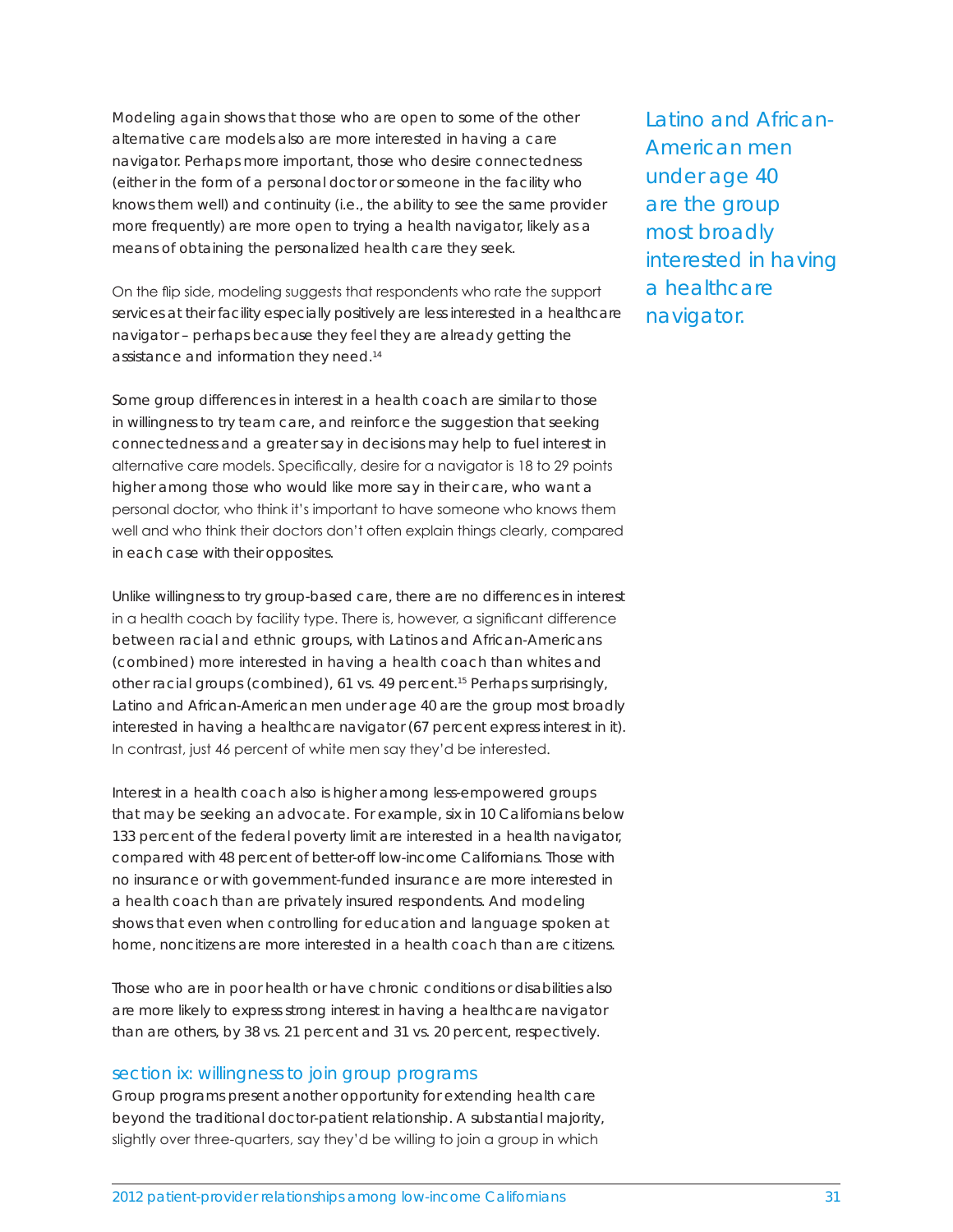Modeling again shows that those who are open to some of the other alternative care models also are more interested in having a care navigator. Perhaps more important, those who desire connectedness (either in the form of a personal doctor or someone in the facility who knows them well) and continuity (i.e., the ability to see the same provider more frequently) are more open to trying a health navigator, likely as a means of obtaining the personalized health care they seek.

On the flip side, modeling suggests that respondents who rate the support services at their facility especially positively are less interested in a healthcare navigator – perhaps because they feel they are already getting the assistance and information they need.[14]

Some group differences in interest in a health coach are similar to those in willingness to try team care, and reinforce the suggestion that seeking connectedness and a greater say in decisions may help to fuel interest in alternative care models. Specifically, desire for a navigator is 18 to 29 points higher among those who would like more say in their care, who want a personal doctor, who think it's important to have someone who knows them well and who think their doctors don't often explain things clearly, compared in each case with their opposites.

Unlike willingness to try group-based care, there are no differences in interest in a health coach by facility type. There is, however, a significant difference between racial and ethnic groups, with Latinos and African-Americans (combined) more interested in having a health coach than whites and other racial groups (combined), 61 vs. 49 percent.[15] Perhaps surprisingly, Latino and African-American men under age 40 are the group most broadly interested in having a healthcare navigator (67 percent express interest in it). In contrast, just 46 percent of white men say they'd be interested.

Latino and African-American men under age 40 are the group most broadly interested in having a healthcare navigator.

Interest in a health coach also is higher among less-empowered groups that may be seeking an advocate. For example, six in 10 Californians below 133 percent of the federal poverty limit are interested in a health navigator, compared with 48 percent of better-off low-income Californians. Those with no insurance or with government-funded insurance are more interested in a health coach than are privately insured respondents. And modeling shows that even when controlling for education and language spoken at home, noncitizens are more interested in a health coach than are citizens.

Those who are in poor health or have chronic conditions or disabilities also are more likely to express strong interest in having a healthcare navigator than are others, by 38 vs. 21 percent and 31 vs. 20 percent, respectively.

## section ix: willingness to join group programs

Group programs present another opportunity for extending health care beyond the traditional doctor-patient relationship. A substantial majority, slightly over three-quarters, say they'd be willing to join a group in which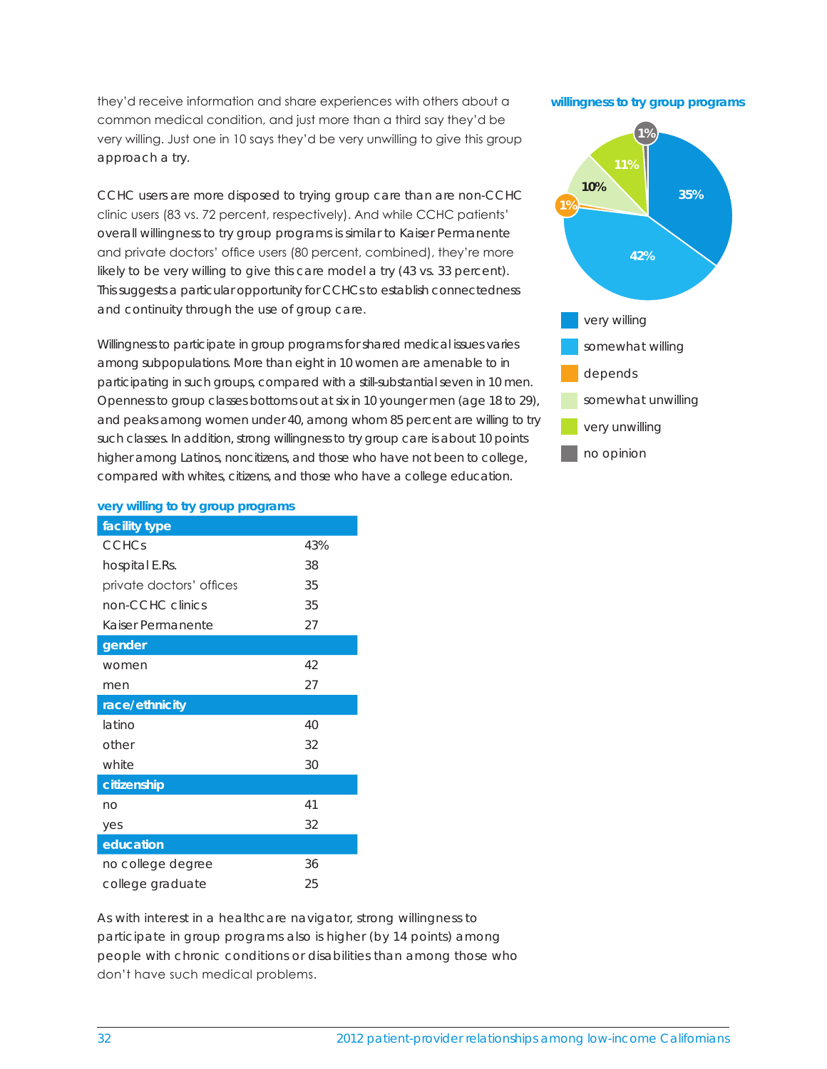they'd receive information and share experiences with others about a common medical condition, and just more than a third say they'd be very willing. Just one in 10 says they'd be very unwilling to give this group approach a try.

CCHC users are more disposed to trying group care than are non-CCHC clinic users (83 vs. 72 percent, respectively). And while CCHC patients' overall willingness to try group programs is similar to Kaiser Permanente and private doctors' office users (80 percent, combined), they're more likely to be very willing to give this care model a try (43 vs. 33 percent). This suggests a particular opportunity for CCHCs to establish connectedness and continuity through the use of group care.

Willingness to participate in group programs for shared medical issues varies among subpopulations. More than eight in 10 women are amenable to in participating in such groups, compared with a still-substantial seven in 10 men. Openness to group classes bottoms out at six in 10 younger men (age 18 to 29), and peaks among women under 40, among whom 85 percent are willing to try such classes. In addition, strong willingness to try group care is about 10 points higher among Latinos, noncitizens, and those who have not been to college, compared with whites, citizens, and those who have a college education.

**willingness to try group programs**

| response | percent |
|---|---|
| very willing | 35% |
| somewhat willing | 42% |
| depends | 1% |
| somewhat unwilling | 10% |
| very unwilling | 11% |
| no opinion | 1% |

**very willing to try group programs**

| facility type | |
|---|---|
| CCHCs | 43% |
| hospital E.Rs. | 38 |
| private doctors' offices | 35 |
| non-CCHC clinics | 35 |
| Kaiser Permanente | 27 |
| **gender** | |
| women | 42 |
| men | 27 |
| **race/ethnicity** | |
| latino | 40 |
| other | 32 |
| white | 30 |
| **citizenship** | |
| no | 41 |
| yes | 32 |
| **education** | |
| no college degree | 36 |
| college graduate | 25 |

As with interest in a healthcare navigator, strong willingness to participate in group programs also is higher (by 14 points) among people with chronic conditions or disabilities than among those who don't have such medical problems.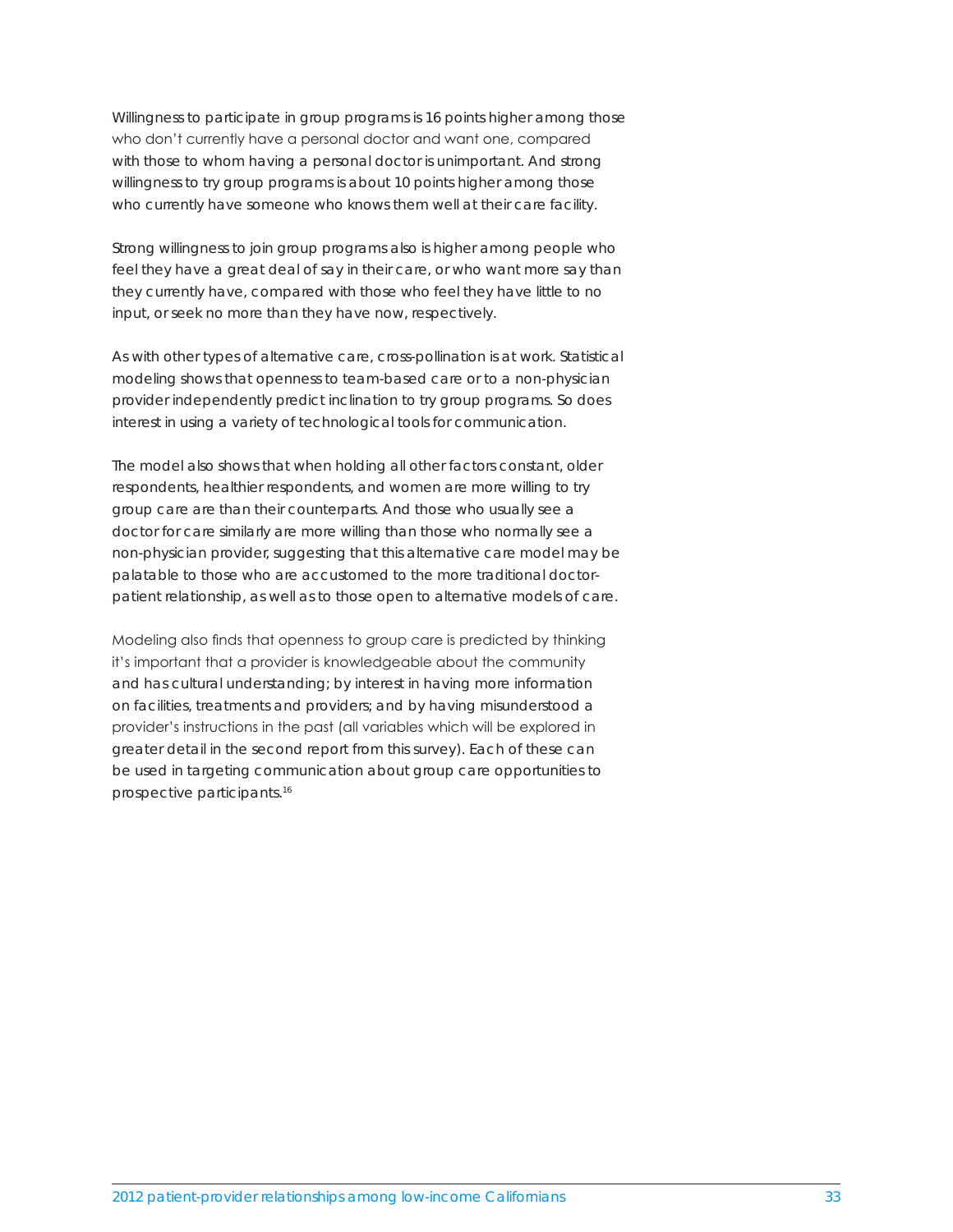Willingness to participate in group programs is 16 points higher among those who don't currently have a personal doctor and want one, compared with those to whom having a personal doctor is unimportant. And strong willingness to try group programs is about 10 points higher among those who currently have someone who knows them well at their care facility.

Strong willingness to join group programs also is higher among people who feel they have a great deal of say in their care, or who want more say than they currently have, compared with those who feel they have little to no input, or seek no more than they have now, respectively.

As with other types of alternative care, cross-pollination is at work. Statistical modeling shows that openness to team-based care or to a non-physician provider independently predict inclination to try group programs. So does interest in using a variety of technological tools for communication.

The model also shows that when holding all other factors constant, older respondents, healthier respondents, and women are more willing to try group care are than their counterparts. And those who usually see a doctor for care similarly are more willing than those who normally see a non-physician provider, suggesting that this alternative care model may be palatable to those who are accustomed to the more traditional doctor-patient relationship, as well as to those open to alternative models of care.

Modeling also finds that openness to group care is predicted by thinking it's important that a provider is knowledgeable about the community and has cultural understanding; by interest in having more information on facilities, treatments and providers; and by having misunderstood a provider's instructions in the past (all variables which will be explored in greater detail in the second report from this survey). Each of these can be used in targeting communication about group care opportunities to prospective participants.[16]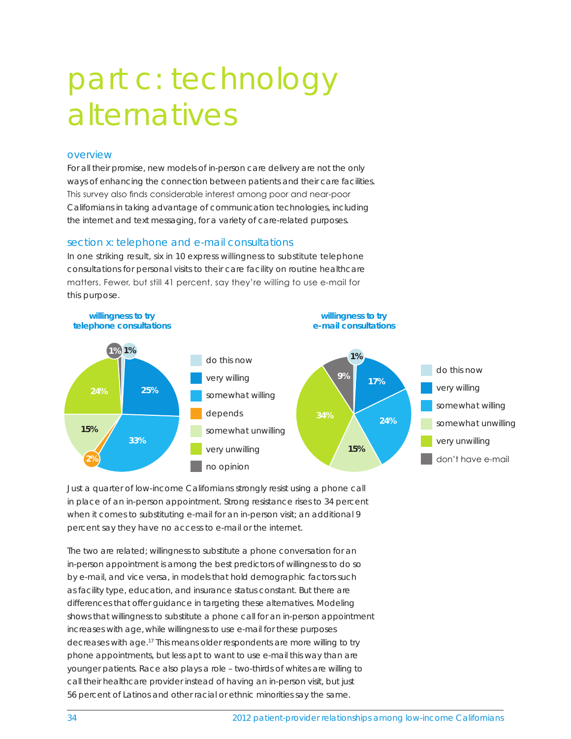# part c: technology alternatives

## overview

For all their promise, new models of in-person care delivery are not the only ways of enhancing the connection between patients and their care facilities. This survey also finds considerable interest among poor and near-poor Californians in taking advantage of communication technologies, including the internet and text messaging, for a variety of care-related purposes.

## section x: telephone and e-mail consultations

In one striking result, six in 10 express willingness to substitute telephone consultations for personal visits to their care facility on routine healthcare matters. Fewer, but still 41 percent, say they're willing to use e-mail for this purpose.

**willingness to try telephone consultations**

| Response | % |
| --- | --- |
| do this now | 1% |
| very willing | 25% |
| somewhat willing | 33% |
| depends | 2% |
| somewhat unwilling | 15% |
| very unwilling | 24% |
| no opinion | 1% |

**willingness to try e-mail consultations**

| Response | % |
| --- | --- |
| do this now | 1% |
| very willing | 17% |
| somewhat willing | 24% |
| somewhat unwilling | 15% |
| very unwilling | 34% |
| don't have e-mail | 9% |

Just a quarter of low-income Californians strongly resist using a phone call in place of an in-person appointment. Strong resistance rises to 34 percent when it comes to substituting e-mail for an in-person visit; an additional 9 percent say they have no access to e-mail or the internet.

The two are related; willingness to substitute a phone conversation for an in-person appointment is among the best predictors of willingness to do so by e-mail, and vice versa, in models that hold demographic factors such as facility type, education, and insurance status constant. But there are differences that offer guidance in targeting these alternatives. Modeling shows that willingness to substitute a phone call for an in-person appointment increases with age, while willingness to use e-mail for these purposes decreases with age.[17] This means older respondents are more willing to try phone appointments, but less apt to want to use e-mail this way than are younger patients. Race also plays a role – two-thirds of whites are willing to call their healthcare provider instead of having an in-person visit, but just 56 percent of Latinos and other racial or ethnic minorities say the same.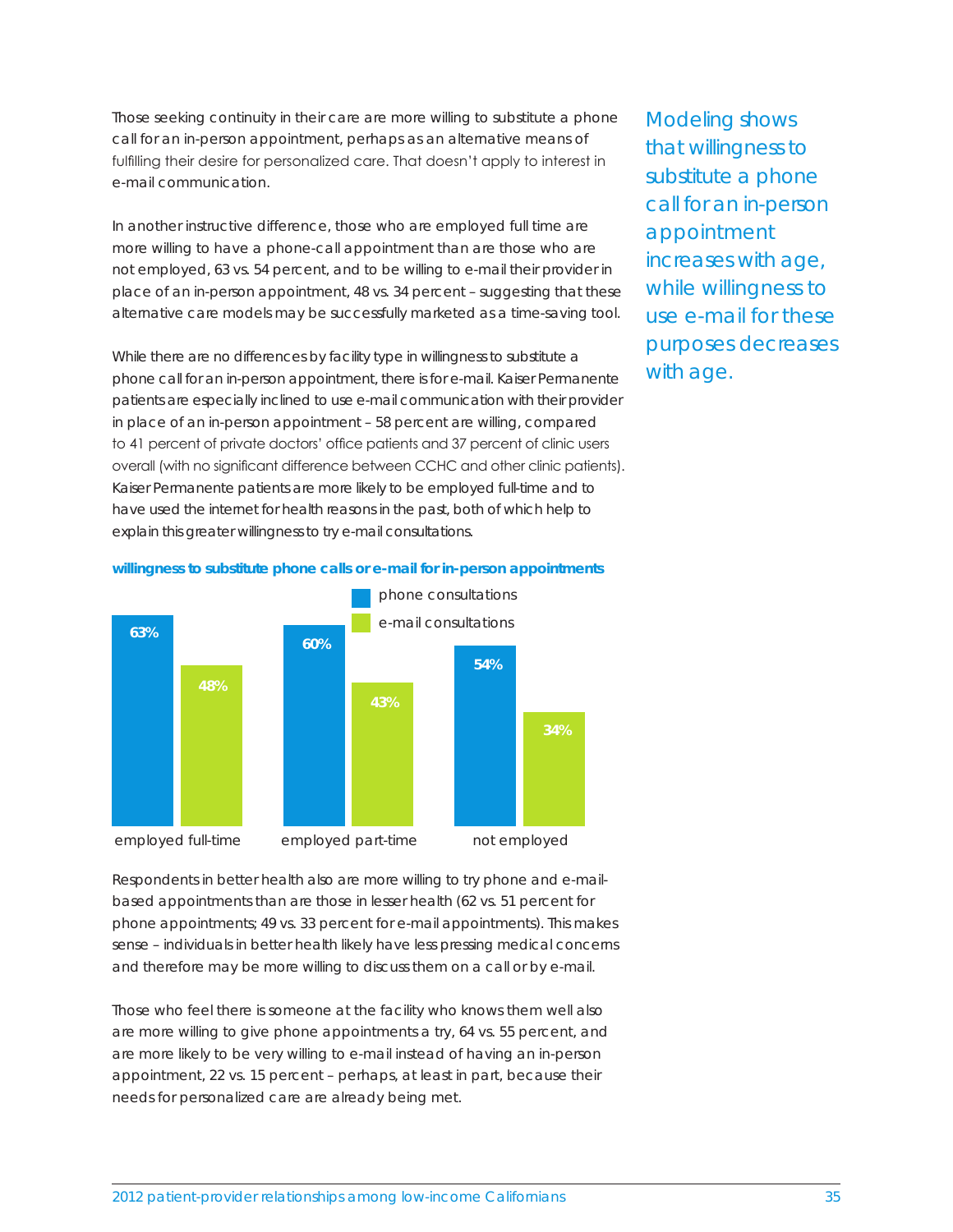Those seeking continuity in their care are more willing to substitute a phone call for an in-person appointment, perhaps as an alternative means of fulfilling their desire for personalized care. That doesn't apply to interest in e-mail communication.

In another instructive difference, those who are employed full time are more willing to have a phone-call appointment than are those who are not employed, 63 vs. 54 percent, and to be willing to e-mail their provider in place of an in-person appointment, 48 vs. 34 percent – suggesting that these alternative care models may be successfully marketed as a time-saving tool.

While there are no differences by facility type in willingness to substitute a phone call for an in-person appointment, there is for e-mail. Kaiser Permanente patients are especially inclined to use e-mail communication with their provider in place of an in-person appointment – 58 percent are willing, compared to 41 percent of private doctors' office patients and 37 percent of clinic users overall (with no significant difference between CCHC and other clinic patients). Kaiser Permanente patients are more likely to be employed full-time and to have used the internet for health reasons in the past, both of which help to explain this greater willingness to try e-mail consultations.

> Modeling shows that willingness to substitute a phone call for an in-person appointment increases with age, while willingness to use e-mail for these purposes decreases with age.

**willingness to substitute phone calls or e-mail for in-person appointments**

| | phone consultations | e-mail consultations |
|---|---|---|
| employed full-time | 63% | 48% |
| employed part-time | 60% | 43% |
| not employed | 54% | 34% |

Respondents in better health also are more willing to try phone and e-mail-based appointments than are those in lesser health (62 vs. 51 percent for phone appointments; 49 vs. 33 percent for e-mail appointments). This makes sense – individuals in better health likely have less pressing medical concerns and therefore may be more willing to discuss them on a call or by e-mail.

Those who feel there is someone at the facility who knows them well also are more willing to give phone appointments a try, 64 vs. 55 percent, and are more likely to be very willing to e-mail instead of having an in-person appointment, 22 vs. 15 percent – perhaps, at least in part, because their needs for personalized care are already being met.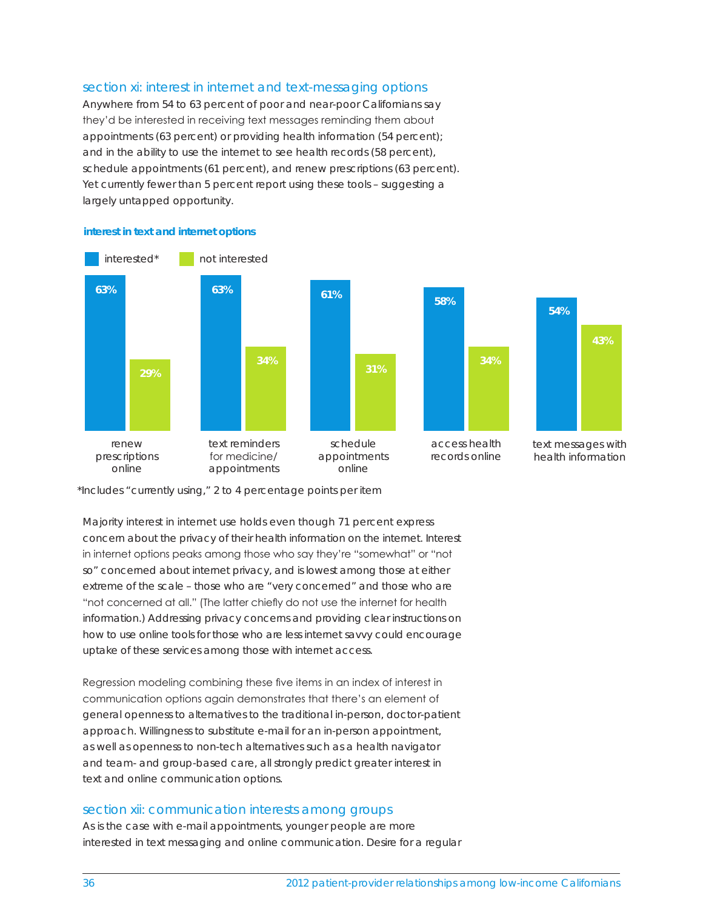## section xi: interest in internet and text-messaging options

Anywhere from 54 to 63 percent of poor and near-poor Californians say they'd be interested in receiving text messages reminding them about appointments (63 percent) or providing health information (54 percent); and in the ability to use the internet to see health records (58 percent), schedule appointments (61 percent), and renew prescriptions (63 percent). Yet currently fewer than 5 percent report using these tools – suggesting a largely untapped opportunity.

**interest in text and internet options**

| | interested* | not interested |
|---|---|---|
| renew prescriptions online | 63% | 29% |
| text reminders for medicine/ appointments | 63% | 34% |
| schedule appointments online | 61% | 31% |
| access health records online | 58% | 34% |
| text messages with health information | 54% | 43% |

*Includes "currently using," 2 to 4 percentage points per item

Majority interest in internet use holds even though 71 percent express concern about the privacy of their health information on the internet. Interest in internet options peaks among those who say they're "somewhat" or "not so" concerned about internet privacy, and is lowest among those at either extreme of the scale – those who are "very concerned" and those who are "not concerned at all." (The latter chiefly do not use the internet for health information.) Addressing privacy concerns and providing clear instructions on how to use online tools for those who are less internet savvy could encourage uptake of these services among those with internet access.

Regression modeling combining these five items in an index of interest in communication options again demonstrates that there's an element of general openness to alternatives to the traditional in-person, doctor-patient approach. Willingness to substitute e-mail for an in-person appointment, as well as openness to non-tech alternatives such as a health navigator and team- and group-based care, all strongly predict greater interest in text and online communication options.

## section xii: communication interests among groups

As is the case with e-mail appointments, younger people are more interested in text messaging and online communication. Desire for a regular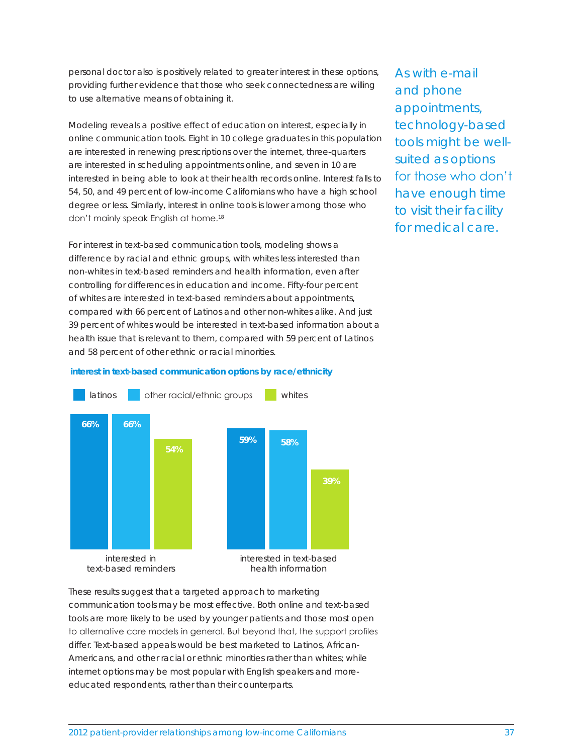personal doctor also is positively related to greater interest in these options, providing further evidence that those who seek connectedness are willing to use alternative means of obtaining it.

Modeling reveals a positive effect of education on interest, especially in online communication tools. Eight in 10 college graduates in this population are interested in renewing prescriptions over the internet, three-quarters are interested in scheduling appointments online, and seven in 10 are interested in being able to look at their health records online. Interest falls to 54, 50, and 49 percent of low-income Californians who have a high school degree or less. Similarly, interest in online tools is lower among those who don't mainly speak English at home.[18]

For interest in text-based communication tools, modeling shows a difference by racial and ethnic groups, with whites less interested than non-whites in text-based reminders and health information, even after controlling for differences in education and income. Fifty-four percent of whites are interested in text-based reminders about appointments, compared with 66 percent of Latinos and other non-whites alike. And just 39 percent of whites would be interested in text-based information about a health issue that is relevant to them, compared with 59 percent of Latinos and 58 percent of other ethnic or racial minorities.

*As with e-mail and phone appointments, technology-based tools might be well-suited as options for those who don't have enough time to visit their facility for medical care.*

**interest in text-based communication options by race/ethnicity**

| | latinos | other racial/ethnic groups | whites |
|---|---|---|---|
| interested in text-based reminders | 66% | 66% | 54% |
| interested in text-based health information | 59% | 58% | 39% |

These results suggest that a targeted approach to marketing communication tools may be most effective. Both online and text-based tools are more likely to be used by younger patients and those most open to alternative care models in general. But beyond that, the support profiles differ. Text-based appeals would be best marketed to Latinos, African-Americans, and other racial or ethnic minorities rather than whites; while internet options may be most popular with English speakers and more-educated respondents, rather than their counterparts.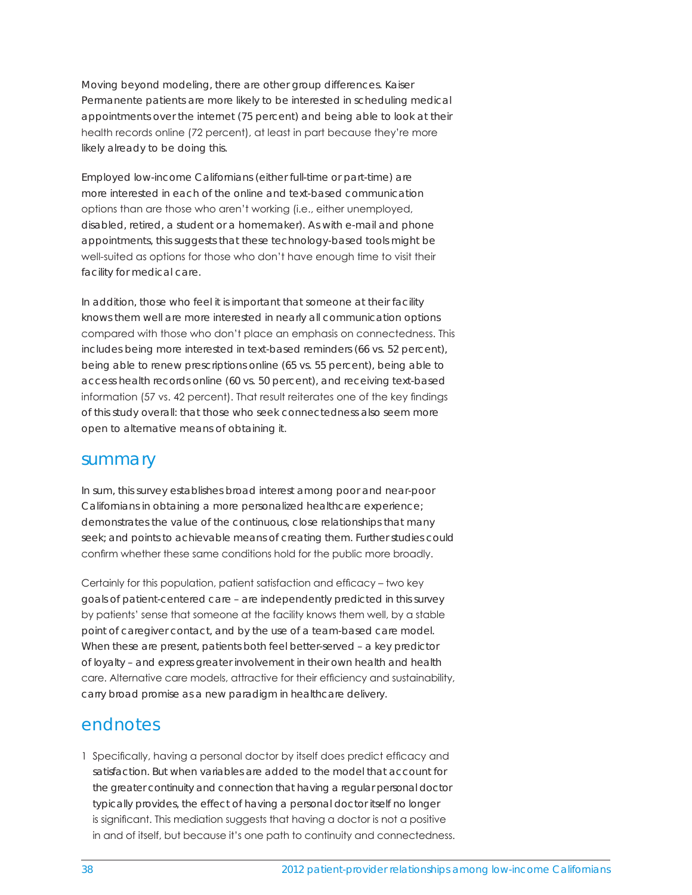Moving beyond modeling, there are other group differences. Kaiser Permanente patients are more likely to be interested in scheduling medical appointments over the internet (75 percent) and being able to look at their health records online (72 percent), at least in part because they're more likely already to be doing this.

Employed low-income Californians (either full-time or part-time) are more interested in each of the online and text-based communication options than are those who aren't working (i.e., either unemployed, disabled, retired, a student or a homemaker). As with e-mail and phone appointments, this suggests that these technology-based tools might be well-suited as options for those who don't have enough time to visit their facility for medical care.

In addition, those who feel it is important that someone at their facility knows them well are more interested in nearly all communication options compared with those who don't place an emphasis on connectedness. This includes being more interested in text-based reminders (66 vs. 52 percent), being able to renew prescriptions online (65 vs. 55 percent), being able to access health records online (60 vs. 50 percent), and receiving text-based information (57 vs. 42 percent). That result reiterates one of the key findings of this study overall: that those who seek connectedness also seem more open to alternative means of obtaining it.

## summary

In sum, this survey establishes broad interest among poor and near-poor Californians in obtaining a more personalized healthcare experience; demonstrates the value of the continuous, close relationships that many seek; and points to achievable means of creating them. Further studies could confirm whether these same conditions hold for the public more broadly.

Certainly for this population, patient satisfaction and efficacy – two key goals of patient-centered care – are independently predicted in this survey by patients' sense that someone at the facility knows them well, by a stable point of caregiver contact, and by the use of a team-based care model. When these are present, patients both feel better-served – a key predictor of loyalty – and express greater involvement in their own health and health care. Alternative care models, attractive for their efficiency and sustainability, carry broad promise as a new paradigm in healthcare delivery.

## endnotes

1 Specifically, having a personal doctor by itself does predict efficacy and satisfaction. But when variables are added to the model that account for the greater continuity and connection that having a regular personal doctor typically provides, the effect of having a personal doctor itself no longer is significant. This mediation suggests that having a doctor is not a positive in and of itself, but because it's one path to continuity and connectedness.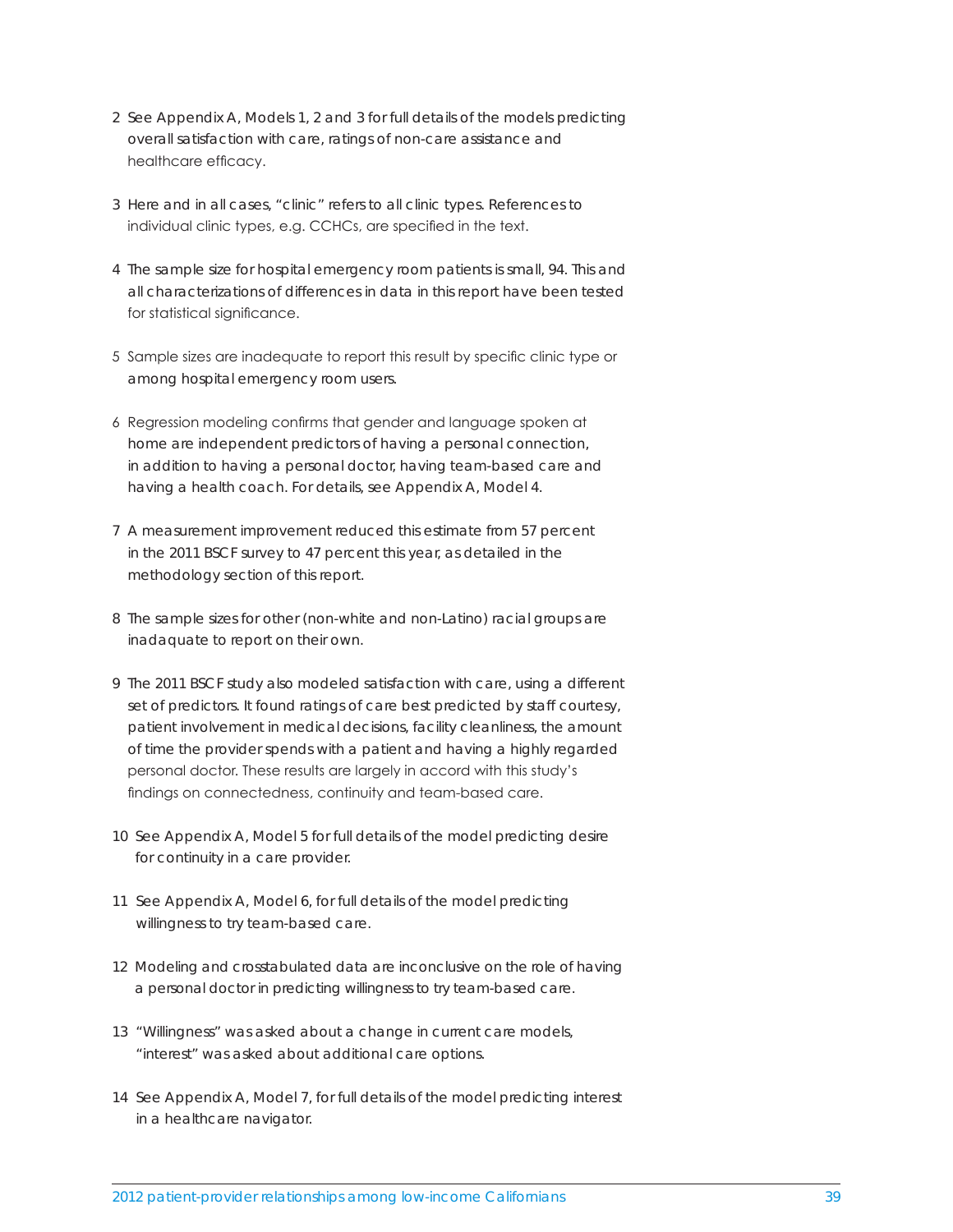2 See Appendix A, Models 1, 2 and 3 for full details of the models predicting overall satisfaction with care, ratings of non-care assistance and healthcare efficacy.

3 Here and in all cases, "clinic" refers to all clinic types. References to individual clinic types, e.g. CCHCs, are specified in the text.

4 The sample size for hospital emergency room patients is small, 94. This and all characterizations of differences in data in this report have been tested for statistical significance.

5 Sample sizes are inadequate to report this result by specific clinic type or among hospital emergency room users.

6 Regression modeling confirms that gender and language spoken at home are independent predictors of having a personal connection, in addition to having a personal doctor, having team-based care and having a health coach. For details, see Appendix A, Model 4.

7 A measurement improvement reduced this estimate from 57 percent in the 2011 BSCF survey to 47 percent this year, as detailed in the methodology section of this report.

8 The sample sizes for other (non-white and non-Latino) racial groups are inadaquate to report on their own.

9 The 2011 BSCF study also modeled satisfaction with care, using a different set of predictors. It found ratings of care best predicted by staff courtesy, patient involvement in medical decisions, facility cleanliness, the amount of time the provider spends with a patient and having a highly regarded personal doctor. These results are largely in accord with this study's findings on connectedness, continuity and team-based care.

10 See Appendix A, Model 5 for full details of the model predicting desire for continuity in a care provider.

11 See Appendix A, Model 6, for full details of the model predicting willingness to try team-based care.

12 Modeling and crosstabulated data are inconclusive on the role of having a personal doctor in predicting willingness to try team-based care.

13 "Willingness" was asked about a change in current care models, "interest" was asked about additional care options.

14 See Appendix A, Model 7, for full details of the model predicting interest in a healthcare navigator.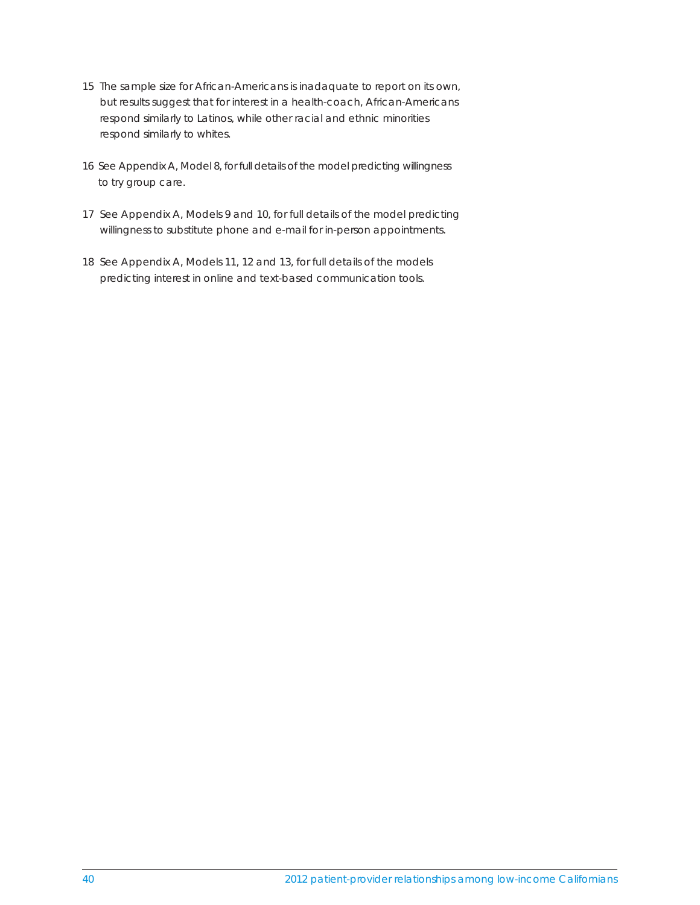15 The sample size for African-Americans is inadaquate to report on its own, but results suggest that for interest in a health-coach, African-Americans respond similarly to Latinos, while other racial and ethnic minorities respond similarly to whites.

16 See Appendix A, Model 8, for full details of the model predicting willingness to try group care.

17 See Appendix A, Models 9 and 10, for full details of the model predicting willingness to substitute phone and e-mail for in-person appointments.

18 See Appendix A, Models 11, 12 and 13, for full details of the models predicting interest in online and text-based communication tools.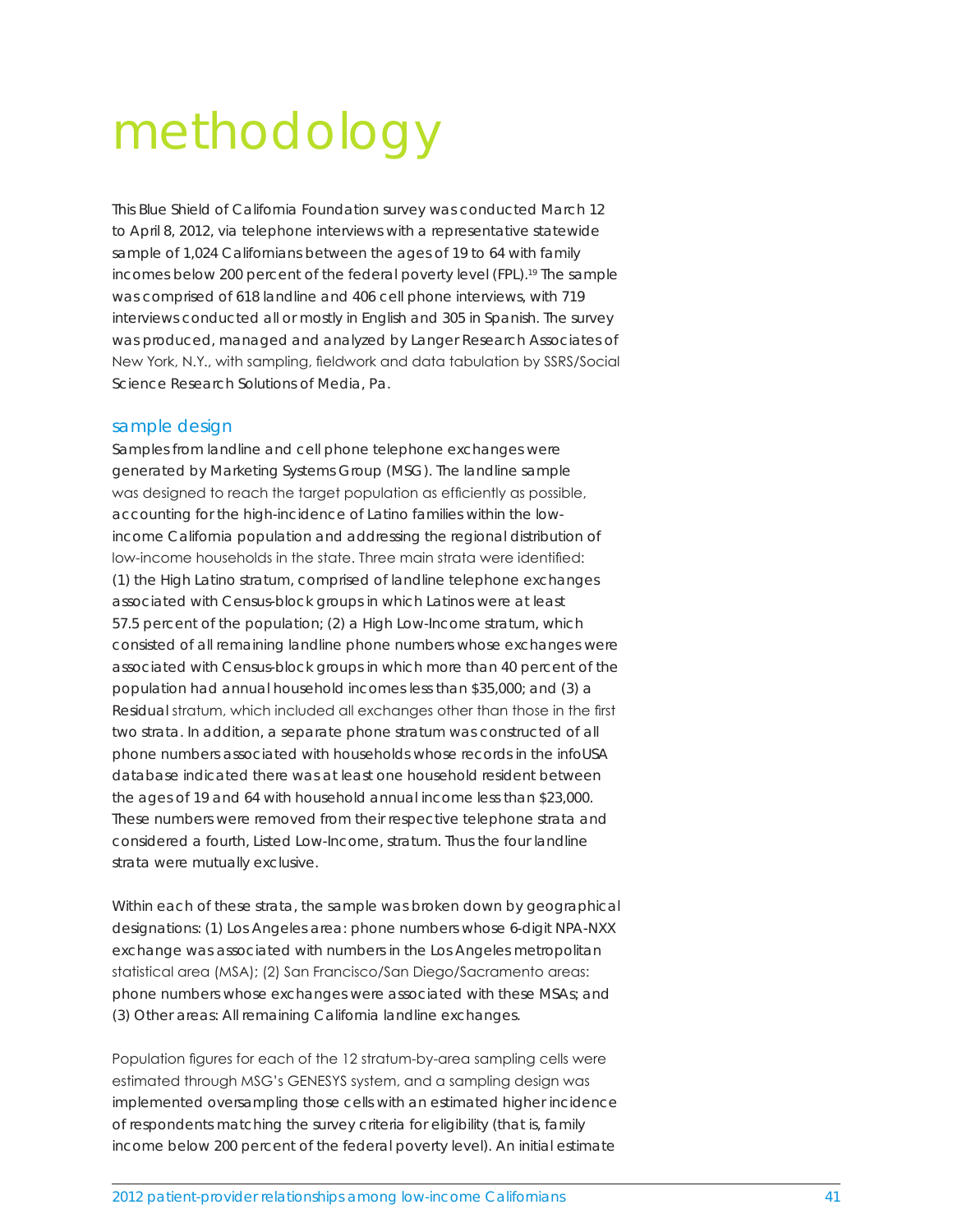# methodology

This Blue Shield of California Foundation survey was conducted March 12 to April 8, 2012, via telephone interviews with a representative statewide sample of 1,024 Californians between the ages of 19 to 64 with family incomes below 200 percent of the federal poverty level (FPL).[19] The sample was comprised of 618 landline and 406 cell phone interviews, with 719 interviews conducted all or mostly in English and 305 in Spanish. The survey was produced, managed and analyzed by Langer Research Associates of New York, N.Y., with sampling, fieldwork and data tabulation by SSRS/Social Science Research Solutions of Media, Pa.

## sample design

Samples from landline and cell phone telephone exchanges were generated by Marketing Systems Group (MSG). The landline sample was designed to reach the target population as efficiently as possible, accounting for the high-incidence of Latino families within the low-income California population and addressing the regional distribution of low-income households in the state. Three main strata were identified: (1) the High Latino stratum, comprised of landline telephone exchanges associated with Census-block groups in which Latinos were at least 57.5 percent of the population; (2) a High Low-Income stratum, which consisted of all remaining landline phone numbers whose exchanges were associated with Census-block groups in which more than 40 percent of the population had annual household incomes less than $35,000; and (3) a Residual stratum, which included all exchanges other than those in the first two strata. In addition, a separate phone stratum was constructed of all phone numbers associated with households whose records in the infoUSA database indicated there was at least one household resident between the ages of 19 and 64 with household annual income less than $23,000. These numbers were removed from their respective telephone strata and considered a fourth, Listed Low-Income, stratum. Thus the four landline strata were mutually exclusive.

Within each of these strata, the sample was broken down by geographical designations: (1) Los Angeles area: phone numbers whose 6-digit NPA-NXX exchange was associated with numbers in the Los Angeles metropolitan statistical area (MSA); (2) San Francisco/San Diego/Sacramento areas: phone numbers whose exchanges were associated with these MSAs; and (3) Other areas: All remaining California landline exchanges.

Population figures for each of the 12 stratum-by-area sampling cells were estimated through MSG's GENESYS system, and a sampling design was implemented oversampling those cells with an estimated higher incidence of respondents matching the survey criteria for eligibility (that is, family income below 200 percent of the federal poverty level). An initial estimate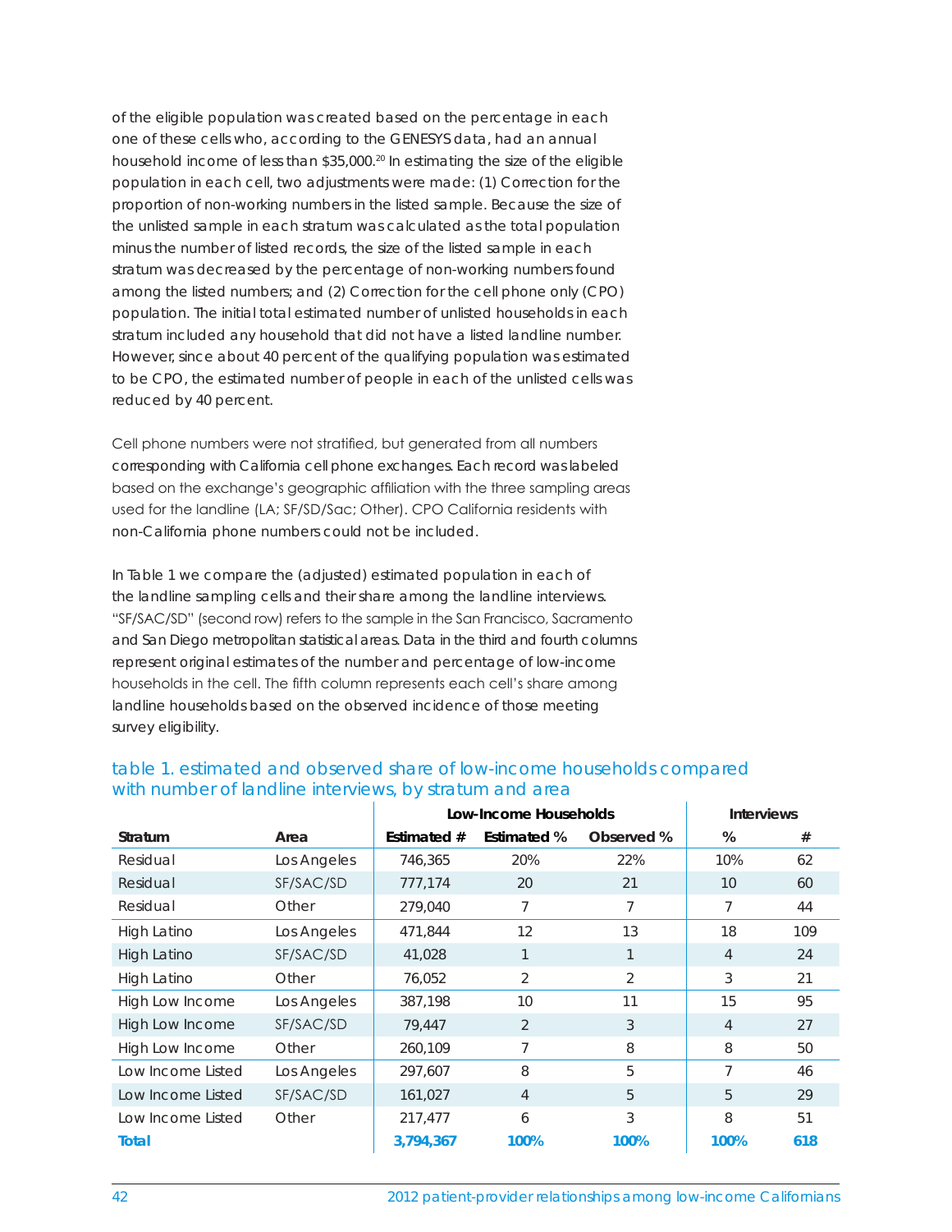of the eligible population was created based on the percentage in each one of these cells who, according to the GENESYS data, had an annual household income of less than $35,000.[20] In estimating the size of the eligible population in each cell, two adjustments were made: (1) Correction for the proportion of non-working numbers in the listed sample. Because the size of the unlisted sample in each stratum was calculated as the total population minus the number of listed records, the size of the listed sample in each stratum was decreased by the percentage of non-working numbers found among the listed numbers; and (2) Correction for the cell phone only (CPO) population. The initial total estimated number of unlisted households in each stratum included any household that did not have a listed landline number. However, since about 40 percent of the qualifying population was estimated to be CPO, the estimated number of people in each of the unlisted cells was reduced by 40 percent.

Cell phone numbers were not stratified, but generated from all numbers corresponding with California cell phone exchanges. Each record was labeled based on the exchange's geographic affiliation with the three sampling areas used for the landline (LA; SF/SD/Sac; Other). CPO California residents with non-California phone numbers could not be included.

In Table 1 we compare the (adjusted) estimated population in each of the landline sampling cells and their share among the landline interviews. "SF/SAC/SD" (second row) refers to the sample in the San Francisco, Sacramento and San Diego metropolitan statistical areas. Data in the third and fourth columns represent original estimates of the number and percentage of low-income households in the cell. The fifth column represents each cell's share among landline households based on the observed incidence of those meeting survey eligibility.

## table 1. estimated and observed share of low-income households compared with number of landline interviews, by stratum and area

| | | Low-Income Households | | | Interviews | |
|---|---|---|---|---|---|---|
| **Stratum** | **Area** | **Estimated #** | **Estimated %** | **Observed %** | **%** | **#** |
| Residual | Los Angeles | 746,365 | 20% | 22% | 10% | 62 |
| Residual | SF/SAC/SD | 777,174 | 20 | 21 | 10 | 60 |
| Residual | Other | 279,040 | 7 | 7 | 7 | 44 |
| High Latino | Los Angeles | 471,844 | 12 | 13 | 18 | 109 |
| High Latino | SF/SAC/SD | 41,028 | 1 | 1 | 4 | 24 |
| High Latino | Other | 76,052 | 2 | 2 | 3 | 21 |
| High Low Income | Los Angeles | 387,198 | 10 | 11 | 15 | 95 |
| High Low Income | SF/SAC/SD | 79,447 | 2 | 3 | 4 | 27 |
| High Low Income | Other | 260,109 | 7 | 8 | 8 | 50 |
| Low Income Listed | Los Angeles | 297,607 | 8 | 5 | 7 | 46 |
| Low Income Listed | SF/SAC/SD | 161,027 | 4 | 5 | 5 | 29 |
| Low Income Listed | Other | 217,477 | 6 | 3 | 8 | 51 |
| **Total** | | **3,794,367** | **100%** | **100%** | **100%** | **618** |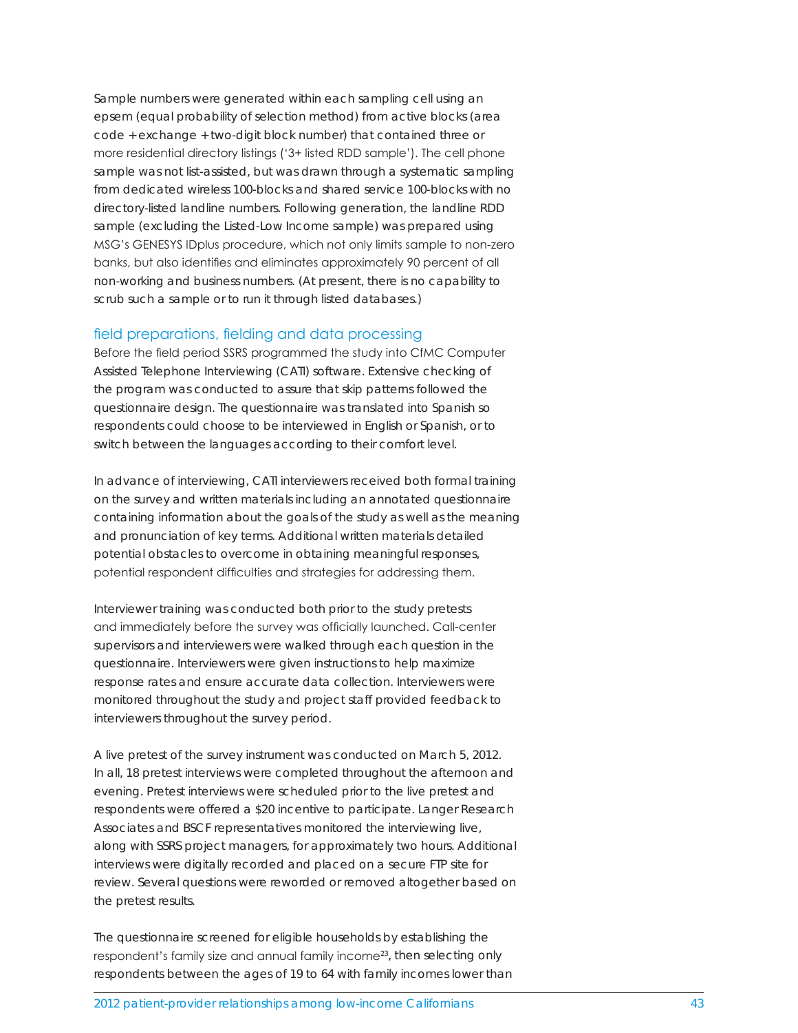Sample numbers were generated within each sampling cell using an epsem (equal probability of selection method) from active blocks (area code + exchange + two-digit block number) that contained three or more residential directory listings ('3+ listed RDD sample'). The cell phone sample was not list-assisted, but was drawn through a systematic sampling from dedicated wireless 100-blocks and shared service 100-blocks with no directory-listed landline numbers. Following generation, the landline RDD sample (excluding the Listed-Low Income sample) was prepared using MSG's GENESYS IDplus procedure, which not only limits sample to non-zero banks, but also identifies and eliminates approximately 90 percent of all non-working and business numbers. (At present, there is no capability to scrub such a sample or to run it through listed databases.)

## field preparations, fielding and data processing

Before the field period SSRS programmed the study into CfMC Computer Assisted Telephone Interviewing (CATI) software. Extensive checking of the program was conducted to assure that skip patterns followed the questionnaire design. The questionnaire was translated into Spanish so respondents could choose to be interviewed in English or Spanish, or to switch between the languages according to their comfort level.

In advance of interviewing, CATI interviewers received both formal training on the survey and written materials including an annotated questionnaire containing information about the goals of the study as well as the meaning and pronunciation of key terms. Additional written materials detailed potential obstacles to overcome in obtaining meaningful responses, potential respondent difficulties and strategies for addressing them.

Interviewer training was conducted both prior to the study pretests and immediately before the survey was officially launched. Call-center supervisors and interviewers were walked through each question in the questionnaire. Interviewers were given instructions to help maximize response rates and ensure accurate data collection. Interviewers were monitored throughout the study and project staff provided feedback to interviewers throughout the survey period.

A live pretest of the survey instrument was conducted on March 5, 2012. In all, 18 pretest interviews were completed throughout the afternoon and evening. Pretest interviews were scheduled prior to the live pretest and respondents were offered a $20 incentive to participate. Langer Research Associates and BSCF representatives monitored the interviewing live, along with SSRS project managers, for approximately two hours. Additional interviews were digitally recorded and placed on a secure FTP site for review. Several questions were reworded or removed altogether based on the pretest results.

The questionnaire screened for eligible households by establishing the respondent's family size and annual family income[23], then selecting only respondents between the ages of 19 to 64 with family incomes lower than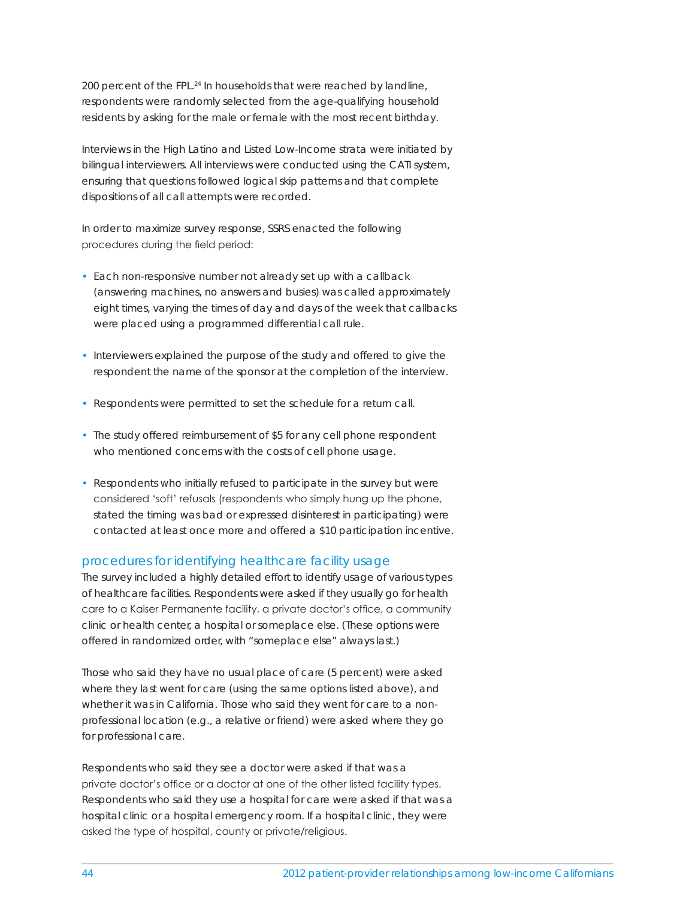200 percent of the FPL.[24] In households that were reached by landline, respondents were randomly selected from the age-qualifying household residents by asking for the male or female with the most recent birthday.

Interviews in the High Latino and Listed Low-Income strata were initiated by bilingual interviewers. All interviews were conducted using the CATI system, ensuring that questions followed logical skip patterns and that complete dispositions of all call attempts were recorded.

In order to maximize survey response, SSRS enacted the following procedures during the field period:

- Each non-responsive number not already set up with a callback (answering machines, no answers and busies) was called approximately eight times, varying the times of day and days of the week that callbacks were placed using a programmed differential call rule.
- Interviewers explained the purpose of the study and offered to give the respondent the name of the sponsor at the completion of the interview.
- Respondents were permitted to set the schedule for a return call.
- The study offered reimbursement of $5 for any cell phone respondent who mentioned concerns with the costs of cell phone usage.
- Respondents who initially refused to participate in the survey but were considered 'soft' refusals (respondents who simply hung up the phone, stated the timing was bad or expressed disinterest in participating) were contacted at least once more and offered a $10 participation incentive.

## procedures for identifying healthcare facility usage

The survey included a highly detailed effort to identify usage of various types of healthcare facilities. Respondents were asked if they usually go for health care to a Kaiser Permanente facility, a private doctor's office, a community clinic or health center, a hospital or someplace else. (These options were offered in randomized order, with "someplace else" always last.)

Those who said they have no usual place of care (5 percent) were asked where they last went for care (using the same options listed above), and whether it was in California. Those who said they went for care to a non-professional location (e.g., a relative or friend) were asked where they go for professional care.

Respondents who said they see a doctor were asked if that was a private doctor's office or a doctor at one of the other listed facility types. Respondents who said they use a hospital for care were asked if that was a hospital clinic or a hospital emergency room. If a hospital clinic, they were asked the type of hospital, county or private/religious.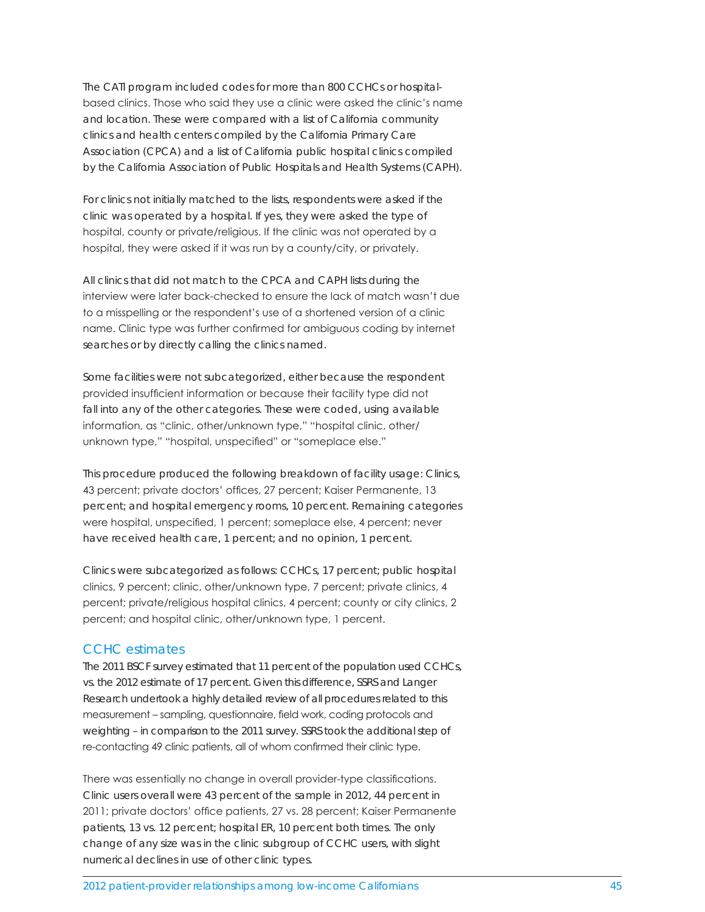The CATI program included codes for more than 800 CCHCs or hospital-based clinics. Those who said they use a clinic were asked the clinic's name and location. These were compared with a list of California community clinics and health centers compiled by the California Primary Care Association (CPCA) and a list of California public hospital clinics compiled by the California Association of Public Hospitals and Health Systems (CAPH).

For clinics not initially matched to the lists, respondents were asked if the clinic was operated by a hospital. If yes, they were asked the type of hospital, county or private/religious. If the clinic was not operated by a hospital, they were asked if it was run by a county/city, or privately.

All clinics that did not match to the CPCA and CAPH lists during the interview were later back-checked to ensure the lack of match wasn't due to a misspelling or the respondent's use of a shortened version of a clinic name. Clinic type was further confirmed for ambiguous coding by internet searches or by directly calling the clinics named.

Some facilities were not subcategorized, either because the respondent provided insufficient information or because their facility type did not fall into any of the other categories. These were coded, using available information, as "clinic, other/unknown type," "hospital clinic, other/unknown type," "hospital, unspecified" or "someplace else."

This procedure produced the following breakdown of facility usage: Clinics, 43 percent; private doctors' offices, 27 percent; Kaiser Permanente, 13 percent; and hospital emergency rooms, 10 percent. Remaining categories were hospital, unspecified, 1 percent; someplace else, 4 percent; never have received health care, 1 percent; and no opinion, 1 percent.

Clinics were subcategorized as follows: CCHCs, 17 percent; public hospital clinics, 9 percent; clinic, other/unknown type, 7 percent; private clinics, 4 percent; private/religious hospital clinics, 4 percent; county or city clinics, 2 percent; and hospital clinic, other/unknown type, 1 percent.

## CCHC estimates

The 2011 BSCF survey estimated that 11 percent of the population used CCHCs, vs. the 2012 estimate of 17 percent. Given this difference, SSRS and Langer Research undertook a highly detailed review of all procedures related to this measurement – sampling, questionnaire, field work, coding protocols and weighting – in comparison to the 2011 survey. SSRS took the additional step of re-contacting 49 clinic patients, all of whom confirmed their clinic type.

There was essentially no change in overall provider-type classifications. Clinic users overall were 43 percent of the sample in 2012, 44 percent in 2011; private doctors' office patients, 27 vs. 28 percent; Kaiser Permanente patients, 13 vs. 12 percent; hospital ER, 10 percent both times. The only change of any size was in the clinic subgroup of CCHC users, with slight numerical declines in use of other clinic types.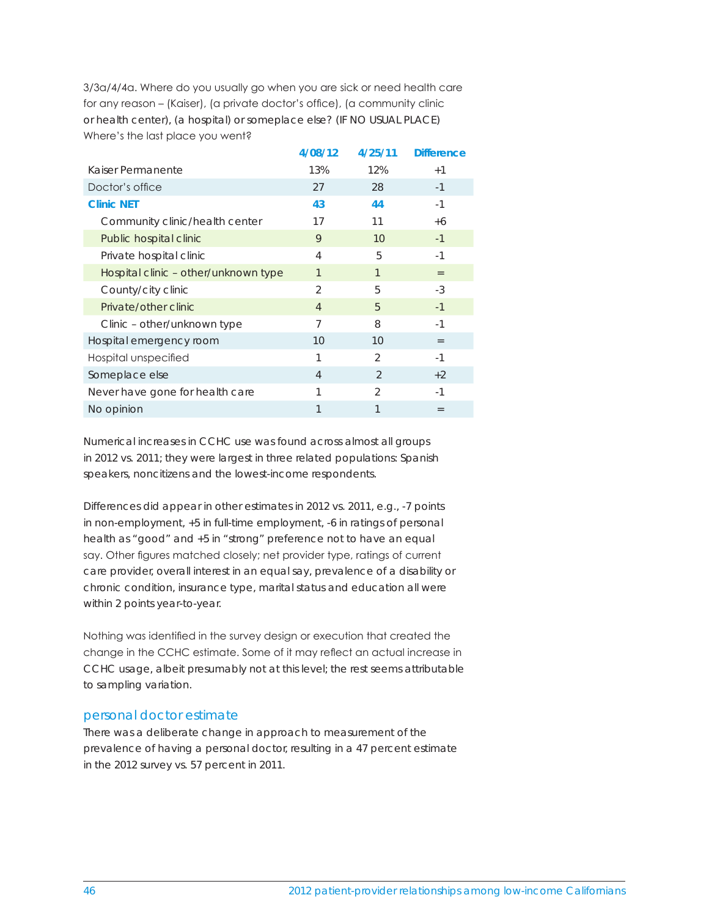3/3a/4/4a. Where do you usually go when you are sick or need health care for any reason – (Kaiser), (a private doctor's office), (a community clinic or health center), (a hospital) or someplace else? (IF NO USUAL PLACE) Where's the last place you went?

| | 4/08/12 | 4/25/11 | Difference |
|---|---|---|---|
| Kaiser Permanente | 13% | 12% | +1 |
| Doctor's office | 27 | 28 | -1 |
| **Clinic NET** | **43** | **44** | -1 |
| Community clinic/health center | 17 | 11 | +6 |
| Public hospital clinic | 9 | 10 | -1 |
| Private hospital clinic | 4 | 5 | -1 |
| Hospital clinic – other/unknown type | 1 | 1 | = |
| County/city clinic | 2 | 5 | -3 |
| Private/other clinic | 4 | 5 | -1 |
| Clinic – other/unknown type | 7 | 8 | -1 |
| Hospital emergency room | 10 | 10 | = |
| Hospital unspecified | 1 | 2 | -1 |
| Someplace else | 4 | 2 | +2 |
| Never have gone for health care | 1 | 2 | -1 |
| No opinion | 1 | 1 | = |

Numerical increases in CCHC use was found across almost all groups in 2012 vs. 2011; they were largest in three related populations: Spanish speakers, noncitizens and the lowest-income respondents.

Differences did appear in other estimates in 2012 vs. 2011, e.g., -7 points in non-employment, +5 in full-time employment, -6 in ratings of personal health as "good" and +5 in "strong" preference not to have an equal say. Other figures matched closely; net provider type, ratings of current care provider, overall interest in an equal say, prevalence of a disability or chronic condition, insurance type, marital status and education all were within 2 points year-to-year.

Nothing was identified in the survey design or execution that created the change in the CCHC estimate. Some of it may reflect an actual increase in CCHC usage, albeit presumably not at this level; the rest seems attributable to sampling variation.

## personal doctor estimate

There was a deliberate change in approach to measurement of the prevalence of having a personal doctor, resulting in a 47 percent estimate in the 2012 survey vs. 57 percent in 2011.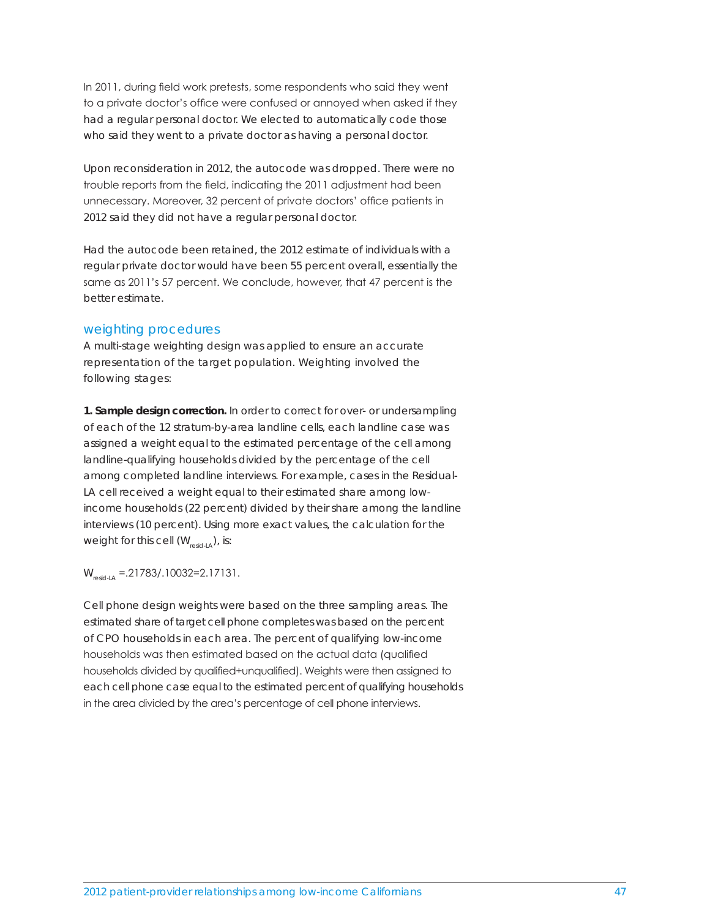In 2011, during field work pretests, some respondents who said they went to a private doctor's office were confused or annoyed when asked if they had a regular personal doctor. We elected to automatically code those who said they went to a private doctor as having a personal doctor.

Upon reconsideration in 2012, the autocode was dropped. There were no trouble reports from the field, indicating the 2011 adjustment had been unnecessary. Moreover, 32 percent of private doctors' office patients in 2012 said they did not have a regular personal doctor.

Had the autocode been retained, the 2012 estimate of individuals with a regular private doctor would have been 55 percent overall, essentially the same as 2011's 57 percent. We conclude, however, that 47 percent is the better estimate.

## weighting procedures

A multi-stage weighting design was applied to ensure an accurate representation of the target population. Weighting involved the following stages:

**1. Sample design correction.** In order to correct for over- or undersampling of each of the 12 stratum-by-area landline cells, each landline case was assigned a weight equal to the estimated percentage of the cell among landline-qualifying households divided by the percentage of the cell among completed landline interviews. For example, cases in the Residual-LA cell received a weight equal to their estimated share among low-income households (22 percent) divided by their share among the landline interviews (10 percent). Using more exact values, the calculation for the weight for this cell ($W_{resid\text{-}LA}$), is:

$W_{resid\text{-}LA} = .21783/.10032 = 2.17131.$

Cell phone design weights were based on the three sampling areas. The estimated share of target cell phone completes was based on the percent of CPO households in each area. The percent of qualifying low-income households was then estimated based on the actual data (qualified households divided by qualified+unqualified). Weights were then assigned to each cell phone case equal to the estimated percent of qualifying households in the area divided by the area's percentage of cell phone interviews.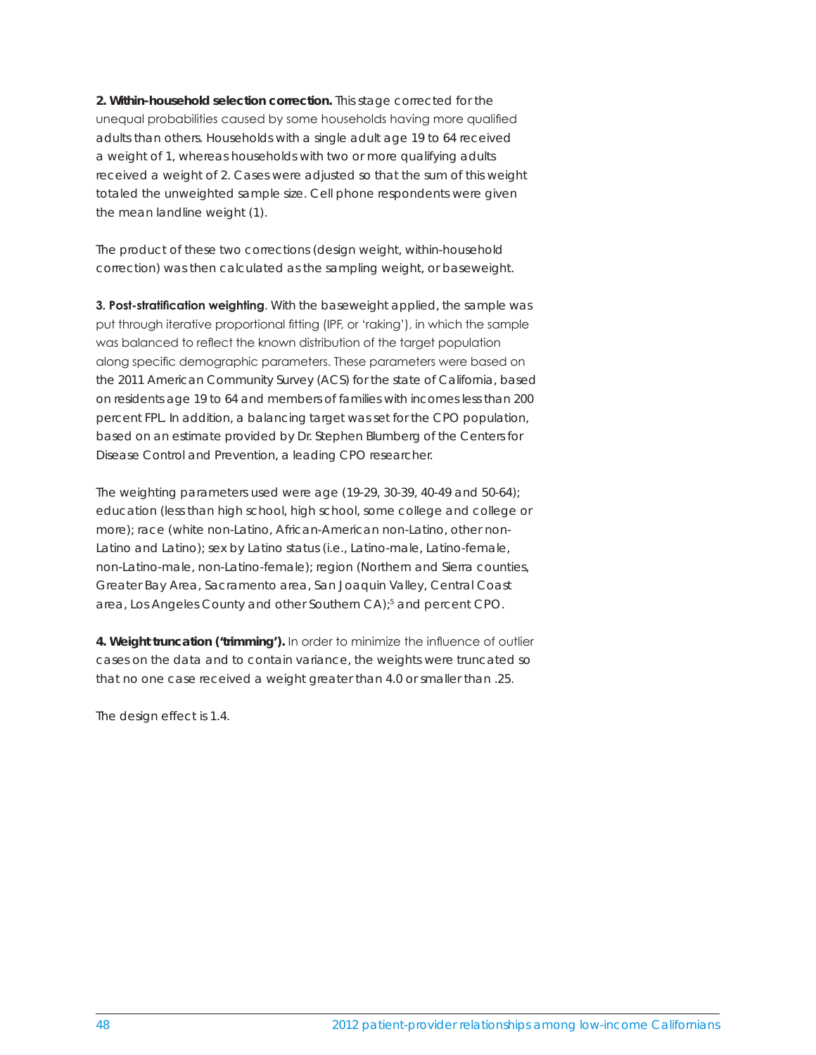**2. Within-household selection correction.** This stage corrected for the unequal probabilities caused by some households having more qualified adults than others. Households with a single adult age 19 to 64 received a weight of 1, whereas households with two or more qualifying adults received a weight of 2. Cases were adjusted so that the sum of this weight totaled the unweighted sample size. Cell phone respondents were given the mean landline weight (1).

The product of these two corrections (design weight, within-household correction) was then calculated as the sampling weight, or baseweight.

**3. Post-stratification weighting**. With the baseweight applied, the sample was put through iterative proportional fitting (IPF, or 'raking'), in which the sample was balanced to reflect the known distribution of the target population along specific demographic parameters. These parameters were based on the 2011 American Community Survey (ACS) for the state of California, based on residents age 19 to 64 and members of families with incomes less than 200 percent FPL. In addition, a balancing target was set for the CPO population, based on an estimate provided by Dr. Stephen Blumberg of the Centers for Disease Control and Prevention, a leading CPO researcher.

The weighting parameters used were age (19-29, 30-39, 40-49 and 50-64); education (less than high school, high school, some college and college or more); race (white non-Latino, African-American non-Latino, other non-Latino and Latino); sex by Latino status (i.e., Latino-male, Latino-female, non-Latino-male, non-Latino-female); region (Northern and Sierra counties, Greater Bay Area, Sacramento area, San Joaquin Valley, Central Coast area, Los Angeles County and other Southern CA);[5] and percent CPO.

**4. Weight truncation ('trimming').** In order to minimize the influence of outlier cases on the data and to contain variance, the weights were truncated so that no one case received a weight greater than 4.0 or smaller than .25.

The design effect is 1.4.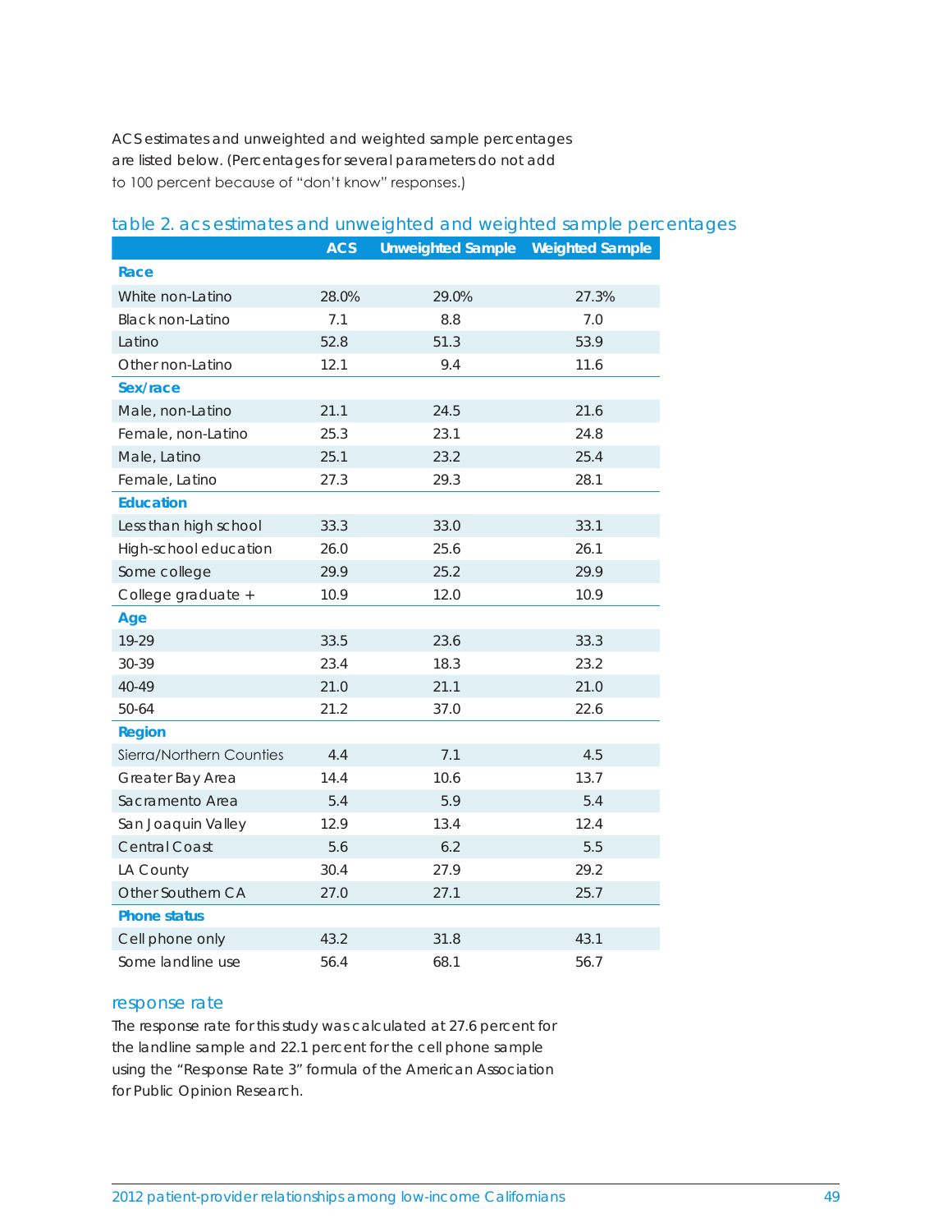ACS estimates and unweighted and weighted sample percentages are listed below. (Percentages for several parameters do not add to 100 percent because of "don't know" responses.)

## table 2. acs estimates and unweighted and weighted sample percentages

| | ACS | Unweighted Sample | Weighted Sample |
|---|---|---|---|
| **Race** | | | |
| White non-Latino | 28.0% | 29.0% | 27.3% |
| Black non-Latino | 7.1 | 8.8 | 7.0 |
| Latino | 52.8 | 51.3 | 53.9 |
| Other non-Latino | 12.1 | 9.4 | 11.6 |
| **Sex/race** | | | |
| Male, non-Latino | 21.1 | 24.5 | 21.6 |
| Female, non-Latino | 25.3 | 23.1 | 24.8 |
| Male, Latino | 25.1 | 23.2 | 25.4 |
| Female, Latino | 27.3 | 29.3 | 28.1 |
| **Education** | | | |
| Less than high school | 33.3 | 33.0 | 33.1 |
| High-school education | 26.0 | 25.6 | 26.1 |
| Some college | 29.9 | 25.2 | 29.9 |
| College graduate + | 10.9 | 12.0 | 10.9 |
| **Age** | | | |
| 19-29 | 33.5 | 23.6 | 33.3 |
| 30-39 | 23.4 | 18.3 | 23.2 |
| 40-49 | 21.0 | 21.1 | 21.0 |
| 50-64 | 21.2 | 37.0 | 22.6 |
| **Region** | | | |
| Sierra/Northern Counties | 4.4 | 7.1 | 4.5 |
| Greater Bay Area | 14.4 | 10.6 | 13.7 |
| Sacramento Area | 5.4 | 5.9 | 5.4 |
| San Joaquin Valley | 12.9 | 13.4 | 12.4 |
| Central Coast | 5.6 | 6.2 | 5.5 |
| LA County | 30.4 | 27.9 | 29.2 |
| Other Southern CA | 27.0 | 27.1 | 25.7 |
| **Phone status** | | | |
| Cell phone only | 43.2 | 31.8 | 43.1 |
| Some landline use | 56.4 | 68.1 | 56.7 |

## response rate

The response rate for this study was calculated at 27.6 percent for the landline sample and 22.1 percent for the cell phone sample using the "Response Rate 3" formula of the American Association for Public Opinion Research.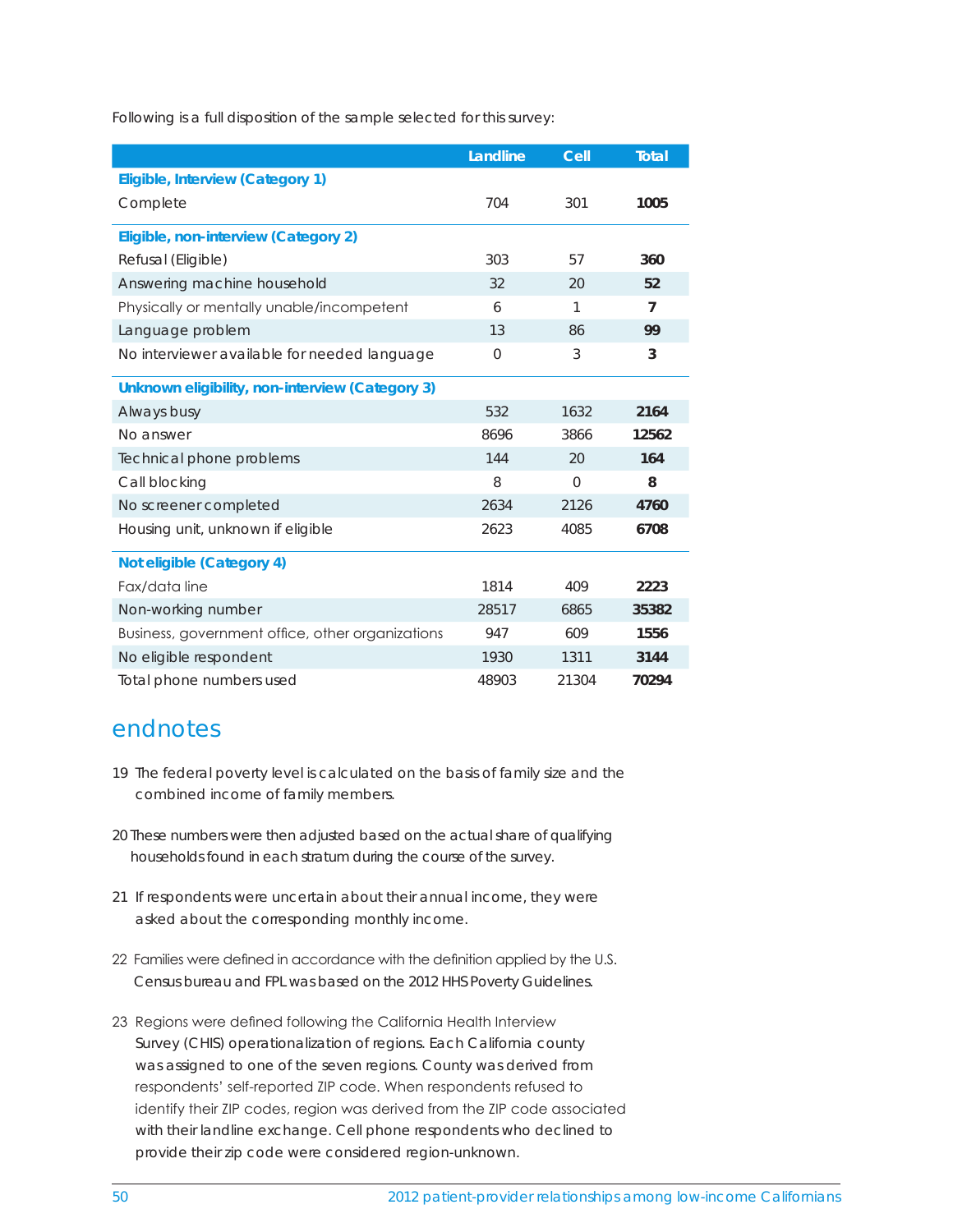Following is a full disposition of the sample selected for this survey:

| | Landline | Cell | Total |
|---|---|---|---|
| **Eligible, Interview (Category 1)** | | | |
| Complete | 704 | 301 | **1005** |
| **Eligible, non-interview (Category 2)** | | | |
| Refusal (Eligible) | 303 | 57 | **360** |
| Answering machine household | 32 | 20 | **52** |
| Physically or mentally unable/incompetent | 6 | 1 | **7** |
| Language problem | 13 | 86 | **99** |
| No interviewer available for needed language | 0 | 3 | **3** |
| **Unknown eligibility, non-interview (Category 3)** | | | |
| Always busy | 532 | 1632 | **2164** |
| No answer | 8696 | 3866 | **12562** |
| Technical phone problems | 144 | 20 | **164** |
| Call blocking | 8 | 0 | **8** |
| No screener completed | 2634 | 2126 | **4760** |
| Housing unit, unknown if eligible | 2623 | 4085 | **6708** |
| **Not eligible (Category 4)** | | | |
| Fax/data line | 1814 | 409 | **2223** |
| Non-working number | 28517 | 6865 | **35382** |
| Business, government office, other organizations | 947 | 609 | **1556** |
| No eligible respondent | 1930 | 1311 | **3144** |
| Total phone numbers used | 48903 | 21304 | **70294** |

## endnotes

19 The federal poverty level is calculated on the basis of family size and the combined income of family members.

20 These numbers were then adjusted based on the actual share of qualifying households found in each stratum during the course of the survey.

21 If respondents were uncertain about their annual income, they were asked about the corresponding monthly income.

22 Families were defined in accordance with the definition applied by the U.S. Census bureau and FPL was based on the 2012 HHS Poverty Guidelines.

23 Regions were defined following the California Health Interview Survey (CHIS) operationalization of regions. Each California county was assigned to one of the seven regions. County was derived from respondents' self-reported ZIP code. When respondents refused to identify their ZIP codes, region was derived from the ZIP code associated with their landline exchange. Cell phone respondents who declined to provide their zip code were considered region-unknown.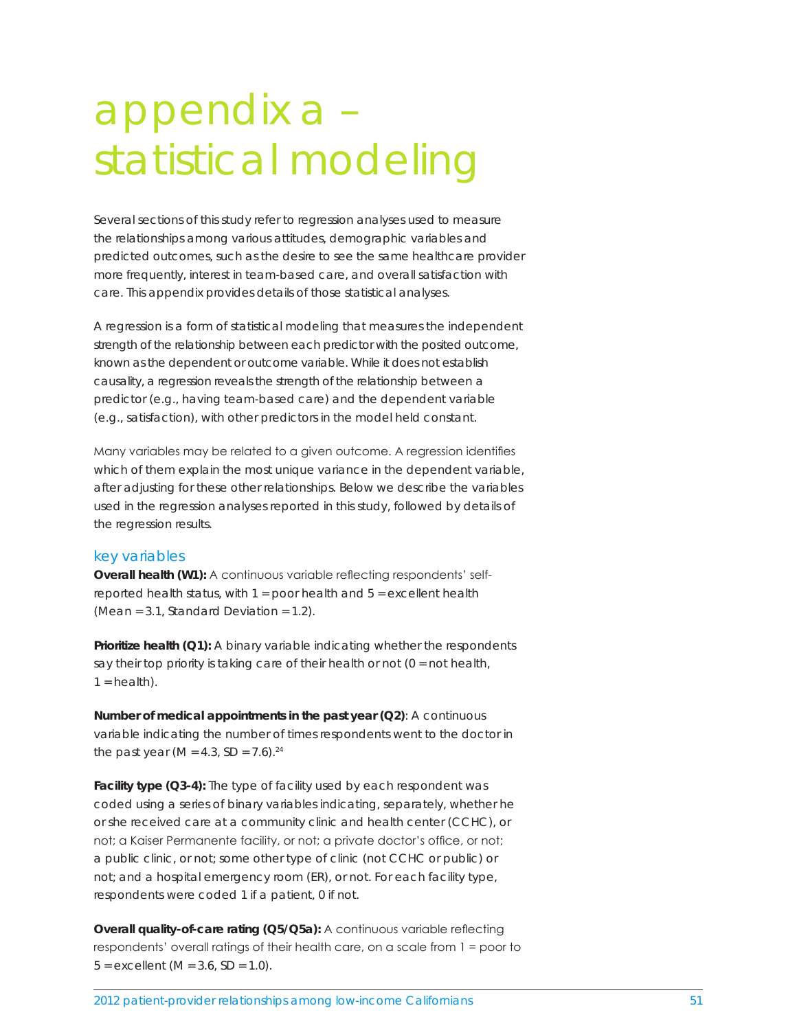# appendix a – statistical modeling

Several sections of this study refer to regression analyses used to measure the relationships among various attitudes, demographic variables and predicted outcomes, such as the desire to see the same healthcare provider more frequently, interest in team-based care, and overall satisfaction with care. This appendix provides details of those statistical analyses.

A regression is a form of statistical modeling that measures the independent strength of the relationship between each predictor with the posited outcome, known as the dependent or outcome variable. While it does not establish causality, a regression reveals the strength of the relationship between a predictor (e.g., having team-based care) and the dependent variable (e.g., satisfaction), with other predictors in the model held constant.

Many variables may be related to a given outcome. A regression identifies which of them explain the most unique variance in the dependent variable, after adjusting for these other relationships. Below we describe the variables used in the regression analyses reported in this study, followed by details of the regression results.

## key variables

**Overall health (W1):** A continuous variable reflecting respondents' self-reported health status, with 1 = poor health and 5 = excellent health (Mean = 3.1, Standard Deviation = 1.2).

**Prioritize health (Q1):** A binary variable indicating whether the respondents say their top priority is taking care of their health or not (0 = not health, 1 = health).

**Number of medical appointments in the past year (Q2)**: A continuous variable indicating the number of times respondents went to the doctor in the past year (M = 4.3, SD = 7.6).[24]

**Facility type (Q3-4):** The type of facility used by each respondent was coded using a series of binary variables indicating, separately, whether he or she received care at a community clinic and health center (CCHC), or not; a Kaiser Permanente facility, or not; a private doctor's office, or not; a public clinic, or not; some other type of clinic (not CCHC or public) or not; and a hospital emergency room (ER), or not. For each facility type, respondents were coded 1 if a patient, 0 if not.

**Overall quality-of-care rating (Q5/Q5a):** A continuous variable reflecting respondents' overall ratings of their health care, on a scale from 1 = poor to 5 = excellent (M = 3.6, SD = 1.0).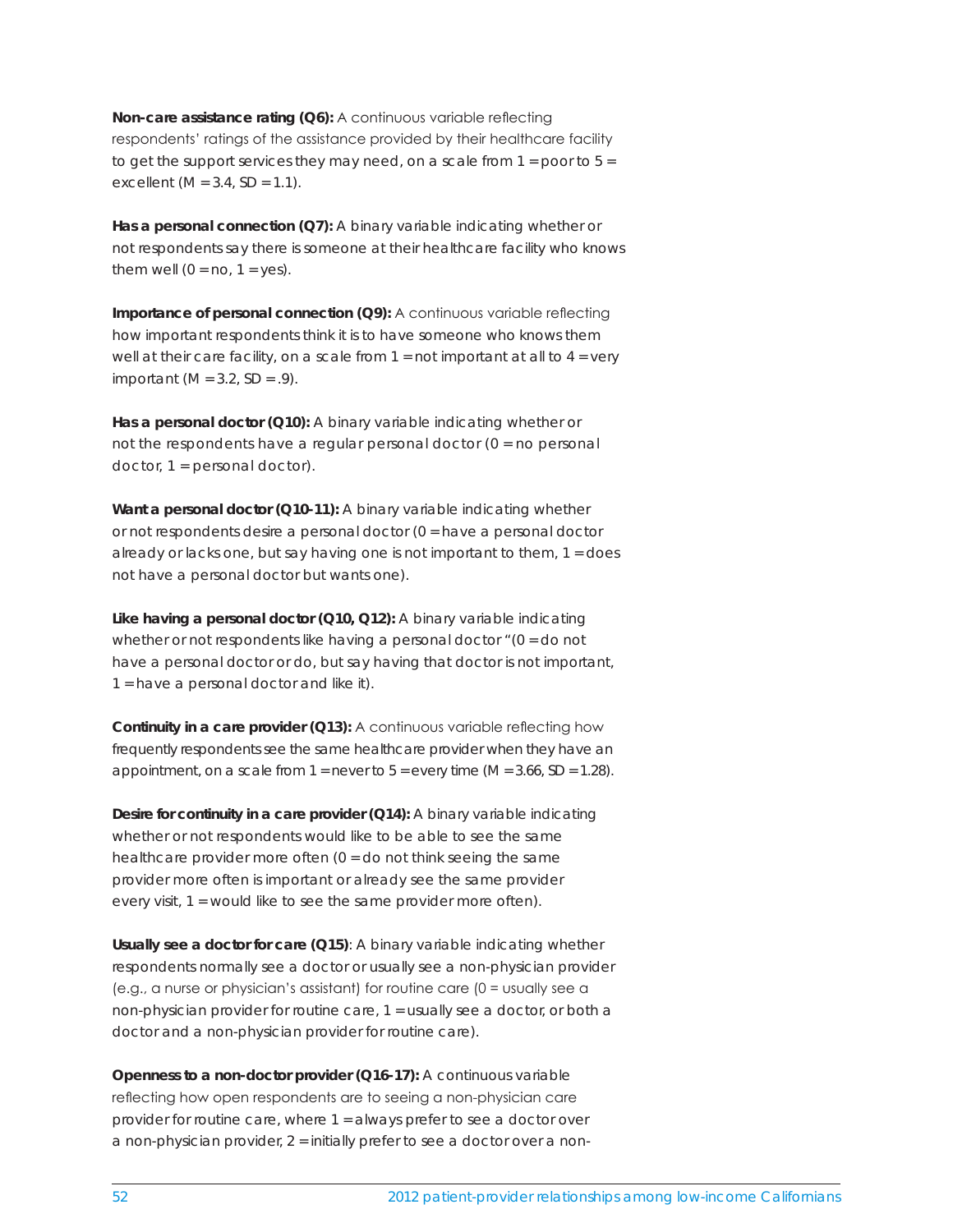**Non-care assistance rating (Q6):** A continuous variable reflecting respondents' ratings of the assistance provided by their healthcare facility to get the support services they may need, on a scale from 1 = poor to 5 = excellent (M = 3.4, SD = 1.1).

**Has a personal connection (Q7):** A binary variable indicating whether or not respondents say there is someone at their healthcare facility who knows them well (0 = no, 1 = yes).

**Importance of personal connection (Q9):** A continuous variable reflecting how important respondents think it is to have someone who knows them well at their care facility, on a scale from 1 = not important at all to 4 = very important (M = 3.2, SD = .9).

**Has a personal doctor (Q10):** A binary variable indicating whether or not the respondents have a regular personal doctor (0 = no personal doctor, 1 = personal doctor).

**Want a personal doctor (Q10-11):** A binary variable indicating whether or not respondents desire a personal doctor (0 = have a personal doctor already or lacks one, but say having one is not important to them, 1 = does not have a personal doctor but wants one).

**Like having a personal doctor (Q10, Q12):** A binary variable indicating whether or not respondents like having a personal doctor "(0 = do not have a personal doctor or do, but say having that doctor is not important, 1 = have a personal doctor and like it).

**Continuity in a care provider (Q13):** A continuous variable reflecting how frequently respondents see the same healthcare provider when they have an appointment, on a scale from 1 = never to 5 = every time (M = 3.66, SD = 1.28).

**Desire for continuity in a care provider (Q14):** A binary variable indicating whether or not respondents would like to be able to see the same healthcare provider more often (0 = do not think seeing the same provider more often is important or already see the same provider every visit, 1 = would like to see the same provider more often).

**Usually see a doctor for care (Q15)**: A binary variable indicating whether respondents normally see a doctor or usually see a non-physician provider (e.g., a nurse or physician's assistant) for routine care (0 = usually see a non-physician provider for routine care, 1 = usually see a doctor, or both a doctor and a non-physician provider for routine care).

**Openness to a non-doctor provider (Q16-17):** A continuous variable reflecting how open respondents are to seeing a non-physician care provider for routine care, where 1 = always prefer to see a doctor over a non-physician provider, 2 = initially prefer to see a doctor over a non-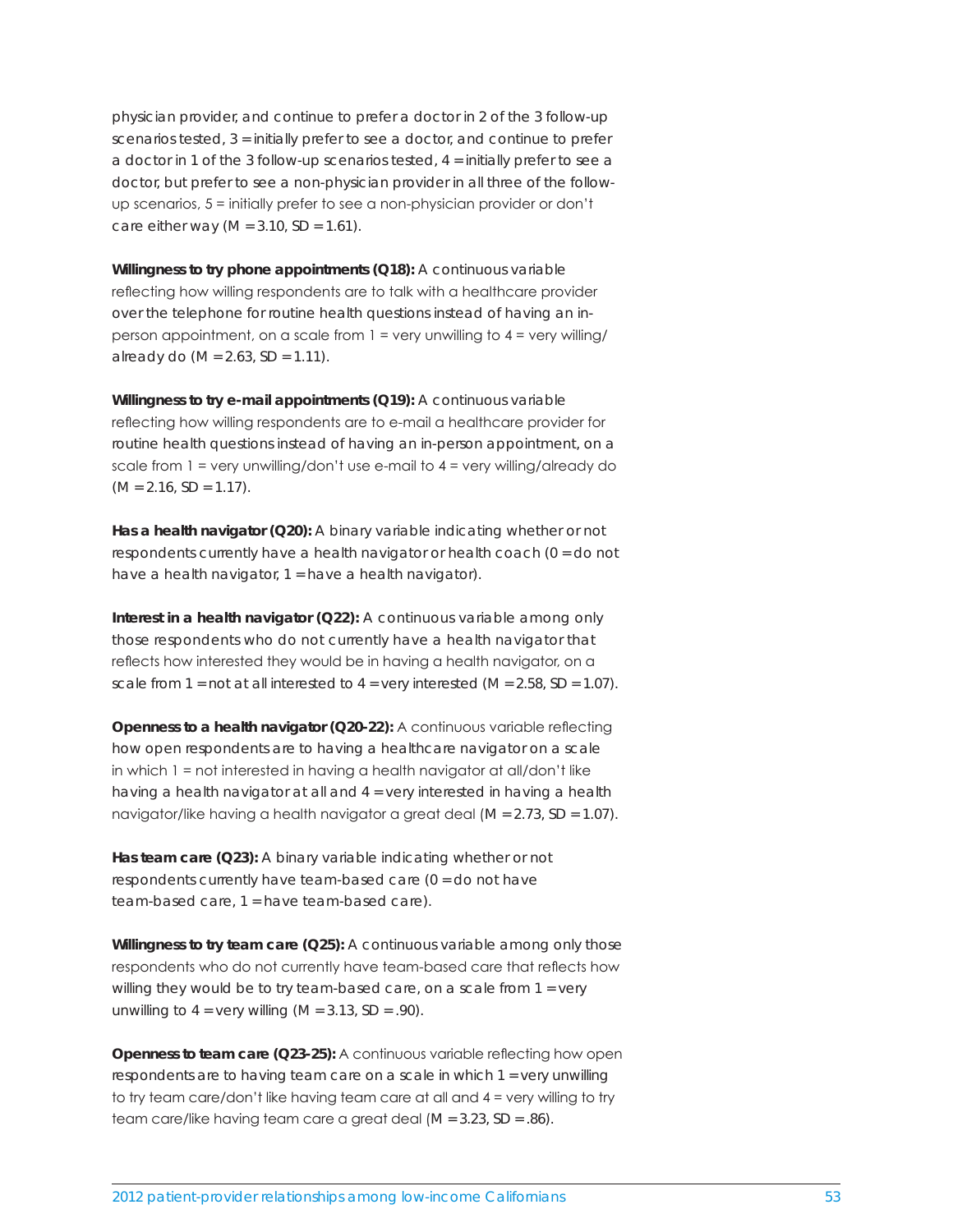physician provider, and continue to prefer a doctor in 2 of the 3 follow-up scenarios tested, 3 = initially prefer to see a doctor, and continue to prefer a doctor in 1 of the 3 follow-up scenarios tested, 4 = initially prefer to see a doctor, but prefer to see a non-physician provider in all three of the follow-up scenarios, 5 = initially prefer to see a non-physician provider or don't care either way (M = 3.10, SD = 1.61).

**Willingness to try phone appointments (Q18):** A continuous variable reflecting how willing respondents are to talk with a healthcare provider over the telephone for routine health questions instead of having an in-person appointment, on a scale from 1 = very unwilling to 4 = very willing/already do (M = 2.63, SD = 1.11).

**Willingness to try e-mail appointments (Q19):** A continuous variable reflecting how willing respondents are to e-mail a healthcare provider for routine health questions instead of having an in-person appointment, on a scale from 1 = very unwilling/don't use e-mail to 4 = very willing/already do (M = 2.16, SD = 1.17).

**Has a health navigator (Q20):** A binary variable indicating whether or not respondents currently have a health navigator or health coach (0 = do not have a health navigator, 1 = have a health navigator).

**Interest in a health navigator (Q22):** A continuous variable among only those respondents who do not currently have a health navigator that reflects how interested they would be in having a health navigator, on a scale from 1 = not at all interested to 4 = very interested (M = 2.58, SD = 1.07).

**Openness to a health navigator (Q20-22):** A continuous variable reflecting how open respondents are to having a healthcare navigator on a scale in which 1 = not interested in having a health navigator at all/don't like having a health navigator at all and 4 = very interested in having a health navigator/like having a health navigator a great deal (M = 2.73, SD = 1.07).

**Has team care (Q23):** A binary variable indicating whether or not respondents currently have team-based care (0 = do not have team-based care, 1 = have team-based care).

**Willingness to try team care (Q25):** A continuous variable among only those respondents who do not currently have team-based care that reflects how willing they would be to try team-based care, on a scale from 1 = very unwilling to 4 = very willing (M = 3.13, SD = .90).

**Openness to team care (Q23-25):** A continuous variable reflecting how open respondents are to having team care on a scale in which 1 = very unwilling to try team care/don't like having team care at all and 4 = very willing to try team care/like having team care a great deal (M = 3.23, SD = .86).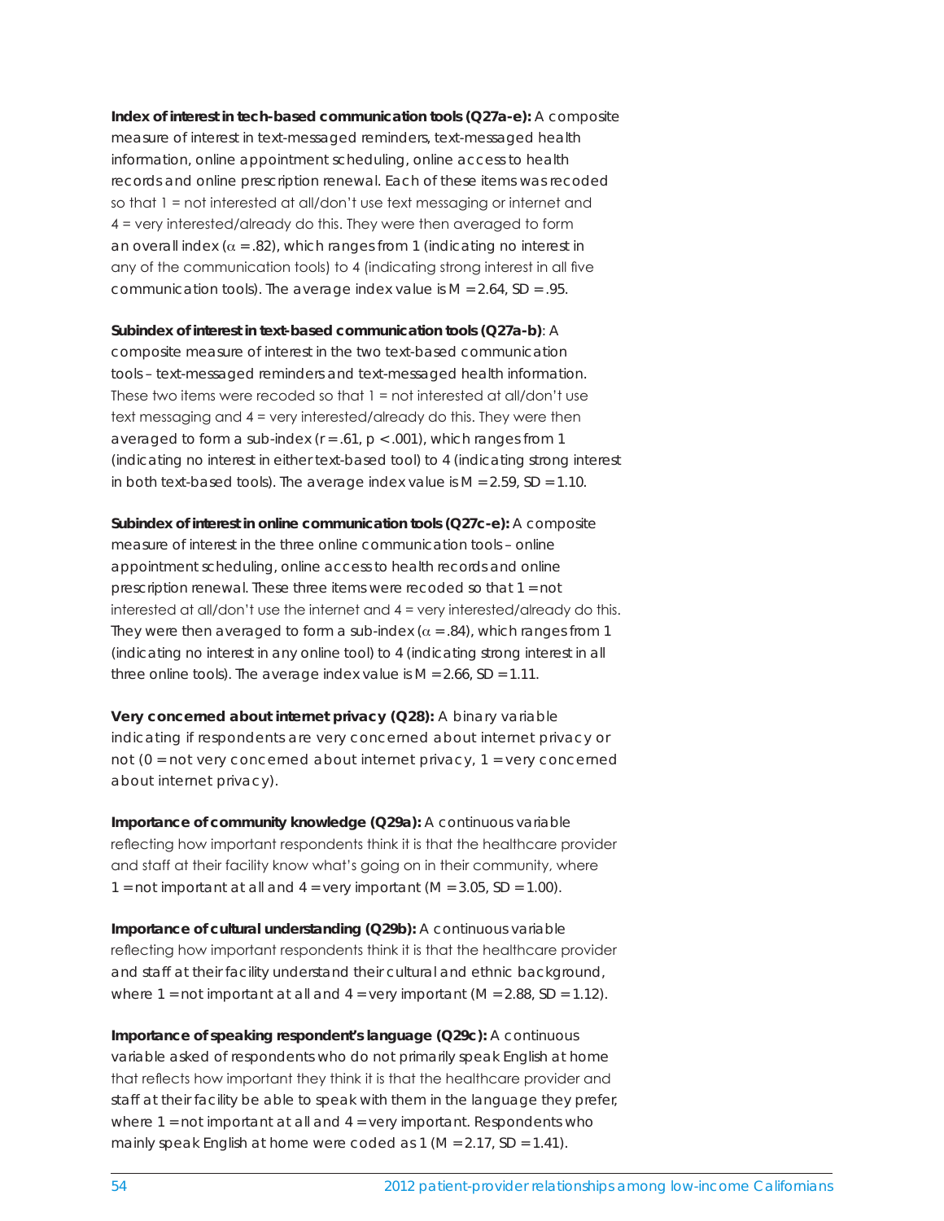**Index of interest in tech-based communication tools (Q27a-e):** A composite measure of interest in text-messaged reminders, text-messaged health information, online appointment scheduling, online access to health records and online prescription renewal. Each of these items was recoded so that 1 = not interested at all/don't use text messaging or internet and 4 = very interested/already do this. They were then averaged to form an overall index ($\alpha = .82$), which ranges from 1 (indicating no interest in any of the communication tools) to 4 (indicating strong interest in all five communication tools). The average index value is $M = 2.64$, $SD = .95$.

**Subindex of interest in text-based communication tools (Q27a-b)**: A composite measure of interest in the two text-based communication tools – text-messaged reminders and text-messaged health information. These two items were recoded so that 1 = not interested at all/don't use text messaging and 4 = very interested/already do this. They were then averaged to form a sub-index ($r = .61$, $p < .001$), which ranges from 1 (indicating no interest in either text-based tool) to 4 (indicating strong interest in both text-based tools). The average index value is $M = 2.59$, $SD = 1.10$.

**Subindex of interest in online communication tools (Q27c-e):** A composite measure of interest in the three online communication tools – online appointment scheduling, online access to health records and online prescription renewal. These three items were recoded so that 1 = not interested at all/don't use the internet and 4 = very interested/already do this. They were then averaged to form a sub-index ($\alpha = .84$), which ranges from 1 (indicating no interest in any online tool) to 4 (indicating strong interest in all three online tools). The average index value is $M = 2.66$, $SD = 1.11$.

**Very concerned about internet privacy (Q28):** A binary variable indicating if respondents are very concerned about internet privacy or not (0 = not very concerned about internet privacy, 1 = very concerned about internet privacy).

**Importance of community knowledge (Q29a):** A continuous variable reflecting how important respondents think it is that the healthcare provider and staff at their facility know what's going on in their community, where 1 = not important at all and 4 = very important ($M = 3.05$, $SD = 1.00$).

**Importance of cultural understanding (Q29b):** A continuous variable reflecting how important respondents think it is that the healthcare provider and staff at their facility understand their cultural and ethnic background, where 1 = not important at all and 4 = very important ($M = 2.88$, $SD = 1.12$).

**Importance of speaking respondent's language (Q29c):** A continuous variable asked of respondents who do not primarily speak English at home that reflects how important they think it is that the healthcare provider and staff at their facility be able to speak with them in the language they prefer, where 1 = not important at all and 4 = very important. Respondents who mainly speak English at home were coded as 1 ($M = 2.17$, $SD = 1.41$).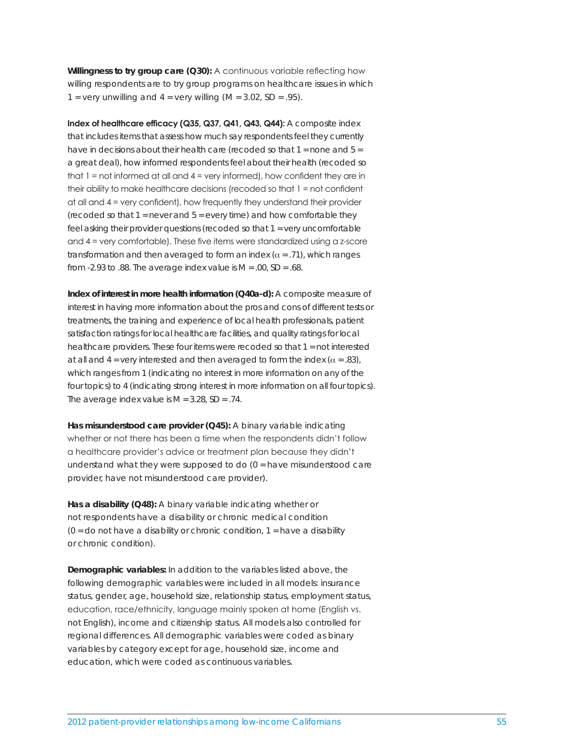**Willingness to try group care (Q30):** A continuous variable reflecting how willing respondents are to try group programs on healthcare issues in which 1 = very unwilling and 4 = very willing (M = 3.02, SD = .95).

**Index of healthcare efficacy (Q35, Q37, Q41, Q43, Q44):** A composite index that includes items that assess how much say respondents feel they currently have in decisions about their health care (recoded so that 1 = none and 5 = a great deal), how informed respondents feel about their health (recoded so that 1 = not informed at all and 4 = very informed), how confident they are in their ability to make healthcare decisions (recoded so that 1 = not confident at all and 4 = very confident), how frequently they understand their provider (recoded so that 1 = never and 5 = every time) and how comfortable they feel asking their provider questions (recoded so that 1 = very uncomfortable and 4 = very comfortable). These five items were standardized using a z-score transformation and then averaged to form an index ($\alpha$ = .71), which ranges from -2.93 to .88. The average index value is M = .00, SD = .68.

**Index of interest in more health information (Q40a-d):** A composite measure of interest in having more information about the pros and cons of different tests or treatments, the training and experience of local health professionals, patient satisfaction ratings for local healthcare facilities, and quality ratings for local healthcare providers. These four items were recoded so that 1 = not interested at all and 4 = very interested and then averaged to form the index ($\alpha$ = .83), which ranges from 1 (indicating no interest in more information on any of the four topics) to 4 (indicating strong interest in more information on all four topics). The average index value is M = 3.28, SD = .74.

**Has misunderstood care provider (Q45):** A binary variable indicating whether or not there has been a time when the respondents didn't follow a healthcare provider's advice or treatment plan because they didn't understand what they were supposed to do (0 = have misunderstood care provider, have not misunderstood care provider).

**Has a disability (Q48):** A binary variable indicating whether or not respondents have a disability or chronic medical condition (0 = do not have a disability or chronic condition, 1 = have a disability or chronic condition).

**Demographic variables:** In addition to the variables listed above, the following demographic variables were included in all models: insurance status, gender, age, household size, relationship status, employment status, education, race/ethnicity, language mainly spoken at home (English vs. not English), income and citizenship status. All models also controlled for regional differences. All demographic variables were coded as binary variables by category except for age, household size, income and education, which were coded as continuous variables.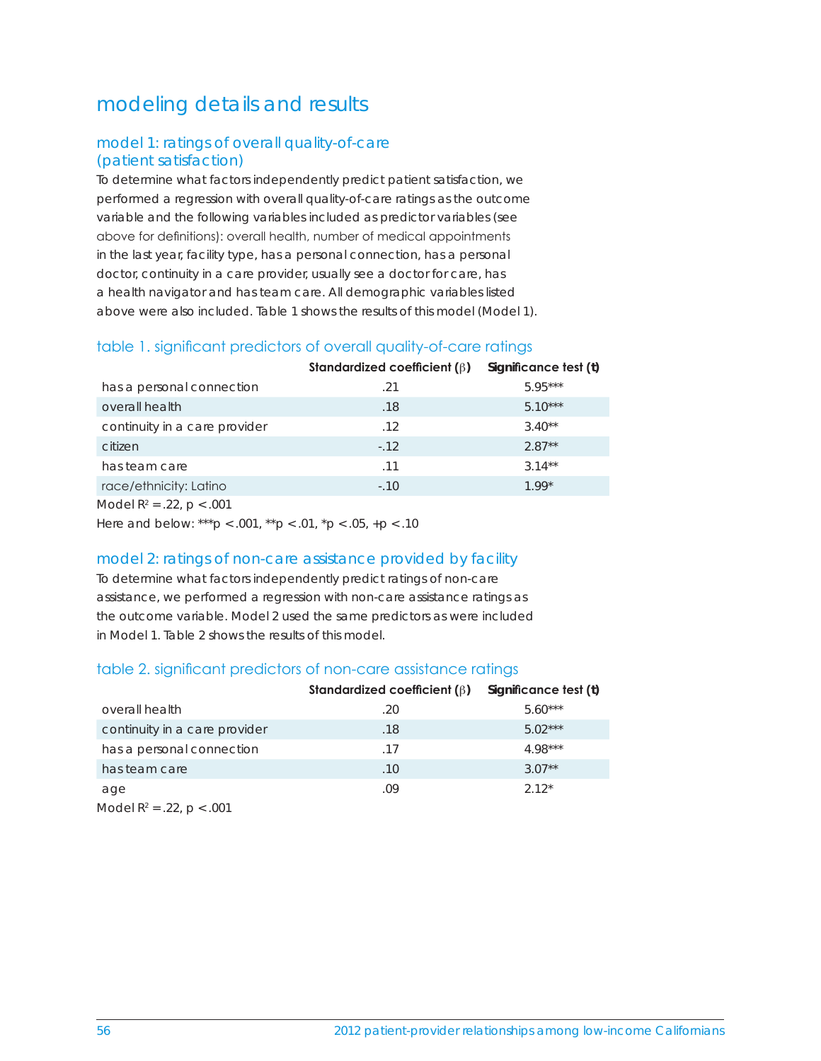# modeling details and results

## model 1: ratings of overall quality-of-care (patient satisfaction)

To determine what factors independently predict patient satisfaction, we performed a regression with overall quality-of-care ratings as the outcome variable and the following variables included as predictor variables (see above for definitions): overall health, number of medical appointments in the last year, facility type, has a personal connection, has a personal doctor, continuity in a care provider, usually see a doctor for care, has a health navigator and has team care. All demographic variables listed above were also included. Table 1 shows the results of this model (Model 1).

### table 1. significant predictors of overall quality-of-care ratings

| | Standardized coefficient (β) | Significance test (t) |
|---|---|---|
| has a personal connection | .21 | 5.95*** |
| overall health | .18 | 5.10*** |
| continuity in a care provider | .12 | 3.40** |
| citizen | -.12 | 2.87** |
| has team care | .11 | 3.14** |
| race/ethnicity: Latino | -.10 | 1.99* |

Model $R^2 = .22$, $p < .001$

Here and below: ***p < .001, **p < .01, *p < .05, +p < .10

## model 2: ratings of non-care assistance provided by facility

To determine what factors independently predict ratings of non-care assistance, we performed a regression with non-care assistance ratings as the outcome variable. Model 2 used the same predictors as were included in Model 1. Table 2 shows the results of this model.

### table 2. significant predictors of non-care assistance ratings

| | Standardized coefficient (β) | Significance test (t) |
|---|---|---|
| overall health | .20 | 5.60*** |
| continuity in a care provider | .18 | 5.02*** |
| has a personal connection | .17 | 4.98*** |
| has team care | .10 | 3.07** |
| age | .09 | 2.12* |

Model $R^2 = .22$, $p < .001$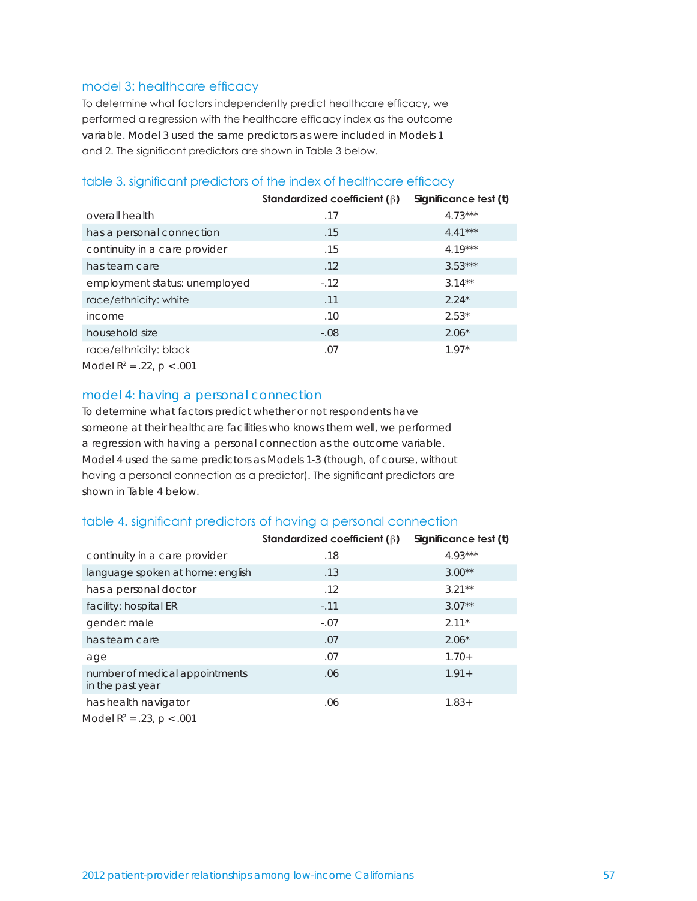## model 3: healthcare efficacy

To determine what factors independently predict healthcare efficacy, we performed a regression with the healthcare efficacy index as the outcome variable. Model 3 used the same predictors as were included in Models 1 and 2. The significant predictors are shown in Table 3 below.

### table 3. significant predictors of the index of healthcare efficacy

| | Standardized coefficient (β) | Significance test (t) |
|---|---|---|
| overall health | .17 | 4.73*** |
| has a personal connection | .15 | 4.41*** |
| continuity in a care provider | .15 | 4.19*** |
| has team care | .12 | 3.53*** |
| employment status: unemployed | -.12 | 3.14** |
| race/ethnicity: white | .11 | 2.24* |
| income | .10 | 2.53* |
| household size | -.08 | 2.06* |
| race/ethnicity: black | .07 | 1.97* |

Model $R^2 = .22$, $p < .001$

## model 4: having a personal connection

To determine what factors predict whether or not respondents have someone at their healthcare facilities who knows them well, we performed a regression with having a personal connection as the outcome variable. Model 4 used the same predictors as Models 1-3 (though, of course, without having a personal connection as a predictor). The significant predictors are shown in Table 4 below.

### table 4. significant predictors of having a personal connection

| | Standardized coefficient (β) | Significance test (t) |
|---|---|---|
| continuity in a care provider | .18 | 4.93*** |
| language spoken at home: english | .13 | 3.00** |
| has a personal doctor | .12 | 3.21** |
| facility: hospital ER | -.11 | 3.07** |
| gender: male | -.07 | 2.11* |
| has team care | .07 | 2.06* |
| age | .07 | 1.70+ |
| number of medical appointments in the past year | .06 | 1.91+ |
| has health navigator | .06 | 1.83+ |

Model $R^2 = .23$, $p < .001$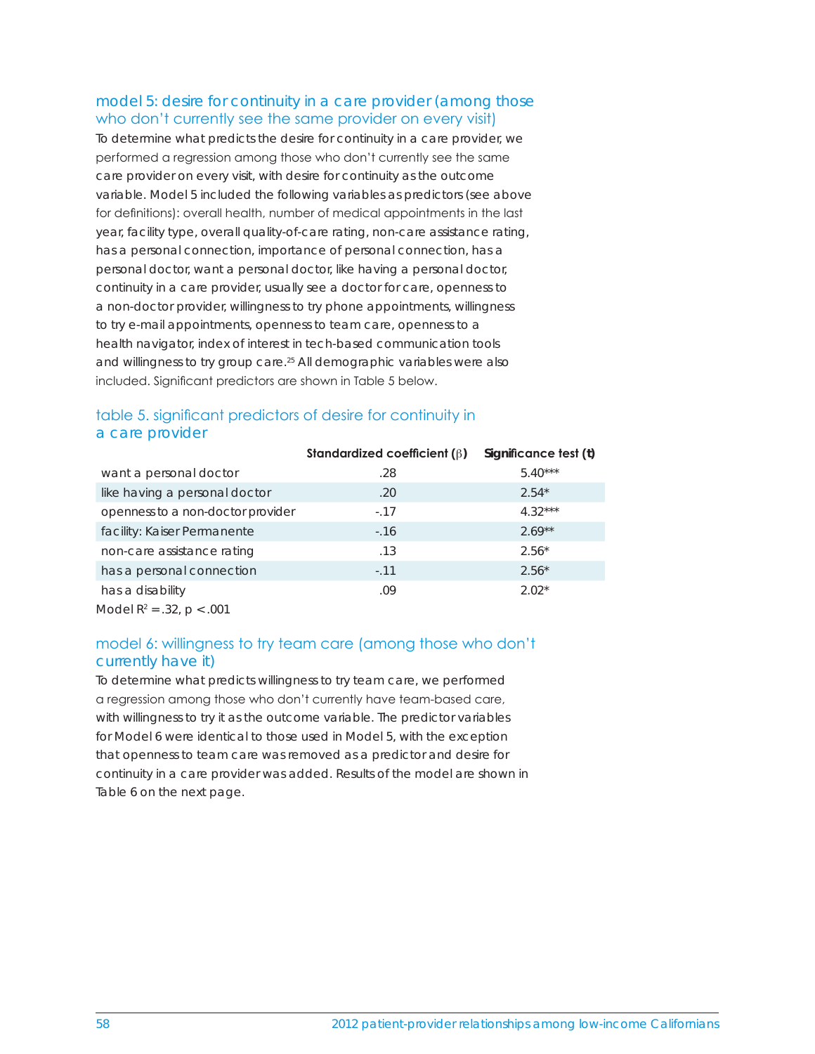### model 5: desire for continuity in a care provider (among those who don't currently see the same provider on every visit)

To determine what predicts the desire for continuity in a care provider, we performed a regression among those who don't currently see the same care provider on every visit, with desire for continuity as the outcome variable. Model 5 included the following variables as predictors (see above for definitions): overall health, number of medical appointments in the last year, facility type, overall quality-of-care rating, non-care assistance rating, has a personal connection, importance of personal connection, has a personal doctor, want a personal doctor, like having a personal doctor, continuity in a care provider, usually see a doctor for care, openness to a non-doctor provider, willingness to try phone appointments, willingness to try e-mail appointments, openness to team care, openness to a health navigator, index of interest in tech-based communication tools and willingness to try group care.[25] All demographic variables were also included. Significant predictors are shown in Table 5 below.

### table 5. significant predictors of desire for continuity in a care provider

| | Standardized coefficient ($\beta$) | Significance test (t) |
|---|---|---|
| want a personal doctor | .28 | 5.40*** |
| like having a personal doctor | .20 | 2.54* |
| openness to a non-doctor provider | -.17 | 4.32*** |
| facility: Kaiser Permanente | -.16 | 2.69** |
| non-care assistance rating | .13 | 2.56* |
| has a personal connection | -.11 | 2.56* |
| has a disability | .09 | 2.02* |

Model $R^2 = .32$, $p < .001$

### model 6: willingness to try team care (among those who don't currently have it)

To determine what predicts willingness to try team care, we performed a regression among those who don't currently have team-based care, with willingness to try it as the outcome variable. The predictor variables for Model 6 were identical to those used in Model 5, with the exception that openness to team care was removed as a predictor and desire for continuity in a care provider was added. Results of the model are shown in Table 6 on the next page.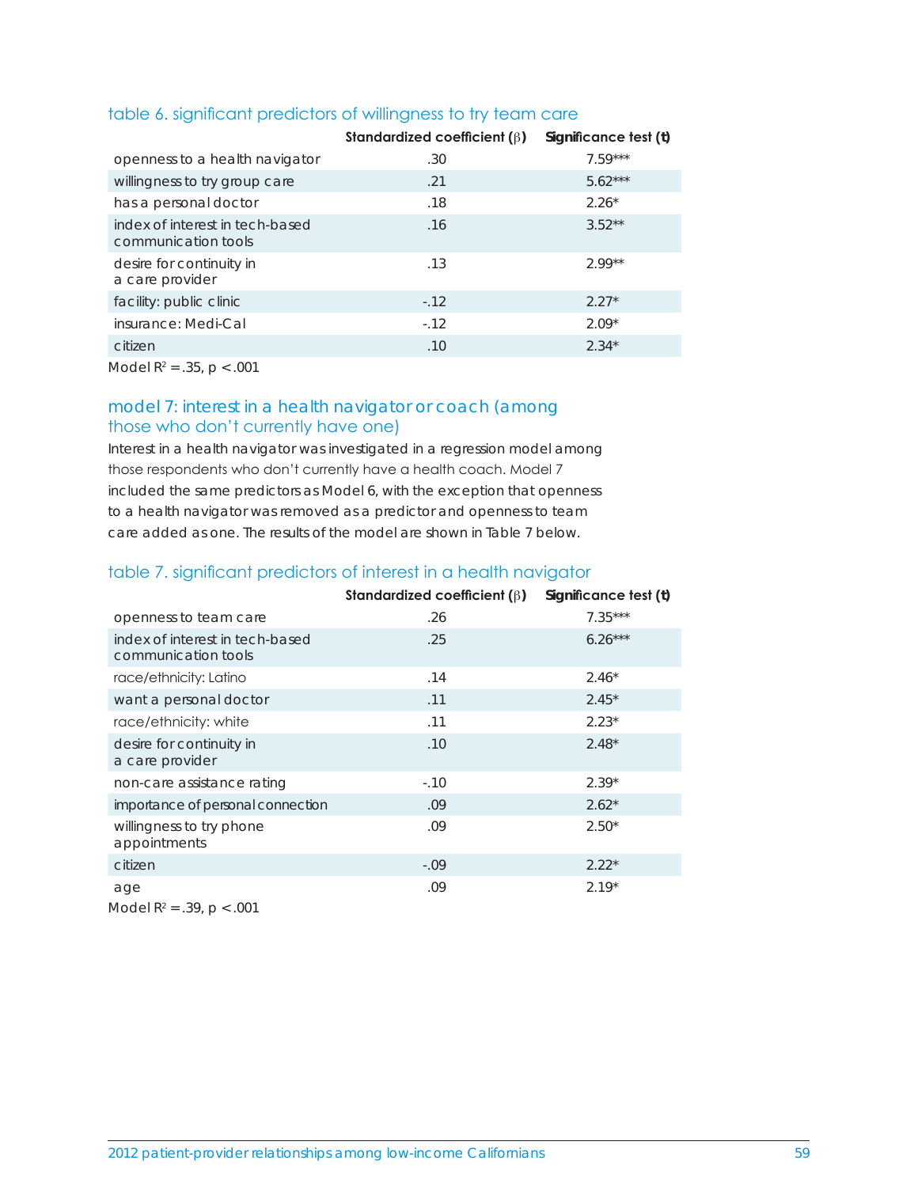### table 6. significant predictors of willingness to try team care

| | Standardized coefficient (β) | Significance test (t) |
|---|---|---|
| openness to a health navigator | .30 | 7.59*** |
| willingness to try group care | .21 | 5.62*** |
| has a personal doctor | .18 | 2.26* |
| index of interest in tech-based communication tools | .16 | 3.52** |
| desire for continuity in a care provider | .13 | 2.99** |
| facility: public clinic | -.12 | 2.27* |
| insurance: Medi-Cal | -.12 | 2.09* |
| citizen | .10 | 2.34* |

Model $R^2 = .35$, $p < .001$

## model 7: interest in a health navigator or coach (among those who don't currently have one)

Interest in a health navigator was investigated in a regression model among those respondents who don't currently have a health coach. Model 7 included the same predictors as Model 6, with the exception that openness to a health navigator was removed as a predictor and openness to team care added as one. The results of the model are shown in Table 7 below.

### table 7. significant predictors of interest in a health navigator

| | Standardized coefficient (β) | Significance test (t) |
|---|---|---|
| openness to team care | .26 | 7.35*** |
| index of interest in tech-based communication tools | .25 | 6.26*** |
| race/ethnicity: Latino | .14 | 2.46* |
| want a personal doctor | .11 | 2.45* |
| race/ethnicity: white | .11 | 2.23* |
| desire for continuity in a care provider | .10 | 2.48* |
| non-care assistance rating | -.10 | 2.39* |
| importance of personal connection | .09 | 2.62* |
| willingness to try phone appointments | .09 | 2.50* |
| citizen | -.09 | 2.22* |
| age | .09 | 2.19* |

Model $R^2 = .39$, $p < .001$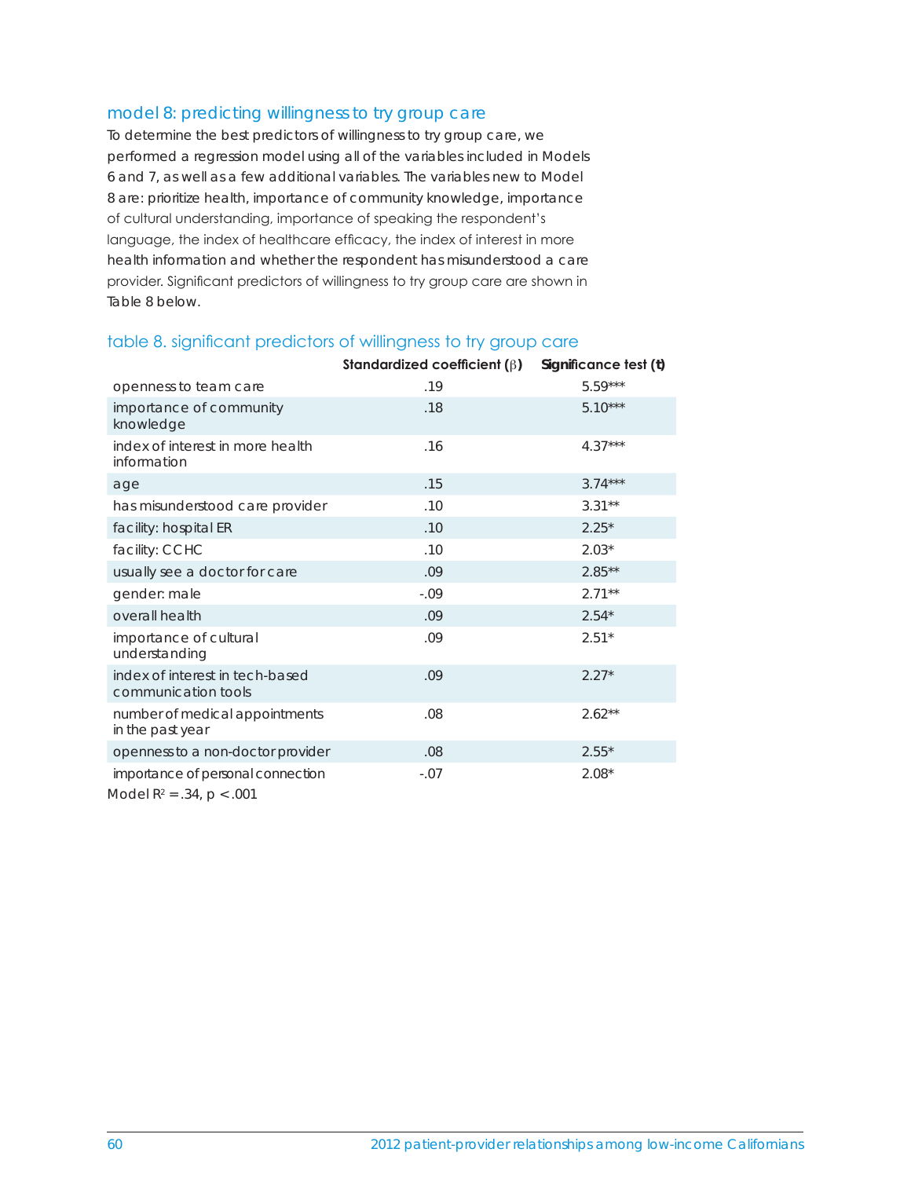## model 8: predicting willingness to try group care

To determine the best predictors of willingness to try group care, we performed a regression model using all of the variables included in Models 6 and 7, as well as a few additional variables. The variables new to Model 8 are: prioritize health, importance of community knowledge, importance of cultural understanding, importance of speaking the respondent's language, the index of healthcare efficacy, the index of interest in more health information and whether the respondent has misunderstood a care provider. Significant predictors of willingness to try group care are shown in Table 8 below.

### table 8. significant predictors of willingness to try group care

| | Standardized coefficient (β) | Significance test (t) |
|---|---|---|
| openness to team care | .19 | 5.59*** |
| importance of community knowledge | .18 | 5.10*** |
| index of interest in more health information | .16 | 4.37*** |
| age | .15 | 3.74*** |
| has misunderstood care provider | .10 | 3.31** |
| facility: hospital ER | .10 | 2.25* |
| facility: CCHC | .10 | 2.03* |
| usually see a doctor for care | .09 | 2.85** |
| gender: male | -.09 | 2.71** |
| overall health | .09 | 2.54* |
| importance of cultural understanding | .09 | 2.51* |
| index of interest in tech-based communication tools | .09 | 2.27* |
| number of medical appointments in the past year | .08 | 2.62** |
| openness to a non-doctor provider | .08 | 2.55* |
| importance of personal connection | -.07 | 2.08* |

Model $R^2 = .34$, $p < .001$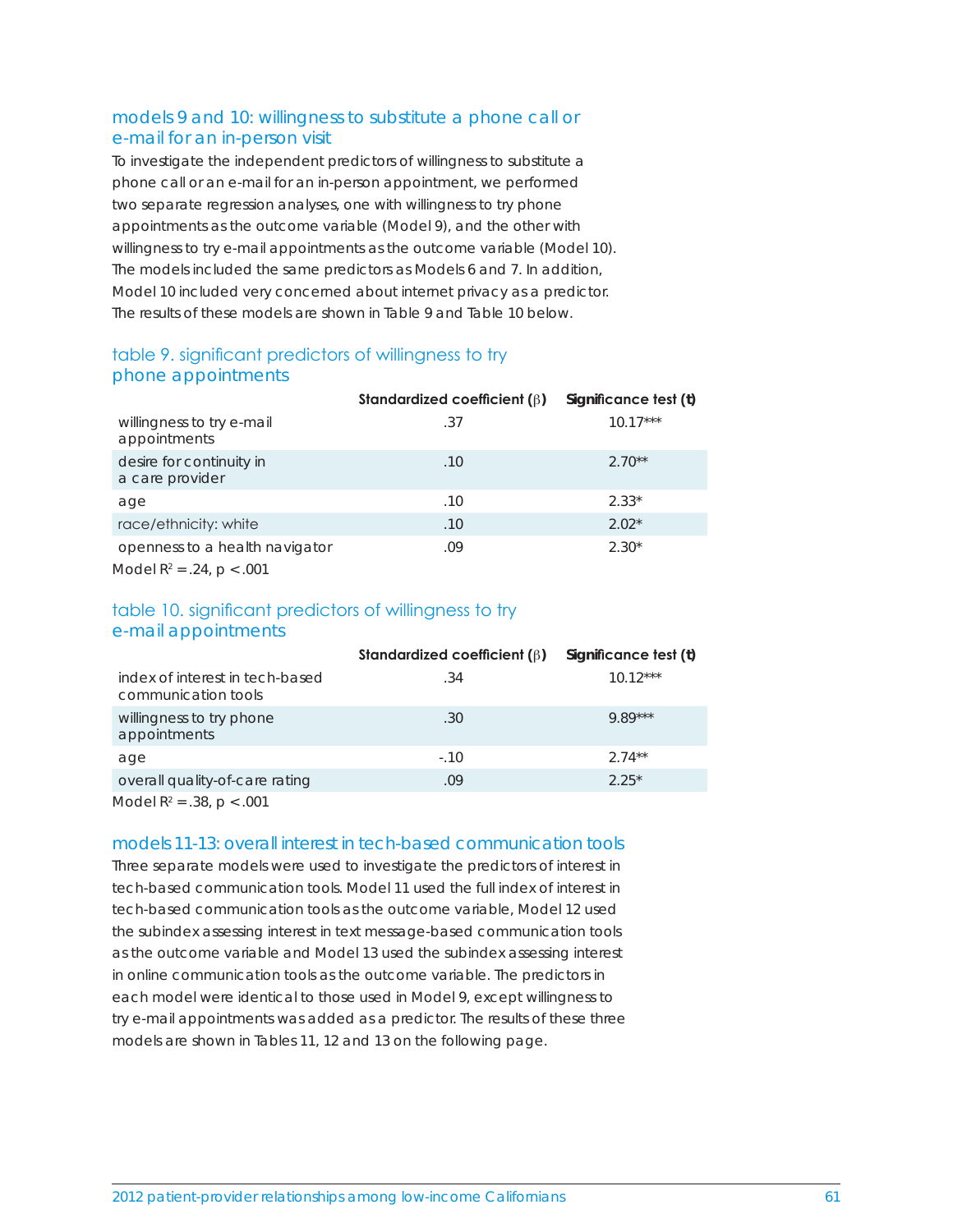## models 9 and 10: willingness to substitute a phone call or e-mail for an in-person visit

To investigate the independent predictors of willingness to substitute a phone call or an e-mail for an in-person appointment, we performed two separate regression analyses, one with willingness to try phone appointments as the outcome variable (Model 9), and the other with willingness to try e-mail appointments as the outcome variable (Model 10). The models included the same predictors as Models 6 and 7. In addition, Model 10 included very concerned about internet privacy as a predictor. The results of these models are shown in Table 9 and Table 10 below.

### table 9. significant predictors of willingness to try phone appointments

| | Standardized coefficient (β) | Significance test (t) |
|---|---|---|
| willingness to try e-mail appointments | .37 | 10.17*** |
| desire for continuity in a care provider | .10 | 2.70** |
| age | .10 | 2.33* |
| race/ethnicity: white | .10 | 2.02* |
| openness to a health navigator | .09 | 2.30* |

Model $R^2 = .24$, $p < .001$

### table 10. significant predictors of willingness to try e-mail appointments

| | Standardized coefficient (β) | Significance test (t) |
|---|---|---|
| index of interest in tech-based communication tools | .34 | 10.12*** |
| willingness to try phone appointments | .30 | 9.89*** |
| age | -.10 | 2.74** |
| overall quality-of-care rating | .09 | 2.25* |

Model $R^2 = .38$, $p < .001$

## models 11-13: overall interest in tech-based communication tools

Three separate models were used to investigate the predictors of interest in tech-based communication tools. Model 11 used the full index of interest in tech-based communication tools as the outcome variable, Model 12 used the subindex assessing interest in text message-based communication tools as the outcome variable and Model 13 used the subindex assessing interest in online communication tools as the outcome variable. The predictors in each model were identical to those used in Model 9, except willingness to try e-mail appointments was added as a predictor. The results of these three models are shown in Tables 11, 12 and 13 on the following page.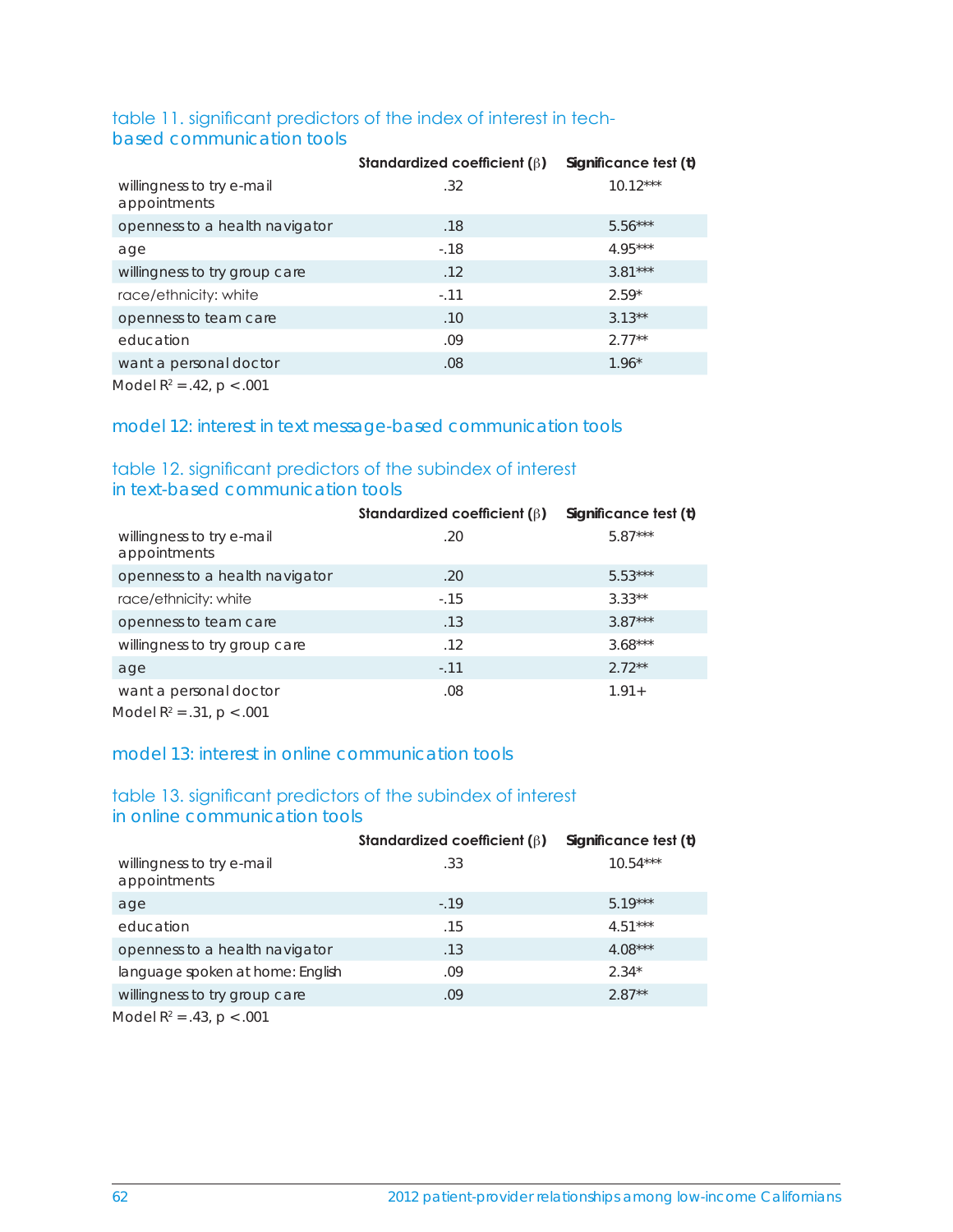### table 11. significant predictors of the index of interest in tech-based communication tools

| | Standardized coefficient (β) | Significance test (t) |
|---|---|---|
| willingness to try e-mail appointments | .32 | 10.12*** |
| openness to a health navigator | .18 | 5.56*** |
| age | -.18 | 4.95*** |
| willingness to try group care | .12 | 3.81*** |
| race/ethnicity: white | -.11 | 2.59* |
| openness to team care | .10 | 3.13** |
| education | .09 | 2.77** |
| want a personal doctor | .08 | 1.96* |

Model $R^2 = .42$, $p < .001$

## model 12: interest in text message-based communication tools

### table 12. significant predictors of the subindex of interest in text-based communication tools

| | Standardized coefficient (β) | Significance test (t) |
|---|---|---|
| willingness to try e-mail appointments | .20 | 5.87*** |
| openness to a health navigator | .20 | 5.53*** |
| race/ethnicity: white | -.15 | 3.33** |
| openness to team care | .13 | 3.87*** |
| willingness to try group care | .12 | 3.68*** |
| age | -.11 | 2.72** |
| want a personal doctor | .08 | 1.91+ |

Model $R^2 = .31$, $p < .001$

## model 13: interest in online communication tools

### table 13. significant predictors of the subindex of interest in online communication tools

| | Standardized coefficient (β) | Significance test (t) |
|---|---|---|
| willingness to try e-mail appointments | .33 | 10.54*** |
| age | -.19 | 5.19*** |
| education | .15 | 4.51*** |
| openness to a health navigator | .13 | 4.08*** |
| language spoken at home: English | .09 | 2.34* |
| willingness to try group care | .09 | 2.87** |

Model $R^2 = .43$, $p < .001$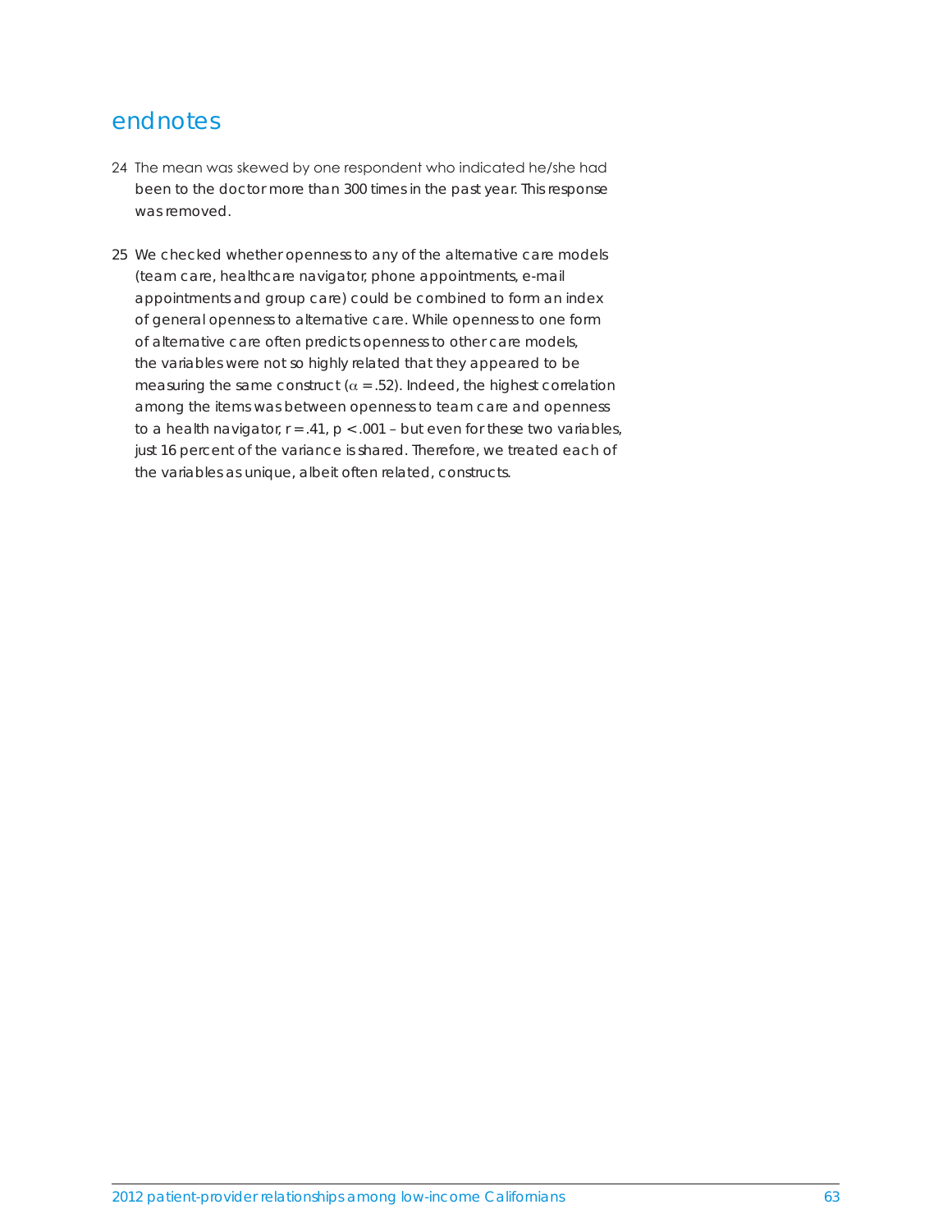## endnotes

24 The mean was skewed by one respondent who indicated he/she had been to the doctor more than 300 times in the past year. This response was removed.

25 We checked whether openness to any of the alternative care models (team care, healthcare navigator, phone appointments, e-mail appointments and group care) could be combined to form an index of general openness to alternative care. While openness to one form of alternative care often predicts openness to other care models, the variables were not so highly related that they appeared to be measuring the same construct ($\alpha = .52$). Indeed, the highest correlation among the items was between openness to team care and openness to a health navigator, $r = .41$, $p < .001$ – but even for these two variables, just 16 percent of the variance is shared. Therefore, we treated each of the variables as unique, albeit often related, constructs.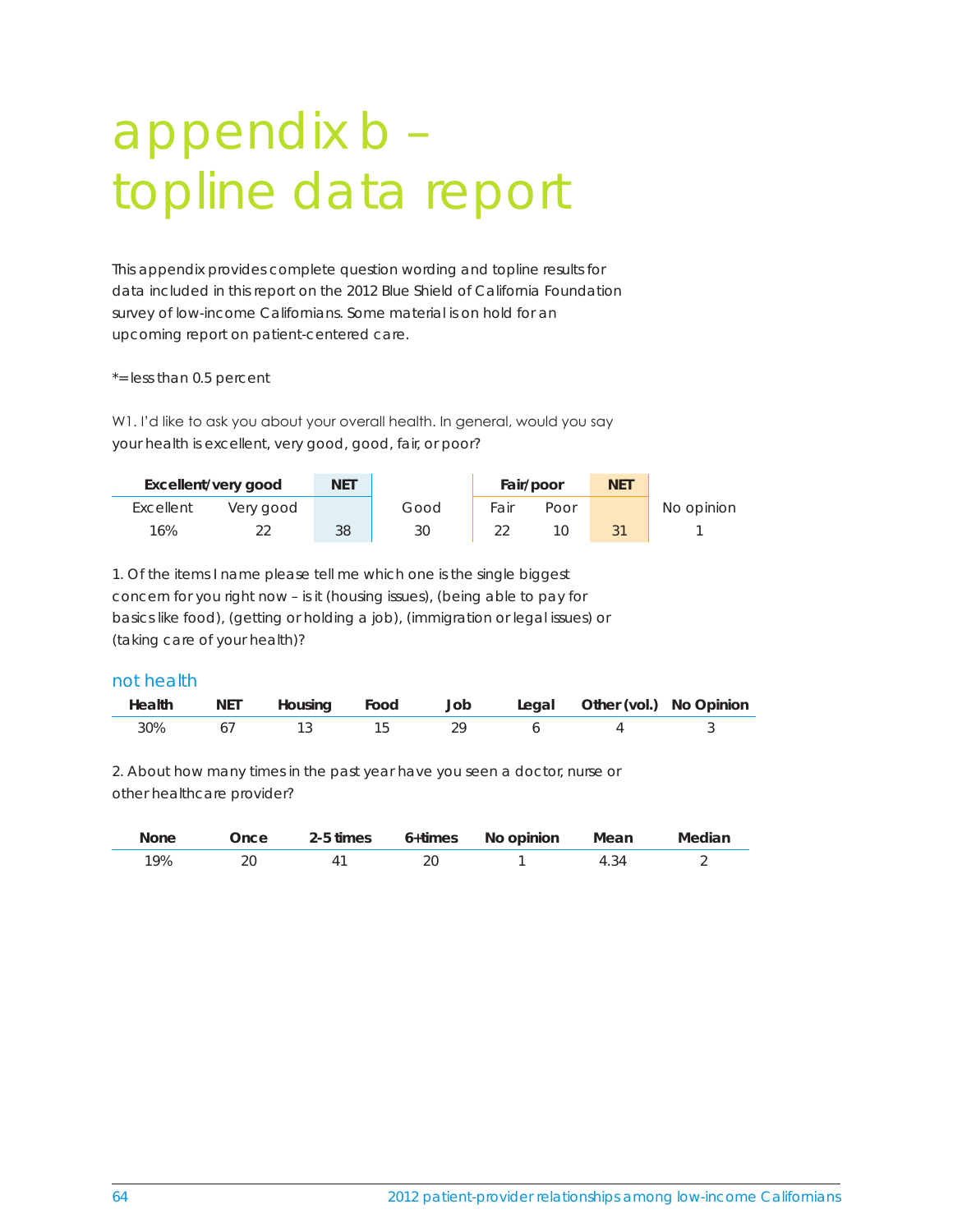# appendix b – topline data report

This appendix provides complete question wording and topline results for data included in this report on the 2012 Blue Shield of California Foundation survey of low-income Californians. Some material is on hold for an upcoming report on patient-centered care.

*= less than 0.5 percent

W1. I'd like to ask you about your overall health. In general, would you say your health is excellent, very good, good, fair, or poor?

| Excellent/very good | | NET | | Fair/poor | | NET | |
|---|---|---|---|---|---|---|---|
| Excellent | Very good | | Good | Fair | Poor | | No opinion |
| 16% | 22 | 38 | 30 | 22 | 10 | 31 | 1 |

1. Of the items I name please tell me which one is the single biggest concern for you right now – is it (housing issues), (being able to pay for basics like food), (getting or holding a job), (immigration or legal issues) or (taking care of your health)?

| | not health | | | | | | |
|---|---|---|---|---|---|---|---|
| **Health** | **NET** | **Housing** | **Food** | **Job** | **Legal** | **Other (vol.)** | **No Opinion** |
| 30% | 67 | 13 | 15 | 29 | 6 | 4 | 3 |

2. About how many times in the past year have you seen a doctor, nurse or other healthcare provider?

| None | Once | 2-5 times | 6+times | No opinion | Mean | Median |
|---|---|---|---|---|---|---|
| 19% | 20 | 41 | 20 | 1 | 4.34 | 2 |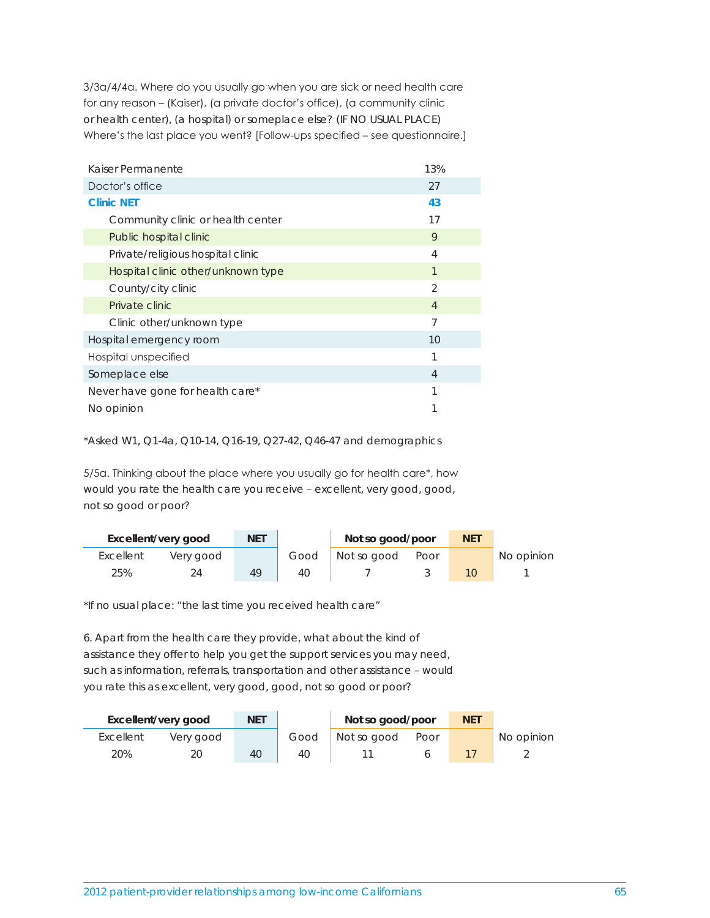3/3a/4/4a. Where do you usually go when you are sick or need health care for any reason – (Kaiser), (a private doctor's office), (a community clinic or health center), (a hospital) or someplace else? (IF NO USUAL PLACE) Where's the last place you went? [Follow-ups specified – see questionnaire.]

| | |
|---|---|
| Kaiser Permanente | 13% |
| Doctor's office | 27 |
| **Clinic NET** | **43** |
| Community clinic or health center | 17 |
| Public hospital clinic | 9 |
| Private/religious hospital clinic | 4 |
| Hospital clinic other/unknown type | 1 |
| County/city clinic | 2 |
| Private clinic | 4 |
| Clinic other/unknown type | 7 |
| Hospital emergency room | 10 |
| Hospital unspecified | 1 |
| Someplace else | 4 |
| Never have gone for health care* | 1 |
| No opinion | 1 |

*Asked W1, Q1-4a, Q10-14, Q16-19, Q27-42, Q46-47 and demographics

5/5a. Thinking about the place where you usually go for health care*, how would you rate the health care you receive – excellent, very good, good, not so good or poor?

| Excellent/very good | | NET | | Not so good/poor | | NET | |
|---|---|---|---|---|---|---|---|
| Excellent | Very good | | Good | Not so good | Poor | | No opinion |
| 25% | 24 | 49 | 40 | 7 | 3 | 10 | 1 |

*If no usual place: "the last time you received health care"

6. Apart from the health care they provide, what about the kind of assistance they offer to help you get the support services you may need, such as information, referrals, transportation and other assistance – would you rate this as excellent, very good, good, not so good or poor?

| Excellent/very good | | NET | | Not so good/poor | | NET | |
|---|---|---|---|---|---|---|---|
| Excellent | Very good | | Good | Not so good | Poor | | No opinion |
| 20% | 20 | 40 | 40 | 11 | 6 | 17 | 2 |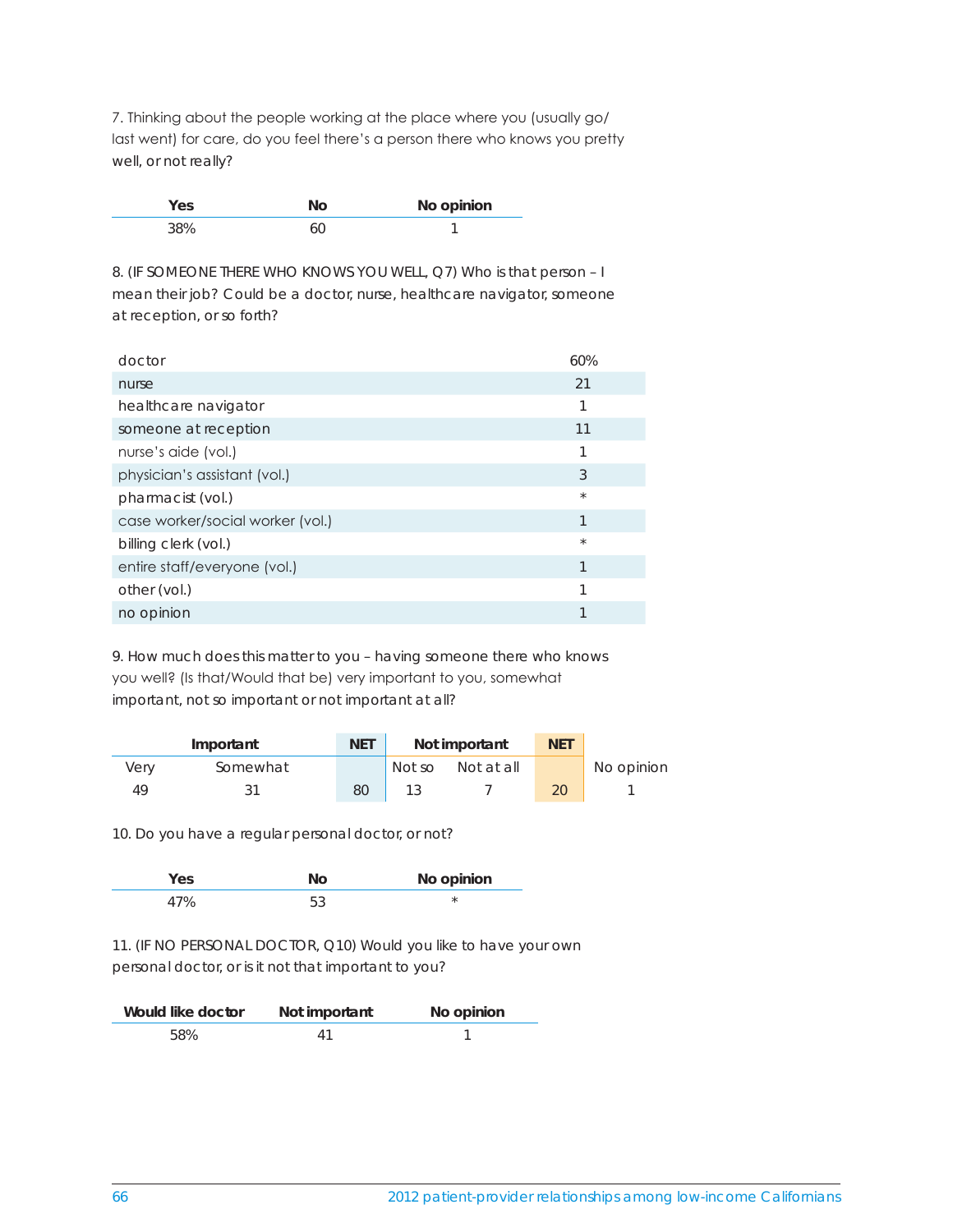7. Thinking about the people working at the place where you (usually go/last went) for care, do you feel there's a person there who knows you pretty well, or not really?

| Yes | No | No opinion |
|---|---|---|
| 38% | 60 | 1 |

8. (IF SOMEONE THERE WHO KNOWS YOU WELL, Q7) Who is that person – I mean their job? Could be a doctor, nurse, healthcare navigator, someone at reception, or so forth?

| | |
|---|---|
| doctor | 60% |
| nurse | 21 |
| healthcare navigator | 1 |
| someone at reception | 11 |
| nurse's aide (vol.) | 1 |
| physician's assistant (vol.) | 3 |
| pharmacist (vol.) | * |
| case worker/social worker (vol.) | 1 |
| billing clerk (vol.) | * |
| entire staff/everyone (vol.) | 1 |
| other (vol.) | 1 |
| no opinion | 1 |

9. How much does this matter to you – having someone there who knows you well? (Is that/Would that be) very important to you, somewhat important, not so important or not important at all?

| Important | | NET | Not important | | NET | |
|---|---|---|---|---|---|---|
| Very | Somewhat | | Not so | Not at all | | No opinion |
| 49 | 31 | 80 | 13 | 7 | 20 | 1 |

10. Do you have a regular personal doctor, or not?

| Yes | No | No opinion |
|---|---|---|
| 47% | 53 | * |

11. (IF NO PERSONAL DOCTOR, Q10) Would you like to have your own personal doctor, or is it not that important to you?

| Would like doctor | Not important | No opinion |
|---|---|---|
| 58% | 41 | 1 |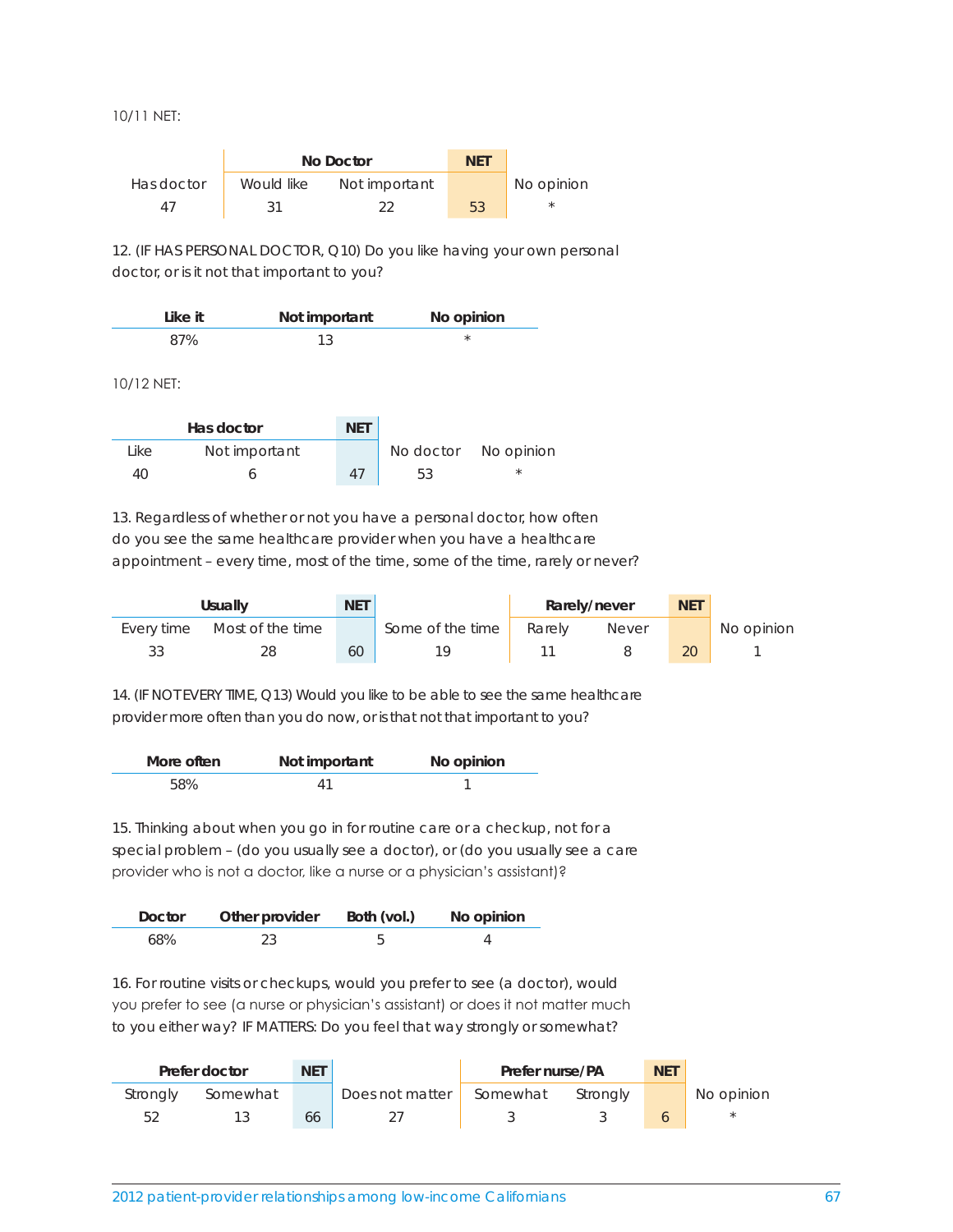10/11 NET:

| | No Doctor | | NET | |
|---|---|---|---|---|
| Has doctor | Would like | Not important | | No opinion |
| 47 | 31 | 22 | 53 | * |

12. (IF HAS PERSONAL DOCTOR, Q10) Do you like having your own personal doctor, or is it not that important to you?

| Like it | Not important | No opinion |
|---|---|---|
| 87% | 13 | * |

10/12 NET:

| Has doctor | | NET | | |
|---|---|---|---|---|
| Like | Not important | | No doctor | No opinion |
| 40 | 6 | 47 | 53 | * |

13. Regardless of whether or not you have a personal doctor, how often do you see the same healthcare provider when you have a healthcare appointment – every time, most of the time, some of the time, rarely or never?

| Usually | | NET | | Rarely/never | | NET | |
|---|---|---|---|---|---|---|---|
| Every time | Most of the time | | Some of the time | Rarely | Never | | No opinion |
| 33 | 28 | 60 | 19 | 11 | 8 | 20 | 1 |

14. (IF NOT EVERY TIME, Q13) Would you like to be able to see the same healthcare provider more often than you do now, or is that not that important to you?

| More often | Not important | No opinion |
|---|---|---|
| 58% | 41 | 1 |

15. Thinking about when you go in for routine care or a checkup, not for a special problem – (do you usually see a doctor), or (do you usually see a care provider who is not a doctor, like a nurse or a physician's assistant)?

| Doctor | Other provider | Both (vol.) | No opinion |
|---|---|---|---|
| 68% | 23 | 5 | 4 |

16. For routine visits or checkups, would you prefer to see (a doctor), would you prefer to see (a nurse or physician's assistant) or does it not matter much to you either way? IF MATTERS: Do you feel that way strongly or somewhat?

| Prefer doctor | | NET | | Prefer nurse/PA | | NET | |
|---|---|---|---|---|---|---|---|
| Strongly | Somewhat | | Does not matter | Somewhat | Strongly | | No opinion |
| 52 | 13 | 66 | 27 | 3 | 3 | 6 | * |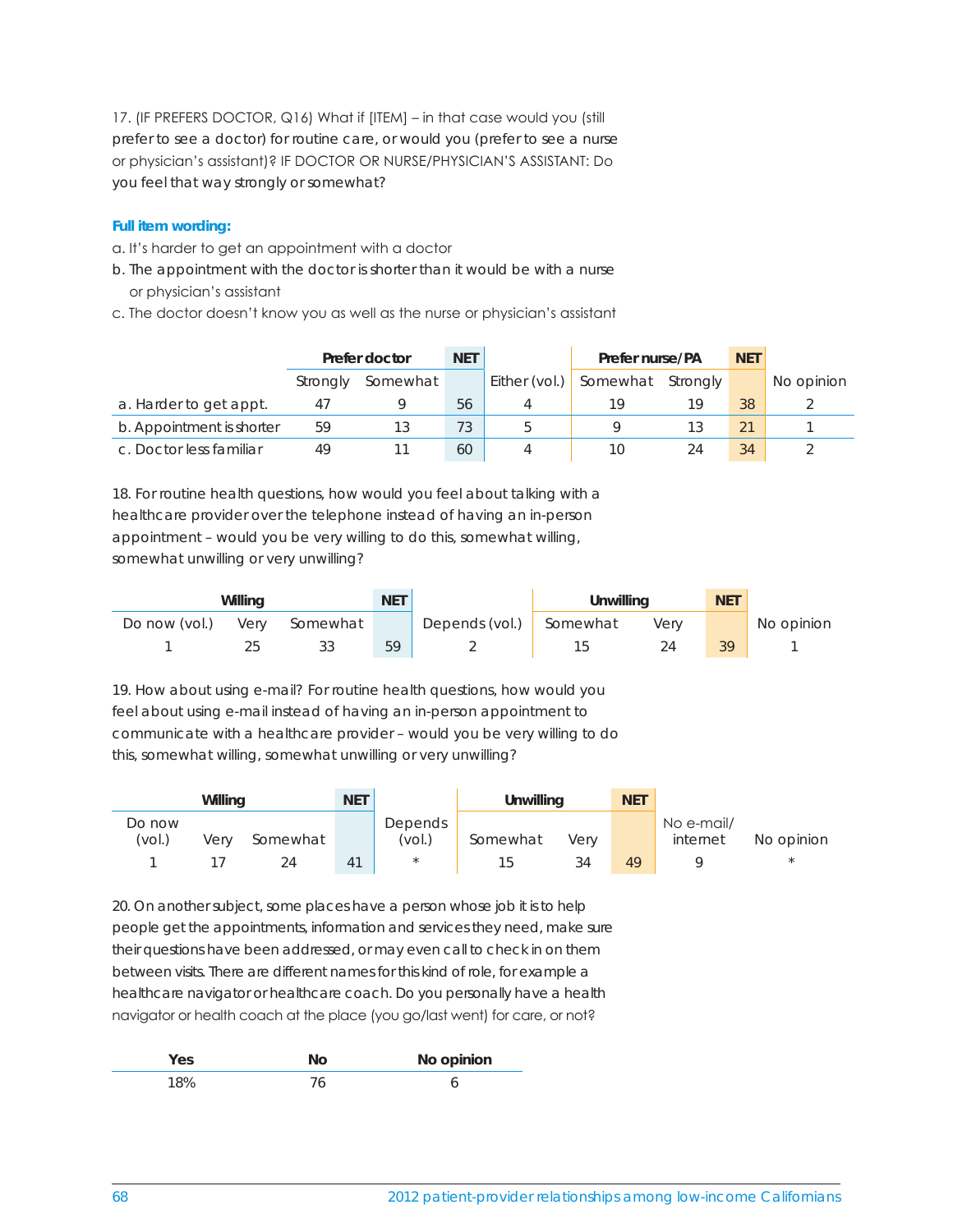17. (IF PREFERS DOCTOR, Q16) What if [ITEM] – in that case would you (still prefer to see a doctor) for routine care, or would you (prefer to see a nurse or physician's assistant)? IF DOCTOR OR NURSE/PHYSICIAN'S ASSISTANT: Do you feel that way strongly or somewhat?

**Full item wording:**

a. It's harder to get an appointment with a doctor
b. The appointment with the doctor is shorter than it would be with a nurse or physician's assistant
c. The doctor doesn't know you as well as the nurse or physician's assistant

| | Prefer doctor | | NET | | Prefer nurse/PA | | NET | |
|---|---|---|---|---|---|---|---|---|
| | Strongly | Somewhat | | Either (vol.) | Somewhat | Strongly | | No opinion |
| a. Harder to get appt. | 47 | 9 | 56 | 4 | 19 | 19 | 38 | 2 |
| b. Appointment is shorter | 59 | 13 | 73 | 5 | 9 | 13 | 21 | 1 |
| c. Doctor less familiar | 49 | 11 | 60 | 4 | 10 | 24 | 34 | 2 |

18. For routine health questions, how would you feel about talking with a healthcare provider over the telephone instead of having an in-person appointment – would you be very willing to do this, somewhat willing, somewhat unwilling or very unwilling?

| Willing | | | NET | | Unwilling | | NET | |
|---|---|---|---|---|---|---|---|---|
| Do now (vol.) | Very | Somewhat | | Depends (vol.) | Somewhat | Very | | No opinion |
| 1 | 25 | 33 | 59 | 2 | 15 | 24 | 39 | 1 |

19. How about using e-mail? For routine health questions, how would you feel about using e-mail instead of having an in-person appointment to communicate with a healthcare provider – would you be very willing to do this, somewhat willing, somewhat unwilling or very unwilling?

| Willing | | | NET | | Unwilling | | NET | | |
|---|---|---|---|---|---|---|---|---|---|
| Do now (vol.) | Very | Somewhat | | Depends (vol.) | Somewhat | Very | | No e-mail/ internet | No opinion |
| 1 | 17 | 24 | 41 | * | 15 | 34 | 49 | 9 | * |

20. On another subject, some places have a person whose job it is to help people get the appointments, information and services they need, make sure their questions have been addressed, or may even call to check in on them between visits. There are different names for this kind of role, for example a healthcare navigator or healthcare coach. Do you personally have a health navigator or health coach at the place (you go/last went) for care, or not?

| Yes | No | No opinion |
|---|---|---|
| 18% | 76 | 6 |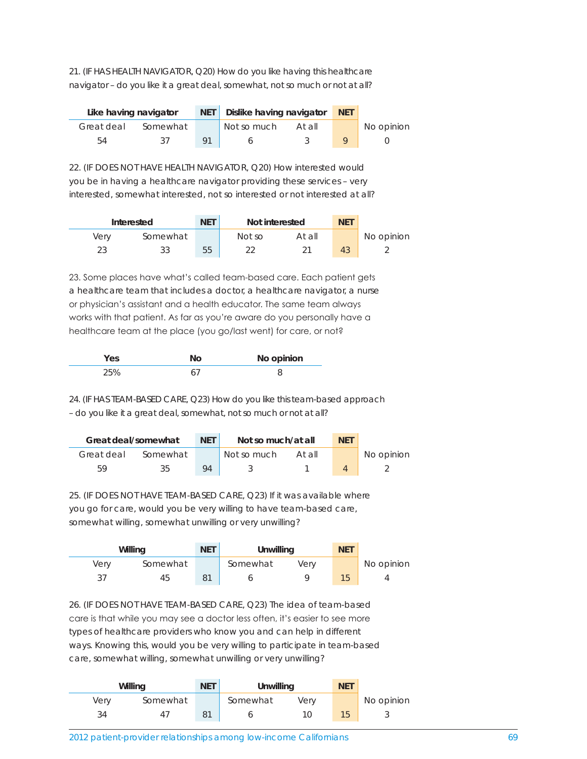21. (IF HAS HEALTH NAVIGATOR, Q20) How do you like having this healthcare navigator – do you like it a great deal, somewhat, not so much or not at all?

| Like having navigator | | NET | Dislike having navigator | | NET | |
|---|---|---|---|---|---|---|
| Great deal | Somewhat | | Not so much | At all | | No opinion |
| 54 | 37 | 91 | 6 | 3 | 9 | 0 |

22. (IF DOES NOT HAVE HEALTH NAVIGATOR, Q20) How interested would you be in having a healthcare navigator providing these services – very interested, somewhat interested, not so interested or not interested at all?

| Interested | | NET | Not interested | | NET | |
|---|---|---|---|---|---|---|
| Very | Somewhat | | Not so | At all | | No opinion |
| 23 | 33 | 55 | 22 | 21 | 43 | 2 |

23. Some places have what's called team-based care. Each patient gets a healthcare team that includes a doctor, a healthcare navigator, a nurse or physician's assistant and a health educator. The same team always works with that patient. As far as you're aware do you personally have a healthcare team at the place (you go/last went) for care, or not?

| Yes | No | No opinion |
|---|---|---|
| 25% | 67 | 8 |

24. (IF HAS TEAM-BASED CARE, Q23) How do you like this team-based approach – do you like it a great deal, somewhat, not so much or not at all?

| Great deal/somewhat | | NET | Not so much/at all | | NET | |
|---|---|---|---|---|---|---|
| Great deal | Somewhat | | Not so much | At all | | No opinion |
| 59 | 35 | 94 | 3 | 1 | 4 | 2 |

25. (IF DOES NOT HAVE TEAM-BASED CARE, Q23) If it was available where you go for care, would you be very willing to have team-based care, somewhat willing, somewhat unwilling or very unwilling?

| Willing | | NET | Unwilling | | NET | |
|---|---|---|---|---|---|---|
| Very | Somewhat | | Somewhat | Very | | No opinion |
| 37 | 45 | 81 | 6 | 9 | 15 | 4 |

26. (IF DOES NOT HAVE TEAM-BASED CARE, Q23) The idea of team-based care is that while you may see a doctor less often, it's easier to see more types of healthcare providers who know you and can help in different ways. Knowing this, would you be very willing to participate in team-based care, somewhat willing, somewhat unwilling or very unwilling?

| Willing | | NET | Unwilling | | NET | |
|---|---|---|---|---|---|---|
| Very | Somewhat | | Somewhat | Very | | No opinion |
| 34 | 47 | 81 | 6 | 10 | 15 | 3 |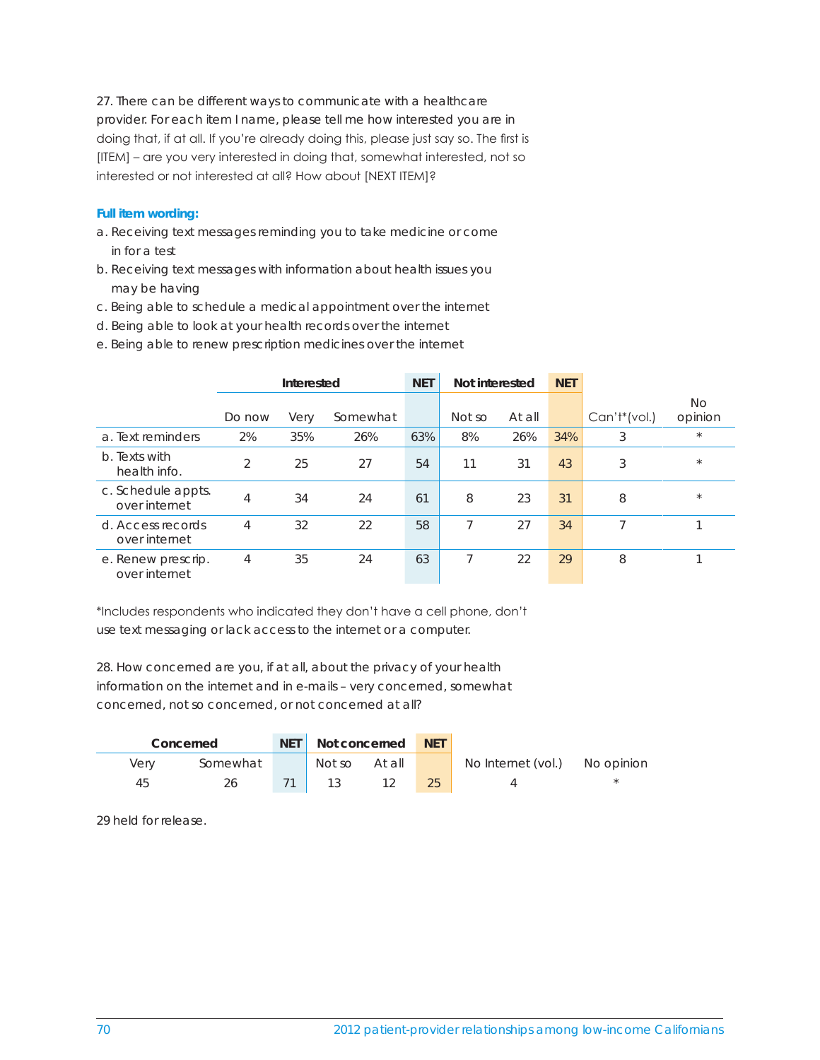27. There can be different ways to communicate with a healthcare provider. For each item I name, please tell me how interested you are in doing that, if at all. If you're already doing this, please just say so. The first is [ITEM] – are you very interested in doing that, somewhat interested, not so interested or not interested at all? How about [NEXT ITEM]?

**Full item wording:**

a. Receiving text messages reminding you to take medicine or come in for a test
b. Receiving text messages with information about health issues you may be having
c. Being able to schedule a medical appointment over the internet
d. Being able to look at your health records over the internet
e. Being able to renew prescription medicines over the internet

| | Interested | | | NET | Not interested | | NET | | |
|---|---|---|---|---|---|---|---|---|---|
| | Do now | Very | Somewhat | | Not so | At all | | Can't*(vol.) | No opinion |
| a. Text reminders | 2% | 35% | 26% | 63% | 8% | 26% | 34% | 3 | * |
| b. Texts with health info. | 2 | 25 | 27 | 54 | 11 | 31 | 43 | 3 | * |
| c. Schedule appts. over internet | 4 | 34 | 24 | 61 | 8 | 23 | 31 | 8 | * |
| d. Access records over internet | 4 | 32 | 22 | 58 | 7 | 27 | 34 | 7 | 1 |
| e. Renew prescrip. over internet | 4 | 35 | 24 | 63 | 7 | 22 | 29 | 8 | 1 |

*Includes respondents who indicated they don't have a cell phone, don't use text messaging or lack access to the internet or a computer.

28. How concerned are you, if at all, about the privacy of your health information on the internet and in e-mails – very concerned, somewhat concerned, not so concerned, or not concerned at all?

| Concerned | | NET | Not concerned | | NET | | |
|---|---|---|---|---|---|---|---|
| Very | Somewhat | | Not so | At all | | No Internet (vol.) | No opinion |
| 45 | 26 | 71 | 13 | 12 | 25 | 4 | * |

29 held for release.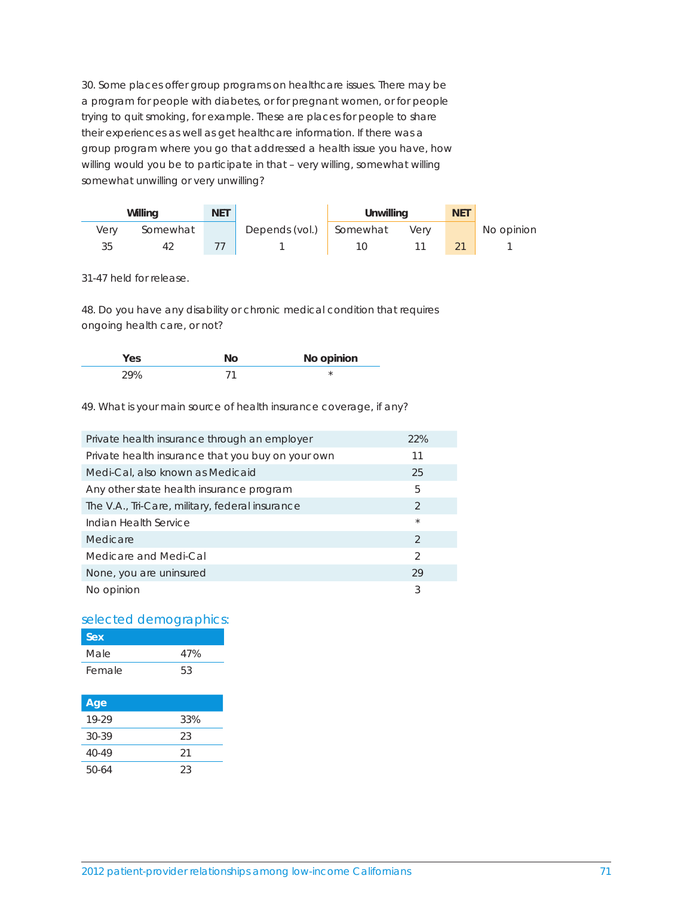30. Some places offer group programs on healthcare issues. There may be a program for people with diabetes, or for pregnant women, or for people trying to quit smoking, for example. These are places for people to share their experiences as well as get healthcare information. If there was a group program where you go that addressed a health issue you have, how willing would you be to participate in that – very willing, somewhat willing somewhat unwilling or very unwilling?

| Willing | | NET | | Unwilling | | NET | |
|---|---|---|---|---|---|---|---|
| Very | Somewhat | | Depends (vol.) | Somewhat | Very | | No opinion |
| 35 | 42 | 77 | 1 | 10 | 11 | 21 | 1 |

31-47 held for release.

48. Do you have any disability or chronic medical condition that requires ongoing health care, or not?

| Yes | No | No opinion |
|---|---|---|
| 29% | 71 | * |

49. What is your main source of health insurance coverage, if any?

| | |
|---|---|
| Private health insurance through an employer | 22% |
| Private health insurance that you buy on your own | 11 |
| Medi-Cal, also known as Medicaid | 25 |
| Any other state health insurance program | 5 |
| The V.A., Tri-Care, military, federal insurance | 2 |
| Indian Health Service | * |
| Medicare | 2 |
| Medicare and Medi-Cal | 2 |
| None, you are uninsured | 29 |
| No opinion | 3 |

## selected demographics:

| Sex | |
|---|---|
| Male | 47% |
| Female | 53 |

| Age | |
|---|---|
| 19-29 | 33% |
| 30-39 | 23 |
| 40-49 | 21 |
| 50-64 | 23 |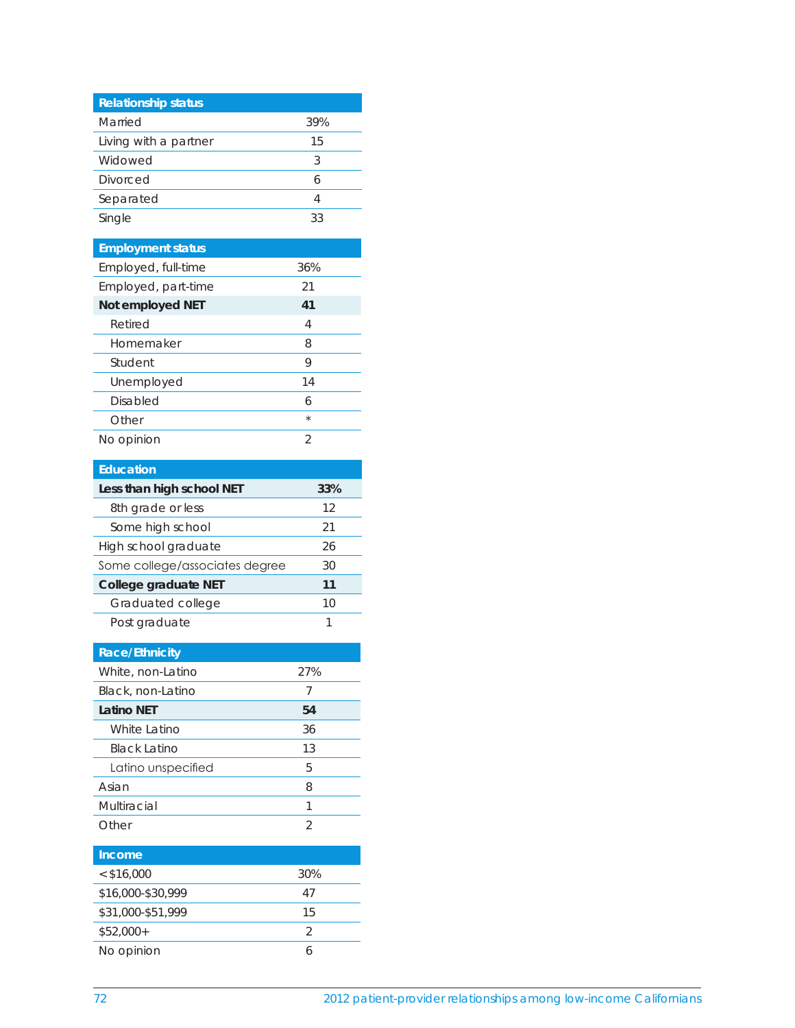| Relationship status | |
|---|---|
| Married | 39% |
| Living with a partner | 15 |
| Widowed | 3 |
| Divorced | 6 |
| Separated | 4 |
| Single | 33 |

| Employment status | |
|---|---|
| Employed, full-time | 36% |
| Employed, part-time | 21 |
| **Not employed NET** | **41** |
| Retired | 4 |
| Homemaker | 8 |
| Student | 9 |
| Unemployed | 14 |
| Disabled | 6 |
| Other | * |
| No opinion | 2 |

| Education | |
|---|---|
| **Less than high school NET** | **33%** |
| 8th grade or less | 12 |
| Some high school | 21 |
| High school graduate | 26 |
| Some college/associates degree | 30 |
| **College graduate NET** | **11** |
| Graduated college | 10 |
| Post graduate | 1 |

| Race/Ethnicity | |
|---|---|
| White, non-Latino | 27% |
| Black, non-Latino | 7 |
| **Latino NET** | **54** |
| White Latino | 36 |
| Black Latino | 13 |
| Latino unspecified | 5 |
| Asian | 8 |
| Multiracial | 1 |
| Other | 2 |

| Income | |
|---|---|
| <$16,000 | 30% |
| $16,000-$30,999 | 47 |
| $31,000-$51,999 | 15 |
| $52,000+ | 2 |
| No opinion | 6 |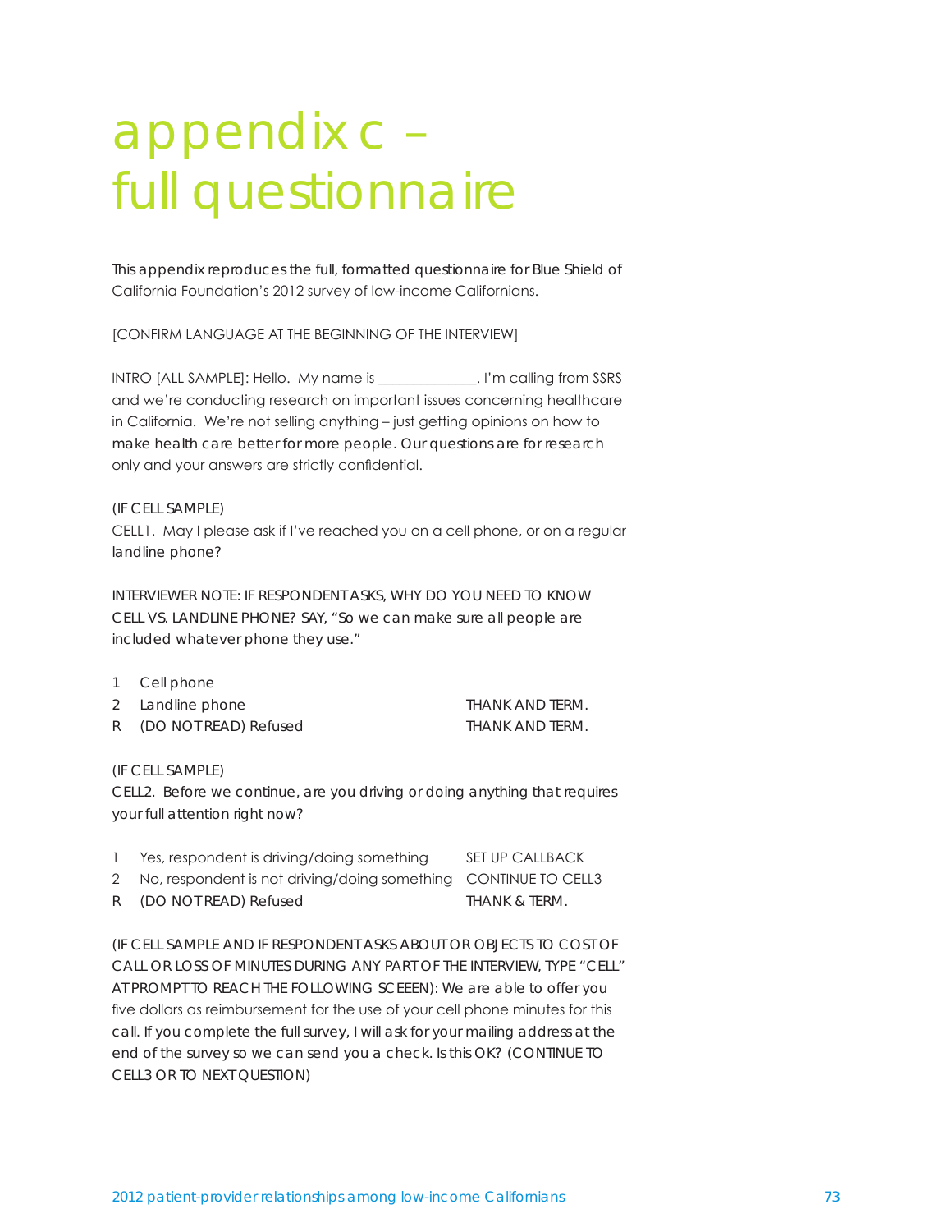# appendix c – full questionnaire

This appendix reproduces the full, formatted questionnaire for Blue Shield of California Foundation's 2012 survey of low-income Californians.

[CONFIRM LANGUAGE AT THE BEGINNING OF THE INTERVIEW]

INTRO [ALL SAMPLE]: Hello. My name is _____________. I'm calling from SSRS and we're conducting research on important issues concerning healthcare in California. We're not selling anything – just getting opinions on how to make health care better for more people. Our questions are for research only and your answers are strictly confidential.

(IF CELL SAMPLE)
CELL1. May I please ask if I've reached you on a cell phone, or on a regular landline phone?

INTERVIEWER NOTE: IF RESPONDENT ASKS, WHY DO YOU NEED TO KNOW CELL VS. LANDLINE PHONE? SAY, "So we can make sure all people are included whatever phone they use."

| | | |
|---|---|---|
| 1 | Cell phone | |
| 2 | Landline phone | THANK AND TERM. |
| R | (DO NOT READ) Refused | THANK AND TERM. |

(IF CELL SAMPLE)
CELL2. Before we continue, are you driving or doing anything that requires your full attention right now?

| | | |
|---|---|---|
| 1 | Yes, respondent is driving/doing something | SET UP CALLBACK |
| 2 | No, respondent is not driving/doing something | CONTINUE TO CELL3 |
| R | (DO NOT READ) Refused | THANK & TERM. |

(IF CELL SAMPLE AND IF RESPONDENT ASKS ABOUT OR OBJECTS TO COST OF CALL OR LOSS OF MINUTES DURING ANY PART OF THE INTERVIEW, TYPE "CELL" AT PROMPT TO REACH THE FOLLOWING SCEEN): We are able to offer you five dollars as reimbursement for the use of your cell phone minutes for this call. If you complete the full survey, I will ask for your mailing address at the end of the survey so we can send you a check. Is this OK? (CONTINUE TO CELL3 OR TO NEXT QUESTION)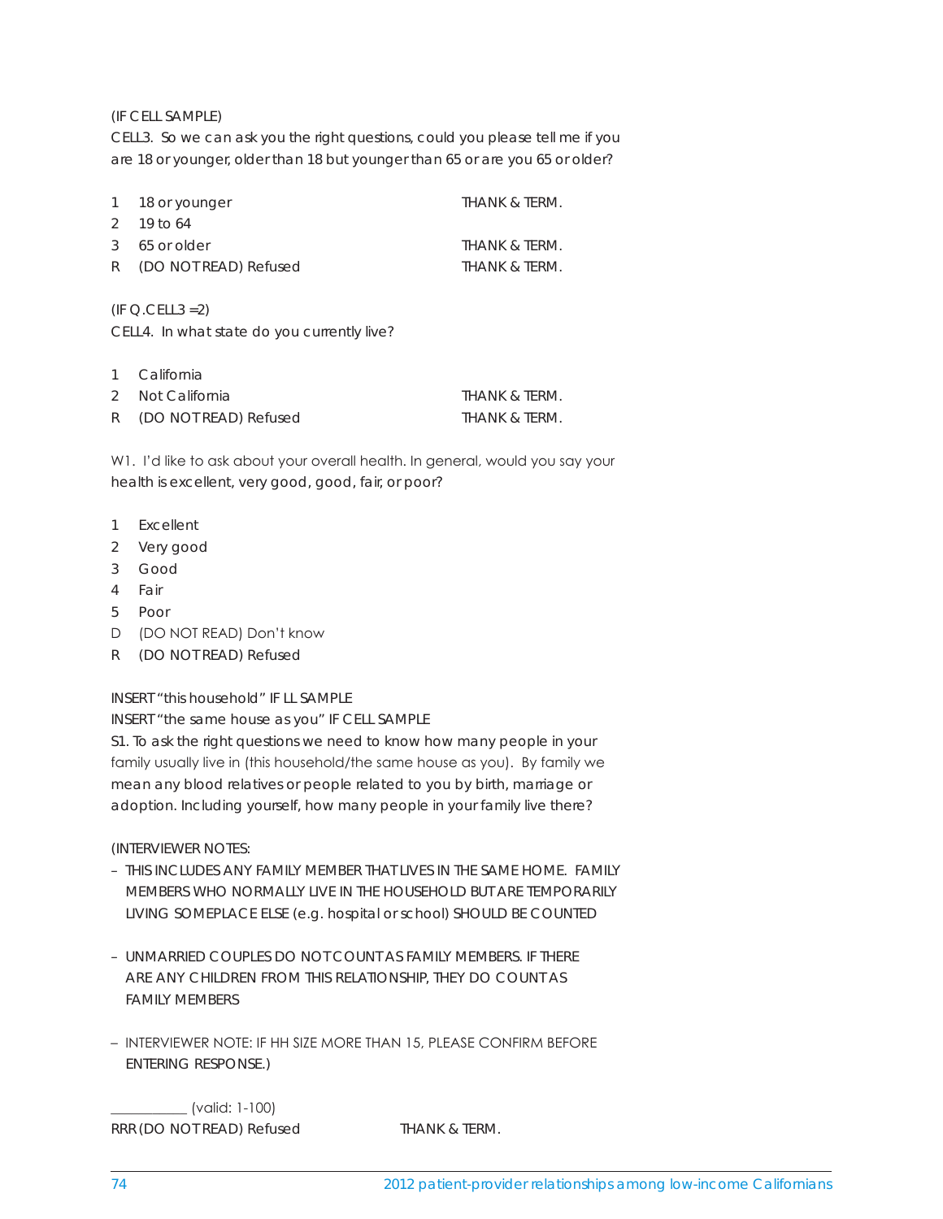(IF CELL SAMPLE)

CELL3. So we can ask you the right questions, could you please tell me if you are 18 or younger, older than 18 but younger than 65 or are you 65 or older?

| | | |
|---|---|---|
| 1 | 18 or younger | THANK & TERM. |
| 2 | 19 to 64 | |
| 3 | 65 or older | THANK & TERM. |
| R | (DO NOT READ) Refused | THANK & TERM. |

(IF Q.CELL3 =2)

CELL4. In what state do you currently live?

| | | |
|---|---|---|
| 1 | California | |
| 2 | Not California | THANK & TERM. |
| R | (DO NOT READ) Refused | THANK & TERM. |

W1. I'd like to ask about your overall health. In general, would you say your health is excellent, very good, good, fair, or poor?

1 Excellent
2 Very good
3 Good
4 Fair
5 Poor
D (DO NOT READ) Don't know
R (DO NOT READ) Refused

INSERT "this household" IF LL SAMPLE

INSERT "the same house as you" IF CELL SAMPLE

S1. To ask the right questions we need to know how many people in your family usually live in (this household/the same house as you). By family we mean any blood relatives or people related to you by birth, marriage or adoption. Including yourself, how many people in your family live there?

(INTERVIEWER NOTES:

- THIS INCLUDES ANY FAMILY MEMBER THAT LIVES IN THE SAME HOME. FAMILY MEMBERS WHO NORMALLY LIVE IN THE HOUSEHOLD BUT ARE TEMPORARILY LIVING SOMEPLACE ELSE (e.g. hospital or school) SHOULD BE COUNTED

- UNMARRIED COUPLES DO NOT COUNT AS FAMILY MEMBERS. IF THERE ARE ANY CHILDREN FROM THIS RELATIONSHIP, THEY DO COUNT AS FAMILY MEMBERS

- INTERVIEWER NOTE: IF HH SIZE MORE THAN 15, PLEASE CONFIRM BEFORE ENTERING RESPONSE.)

___________ (valid: 1-100)

RRR (DO NOT READ) Refused THANK & TERM.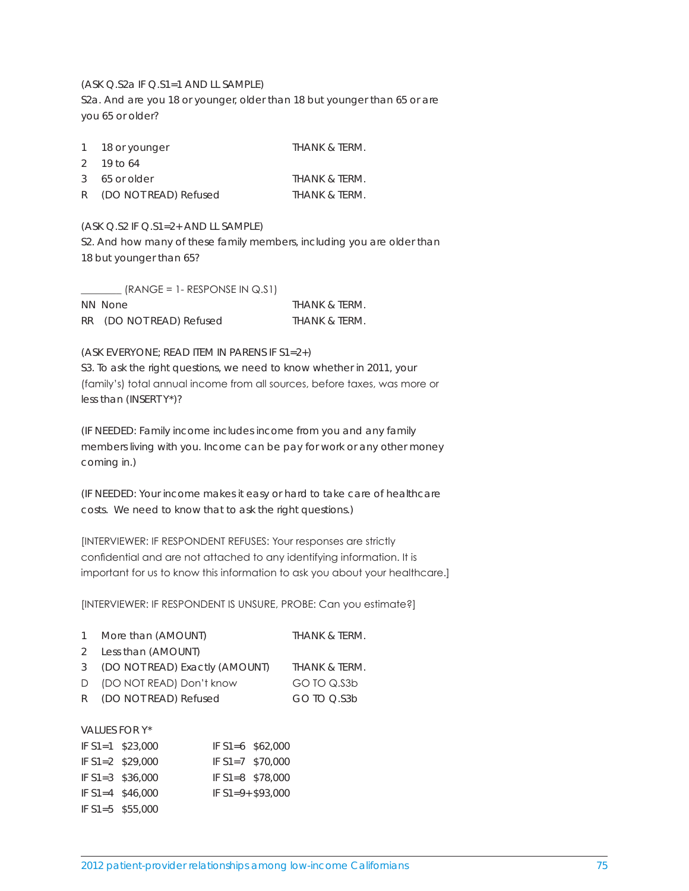(ASK Q.S2a IF Q.S1=1 AND LL SAMPLE)

S2a. And are you 18 or younger, older than 18 but younger than 65 or are you 65 or older?

| | | |
|---|---|---|
| 1 | 18 or younger | THANK & TERM. |
| 2 | 19 to 64 | |
| 3 | 65 or older | THANK & TERM. |
| R | (DO NOT READ) Refused | THANK & TERM. |

(ASK Q.S2 IF Q.S1=2+ AND LL SAMPLE)

S2. And how many of these family members, including you are older than 18 but younger than 65?

| | |
|---|---|
| ________ (RANGE = 1- RESPONSE IN Q.S1) | |
| NN None | THANK & TERM. |
| RR (DO NOT READ) Refused | THANK & TERM. |

(ASK EVERYONE; READ ITEM IN PARENS IF S1=2+)

S3. To ask the right questions, we need to know whether in 2011, your (family's) total annual income from all sources, before taxes, was more or less than (INSERT Y*)?

(IF NEEDED: Family income includes income from you and any family members living with you. Income can be pay for work or any other money coming in.)

(IF NEEDED: Your income makes it easy or hard to take care of healthcare costs. We need to know that to ask the right questions.)

[INTERVIEWER: IF RESPONDENT REFUSES: Your responses are strictly confidential and are not attached to any identifying information. It is important for us to know this information to ask you about your healthcare.]

[INTERVIEWER: IF RESPONDENT IS UNSURE, PROBE: Can you estimate?]

| | | |
|---|---|---|
| 1 | More than (AMOUNT) | THANK & TERM. |
| 2 | Less than (AMOUNT) | |
| 3 | (DO NOT READ) Exactly (AMOUNT) | THANK & TERM. |
| D | (DO NOT READ) Don't know | GO TO Q.S3b |
| R | (DO NOT READ) Refused | GO TO Q.S3b |

VALUES FOR Y*

| | | | |
|---|---|---|---|
| IF S1=1 | $23,000 | IF S1=6 | $62,000 |
| IF S1=2 | $29,000 | IF S1=7 | $70,000 |
| IF S1=3 | $36,000 | IF S1=8 | $78,000 |
| IF S1=4 | $46,000 | IF S1=9+ | $93,000 |
| IF S1=5 | $55,000 | | |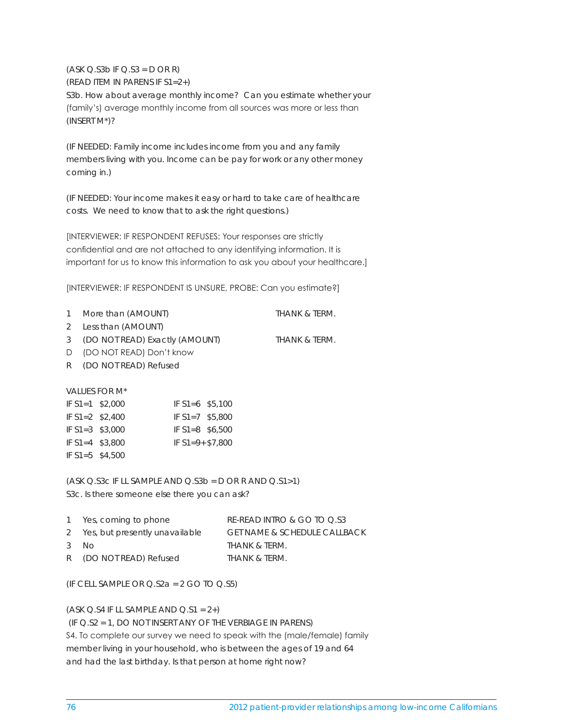(ASK Q.S3b IF Q.S3 = D OR R)
(READ ITEM IN PARENS IF S1=2+)
S3b. How about average monthly income? Can you estimate whether your (family's) average monthly income from all sources was more or less than (INSERT M*)?

(IF NEEDED: Family income includes income from you and any family members living with you. Income can be pay for work or any other money coming in.)

(IF NEEDED: Your income makes it easy or hard to take care of healthcare costs. We need to know that to ask the right questions.)

[INTERVIEWER: IF RESPONDENT REFUSES: Your responses are strictly confidential and are not attached to any identifying information. It is important for us to know this information to ask you about your healthcare.]

[INTERVIEWER: IF RESPONDENT IS UNSURE, PROBE: Can you estimate?]

| | | |
|---|---|---|
| 1 | More than (AMOUNT) | THANK & TERM. |
| 2 | Less than (AMOUNT) | |
| 3 | (DO NOT READ) Exactly (AMOUNT) | THANK & TERM. |
| D | (DO NOT READ) Don't know | |
| R | (DO NOT READ) Refused | |

VALUES FOR M*

| | | | |
|---|---|---|---|
| IF S1=1 | $2,000 | IF S1=6 | $5,100 |
| IF S1=2 | $2,400 | IF S1=7 | $5,800 |
| IF S1=3 | $3,000 | IF S1=8 | $6,500 |
| IF S1=4 | $3,800 | IF S1=9+ | $7,800 |
| IF S1=5 | $4,500 | | |

(ASK Q.S3c IF LL SAMPLE AND Q.S3b = D OR R AND Q.S1>1)
S3c. Is there someone else there you can ask?

| | | |
|---|---|---|
| 1 | Yes, coming to phone | RE-READ INTRO & GO TO Q.S3 |
| 2 | Yes, but presently unavailable | GET NAME & SCHEDULE CALLBACK |
| 3 | No | THANK & TERM. |
| R | (DO NOT READ) Refused | THANK & TERM. |

(IF CELL SAMPLE OR Q.S2a = 2 GO TO Q.S5)

(ASK Q.S4 IF LL SAMPLE AND Q.S1 = 2+)
(IF Q.S2 = 1, DO NOT INSERT ANY OF THE VERBIAGE IN PARENS)
S4. To complete our survey we need to speak with the (male/female) family member living in your household, who is between the ages of 19 and 64 and had the last birthday. Is that person at home right now?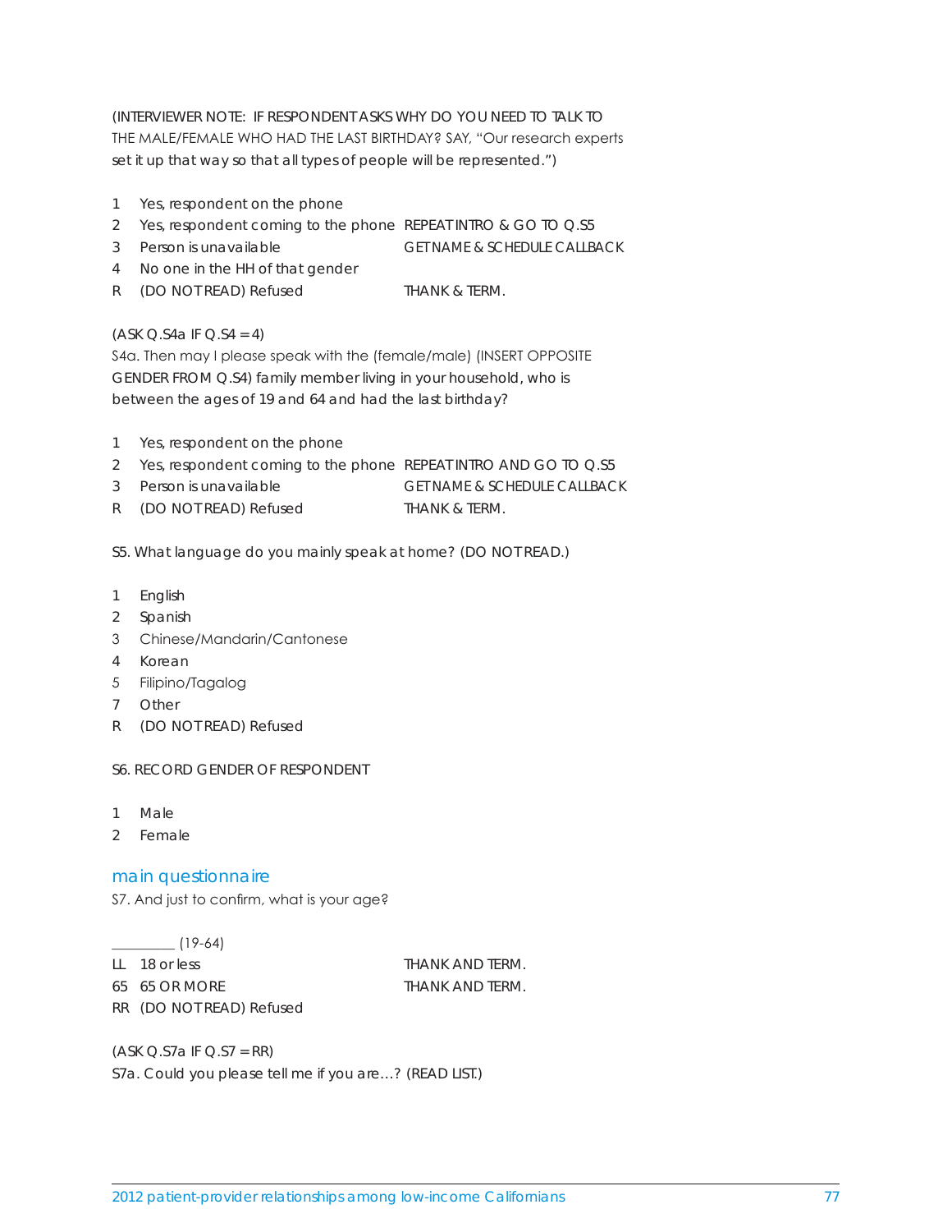(INTERVIEWER NOTE: IF RESPONDENT ASKS WHY DO YOU NEED TO TALK TO THE MALE/FEMALE WHO HAD THE LAST BIRTHDAY? SAY, "Our research experts set it up that way so that all types of people will be represented.")

1 Yes, respondent on the phone
2 Yes, respondent coming to the phone REPEAT INTRO & GO TO Q.S5
3 Person is unavailable GET NAME & SCHEDULE CALLBACK
4 No one in the HH of that gender
R (DO NOT READ) Refused THANK & TERM.

(ASK Q.S4a IF Q.S4 = 4)
S4a. Then may I please speak with the (female/male) (INSERT OPPOSITE GENDER FROM Q.S4) family member living in your household, who is between the ages of 19 and 64 and had the last birthday?

1 Yes, respondent on the phone
2 Yes, respondent coming to the phone REPEAT INTRO AND GO TO Q.S5
3 Person is unavailable GET NAME & SCHEDULE CALLBACK
R (DO NOT READ) Refused THANK & TERM.

S5. What language do you mainly speak at home? (DO NOT READ.)

1 English
2 Spanish
3 Chinese/Mandarin/Cantonese
4 Korean
5 Filipino/Tagalog
7 Other
R (DO NOT READ) Refused

S6. RECORD GENDER OF RESPONDENT

1 Male
2 Female

## main questionnaire

S7. And just to confirm, what is your age?

_________ (19-64)
LL 18 or less THANK AND TERM.
65 65 OR MORE THANK AND TERM.
RR (DO NOT READ) Refused

(ASK Q.S7a IF Q.S7 = RR)
S7a. Could you please tell me if you are…? (READ LIST.)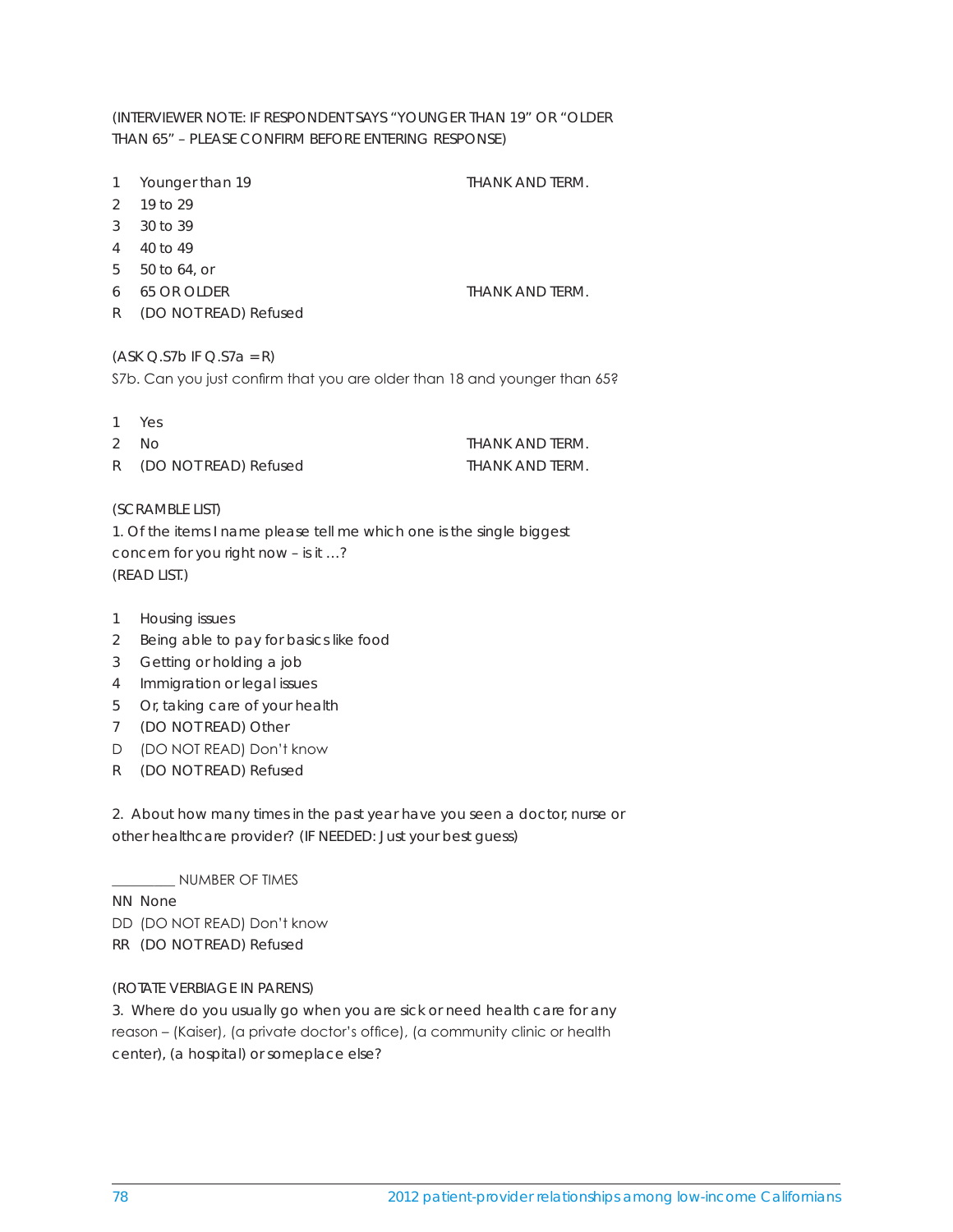(INTERVIEWER NOTE: IF RESPONDENT SAYS "YOUNGER THAN 19" OR "OLDER THAN 65" – PLEASE CONFIRM BEFORE ENTERING RESPONSE)

| | | |
|---|---|---|
| 1 | Younger than 19 | THANK AND TERM. |
| 2 | 19 to 29 | |
| 3 | 30 to 39 | |
| 4 | 40 to 49 | |
| 5 | 50 to 64, or | |
| 6 | 65 OR OLDER | THANK AND TERM. |
| R | (DO NOT READ) Refused | |

(ASK Q.S7b IF Q.S7a = R)

S7b. Can you just confirm that you are older than 18 and younger than 65?

| | | |
|---|---|---|
| 1 | Yes | |
| 2 | No | THANK AND TERM. |
| R | (DO NOT READ) Refused | THANK AND TERM. |

(SCRAMBLE LIST)

1. Of the items I name please tell me which one is the single biggest concern for you right now – is it …? (READ LIST.)

1 Housing issues
2 Being able to pay for basics like food
3 Getting or holding a job
4 Immigration or legal issues
5 Or, taking care of your health
7 (DO NOT READ) Other
D (DO NOT READ) Don't know
R (DO NOT READ) Refused

2. About how many times in the past year have you seen a doctor, nurse or other healthcare provider? (IF NEEDED: Just your best guess)

_________ NUMBER OF TIMES
NN None
DD (DO NOT READ) Don't know
RR (DO NOT READ) Refused

(ROTATE VERBIAGE IN PARENS)

3. Where do you usually go when you are sick or need health care for any reason – (Kaiser), (a private doctor's office), (a community clinic or health center), (a hospital) or someplace else?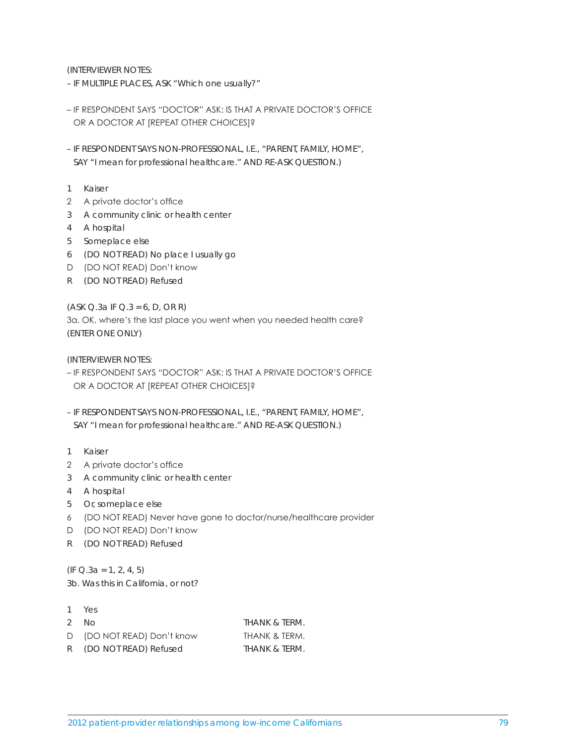(INTERVIEWER NOTES:

– IF MULTIPLE PLACES, ASK "Which one usually?"

– IF RESPONDENT SAYS "DOCTOR" ASK: IS THAT A PRIVATE DOCTOR'S OFFICE OR A DOCTOR AT [REPEAT OTHER CHOICES]?

– IF RESPONDENT SAYS NON-PROFESSIONAL, I.E., "PARENT, FAMILY, HOME", SAY "I mean for professional healthcare." AND RE-ASK QUESTION.)

1 Kaiser
2 A private doctor's office
3 A community clinic or health center
4 A hospital
5 Someplace else
6 (DO NOT READ) No place I usually go
D (DO NOT READ) Don't know
R (DO NOT READ) Refused

(ASK Q.3a IF Q.3 = 6, D, OR R)
3a. OK, where's the last place you went when you needed health care?
(ENTER ONE ONLY)

(INTERVIEWER NOTES:

– IF RESPONDENT SAYS "DOCTOR" ASK: IS THAT A PRIVATE DOCTOR'S OFFICE OR A DOCTOR AT [REPEAT OTHER CHOICES]?

– IF RESPONDENT SAYS NON-PROFESSIONAL, I.E., "PARENT, FAMILY, HOME", SAY "I mean for professional healthcare." AND RE-ASK QUESTION.)

1 Kaiser
2 A private doctor's office
3 A community clinic or health center
4 A hospital
5 Or, someplace else
6 (DO NOT READ) Never have gone to doctor/nurse/healthcare provider
D (DO NOT READ) Don't know
R (DO NOT READ) Refused

(IF Q.3a = 1, 2, 4, 5)
3b. Was this in California, or not?

| | | |
|---|---|---|
| 1 | Yes | |
| 2 | No | THANK & TERM. |
| D | (DO NOT READ) Don't know | THANK & TERM. |
| R | (DO NOT READ) Refused | THANK & TERM. |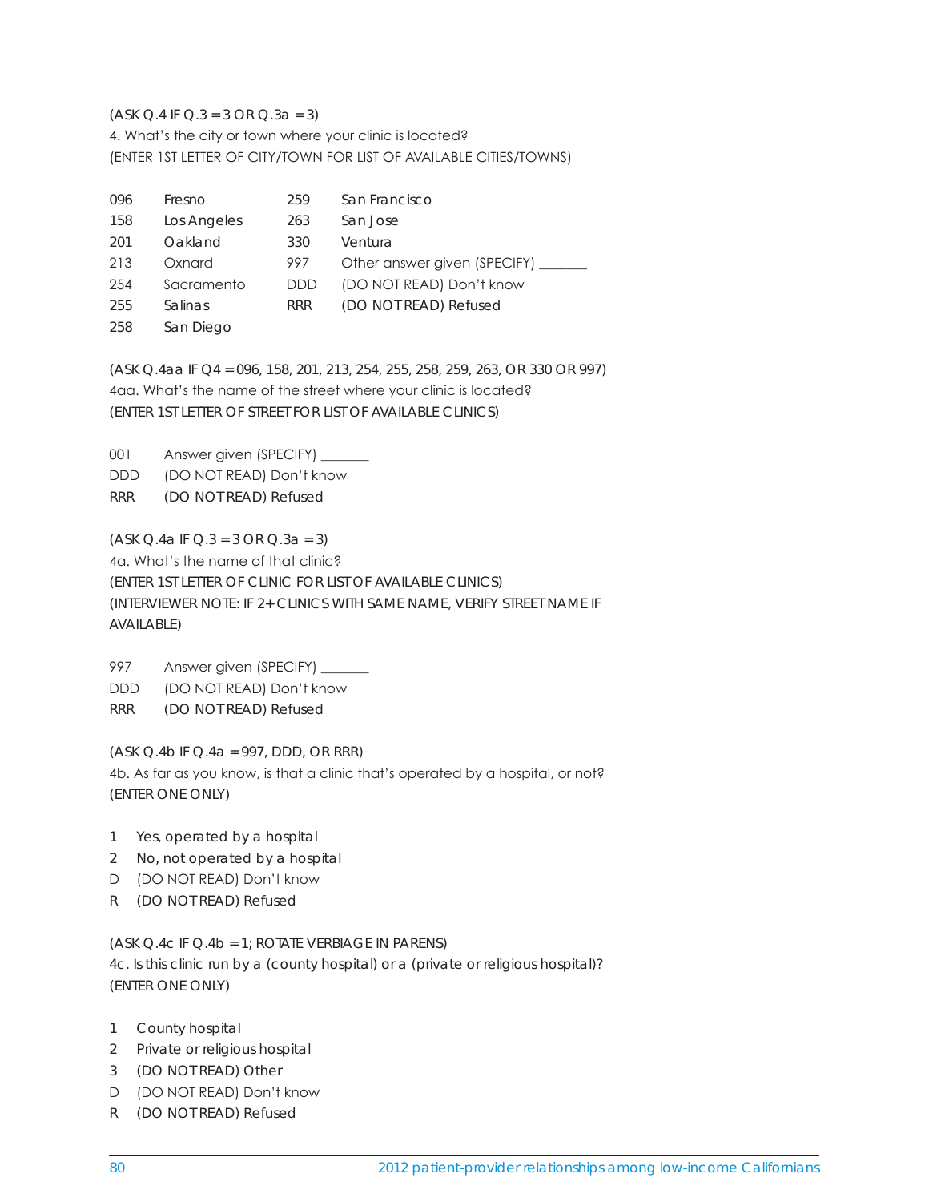(ASK Q.4 IF Q.3 = 3 OR Q.3a = 3)

4. What's the city or town where your clinic is located?

(ENTER 1ST LETTER OF CITY/TOWN FOR LIST OF AVAILABLE CITIES/TOWNS)

| | | | |
|---|---|---|---|
| 096 | Fresno | 259 | San Francisco |
| 158 | Los Angeles | 263 | San Jose |
| 201 | Oakland | 330 | Ventura |
| 213 | Oxnard | 997 | Other answer given (SPECIFY) _______ |
| 254 | Sacramento | DDD | (DO NOT READ) Don't know |
| 255 | Salinas | RRR | (DO NOT READ) Refused |
| 258 | San Diego | | |

(ASK Q.4aa IF Q4 = 096, 158, 201, 213, 254, 255, 258, 259, 263, OR 330 OR 997)

4aa. What's the name of the street where your clinic is located?

(ENTER 1ST LETTER OF STREET FOR LIST OF AVAILABLE CLINICS)

001 Answer given (SPECIFY) _______

DDD (DO NOT READ) Don't know

RRR (DO NOT READ) Refused

(ASK Q.4a IF Q.3 = 3 OR Q.3a = 3)

4a. What's the name of that clinic?

(ENTER 1ST LETTER OF CLINIC FOR LIST OF AVAILABLE CLINICS)

(INTERVIEWER NOTE: IF 2+ CLINICS WITH SAME NAME, VERIFY STREET NAME IF AVAILABLE)

997 Answer given (SPECIFY) _______

DDD (DO NOT READ) Don't know

RRR (DO NOT READ) Refused

(ASK Q.4b IF Q.4a = 997, DDD, OR RRR)

4b. As far as you know, is that a clinic that's operated by a hospital, or not?

(ENTER ONE ONLY)

1 Yes, operated by a hospital

2 No, not operated by a hospital

D (DO NOT READ) Don't know

R (DO NOT READ) Refused

(ASK Q.4c IF Q.4b = 1; ROTATE VERBIAGE IN PARENS)

4c. Is this clinic run by a (county hospital) or a (private or religious hospital)?

(ENTER ONE ONLY)

1 County hospital

2 Private or religious hospital

3 (DO NOT READ) Other

D (DO NOT READ) Don't know

R (DO NOT READ) Refused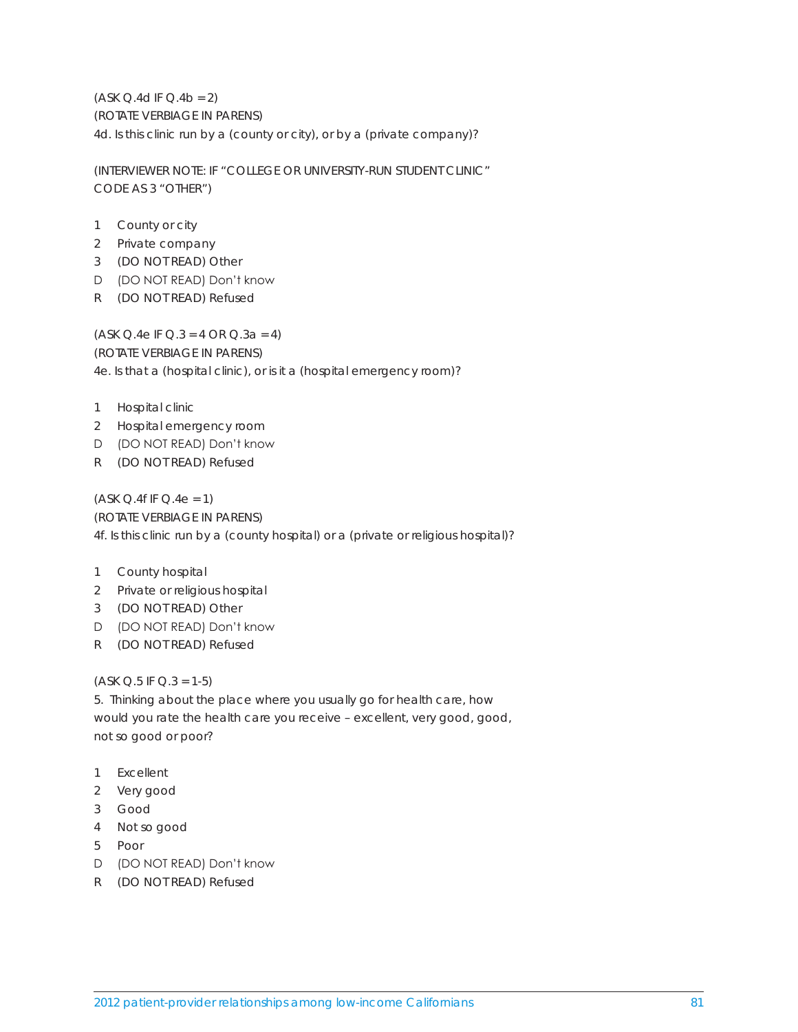(ASK Q.4d IF Q.4b = 2)
(ROTATE VERBIAGE IN PARENS)
4d. Is this clinic run by a (county or city), or by a (private company)?

(INTERVIEWER NOTE: IF "COLLEGE OR UNIVERSITY-RUN STUDENT CLINIC" CODE AS 3 "OTHER")

1 County or city
2 Private company
3 (DO NOT READ) Other
D (DO NOT READ) Don't know
R (DO NOT READ) Refused

(ASK Q.4e IF Q.3 = 4 OR Q.3a = 4)
(ROTATE VERBIAGE IN PARENS)
4e. Is that a (hospital clinic), or is it a (hospital emergency room)?

1 Hospital clinic
2 Hospital emergency room
D (DO NOT READ) Don't know
R (DO NOT READ) Refused

(ASK Q.4f IF Q.4e = 1)
(ROTATE VERBIAGE IN PARENS)
4f. Is this clinic run by a (county hospital) or a (private or religious hospital)?

1 County hospital
2 Private or religious hospital
3 (DO NOT READ) Other
D (DO NOT READ) Don't know
R (DO NOT READ) Refused

(ASK Q.5 IF Q.3 = 1-5)
5. Thinking about the place where you usually go for health care, how would you rate the health care you receive – excellent, very good, good, not so good or poor?

1 Excellent
2 Very good
3 Good
4 Not so good
5 Poor
D (DO NOT READ) Don't know
R (DO NOT READ) Refused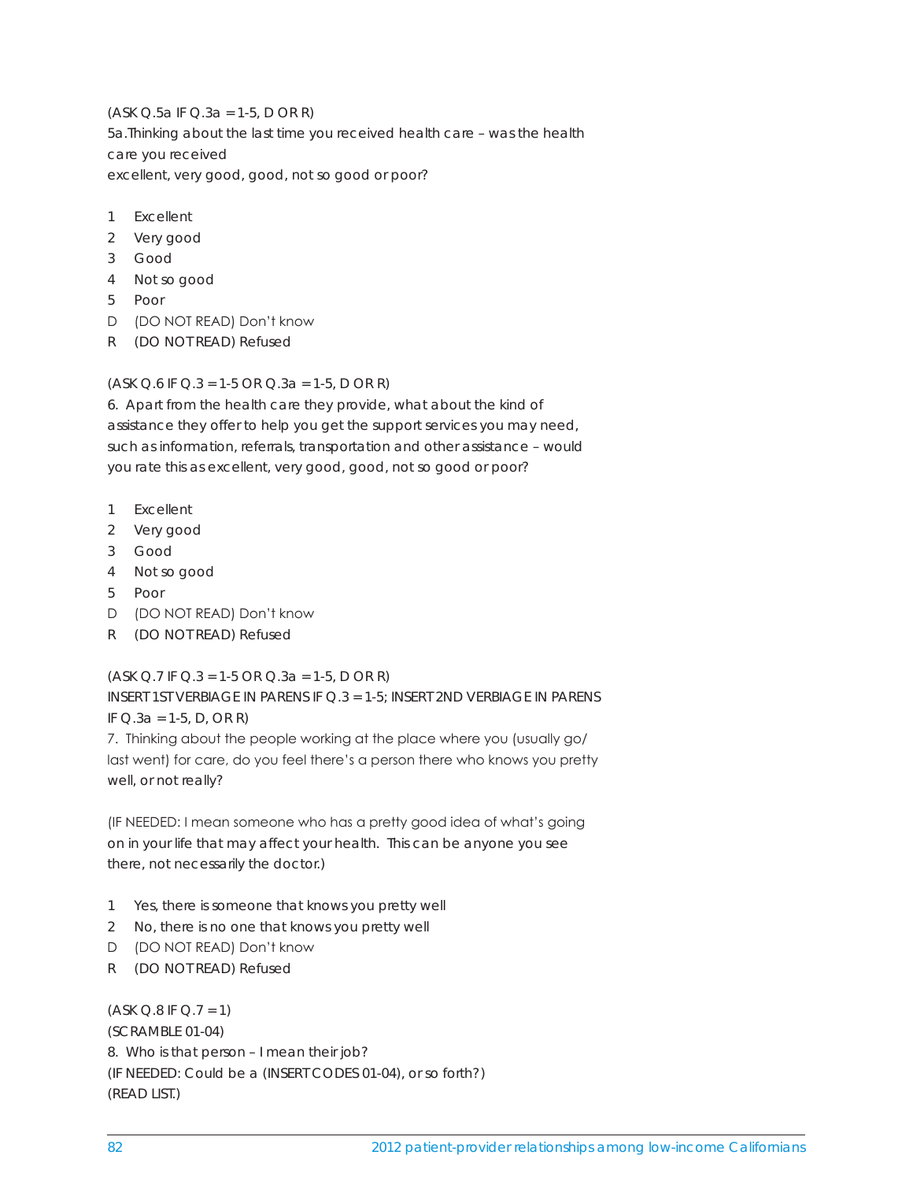(ASK Q.5a IF Q.3a = 1-5, D OR R)

5a.Thinking about the last time you received health care – was the health care you received
excellent, very good, good, not so good or poor?

1 Excellent
2 Very good
3 Good
4 Not so good
5 Poor
D (DO NOT READ) Don't know
R (DO NOT READ) Refused

(ASK Q.6 IF Q.3 = 1-5 OR Q.3a = 1-5, D OR R)

6. Apart from the health care they provide, what about the kind of assistance they offer to help you get the support services you may need, such as information, referrals, transportation and other assistance – would you rate this as excellent, very good, good, not so good or poor?

1 Excellent
2 Very good
3 Good
4 Not so good
5 Poor
D (DO NOT READ) Don't know
R (DO NOT READ) Refused

(ASK Q.7 IF Q.3 = 1-5 OR Q.3a = 1-5, D OR R)

INSERT 1ST VERBIAGE IN PARENS IF Q.3 = 1-5; INSERT 2ND VERBIAGE IN PARENS IF Q.3a = 1-5, D, OR R)

7. Thinking about the people working at the place where you (usually go/ last went) for care, do you feel there's a person there who knows you pretty well, or not really?

(IF NEEDED: I mean someone who has a pretty good idea of what's going on in your life that may affect your health. This can be anyone you see there, not necessarily the doctor.)

1 Yes, there is someone that knows you pretty well
2 No, there is no one that knows you pretty well
D (DO NOT READ) Don't know
R (DO NOT READ) Refused

(ASK Q.8 IF Q.7 = 1)

(SCRAMBLE 01-04)

8. Who is that person – I mean their job?

(IF NEEDED: Could be a (INSERT CODES 01-04), or so forth?)

(READ LIST.)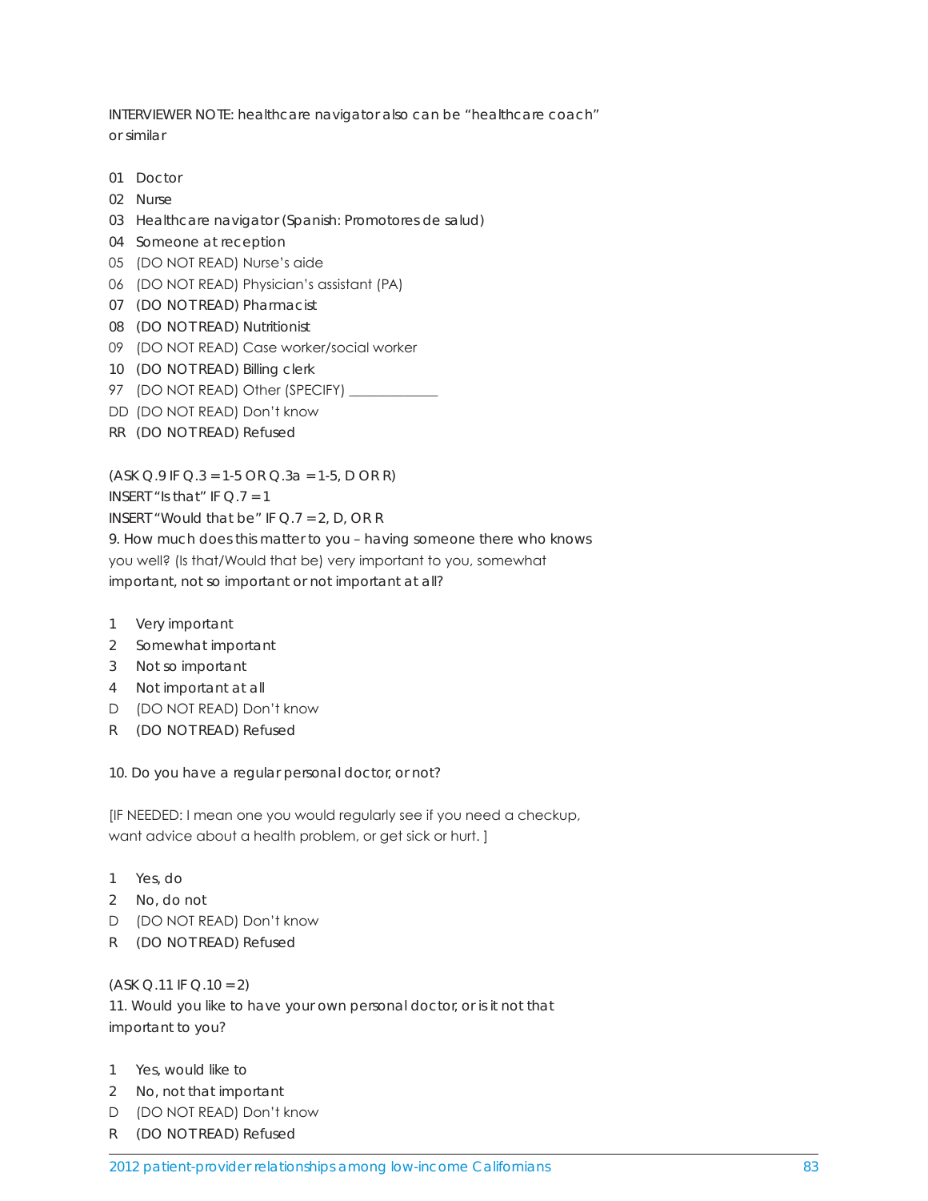INTERVIEWER NOTE: healthcare navigator also can be "healthcare coach" or similar

01 Doctor
02 Nurse
03 Healthcare navigator (Spanish: Promotores de salud)
04 Someone at reception
05 (DO NOT READ) Nurse's aide
06 (DO NOT READ) Physician's assistant (PA)
07 (DO NOT READ) Pharmacist
08 (DO NOT READ) Nutritionist
09 (DO NOT READ) Case worker/social worker
10 (DO NOT READ) Billing clerk
97 (DO NOT READ) Other (SPECIFY) _____________
DD (DO NOT READ) Don't know
RR (DO NOT READ) Refused

(ASK Q.9 IF Q.3 = 1-5 OR Q.3a = 1-5, D OR R)
INSERT "Is that" IF Q.7 = 1
INSERT "Would that be" IF Q.7 = 2, D, OR R
9. How much does this matter to you – having someone there who knows you well? (Is that/Would that be) very important to you, somewhat important, not so important or not important at all?

1 Very important
2 Somewhat important
3 Not so important
4 Not important at all
D (DO NOT READ) Don't know
R (DO NOT READ) Refused

10. Do you have a regular personal doctor, or not?

[IF NEEDED: I mean one you would regularly see if you need a checkup, want advice about a health problem, or get sick or hurt. ]

1 Yes, do
2 No, do not
D (DO NOT READ) Don't know
R (DO NOT READ) Refused

(ASK Q.11 IF Q.10 = 2)
11. Would you like to have your own personal doctor, or is it not that important to you?

1 Yes, would like to
2 No, not that important
D (DO NOT READ) Don't know
R (DO NOT READ) Refused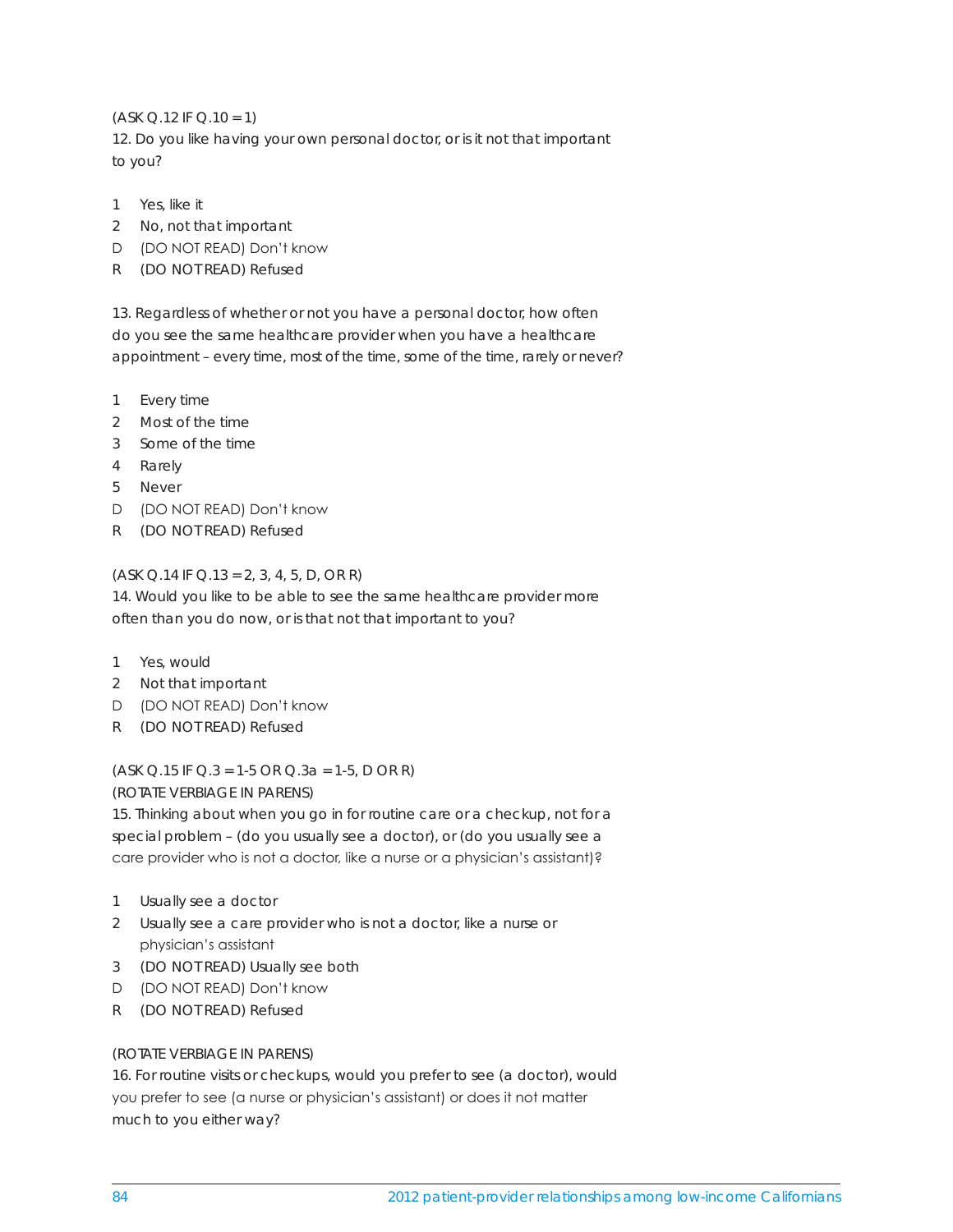(ASK Q.12 IF Q.10 = 1)

12. Do you like having your own personal doctor, or is it not that important to you?

1 Yes, like it
2 No, not that important
D (DO NOT READ) Don't know
R (DO NOT READ) Refused

13. Regardless of whether or not you have a personal doctor, how often do you see the same healthcare provider when you have a healthcare appointment – every time, most of the time, some of the time, rarely or never?

1 Every time
2 Most of the time
3 Some of the time
4 Rarely
5 Never
D (DO NOT READ) Don't know
R (DO NOT READ) Refused

(ASK Q.14 IF Q.13 = 2, 3, 4, 5, D, OR R)

14. Would you like to be able to see the same healthcare provider more often than you do now, or is that not that important to you?

1 Yes, would
2 Not that important
D (DO NOT READ) Don't know
R (DO NOT READ) Refused

(ASK Q.15 IF Q.3 = 1-5 OR Q.3a = 1-5, D OR R)

(ROTATE VERBIAGE IN PARENS)

15. Thinking about when you go in for routine care or a checkup, not for a special problem – (do you usually see a doctor), or (do you usually see a care provider who is not a doctor, like a nurse or a physician's assistant)?

1 Usually see a doctor
2 Usually see a care provider who is not a doctor, like a nurse or physician's assistant
3 (DO NOT READ) Usually see both
D (DO NOT READ) Don't know
R (DO NOT READ) Refused

(ROTATE VERBIAGE IN PARENS)

16. For routine visits or checkups, would you prefer to see (a doctor), would you prefer to see (a nurse or physician's assistant) or does it not matter much to you either way?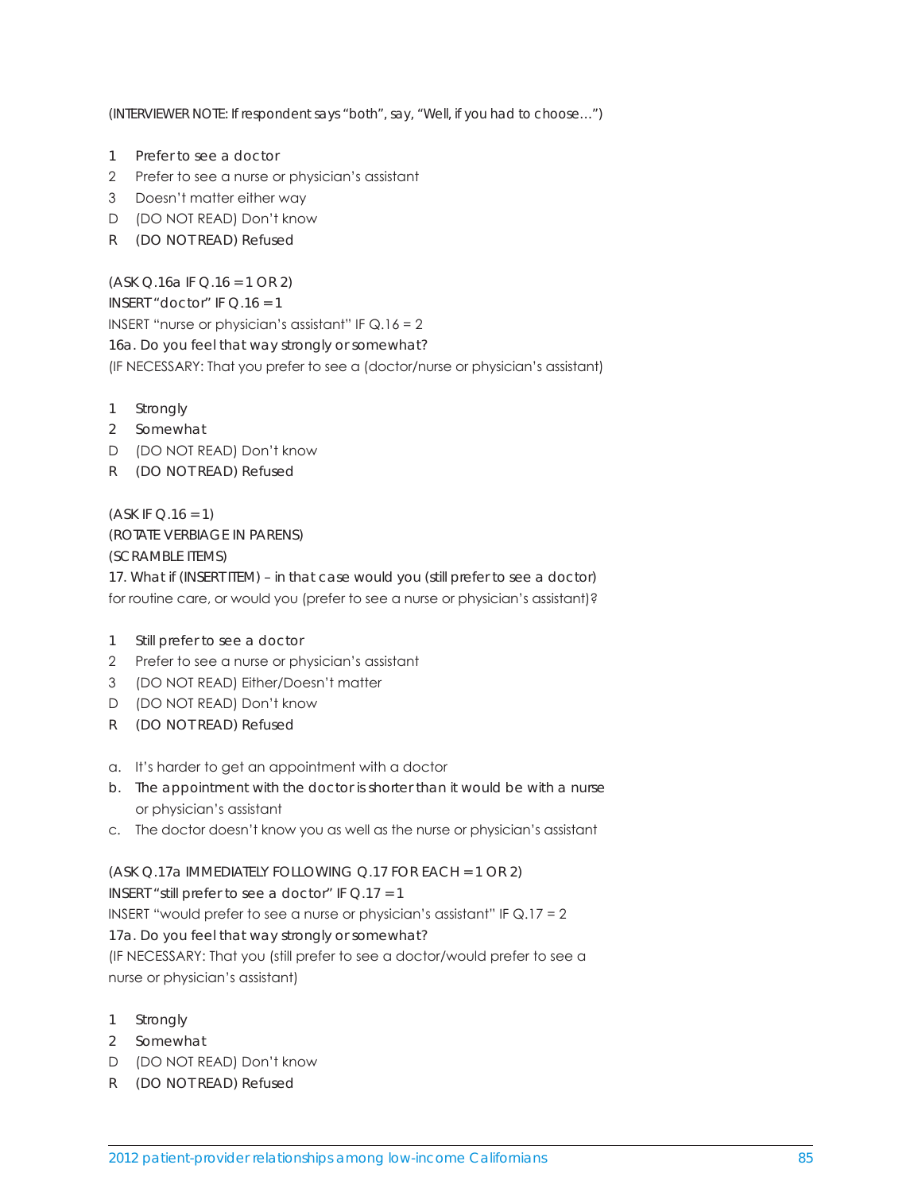(INTERVIEWER NOTE: If respondent says "both", say, "Well, if you had to choose…")

1 Prefer to see a doctor
2 Prefer to see a nurse or physician's assistant
3 Doesn't matter either way
D (DO NOT READ) Don't know
R (DO NOT READ) Refused

(ASK Q.16a IF Q.16 = 1 OR 2)
INSERT "doctor" IF Q.16 = 1
INSERT "nurse or physician's assistant" IF Q.16 = 2
16a. Do you feel that way strongly or somewhat?
(IF NECESSARY: That you prefer to see a (doctor/nurse or physician's assistant)

1 Strongly
2 Somewhat
D (DO NOT READ) Don't know
R (DO NOT READ) Refused

(ASK IF Q.16 = 1)
(ROTATE VERBIAGE IN PARENS)
(SCRAMBLE ITEMS)
17. What if (INSERT ITEM) – in that case would you (still prefer to see a doctor) for routine care, or would you (prefer to see a nurse or physician's assistant)?

1 Still prefer to see a doctor
2 Prefer to see a nurse or physician's assistant
3 (DO NOT READ) Either/Doesn't matter
D (DO NOT READ) Don't know
R (DO NOT READ) Refused

a. It's harder to get an appointment with a doctor
b. The appointment with the doctor is shorter than it would be with a nurse or physician's assistant
c. The doctor doesn't know you as well as the nurse or physician's assistant

(ASK Q.17a IMMEDIATELY FOLLOWING Q.17 FOR EACH = 1 OR 2)
INSERT "still prefer to see a doctor" IF Q.17 = 1
INSERT "would prefer to see a nurse or physician's assistant" IF Q.17 = 2
17a. Do you feel that way strongly or somewhat?
(IF NECESSARY: That you (still prefer to see a doctor/would prefer to see a nurse or physician's assistant)

1 Strongly
2 Somewhat
D (DO NOT READ) Don't know
R (DO NOT READ) Refused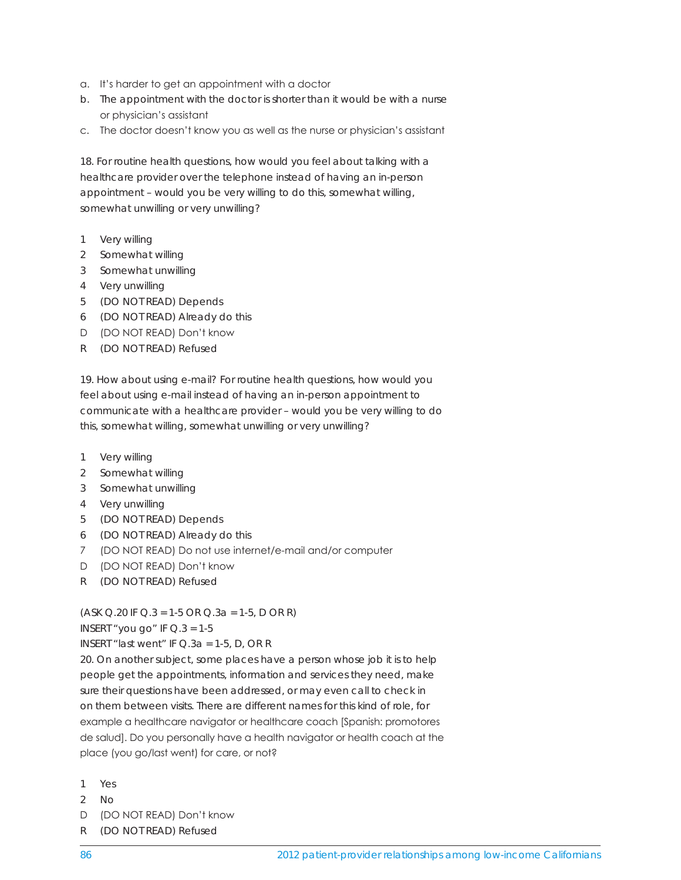a. It's harder to get an appointment with a doctor
b. The appointment with the doctor is shorter than it would be with a nurse or physician's assistant
c. The doctor doesn't know you as well as the nurse or physician's assistant

18. For routine health questions, how would you feel about talking with a healthcare provider over the telephone instead of having an in-person appointment – would you be very willing to do this, somewhat willing, somewhat unwilling or very unwilling?

1 Very willing
2 Somewhat willing
3 Somewhat unwilling
4 Very unwilling
5 (DO NOT READ) Depends
6 (DO NOT READ) Already do this
D (DO NOT READ) Don't know
R (DO NOT READ) Refused

19. How about using e-mail? For routine health questions, how would you feel about using e-mail instead of having an in-person appointment to communicate with a healthcare provider – would you be very willing to do this, somewhat willing, somewhat unwilling or very unwilling?

1 Very willing
2 Somewhat willing
3 Somewhat unwilling
4 Very unwilling
5 (DO NOT READ) Depends
6 (DO NOT READ) Already do this
7 (DO NOT READ) Do not use internet/e-mail and/or computer
D (DO NOT READ) Don't know
R (DO NOT READ) Refused

(ASK Q.20 IF Q.3 = 1-5 OR Q.3a = 1-5, D OR R)
INSERT "you go" IF Q.3 = 1-5
INSERT "last went" IF Q.3a = 1-5, D, OR R
20. On another subject, some places have a person whose job it is to help people get the appointments, information and services they need, make sure their questions have been addressed, or may even call to check in on them between visits. There are different names for this kind of role, for example a healthcare navigator or healthcare coach [Spanish: promotores de salud]. Do you personally have a health navigator or health coach at the place (you go/last went) for care, or not?

1 Yes
2 No
D (DO NOT READ) Don't know
R (DO NOT READ) Refused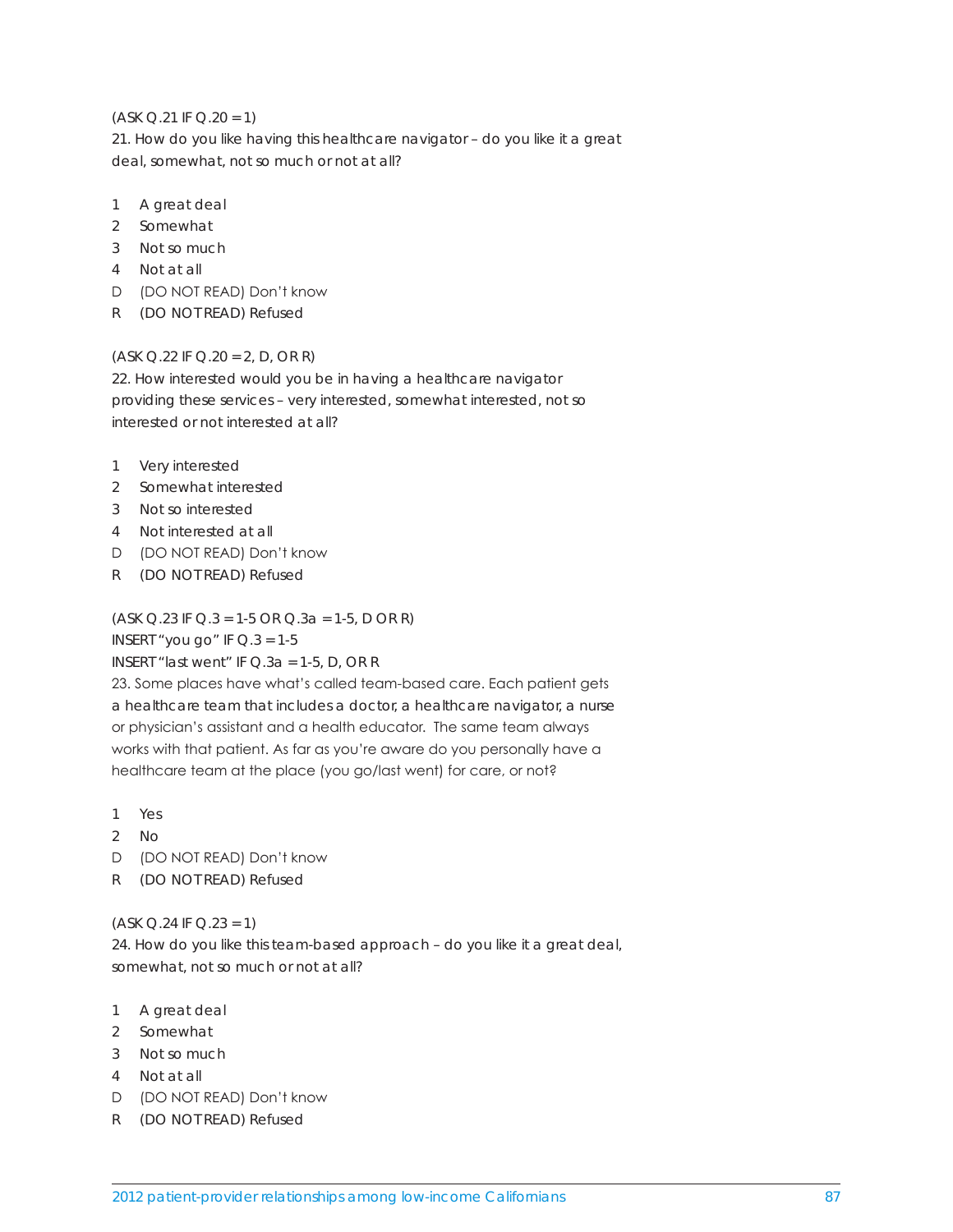(ASK Q.21 IF Q.20 = 1)

21. How do you like having this healthcare navigator – do you like it a great deal, somewhat, not so much or not at all?

1 A great deal
2 Somewhat
3 Not so much
4 Not at all
D (DO NOT READ) Don't know
R (DO NOT READ) Refused

(ASK Q.22 IF Q.20 = 2, D, OR R)

22. How interested would you be in having a healthcare navigator providing these services – very interested, somewhat interested, not so interested or not interested at all?

1 Very interested
2 Somewhat interested
3 Not so interested
4 Not interested at all
D (DO NOT READ) Don't know
R (DO NOT READ) Refused

(ASK Q.23 IF Q.3 = 1-5 OR Q.3a = 1-5, D OR R)
INSERT "you go" IF Q.3 = 1-5
INSERT "last went" IF Q.3a = 1-5, D, OR R

23. Some places have what's called team-based care. Each patient gets a healthcare team that includes a doctor, a healthcare navigator, a nurse or physician's assistant and a health educator. The same team always works with that patient. As far as you're aware do you personally have a healthcare team at the place (you go/last went) for care, or not?

1 Yes
2 No
D (DO NOT READ) Don't know
R (DO NOT READ) Refused

(ASK Q.24 IF Q.23 = 1)

24. How do you like this team-based approach – do you like it a great deal, somewhat, not so much or not at all?

1 A great deal
2 Somewhat
3 Not so much
4 Not at all
D (DO NOT READ) Don't know
R (DO NOT READ) Refused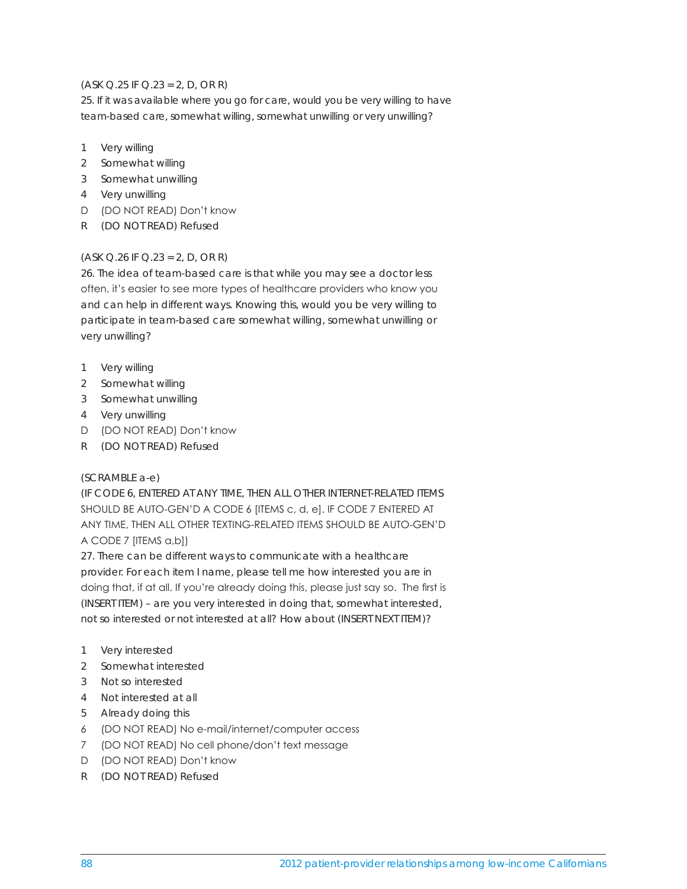(ASK Q.25 IF Q.23 = 2, D, OR R)

25. If it was available where you go for care, would you be very willing to have team-based care, somewhat willing, somewhat unwilling or very unwilling?

1 Very willing
2 Somewhat willing
3 Somewhat unwilling
4 Very unwilling
D (DO NOT READ) Don't know
R (DO NOT READ) Refused

(ASK Q.26 IF Q.23 = 2, D, OR R)

26. The idea of team-based care is that while you may see a doctor less often, it's easier to see more types of healthcare providers who know you and can help in different ways. Knowing this, would you be very willing to participate in team-based care somewhat willing, somewhat unwilling or very unwilling?

1 Very willing
2 Somewhat willing
3 Somewhat unwilling
4 Very unwilling
D (DO NOT READ) Don't know
R (DO NOT READ) Refused

(SCRAMBLE a-e)

(IF CODE 6, ENTERED AT ANY TIME, THEN ALL OTHER INTERNET-RELATED ITEMS SHOULD BE AUTO-GEN'D A CODE 6 [ITEMS c, d, e]. IF CODE 7 ENTERED AT ANY TIME, THEN ALL OTHER TEXTING-RELATED ITEMS SHOULD BE AUTO-GEN'D A CODE 7 [ITEMS a,b])

27. There can be different ways to communicate with a healthcare provider. For each item I name, please tell me how interested you are in doing that, if at all. If you're already doing this, please just say so. The first is (INSERT ITEM) – are you very interested in doing that, somewhat interested, not so interested or not interested at all? How about (INSERT NEXT ITEM)?

1 Very interested
2 Somewhat interested
3 Not so interested
4 Not interested at all
5 Already doing this
6 (DO NOT READ) No e-mail/internet/computer access
7 (DO NOT READ) No cell phone/don't text message
D (DO NOT READ) Don't know
R (DO NOT READ) Refused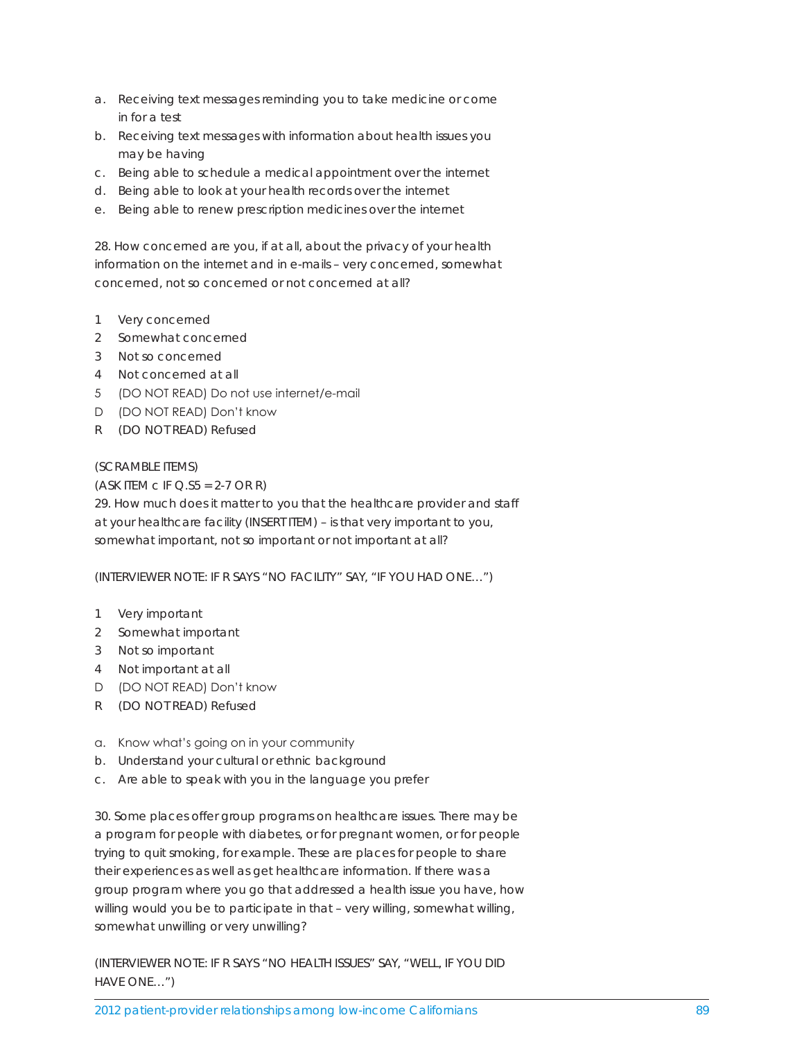a. Receiving text messages reminding you to take medicine or come in for a test
b. Receiving text messages with information about health issues you may be having
c. Being able to schedule a medical appointment over the internet
d. Being able to look at your health records over the internet
e. Being able to renew prescription medicines over the internet

28. How concerned are you, if at all, about the privacy of your health information on the internet and in e-mails – very concerned, somewhat concerned, not so concerned or not concerned at all?

1 Very concerned
2 Somewhat concerned
3 Not so concerned
4 Not concerned at all
5 (DO NOT READ) Do not use internet/e-mail
D (DO NOT READ) Don't know
R (DO NOT READ) Refused

(SCRAMBLE ITEMS)
(ASK ITEM c IF Q.S5 = 2-7 OR R)
29. How much does it matter to you that the healthcare provider and staff at your healthcare facility (INSERT ITEM) – is that very important to you, somewhat important, not so important or not important at all?

(INTERVIEWER NOTE: IF R SAYS "NO FACILITY" SAY, "IF YOU HAD ONE…")

1 Very important
2 Somewhat important
3 Not so important
4 Not important at all
D (DO NOT READ) Don't know
R (DO NOT READ) Refused

a. Know what's going on in your community
b. Understand your cultural or ethnic background
c. Are able to speak with you in the language you prefer

30. Some places offer group programs on healthcare issues. There may be a program for people with diabetes, or for pregnant women, or for people trying to quit smoking, for example. These are places for people to share their experiences as well as get healthcare information. If there was a group program where you go that addressed a health issue you have, how willing would you be to participate in that – very willing, somewhat willing, somewhat unwilling or very unwilling?

(INTERVIEWER NOTE: IF R SAYS "NO HEALTH ISSUES" SAY, "WELL, IF YOU DID HAVE ONE…")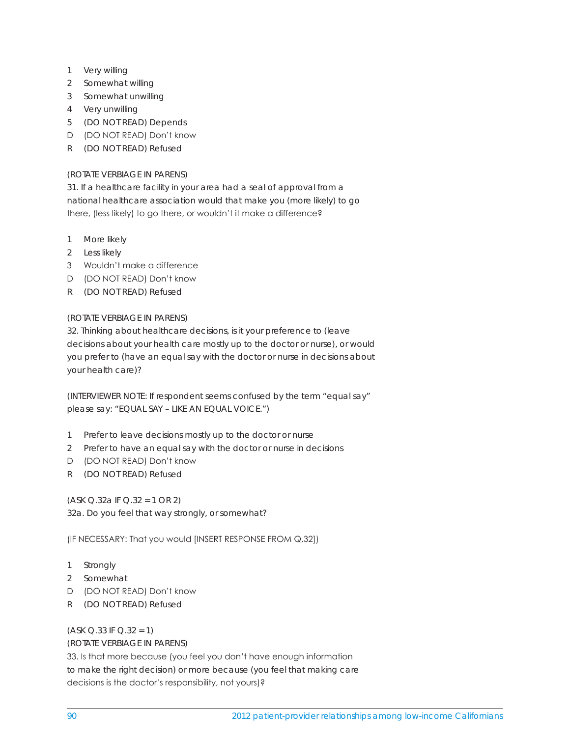1 Very willing
2 Somewhat willing
3 Somewhat unwilling
4 Very unwilling
5 (DO NOT READ) Depends
D (DO NOT READ) Don't know
R (DO NOT READ) Refused

(ROTATE VERBIAGE IN PARENS)
31. If a healthcare facility in your area had a seal of approval from a national healthcare association would that make you (more likely) to go there, (less likely) to go there, or wouldn't it make a difference?

1 More likely
2 Less likely
3 Wouldn't make a difference
D (DO NOT READ) Don't know
R (DO NOT READ) Refused

(ROTATE VERBIAGE IN PARENS)
32. Thinking about healthcare decisions, is it your preference to (leave decisions about your health care mostly up to the doctor or nurse), or would you prefer to (have an equal say with the doctor or nurse in decisions about your health care)?

(INTERVIEWER NOTE: If respondent seems confused by the term "equal say" please say: "EQUAL SAY – LIKE AN EQUAL VOICE.")

1 Prefer to leave decisions mostly up to the doctor or nurse
2 Prefer to have an equal say with the doctor or nurse in decisions
D (DO NOT READ) Don't know
R (DO NOT READ) Refused

(ASK Q.32a IF Q.32 = 1 OR 2)
32a. Do you feel that way strongly, or somewhat?

(IF NECESSARY: That you would [INSERT RESPONSE FROM Q.32])

1 Strongly
2 Somewhat
D (DO NOT READ) Don't know
R (DO NOT READ) Refused

(ASK Q.33 IF Q.32 = 1)
(ROTATE VERBIAGE IN PARENS)
33. Is that more because (you feel you don't have enough information to make the right decision) or more because (you feel that making care decisions is the doctor's responsibility, not yours)?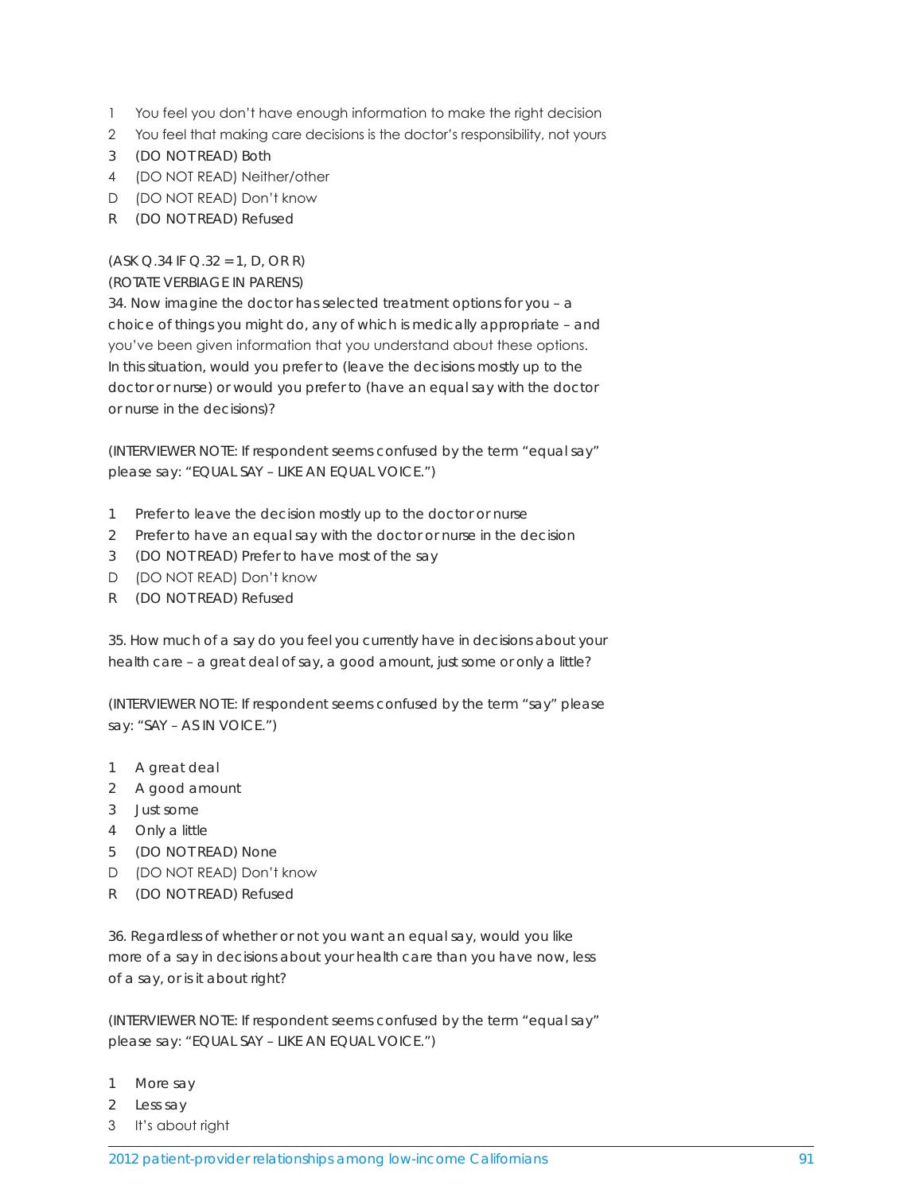1 You feel you don't have enough information to make the right decision
2 You feel that making care decisions is the doctor's responsibility, not yours
3 (DO NOT READ) Both
4 (DO NOT READ) Neither/other
D (DO NOT READ) Don't know
R (DO NOT READ) Refused

(ASK Q.34 IF Q.32 = 1, D, OR R)
(ROTATE VERBIAGE IN PARENS)
34. Now imagine the doctor has selected treatment options for you – a choice of things you might do, any of which is medically appropriate – and you've been given information that you understand about these options. In this situation, would you prefer to (leave the decisions mostly up to the doctor or nurse) or would you prefer to (have an equal say with the doctor or nurse in the decisions)?

(INTERVIEWER NOTE: If respondent seems confused by the term "equal say" please say: "EQUAL SAY – LIKE AN EQUAL VOICE.")

1 Prefer to leave the decision mostly up to the doctor or nurse
2 Prefer to have an equal say with the doctor or nurse in the decision
3 (DO NOT READ) Prefer to have most of the say
D (DO NOT READ) Don't know
R (DO NOT READ) Refused

35. How much of a say do you feel you currently have in decisions about your health care – a great deal of say, a good amount, just some or only a little?

(INTERVIEWER NOTE: If respondent seems confused by the term "say" please say: "SAY – AS IN VOICE.")

1 A great deal
2 A good amount
3 Just some
4 Only a little
5 (DO NOT READ) None
D (DO NOT READ) Don't know
R (DO NOT READ) Refused

36. Regardless of whether or not you want an equal say, would you like more of a say in decisions about your health care than you have now, less of a say, or is it about right?

(INTERVIEWER NOTE: If respondent seems confused by the term "equal say" please say: "EQUAL SAY – LIKE AN EQUAL VOICE.")

1 More say
2 Less say
3 It's about right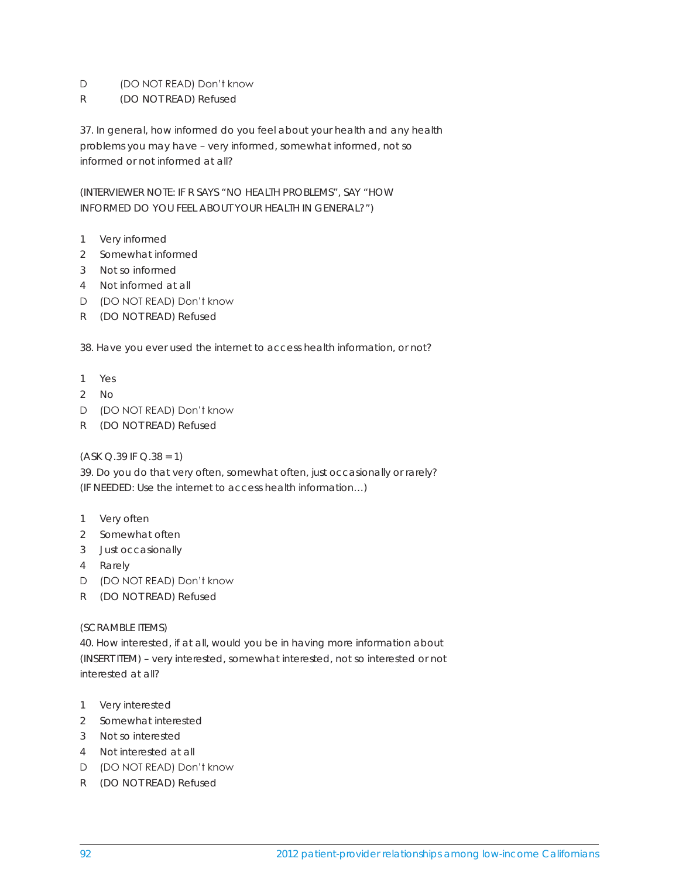D (DO NOT READ) Don't know
R (DO NOT READ) Refused

37. In general, how informed do you feel about your health and any health problems you may have – very informed, somewhat informed, not so informed or not informed at all?

(INTERVIEWER NOTE: IF R SAYS "NO HEALTH PROBLEMS", SAY "HOW INFORMED DO YOU FEEL ABOUT YOUR HEALTH IN GENERAL?")

1 Very informed
2 Somewhat informed
3 Not so informed
4 Not informed at all
D (DO NOT READ) Don't know
R (DO NOT READ) Refused

38. Have you ever used the internet to access health information, or not?

1 Yes
2 No
D (DO NOT READ) Don't know
R (DO NOT READ) Refused

(ASK Q.39 IF Q.38 = 1)
39. Do you do that very often, somewhat often, just occasionally or rarely? (IF NEEDED: Use the internet to access health information…)

1 Very often
2 Somewhat often
3 Just occasionally
4 Rarely
D (DO NOT READ) Don't know
R (DO NOT READ) Refused

(SCRAMBLE ITEMS)
40. How interested, if at all, would you be in having more information about (INSERT ITEM) – very interested, somewhat interested, not so interested or not interested at all?

1 Very interested
2 Somewhat interested
3 Not so interested
4 Not interested at all
D (DO NOT READ) Don't know
R (DO NOT READ) Refused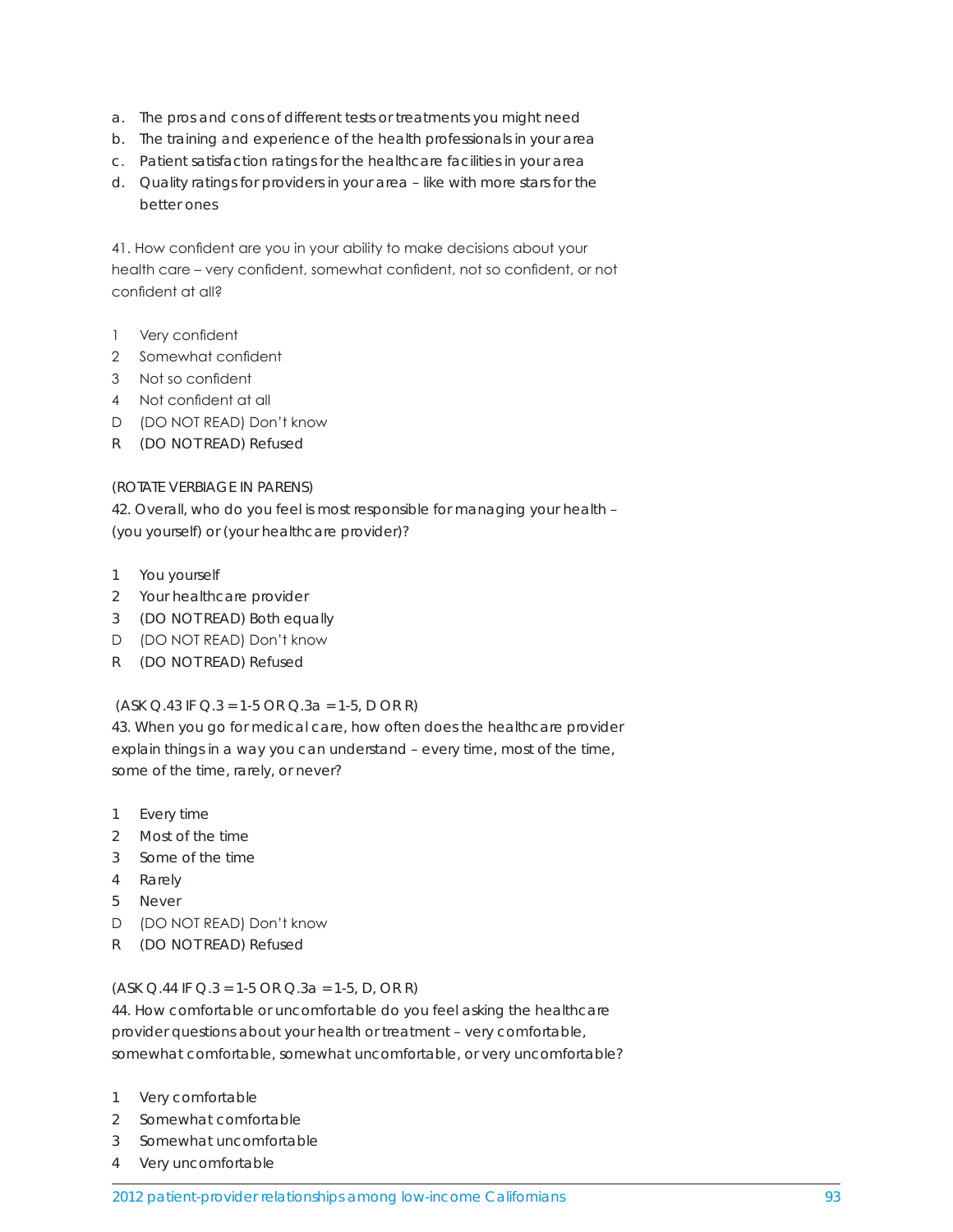a. The pros and cons of different tests or treatments you might need
b. The training and experience of the health professionals in your area
c. Patient satisfaction ratings for the healthcare facilities in your area
d. Quality ratings for providers in your area – like with more stars for the better ones

41. How confident are you in your ability to make decisions about your health care – very confident, somewhat confident, not so confident, or not confident at all?

1 Very confident
2 Somewhat confident
3 Not so confident
4 Not confident at all
D (DO NOT READ) Don't know
R (DO NOT READ) Refused

(ROTATE VERBIAGE IN PARENS)
42. Overall, who do you feel is most responsible for managing your health – (you yourself) or (your healthcare provider)?

1 You yourself
2 Your healthcare provider
3 (DO NOT READ) Both equally
D (DO NOT READ) Don't know
R (DO NOT READ) Refused

(ASK Q.43 IF Q.3 = 1-5 OR Q.3a = 1-5, D OR R)
43. When you go for medical care, how often does the healthcare provider explain things in a way you can understand – every time, most of the time, some of the time, rarely, or never?

1 Every time
2 Most of the time
3 Some of the time
4 Rarely
5 Never
D (DO NOT READ) Don't know
R (DO NOT READ) Refused

(ASK Q.44 IF Q.3 = 1-5 OR Q.3a = 1-5, D, OR R)
44. How comfortable or uncomfortable do you feel asking the healthcare provider questions about your health or treatment – very comfortable, somewhat comfortable, somewhat uncomfortable, or very uncomfortable?

1 Very comfortable
2 Somewhat comfortable
3 Somewhat uncomfortable
4 Very uncomfortable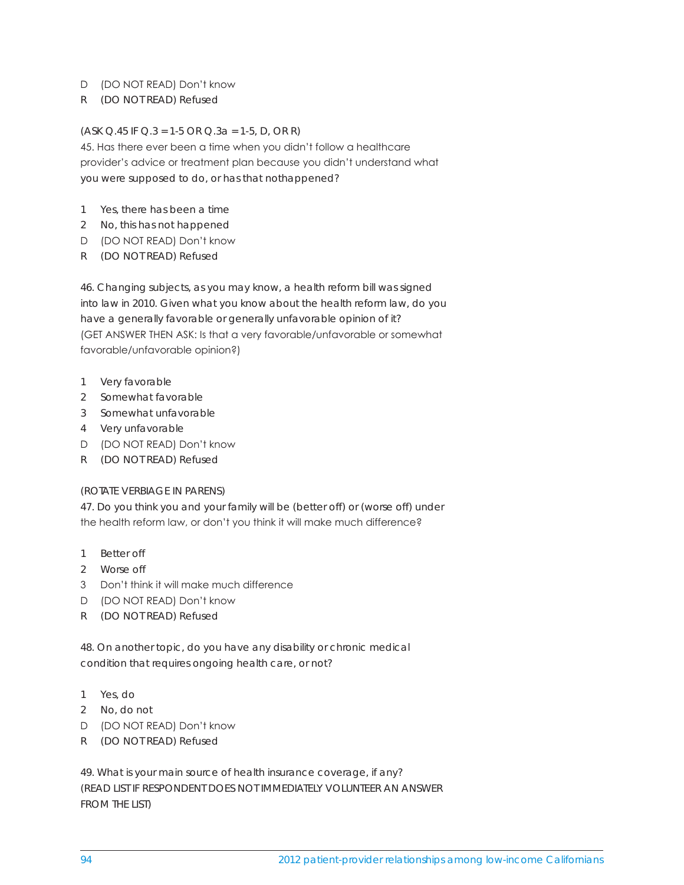D (DO NOT READ) Don't know

R (DO NOT READ) Refused

(ASK Q.45 IF Q.3 = 1-5 OR Q.3a = 1-5, D, OR R)

45. Has there ever been a time when you didn't follow a healthcare provider's advice or treatment plan because you didn't understand what you were supposed to do, or has that nothappened?

1 Yes, there has been a time

2 No, this has not happened

D (DO NOT READ) Don't know

R (DO NOT READ) Refused

46. Changing subjects, as you may know, a health reform bill was signed into law in 2010. Given what you know about the health reform law, do you have a generally favorable or generally unfavorable opinion of it? (GET ANSWER THEN ASK: Is that a very favorable/unfavorable or somewhat favorable/unfavorable opinion?)

1 Very favorable

2 Somewhat favorable

3 Somewhat unfavorable

4 Very unfavorable

D (DO NOT READ) Don't know

R (DO NOT READ) Refused

(ROTATE VERBIAGE IN PARENS)

47. Do you think you and your family will be (better off) or (worse off) under the health reform law, or don't you think it will make much difference?

1 Better off

2 Worse off

3 Don't think it will make much difference

D (DO NOT READ) Don't know

R (DO NOT READ) Refused

48. On another topic, do you have any disability or chronic medical condition that requires ongoing health care, or not?

1 Yes, do

2 No, do not

D (DO NOT READ) Don't know

R (DO NOT READ) Refused

49. What is your main source of health insurance coverage, if any? (READ LIST IF RESPONDENT DOES NOT IMMEDIATELY VOLUNTEER AN ANSWER FROM THE LIST)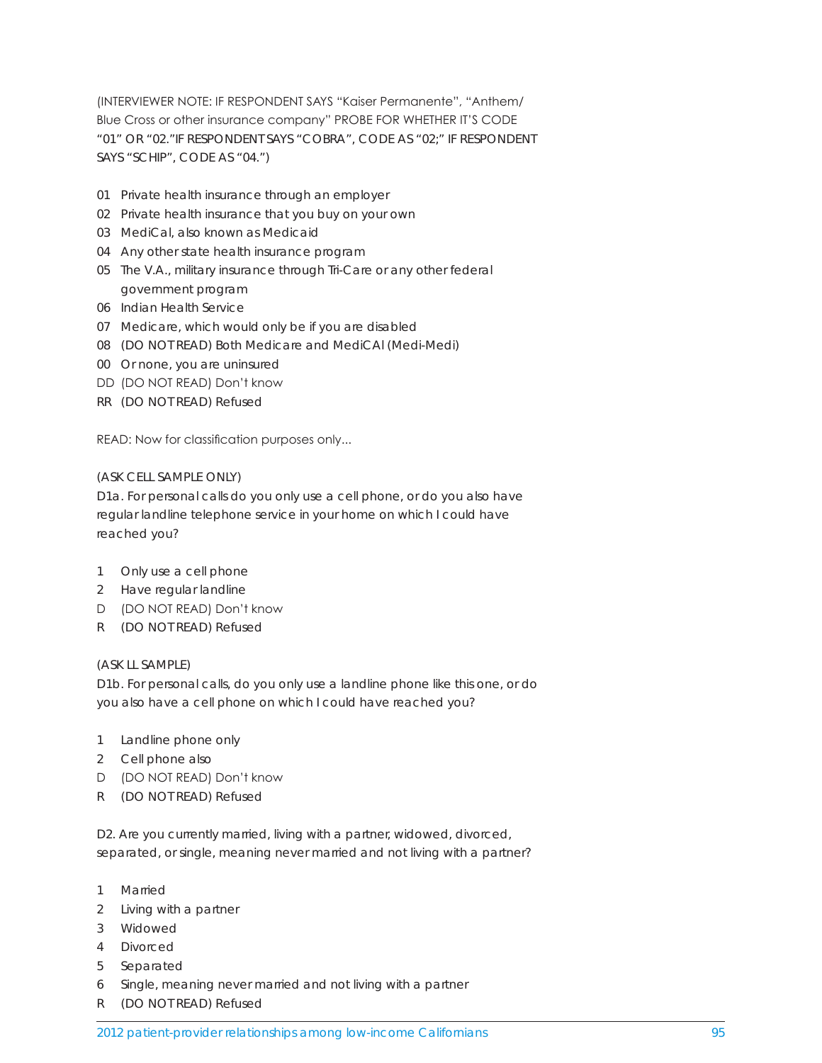(INTERVIEWER NOTE: IF RESPONDENT SAYS "Kaiser Permanente", "Anthem/Blue Cross or other insurance company" PROBE FOR WHETHER IT'S CODE "01" OR "02."IF RESPONDENT SAYS "COBRA", CODE AS "02;" IF RESPONDENT SAYS "SCHIP", CODE AS "04.")

01 Private health insurance through an employer
02 Private health insurance that you buy on your own
03 MediCal, also known as Medicaid
04 Any other state health insurance program
05 The V.A., military insurance through Tri-Care or any other federal government program
06 Indian Health Service
07 Medicare, which would only be if you are disabled
08 (DO NOT READ) Both Medicare and MediCAl (Medi-Medi)
00 Or none, you are uninsured
DD (DO NOT READ) Don't know
RR (DO NOT READ) Refused

READ: Now for classification purposes only...

(ASK CELL SAMPLE ONLY)
D1a. For personal calls do you only use a cell phone, or do you also have regular landline telephone service in your home on which I could have reached you?

1 Only use a cell phone
2 Have regular landline
D (DO NOT READ) Don't know
R (DO NOT READ) Refused

(ASK LL SAMPLE)
D1b. For personal calls, do you only use a landline phone like this one, or do you also have a cell phone on which I could have reached you?

1 Landline phone only
2 Cell phone also
D (DO NOT READ) Don't know
R (DO NOT READ) Refused

D2. Are you currently married, living with a partner, widowed, divorced, separated, or single, meaning never married and not living with a partner?

1 Married
2 Living with a partner
3 Widowed
4 Divorced
5 Separated
6 Single, meaning never married and not living with a partner
R (DO NOT READ) Refused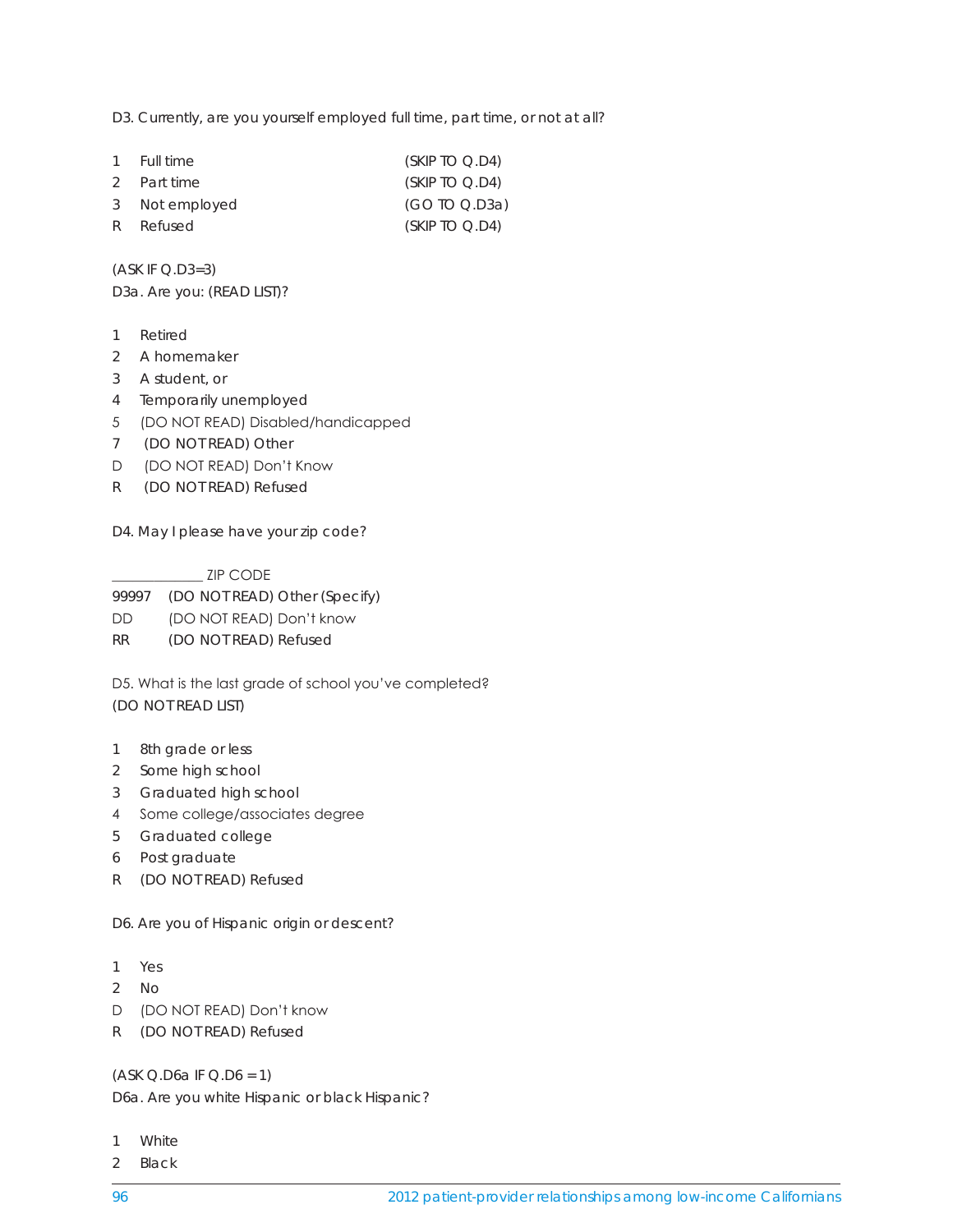D3. Currently, are you yourself employed full time, part time, or not at all?

| | | |
|---|---|---|
| 1 | Full time | (SKIP TO Q.D4) |
| 2 | Part time | (SKIP TO Q.D4) |
| 3 | Not employed | (GO TO Q.D3a) |
| R | Refused | (SKIP TO Q.D4) |

(ASK IF Q.D3=3)
D3a. Are you: (READ LIST)?

1 Retired
2 A homemaker
3 A student, or
4 Temporarily unemployed
5 (DO NOT READ) Disabled/handicapped
7 (DO NOT READ) Other
D (DO NOT READ) Don't Know
R (DO NOT READ) Refused

D4. May I please have your zip code?

_____________ ZIP CODE
99997 (DO NOT READ) Other (Specify)
DD (DO NOT READ) Don't know
RR (DO NOT READ) Refused

D5. What is the last grade of school you've completed?
(DO NOT READ LIST)

1 8th grade or less
2 Some high school
3 Graduated high school
4 Some college/associates degree
5 Graduated college
6 Post graduate
R (DO NOT READ) Refused

D6. Are you of Hispanic origin or descent?

1 Yes
2 No
D (DO NOT READ) Don't know
R (DO NOT READ) Refused

(ASK Q.D6a IF Q.D6 = 1)
D6a. Are you white Hispanic or black Hispanic?

1 White
2 Black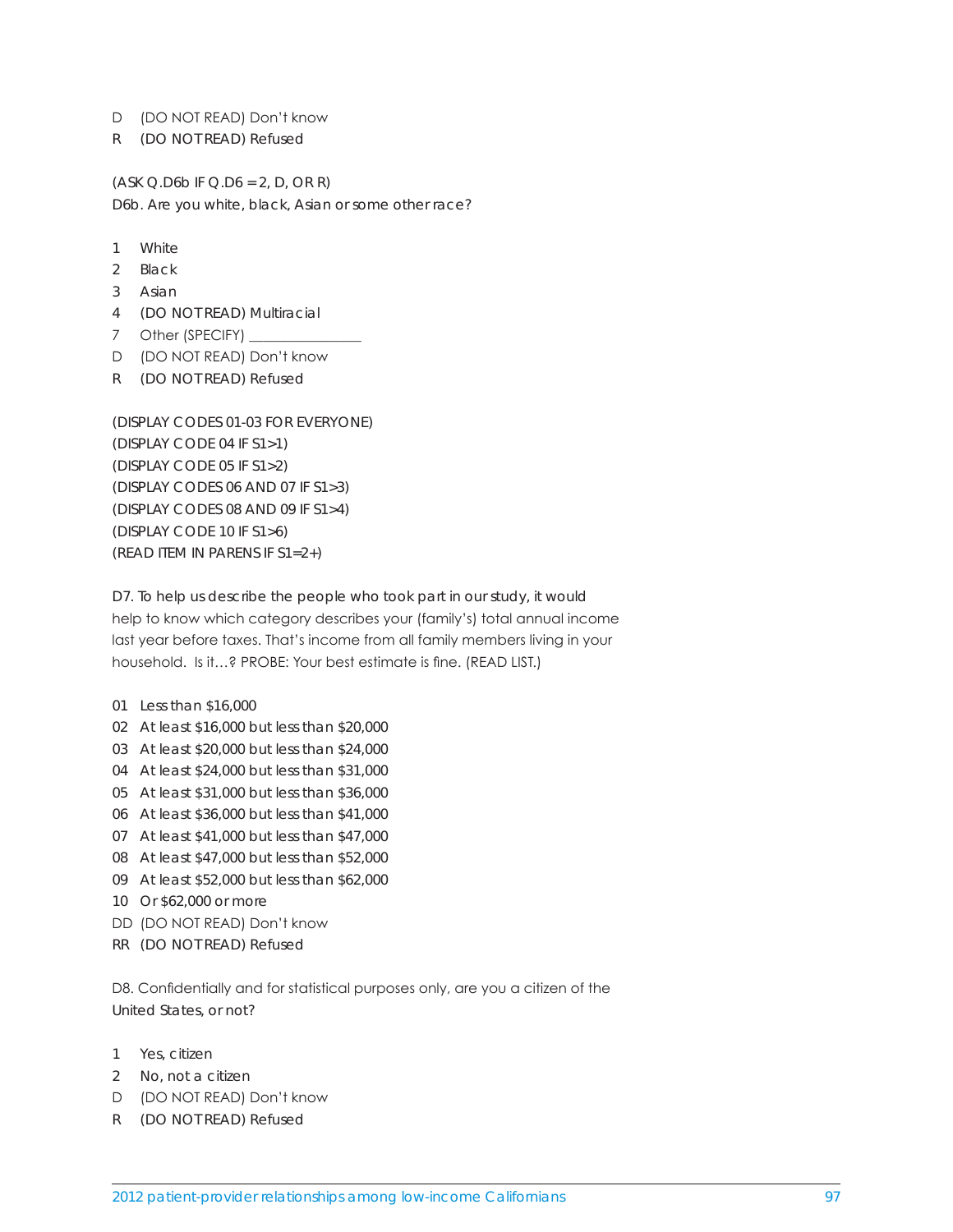D (DO NOT READ) Don't know
R (DO NOT READ) Refused

(ASK Q.D6b IF Q.D6 = 2, D, OR R)
D6b. Are you white, black, Asian or some other race?

1 White
2 Black
3 Asian
4 (DO NOT READ) Multiracial
7 Other (SPECIFY) _______________
D (DO NOT READ) Don't know
R (DO NOT READ) Refused

(DISPLAY CODES 01-03 FOR EVERYONE)
(DISPLAY CODE 04 IF S1>1)
(DISPLAY CODE 05 IF S1>2)
(DISPLAY CODES 06 AND 07 IF S1>3)
(DISPLAY CODES 08 AND 09 IF S1>4)
(DISPLAY CODE 10 IF S1>6)
(READ ITEM IN PARENS IF S1=2+)

D7. To help us describe the people who took part in our study, it would help to know which category describes your (family's) total annual income last year before taxes. That's income from all family members living in your household. Is it…? PROBE: Your best estimate is fine. (READ LIST.)

01 Less than $16,000
02 At least $16,000 but less than $20,000
03 At least $20,000 but less than $24,000
04 At least $24,000 but less than $31,000
05 At least $31,000 but less than $36,000
06 At least $36,000 but less than $41,000
07 At least $41,000 but less than $47,000
08 At least $47,000 but less than $52,000
09 At least $52,000 but less than $62,000
10 Or $62,000 or more
DD (DO NOT READ) Don't know
RR (DO NOT READ) Refused

D8. Confidentially and for statistical purposes only, are you a citizen of the United States, or not?

1 Yes, citizen
2 No, not a citizen
D (DO NOT READ) Don't know
R (DO NOT READ) Refused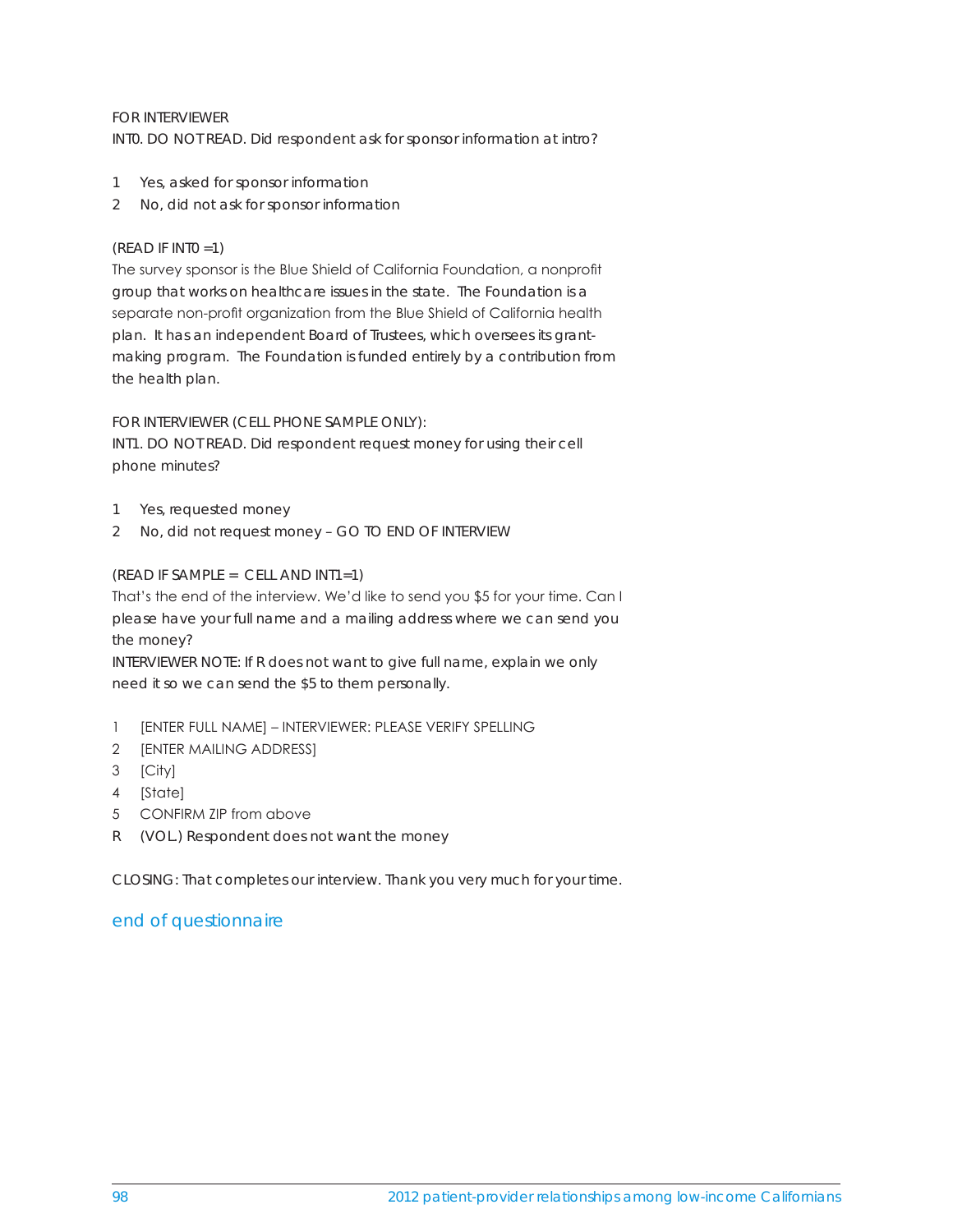FOR INTERVIEWER
INT0. DO NOT READ. Did respondent ask for sponsor information at intro?

1 Yes, asked for sponsor information
2 No, did not ask for sponsor information

(READ IF INT0 =1)
The survey sponsor is the Blue Shield of California Foundation, a nonprofit group that works on healthcare issues in the state. The Foundation is a separate non-profit organization from the Blue Shield of California health plan. It has an independent Board of Trustees, which oversees its grant-making program. The Foundation is funded entirely by a contribution from the health plan.

FOR INTERVIEWER (CELL PHONE SAMPLE ONLY):
INT1. DO NOT READ. Did respondent request money for using their cell phone minutes?

1 Yes, requested money
2 No, did not request money – GO TO END OF INTERVIEW

(READ IF SAMPLE = CELL AND INT1=1)
That's the end of the interview. We'd like to send you $5 for your time. Can I please have your full name and a mailing address where we can send you the money?
INTERVIEWER NOTE: If R does not want to give full name, explain we only need it so we can send the $5 to them personally.

1 [ENTER FULL NAME] – INTERVIEWER: PLEASE VERIFY SPELLING
2 [ENTER MAILING ADDRESS]
3 [City]
4 [State]
5 CONFIRM ZIP from above
R (VOL.) Respondent does not want the money

CLOSING: That completes our interview. Thank you very much for your time.

## end of questionnaire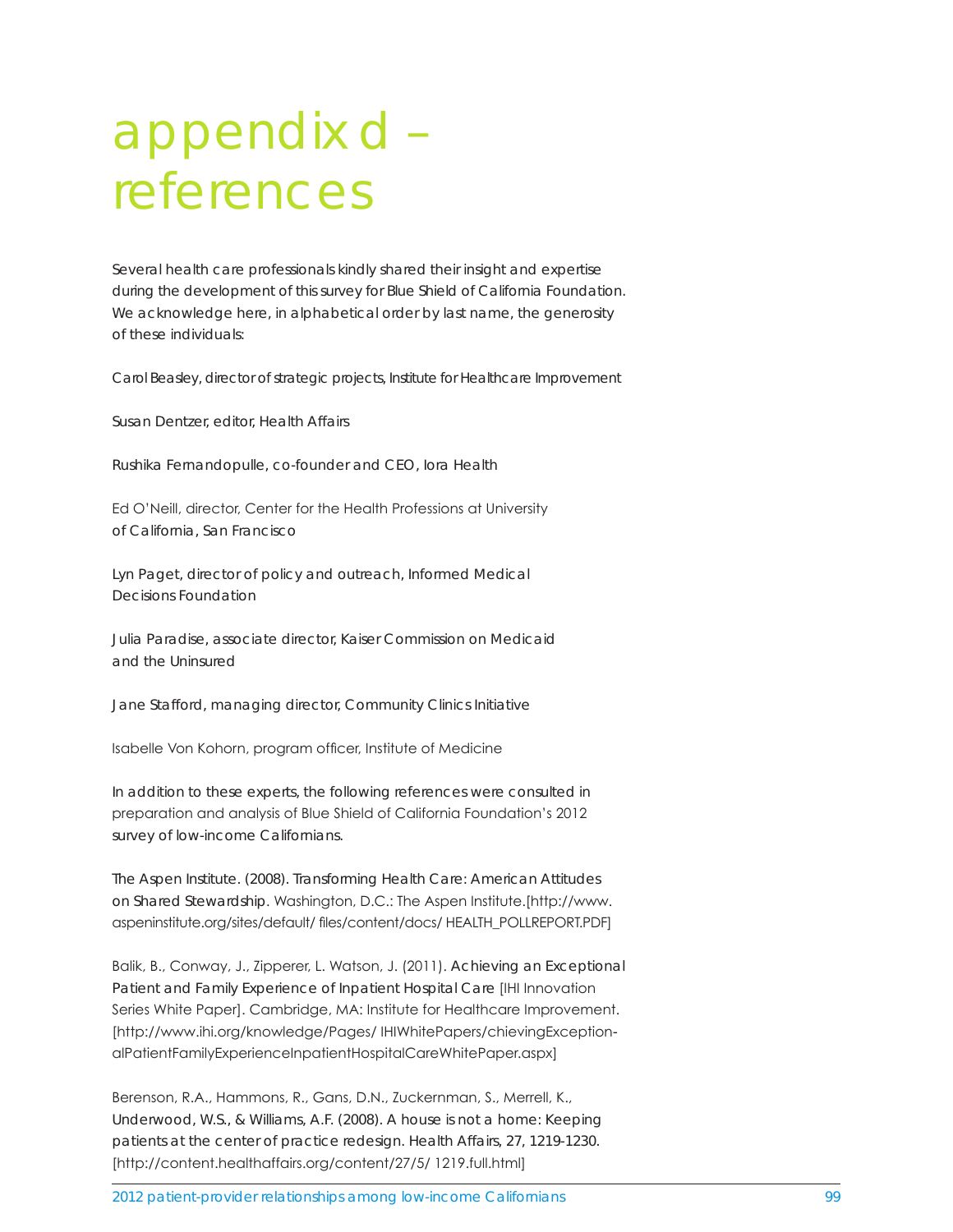# appendix d – references

Several health care professionals kindly shared their insight and expertise during the development of this survey for Blue Shield of California Foundation. We acknowledge here, in alphabetical order by last name, the generosity of these individuals:

Carol Beasley, director of strategic projects, Institute for Healthcare Improvement

Susan Dentzer, editor, Health Affairs

Rushika Fernandopulle, co-founder and CEO, Iora Health

Ed O'Neill, director, Center for the Health Professions at University of California, San Francisco

Lyn Paget, director of policy and outreach, Informed Medical Decisions Foundation

Julia Paradise, associate director, Kaiser Commission on Medicaid and the Uninsured

Jane Stafford, managing director, Community Clinics Initiative

Isabelle Von Kohorn, program officer, Institute of Medicine

In addition to these experts, the following references were consulted in preparation and analysis of Blue Shield of California Foundation's 2012 survey of low-income Californians.

The Aspen Institute. (2008). Transforming Health Care: American Attitudes on Shared Stewardship. Washington, D.C.: The Aspen Institute.[http://www.aspeninstitute.org/sites/default/ files/content/docs/ HEALTH_POLLREPORT.PDF]

Balik, B., Conway, J., Zipperer, L. Watson, J. (2011). Achieving an Exceptional Patient and Family Experience of Inpatient Hospital Care [IHI Innovation Series White Paper]. Cambridge, MA: Institute for Healthcare Improvement. [http://www.ihi.org/knowledge/Pages/ IHIWhitePapers/chievingExceptionalPatientFamilyExperienceInpatientHospitalCareWhitePaper.aspx]

Berenson, R.A., Hammons, R., Gans, D.N., Zuckernman, S., Merrell, K., Underwood, W.S., & Williams, A.F. (2008). A house is not a home: Keeping patients at the center of practice redesign. Health Affairs, 27, 1219-1230. [http://content.healthaffairs.org/content/27/5/ 1219.full.html]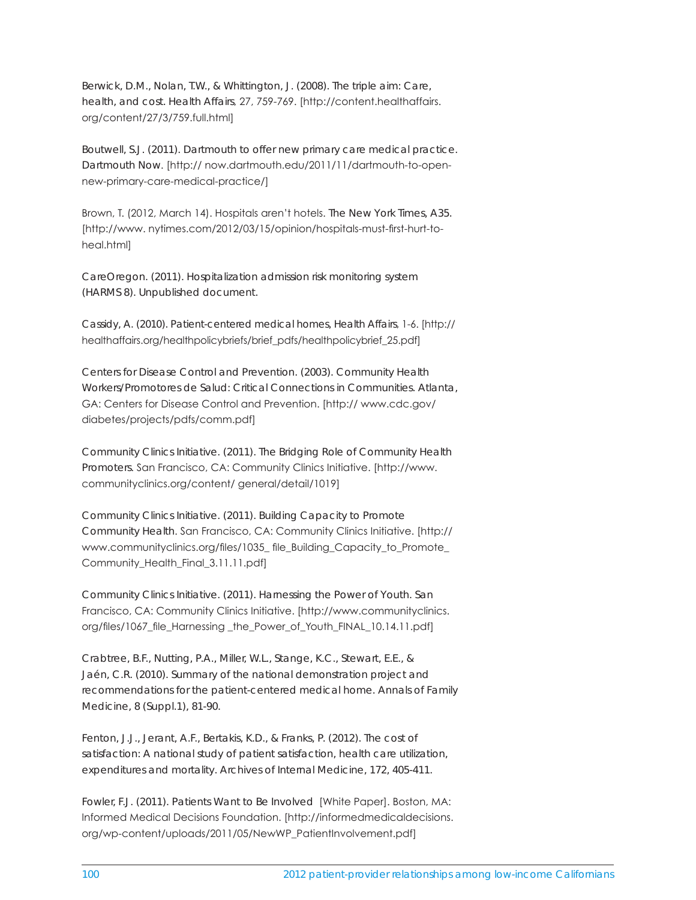Berwick, D.M., Nolan, T.W., & Whittington, J. (2008). The triple aim: Care, health, and cost. *Health Affairs*, 27, 759-769. [http://content.healthaffairs.org/content/27/3/759.full.html]

Boutwell, S.J. (2011). Dartmouth to offer new primary care medical practice. *Dartmouth Now*. [http:// now.dartmouth.edu/2011/11/dartmouth-to-open-new-primary-care-medical-practice/]

Brown, T. (2012, March 14). Hospitals aren't hotels. *The New York Times*, A35. [http://www. nytimes.com/2012/03/15/opinion/hospitals-must-first-hurt-to-heal.html]

CareOregon. (2011). *Hospitalization admission risk monitoring system (HARMS 8)*. Unpublished document.

Cassidy, A. (2010). Patient-centered medical homes, *Health Affairs*, 1-6. [http:// healthaffairs.org/healthpolicybriefs/brief_pdfs/healthpolicybrief_25.pdf]

Centers for Disease Control and Prevention. (2003). *Community Health Workers/Promotores de Salud: Critical Connections in Communities*. Atlanta, GA: Centers for Disease Control and Prevention. [http:// www.cdc.gov/ diabetes/projects/pdfs/comm.pdf]

Community Clinics Initiative. (2011). *The Bridging Role of Community Health Promoters*. San Francisco, CA: Community Clinics Initiative. [http://www. communityclinics.org/content/ general/detail/1019]

Community Clinics Initiative. (2011). *Building Capacity to Promote Community Health*. San Francisco, CA: Community Clinics Initiative. [http:// www.communityclinics.org/files/1035_ file_Building_Capacity_to_Promote_ Community_Health_Final_3.11.11.pdf]

Community Clinics Initiative. (2011). *Harnessing the Power of Youth*. San Francisco, CA: Community Clinics Initiative. [http://www.communityclinics. org/files/1067_file_Harnessing _the_Power_of_Youth_FINAL_10.14.11.pdf]

Crabtree, B.F., Nutting, P.A., Miller, W.L., Stange, K.C., Stewart, E.E., & Jaén, C.R. (2010). Summary of the national demonstration project and recommendations for the patient-centered medical home. *Annals of Family Medicine*, 8 (Suppl.1), 81-90.

Fenton, J.J., Jerant, A.F., Bertakis, K.D., & Franks, P. (2012). The cost of satisfaction: A national study of patient satisfaction, health care utilization, expenditures and mortality. *Archives of Internal Medicine*, 172, 405-411.

Fowler, F.J. (2011). *Patients Want to Be Involved* [White Paper]. Boston, MA: Informed Medical Decisions Foundation. [http://informedmedicaldecisions. org/wp-content/uploads/2011/05/NewWP_PatientInvolvement.pdf]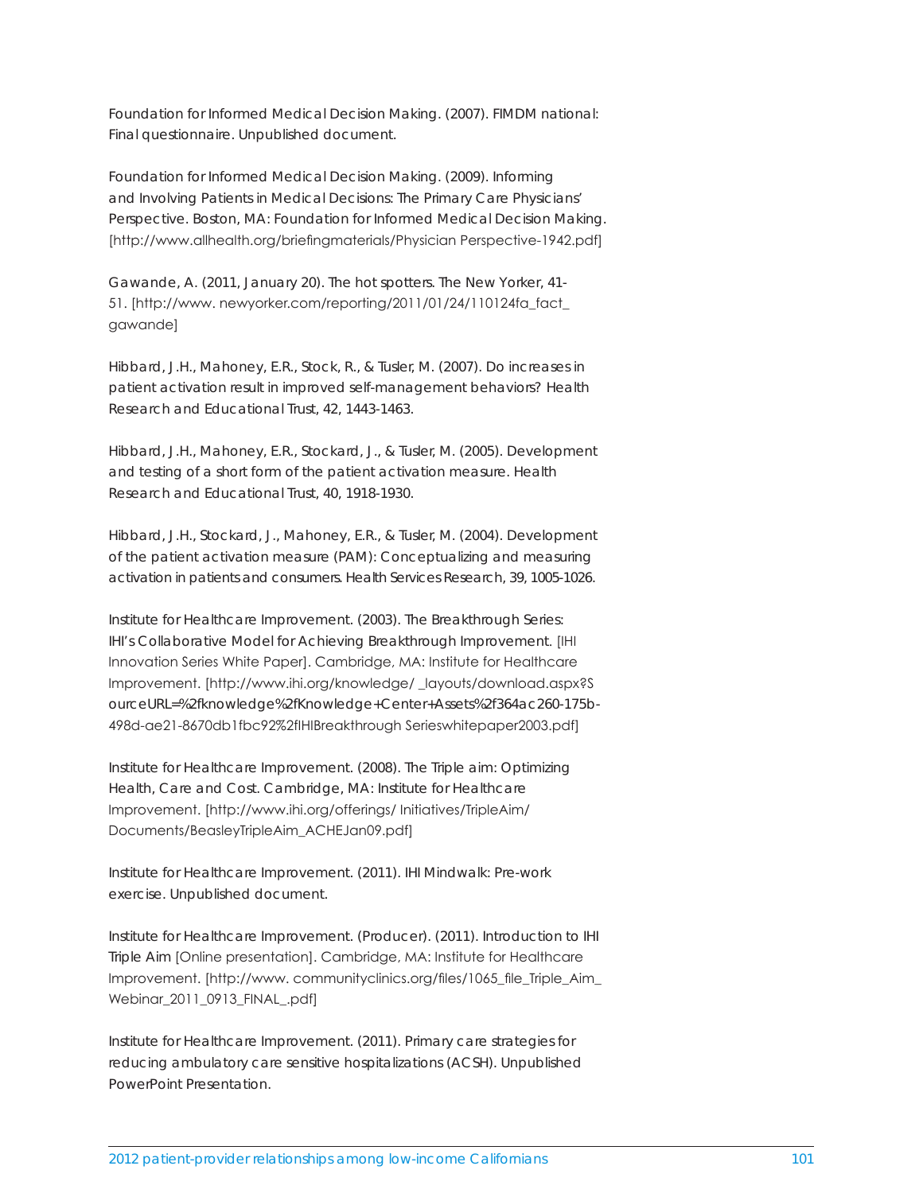Foundation for Informed Medical Decision Making. (2007). FIMDM national: Final questionnaire. Unpublished document.

Foundation for Informed Medical Decision Making. (2009). Informing and Involving Patients in Medical Decisions: The Primary Care Physicians' Perspective. Boston, MA: Foundation for Informed Medical Decision Making. [http://www.allhealth.org/briefingmaterials/Physician Perspective-1942.pdf]

Gawande, A. (2011, January 20). The hot spotters. The New Yorker, 41-51. [http://www. newyorker.com/reporting/2011/01/24/110124fa_fact_gawande]

Hibbard, J.H., Mahoney, E.R., Stock, R., & Tusler, M. (2007). Do increases in patient activation result in improved self-management behaviors? Health Research and Educational Trust, 42, 1443-1463.

Hibbard, J.H., Mahoney, E.R., Stockard, J., & Tusler, M. (2005). Development and testing of a short form of the patient activation measure. Health Research and Educational Trust, 40, 1918-1930.

Hibbard, J.H., Stockard, J., Mahoney, E.R., & Tusler, M. (2004). Development of the patient activation measure (PAM): Conceptualizing and measuring activation in patients and consumers. Health Services Research, 39, 1005-1026.

Institute for Healthcare Improvement. (2003). The Breakthrough Series: IHI's Collaborative Model for Achieving Breakthrough Improvement. [IHI Innovation Series White Paper]. Cambridge, MA: Institute for Healthcare Improvement. [http://www.ihi.org/knowledge/ _layouts/download.aspx?SourceURL=%2fknowledge%2fKnowledge+Center+Assets%2f364ac260-175b-498d-ae21-8670db1fbc92%2fIHIBreakthrough Serieswhitepaper2003.pdf]

Institute for Healthcare Improvement. (2008). The Triple aim: Optimizing Health, Care and Cost. Cambridge, MA: Institute for Healthcare Improvement. [http://www.ihi.org/offerings/ Initiatives/TripleAim/ Documents/BeasleyTripleAim_ACHEJan09.pdf]

Institute for Healthcare Improvement. (2011). IHI Mindwalk: Pre-work exercise. Unpublished document.

Institute for Healthcare Improvement. (Producer). (2011). Introduction to IHI Triple Aim [Online presentation]. Cambridge, MA: Institute for Healthcare Improvement. [http://www. communityclinics.org/files/1065_file_Triple_Aim_Webinar_2011_0913_FINAL_.pdf]

Institute for Healthcare Improvement. (2011). Primary care strategies for reducing ambulatory care sensitive hospitalizations (ACSH). Unpublished PowerPoint Presentation.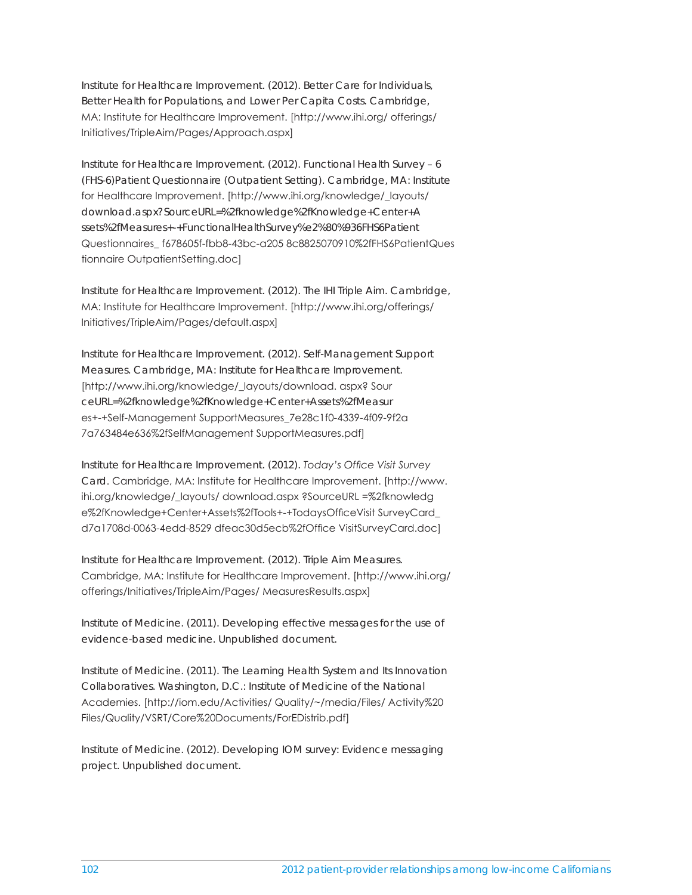Institute for Healthcare Improvement. (2012). Better Care for Individuals, Better Health for Populations, and Lower Per Capita Costs. Cambridge, MA: Institute for Healthcare Improvement. [http://www.ihi.org/ offerings/ Initiatives/TripleAim/Pages/Approach.aspx]

Institute for Healthcare Improvement. (2012). Functional Health Survey – 6 (FHS-6)Patient Questionnaire (Outpatient Setting). Cambridge, MA: Institute for Healthcare Improvement. [http://www.ihi.org/knowledge/_layouts/ download.aspx?SourceURL=%2fknowledge%2fKnowledge+Center+A ssets%2fMeasures+-+FunctionalHealthSurvey%e2%80%936FHS6Patient Questionnaires_ f678605f-fbb8-43bc-a205 8c8825070910%2fFHS6PatientQues tionnaire OutpatientSetting.doc]

Institute for Healthcare Improvement. (2012). The IHI Triple Aim. Cambridge, MA: Institute for Healthcare Improvement. [http://www.ihi.org/offerings/ Initiatives/TripleAim/Pages/default.aspx]

Institute for Healthcare Improvement. (2012). Self-Management Support Measures. Cambridge, MA: Institute for Healthcare Improvement. [http://www.ihi.org/knowledge/_layouts/download. aspx? Sour ceURL=%2fknowledge%2fKnowledge+Center+Assets%2fMeasur es+-+Self-Management SupportMeasures_7e28c1f0-4339-4f09-9f2a 7a763484e636%2fSelfManagement SupportMeasures.pdf]

Institute for Healthcare Improvement. (2012). *Today's Office Visit Survey* Card. Cambridge, MA: Institute for Healthcare Improvement. [http://www. ihi.org/knowledge/_layouts/ download.aspx ?SourceURL =%2fknowledg e%2fKnowledge+Center+Assets%2fTools+-+TodaysOfficeVisit SurveyCard_ d7a1708d-0063-4edd-8529 dfeac30d5ecb%2fOffice VisitSurveyCard.doc]

Institute for Healthcare Improvement. (2012). Triple Aim Measures. Cambridge, MA: Institute for Healthcare Improvement. [http://www.ihi.org/ offerings/Initiatives/TripleAim/Pages/ MeasuresResults.aspx]

Institute of Medicine. (2011). Developing effective messages for the use of evidence-based medicine. Unpublished document.

Institute of Medicine. (2011). The Learning Health System and Its Innovation Collaboratives. Washington, D.C.: Institute of Medicine of the National Academies. [http://iom.edu/Activities/ Quality/~/media/Files/ Activity%20 Files/Quality/VSRT/Core%20Documents/ForEDistrib.pdf]

Institute of Medicine. (2012). Developing IOM survey: Evidence messaging project. Unpublished document.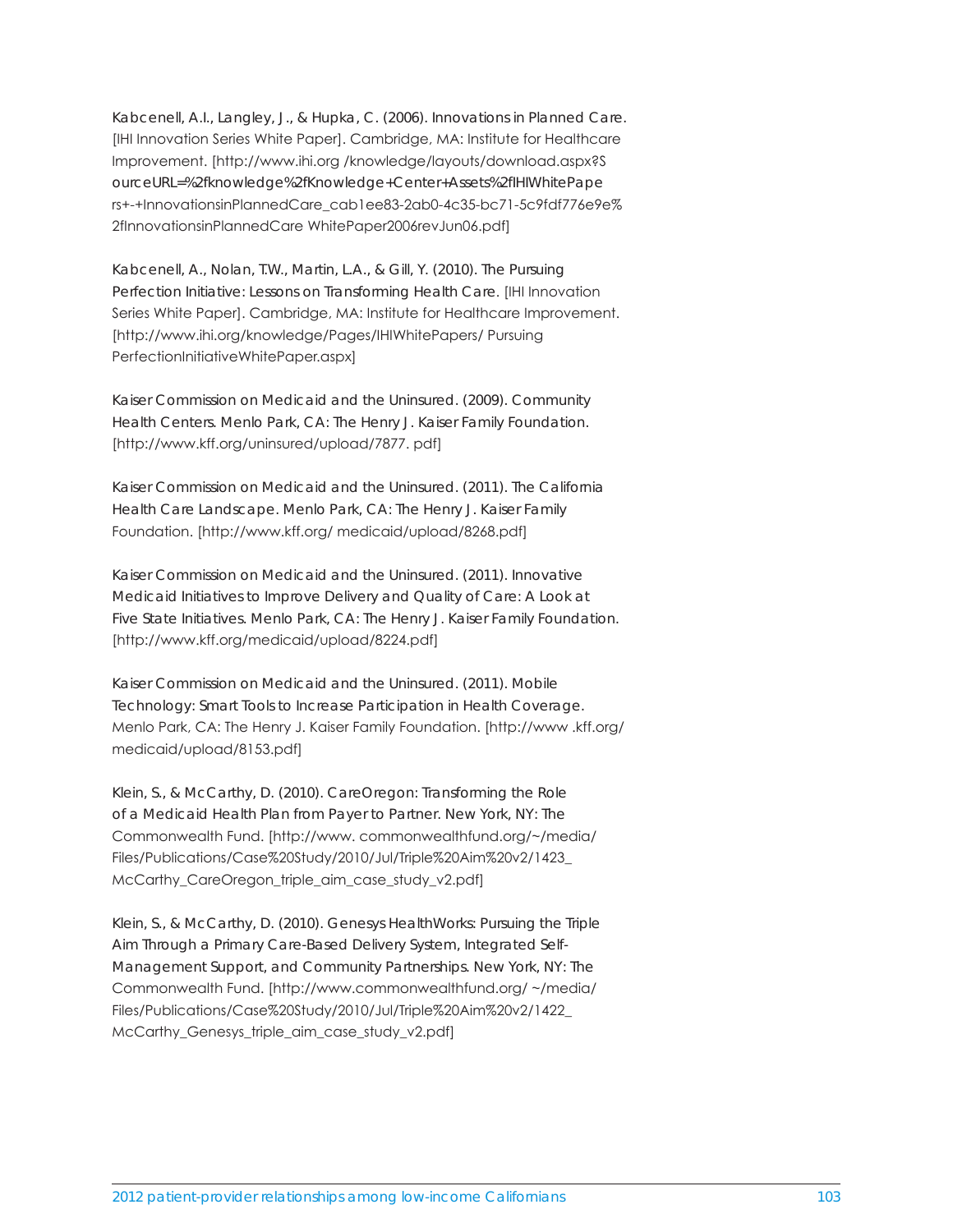Kabcenell, A.I., Langley, J., & Hupka, C. (2006). Innovations in Planned Care. [IHI Innovation Series White Paper]. Cambridge, MA: Institute for Healthcare Improvement. [http://www.ihi.org /knowledge/layouts/download.aspx?SourceURL=%2fknowledge%2fKnowledge+Center+Assets%2fIHIWhitePapers+-+InnovationsinPlannedCare_cab1ee83-2ab0-4c35-bc71-5c9fdf776e9e%2fInnovationsinPlannedCare WhitePaper2006revJun06.pdf]

Kabcenell, A., Nolan, T.W., Martin, L.A., & Gill, Y. (2010). The Pursuing Perfection Initiative: Lessons on Transforming Health Care. [IHI Innovation Series White Paper]. Cambridge, MA: Institute for Healthcare Improvement. [http://www.ihi.org/knowledge/Pages/IHIWhitePapers/ Pursuing PerfectionInitiativeWhitePaper.aspx]

Kaiser Commission on Medicaid and the Uninsured. (2009). Community Health Centers. Menlo Park, CA: The Henry J. Kaiser Family Foundation. [http://www.kff.org/uninsured/upload/7877. pdf]

Kaiser Commission on Medicaid and the Uninsured. (2011). The California Health Care Landscape. Menlo Park, CA: The Henry J. Kaiser Family Foundation. [http://www.kff.org/ medicaid/upload/8268.pdf]

Kaiser Commission on Medicaid and the Uninsured. (2011). Innovative Medicaid Initiatives to Improve Delivery and Quality of Care: A Look at Five State Initiatives. Menlo Park, CA: The Henry J. Kaiser Family Foundation. [http://www.kff.org/medicaid/upload/8224.pdf]

Kaiser Commission on Medicaid and the Uninsured. (2011). Mobile Technology: Smart Tools to Increase Participation in Health Coverage. Menlo Park, CA: The Henry J. Kaiser Family Foundation. [http://www .kff.org/ medicaid/upload/8153.pdf]

Klein, S., & McCarthy, D. (2010). CareOregon: Transforming the Role of a Medicaid Health Plan from Payer to Partner. New York, NY: The Commonwealth Fund. [http://www. commonwealthfund.org/~/media/ Files/Publications/Case%20Study/2010/Jul/Triple%20Aim%20v2/1423_ McCarthy_CareOregon_triple_aim_case_study_v2.pdf]

Klein, S., & McCarthy, D. (2010). Genesys HealthWorks: Pursuing the Triple Aim Through a Primary Care-Based Delivery System, Integrated Self-Management Support, and Community Partnerships. New York, NY: The Commonwealth Fund. [http://www.commonwealthfund.org/ ~/media/ Files/Publications/Case%20Study/2010/Jul/Triple%20Aim%20v2/1422_ McCarthy_Genesys_triple_aim_case_study_v2.pdf]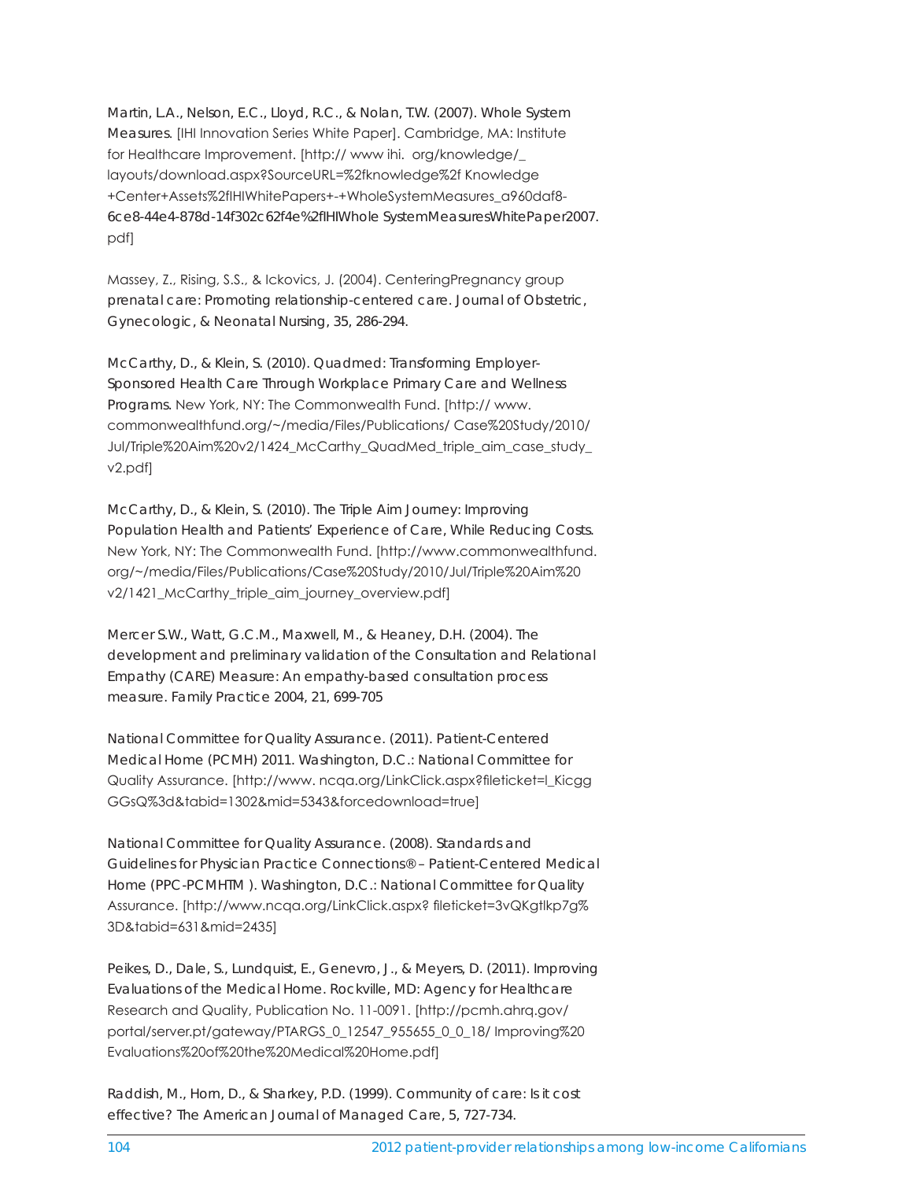Martin, L.A., Nelson, E.C., Lloyd, R.C., & Nolan, T.W. (2007). Whole System Measures. [IHI Innovation Series White Paper]. Cambridge, MA: Institute for Healthcare Improvement. [http:// www ihi. org/knowledge/_ layouts/download.aspx?SourceURL=%2fknowledge%2f Knowledge +Center+Assets%2fIHIWhitePapers+-+WholeSystemMeasures_a960daf8-6ce8-44e4-878d-14f302c62f4e%2fIHIWhole SystemMeasuresWhitePaper2007. pdf]

Massey, Z., Rising, S.S., & Ickovics, J. (2004). CenteringPregnancy group prenatal care: Promoting relationship-centered care. Journal of Obstetric, Gynecologic, & Neonatal Nursing, 35, 286-294.

McCarthy, D., & Klein, S. (2010). Quadmed: Transforming Employer-Sponsored Health Care Through Workplace Primary Care and Wellness Programs. New York, NY: The Commonwealth Fund. [http:// www. commonwealthfund.org/~/media/Files/Publications/ Case%20Study/2010/ Jul/Triple%20Aim%20v2/1424_McCarthy_QuadMed_triple_aim_case_study_ v2.pdf]

McCarthy, D., & Klein, S. (2010). The Triple Aim Journey: Improving Population Health and Patients' Experience of Care, While Reducing Costs. New York, NY: The Commonwealth Fund. [http://www.commonwealthfund. org/~/media/Files/Publications/Case%20Study/2010/Jul/Triple%20Aim%20 v2/1421_McCarthy_triple_aim_journey_overview.pdf]

Mercer S.W., Watt, G.C.M., Maxwell, M., & Heaney, D.H. (2004). The development and preliminary validation of the Consultation and Relational Empathy (CARE) Measure: An empathy-based consultation process measure. Family Practice 2004, 21, 699-705

National Committee for Quality Assurance. (2011). Patient-Centered Medical Home (PCMH) 2011. Washington, D.C.: National Committee for Quality Assurance. [http://www. ncqa.org/LinkClick.aspx?fileticket=l_Kicgg GGsQ%3d&tabid=1302&mid=5343&forcedownload=true]

National Committee for Quality Assurance. (2008). Standards and Guidelines for Physician Practice Connections® – Patient-Centered Medical Home (PPC-PCMHTM ). Washington, D.C.: National Committee for Quality Assurance. [http://www.ncqa.org/LinkClick.aspx? fileticket=3vQKgtlkp7g% 3D&tabid=631&mid=2435]

Peikes, D., Dale, S., Lundquist, E., Genevro, J., & Meyers, D. (2011). Improving Evaluations of the Medical Home. Rockville, MD: Agency for Healthcare Research and Quality, Publication No. 11-0091. [http://pcmh.ahrq.gov/ portal/server.pt/gateway/PTARGS_0_12547_955655_0_0_18/ Improving%20 Evaluations%20of%20the%20Medical%20Home.pdf]

Raddish, M., Horn, D., & Sharkey, P.D. (1999). Community of care: Is it cost effective? The American Journal of Managed Care, 5, 727-734.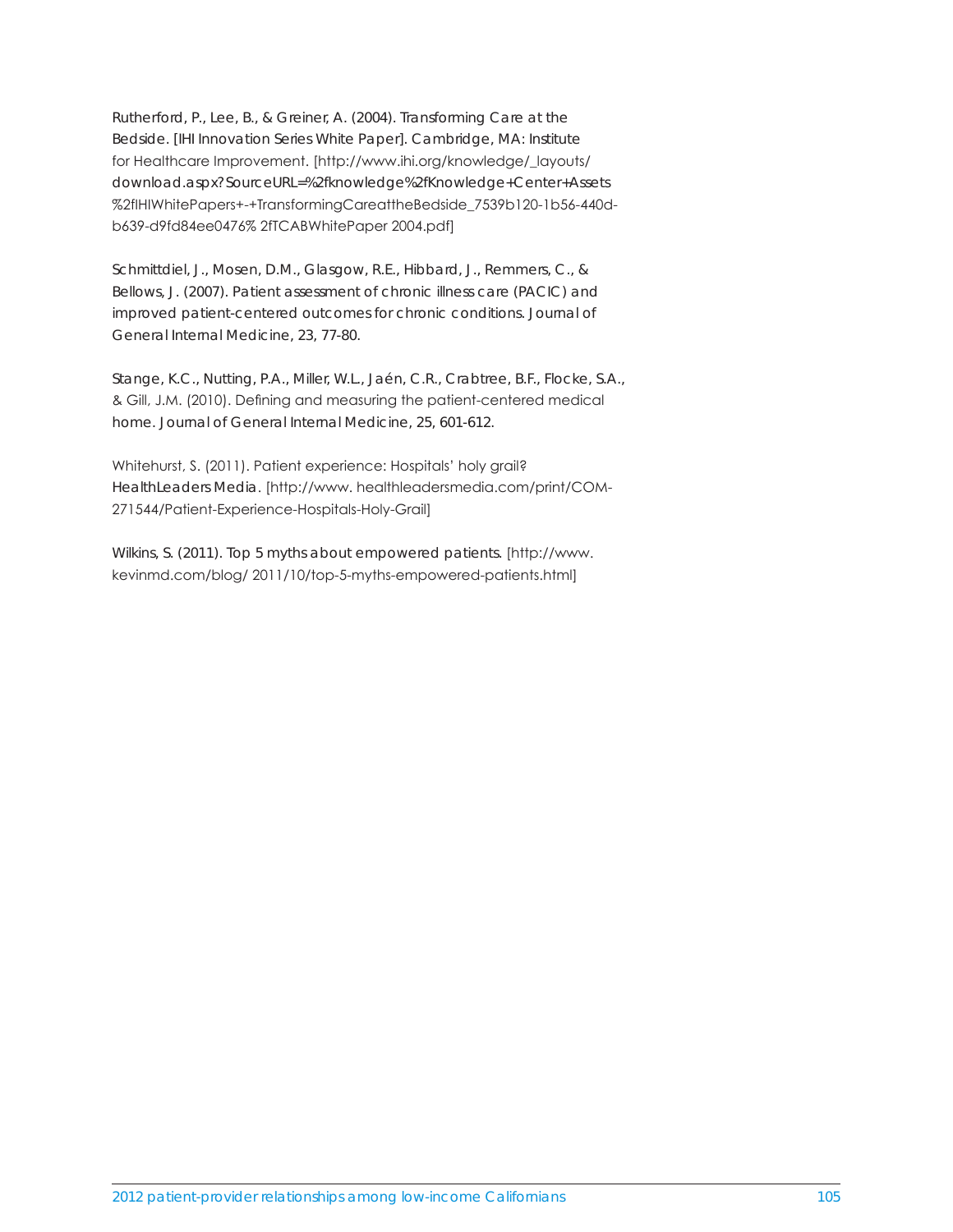Rutherford, P., Lee, B., & Greiner, A. (2004). Transforming Care at the Bedside. [IHI Innovation Series White Paper]. Cambridge, MA: Institute for Healthcare Improvement. [http://www.ihi.org/knowledge/_layouts/download.aspx?SourceURL=%2fknowledge%2fKnowledge+Center+Assets%2fIHIWhitePapers+-+TransformingCareattheBedside_7539b120-1b56-440d-b639-d9fd84ee0476% 2fTCABWhitePaper 2004.pdf]

Schmittdiel, J., Mosen, D.M., Glasgow, R.E., Hibbard, J., Remmers, C., & Bellows, J. (2007). Patient assessment of chronic illness care (PACIC) and improved patient-centered outcomes for chronic conditions. Journal of General Internal Medicine, 23, 77-80.

Stange, K.C., Nutting, P.A., Miller, W.L., Jaén, C.R., Crabtree, B.F., Flocke, S.A., & Gill, J.M. (2010). Defining and measuring the patient-centered medical home. Journal of General Internal Medicine, 25, 601-612.

Whitehurst, S. (2011). Patient experience: Hospitals' holy grail? HealthLeaders Media. [http://www. healthleadersmedia.com/print/COM-271544/Patient-Experience-Hospitals-Holy-Grail]

Wilkins, S. (2011). Top 5 myths about empowered patients. [http://www. kevinmd.com/blog/ 2011/10/top-5-myths-empowered-patients.html]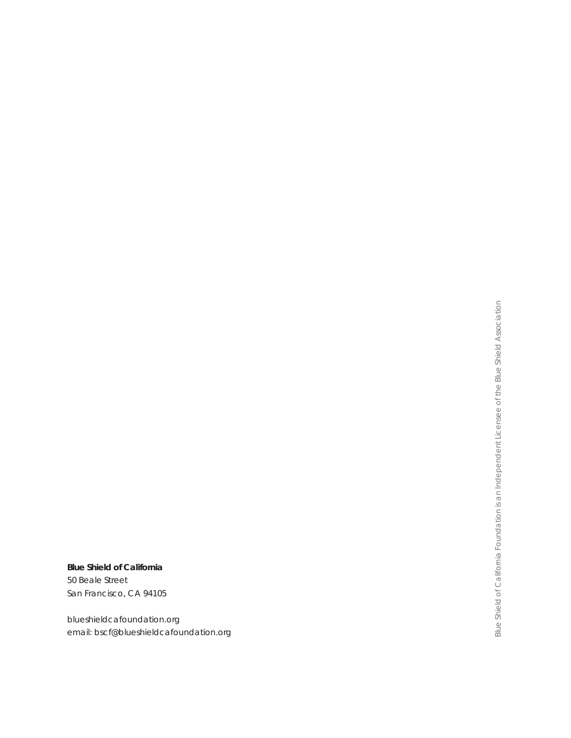**Blue Shield of California**
50 Beale Street
San Francisco, CA 94105

blueshieldcafoundation.org
email: bscf@blueshieldcafoundation.org

Blue Shield of California Foundation is an Independent Licensee of the Blue Shield Association